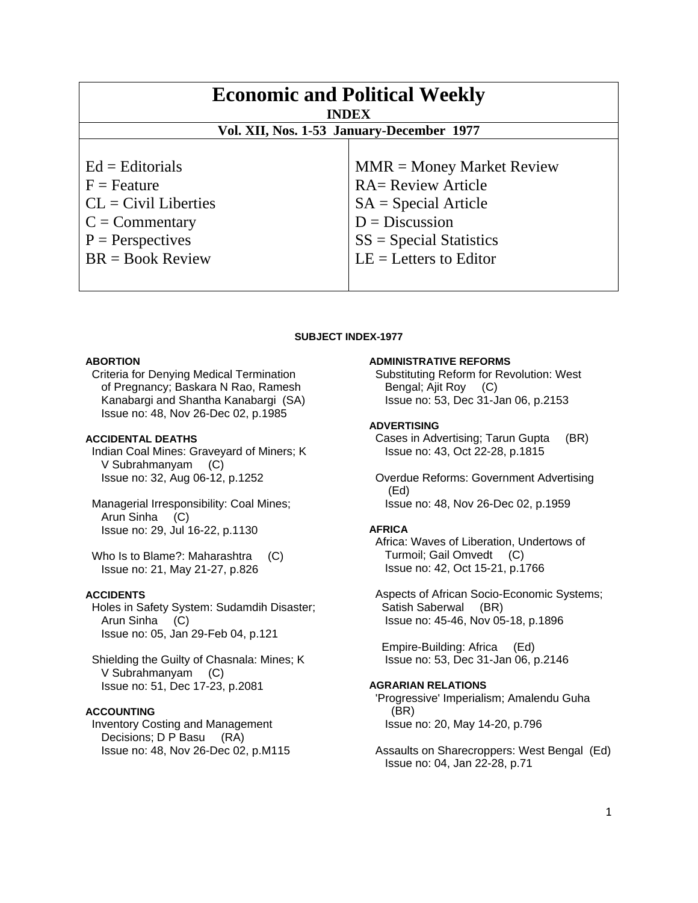# Economic and Political Weekly

**INDEX**

**Vol. XII, Nos. 1-53 January-December 1977**

| | |
|---|---|
| Ed = Editorials | MMR = Money Market Review |
| F = Feature | RA= Review Article |
| CL = Civil Liberties | SA = Special Article |
| C = Commentary | D = Discussion |
| P = Perspectives | SS = Special Statistics |
| BR = Book Review | LE = Letters to Editor |

## SUBJECT INDEX-1977

### ABORTION

Criteria for Denying Medical Termination of Pregnancy; Baskara N Rao, Ramesh Kanabargi and Shantha Kanabargi (SA)
Issue no: 48, Nov 26-Dec 02, p.1985

### ACCIDENTAL DEATHS

Indian Coal Mines: Graveyard of Miners; K V Subrahmanyam (C)
Issue no: 32, Aug 06-12, p.1252

Managerial Irresponsibility: Coal Mines; Arun Sinha (C)
Issue no: 29, Jul 16-22, p.1130

Who Is to Blame?: Maharashtra (C)
Issue no: 21, May 21-27, p.826

### ACCIDENTS

Holes in Safety System: Sudamdih Disaster; Arun Sinha (C)
Issue no: 05, Jan 29-Feb 04, p.121

Shielding the Guilty of Chasnala: Mines; K V Subrahmanyam (C)
Issue no: 51, Dec 17-23, p.2081

### ACCOUNTING

Inventory Costing and Management Decisions; D P Basu (RA)
Issue no: 48, Nov 26-Dec 02, p.M115

### ADMINISTRATIVE REFORMS

Substituting Reform for Revolution: West Bengal; Ajit Roy (C)
Issue no: 53, Dec 31-Jan 06, p.2153

### ADVERTISING

Cases in Advertising; Tarun Gupta (BR)
Issue no: 43, Oct 22-28, p.1815

Overdue Reforms: Government Advertising (Ed)
Issue no: 48, Nov 26-Dec 02, p.1959

### AFRICA

Africa: Waves of Liberation, Undertows of Turmoil; Gail Omvedt (C)
Issue no: 42, Oct 15-21, p.1766

Aspects of African Socio-Economic Systems; Satish Saberwal (BR)
Issue no: 45-46, Nov 05-18, p.1896

Empire-Building: Africa (Ed)
Issue no: 53, Dec 31-Jan 06, p.2146

### AGRARIAN RELATIONS

'Progressive' Imperialism; Amalendu Guha (BR)
Issue no: 20, May 14-20, p.796

Assaults on Sharecroppers: West Bengal (Ed)
Issue no: 04, Jan 22-28, p.71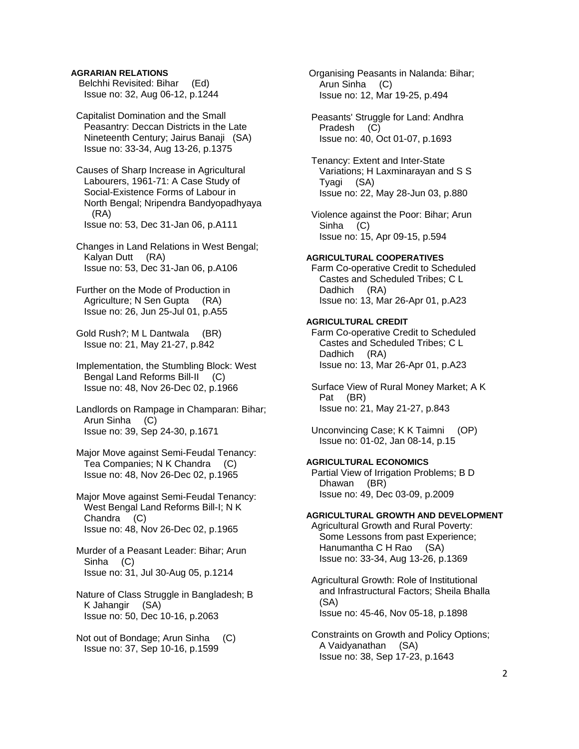**AGRARIAN RELATIONS**

Belchhi Revisited: Bihar (Ed)
Issue no: 32, Aug 06-12, p.1244

Capitalist Domination and the Small Peasantry: Deccan Districts in the Late Nineteenth Century; Jairus Banaji (SA)
Issue no: 33-34, Aug 13-26, p.1375

Causes of Sharp Increase in Agricultural Labourers, 1961-71: A Case Study of Social-Existence Forms of Labour in North Bengal; Nripendra Bandyopadhyaya (RA)
Issue no: 53, Dec 31-Jan 06, p.A111

Changes in Land Relations in West Bengal; Kalyan Dutt (RA)
Issue no: 53, Dec 31-Jan 06, p.A106

Further on the Mode of Production in Agriculture; N Sen Gupta (RA)
Issue no: 26, Jun 25-Jul 01, p.A55

Gold Rush?; M L Dantwala (BR)
Issue no: 21, May 21-27, p.842

Implementation, the Stumbling Block: West Bengal Land Reforms Bill-II (C)
Issue no: 48, Nov 26-Dec 02, p.1966

Landlords on Rampage in Champaran: Bihar; Arun Sinha (C)
Issue no: 39, Sep 24-30, p.1671

Major Move against Semi-Feudal Tenancy: Tea Companies; N K Chandra (C)
Issue no: 48, Nov 26-Dec 02, p.1965

Major Move against Semi-Feudal Tenancy: West Bengal Land Reforms Bill-I; N K Chandra (C)
Issue no: 48, Nov 26-Dec 02, p.1965

Murder of a Peasant Leader: Bihar; Arun Sinha (C)
Issue no: 31, Jul 30-Aug 05, p.1214

Nature of Class Struggle in Bangladesh; B K Jahangir (SA)
Issue no: 50, Dec 10-16, p.2063

Not out of Bondage; Arun Sinha (C)
Issue no: 37, Sep 10-16, p.1599

Organising Peasants in Nalanda: Bihar; Arun Sinha (C)
Issue no: 12, Mar 19-25, p.494

Peasants' Struggle for Land: Andhra Pradesh (C)
Issue no: 40, Oct 01-07, p.1693

Tenancy: Extent and Inter-State Variations; H Laxminarayan and S S Tyagi (SA)
Issue no: 22, May 28-Jun 03, p.880

Violence against the Poor: Bihar; Arun Sinha (C)
Issue no: 15, Apr 09-15, p.594

**AGRICULTURAL COOPERATIVES**

Farm Co-operative Credit to Scheduled Castes and Scheduled Tribes; C L Dadhich (RA)
Issue no: 13, Mar 26-Apr 01, p.A23

**AGRICULTURAL CREDIT**

Farm Co-operative Credit to Scheduled Castes and Scheduled Tribes; C L Dadhich (RA)
Issue no: 13, Mar 26-Apr 01, p.A23

Surface View of Rural Money Market; A K Pat (BR)
Issue no: 21, May 21-27, p.843

Unconvincing Case; K K Taimni (OP)
Issue no: 01-02, Jan 08-14, p.15

**AGRICULTURAL ECONOMICS**

Partial View of Irrigation Problems; B D Dhawan (BR)
Issue no: 49, Dec 03-09, p.2009

**AGRICULTURAL GROWTH AND DEVELOPMENT**

Agricultural Growth and Rural Poverty: Some Lessons from past Experience; Hanumantha C H Rao (SA)
Issue no: 33-34, Aug 13-26, p.1369

Agricultural Growth: Role of Institutional and Infrastructural Factors; Sheila Bhalla (SA)
Issue no: 45-46, Nov 05-18, p.1898

Constraints on Growth and Policy Options; A Vaidyanathan (SA)
Issue no: 38, Sep 17-23, p.1643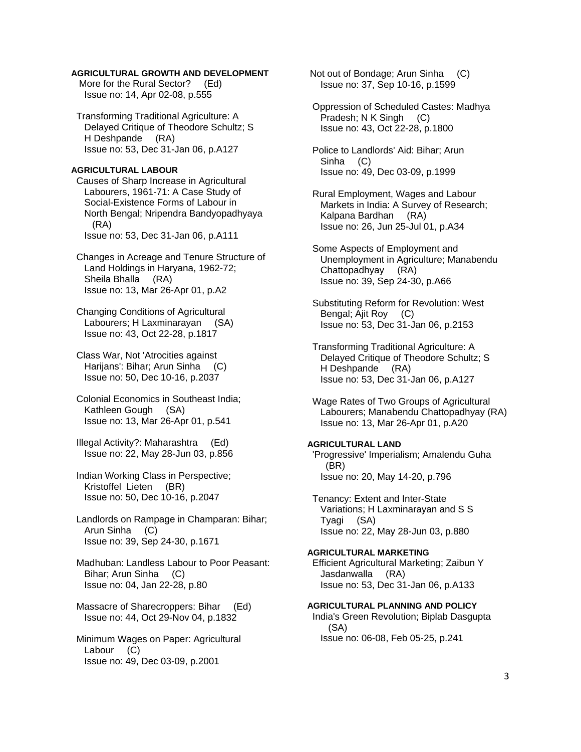**AGRICULTURAL GROWTH AND DEVELOPMENT**

More for the Rural Sector? (Ed)
Issue no: 14, Apr 02-08, p.555

Transforming Traditional Agriculture: A Delayed Critique of Theodore Schultz; S H Deshpande (RA)
Issue no: 53, Dec 31-Jan 06, p.A127

**AGRICULTURAL LABOUR**

Causes of Sharp Increase in Agricultural Labourers, 1961-71: A Case Study of Social-Existence Forms of Labour in North Bengal; Nripendra Bandyopadhyaya (RA)
Issue no: 53, Dec 31-Jan 06, p.A111

Changes in Acreage and Tenure Structure of Land Holdings in Haryana, 1962-72; Sheila Bhalla (RA)
Issue no: 13, Mar 26-Apr 01, p.A2

Changing Conditions of Agricultural Labourers; H Laxminarayan (SA)
Issue no: 43, Oct 22-28, p.1817

Class War, Not 'Atrocities against Harijans': Bihar; Arun Sinha (C)
Issue no: 50, Dec 10-16, p.2037

Colonial Economics in Southeast India; Kathleen Gough (SA)
Issue no: 13, Mar 26-Apr 01, p.541

Illegal Activity?: Maharashtra (Ed)
Issue no: 22, May 28-Jun 03, p.856

Indian Working Class in Perspective; Kristoffel Lieten (BR)
Issue no: 50, Dec 10-16, p.2047

Landlords on Rampage in Champaran: Bihar; Arun Sinha (C)
Issue no: 39, Sep 24-30, p.1671

Madhuban: Landless Labour to Poor Peasant: Bihar; Arun Sinha (C)
Issue no: 04, Jan 22-28, p.80

Massacre of Sharecroppers: Bihar (Ed)
Issue no: 44, Oct 29-Nov 04, p.1832

Minimum Wages on Paper: Agricultural Labour (C)
Issue no: 49, Dec 03-09, p.2001

Not out of Bondage; Arun Sinha (C)
Issue no: 37, Sep 10-16, p.1599

Oppression of Scheduled Castes: Madhya Pradesh; N K Singh (C)
Issue no: 43, Oct 22-28, p.1800

Police to Landlords' Aid: Bihar; Arun Sinha (C)
Issue no: 49, Dec 03-09, p.1999

Rural Employment, Wages and Labour Markets in India: A Survey of Research; Kalpana Bardhan (RA)
Issue no: 26, Jun 25-Jul 01, p.A34

Some Aspects of Employment and Unemployment in Agriculture; Manabendu Chattopadhyay (RA)
Issue no: 39, Sep 24-30, p.A66

Substituting Reform for Revolution: West Bengal; Ajit Roy (C)
Issue no: 53, Dec 31-Jan 06, p.2153

Transforming Traditional Agriculture: A Delayed Critique of Theodore Schultz; S H Deshpande (RA)
Issue no: 53, Dec 31-Jan 06, p.A127

Wage Rates of Two Groups of Agricultural Labourers; Manabendu Chattopadhyay (RA)
Issue no: 13, Mar 26-Apr 01, p.A20

**AGRICULTURAL LAND**

'Progressive' Imperialism; Amalendu Guha (BR)
Issue no: 20, May 14-20, p.796

Tenancy: Extent and Inter-State Variations; H Laxminarayan and S S Tyagi (SA)
Issue no: 22, May 28-Jun 03, p.880

**AGRICULTURAL MARKETING**

Efficient Agricultural Marketing; Zaibun Y Jasdanwalla (RA)
Issue no: 53, Dec 31-Jan 06, p.A133

**AGRICULTURAL PLANNING AND POLICY**

India's Green Revolution; Biplab Dasgupta (SA)
Issue no: 06-08, Feb 05-25, p.241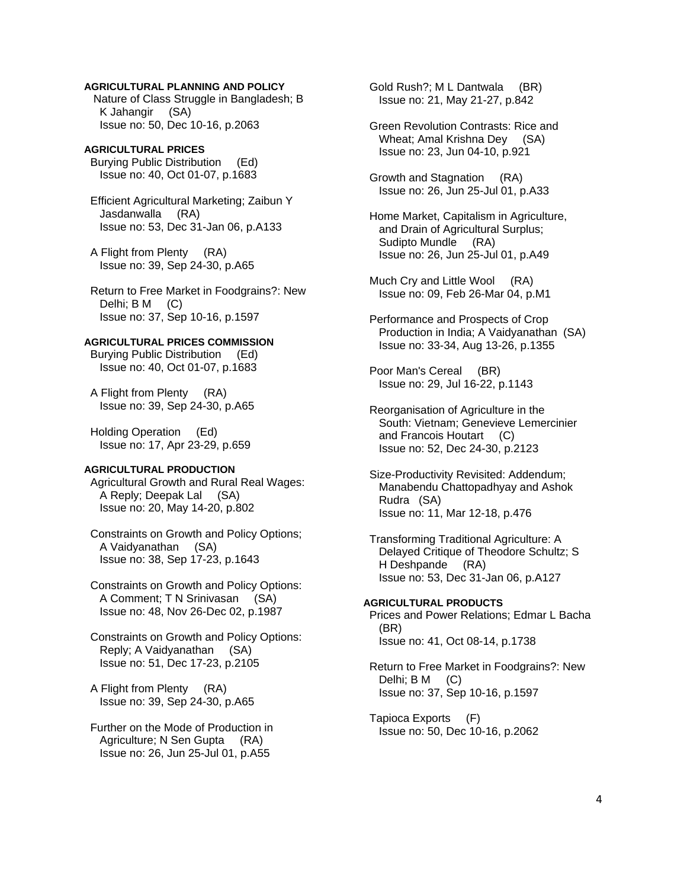**AGRICULTURAL PLANNING AND POLICY**

Nature of Class Struggle in Bangladesh; B K Jahangir (SA)
Issue no: 50, Dec 10-16, p.2063

**AGRICULTURAL PRICES**

Burying Public Distribution (Ed)
Issue no: 40, Oct 01-07, p.1683

Efficient Agricultural Marketing; Zaibun Y Jasdanwalla (RA)
Issue no: 53, Dec 31-Jan 06, p.A133

A Flight from Plenty (RA)
Issue no: 39, Sep 24-30, p.A65

Return to Free Market in Foodgrains?: New Delhi; B M (C)
Issue no: 37, Sep 10-16, p.1597

**AGRICULTURAL PRICES COMMISSION**

Burying Public Distribution (Ed)
Issue no: 40, Oct 01-07, p.1683

A Flight from Plenty (RA)
Issue no: 39, Sep 24-30, p.A65

Holding Operation (Ed)
Issue no: 17, Apr 23-29, p.659

**AGRICULTURAL PRODUCTION**

Agricultural Growth and Rural Real Wages: A Reply; Deepak Lal (SA)
Issue no: 20, May 14-20, p.802

Constraints on Growth and Policy Options; A Vaidyanathan (SA)
Issue no: 38, Sep 17-23, p.1643

Constraints on Growth and Policy Options: A Comment; T N Srinivasan (SA)
Issue no: 48, Nov 26-Dec 02, p.1987

Constraints on Growth and Policy Options: Reply; A Vaidyanathan (SA)
Issue no: 51, Dec 17-23, p.2105

A Flight from Plenty (RA)
Issue no: 39, Sep 24-30, p.A65

Further on the Mode of Production in Agriculture; N Sen Gupta (RA)
Issue no: 26, Jun 25-Jul 01, p.A55

Gold Rush?; M L Dantwala (BR)
Issue no: 21, May 21-27, p.842

Green Revolution Contrasts: Rice and Wheat; Amal Krishna Dey (SA)
Issue no: 23, Jun 04-10, p.921

Growth and Stagnation (RA)
Issue no: 26, Jun 25-Jul 01, p.A33

Home Market, Capitalism in Agriculture, and Drain of Agricultural Surplus; Sudipto Mundle (RA)
Issue no: 26, Jun 25-Jul 01, p.A49

Much Cry and Little Wool (RA)
Issue no: 09, Feb 26-Mar 04, p.M1

Performance and Prospects of Crop Production in India; A Vaidyanathan (SA)
Issue no: 33-34, Aug 13-26, p.1355

Poor Man's Cereal (BR)
Issue no: 29, Jul 16-22, p.1143

Reorganisation of Agriculture in the South: Vietnam; Genevieve Lemercinier and Francois Houtart (C)
Issue no: 52, Dec 24-30, p.2123

Size-Productivity Revisited: Addendum; Manabendu Chattopadhyay and Ashok Rudra (SA)
Issue no: 11, Mar 12-18, p.476

Transforming Traditional Agriculture: A Delayed Critique of Theodore Schultz; S H Deshpande (RA)
Issue no: 53, Dec 31-Jan 06, p.A127

**AGRICULTURAL PRODUCTS**

Prices and Power Relations; Edmar L Bacha (BR)
Issue no: 41, Oct 08-14, p.1738

Return to Free Market in Foodgrains?: New Delhi; B M (C)
Issue no: 37, Sep 10-16, p.1597

Tapioca Exports (F)
Issue no: 50, Dec 10-16, p.2062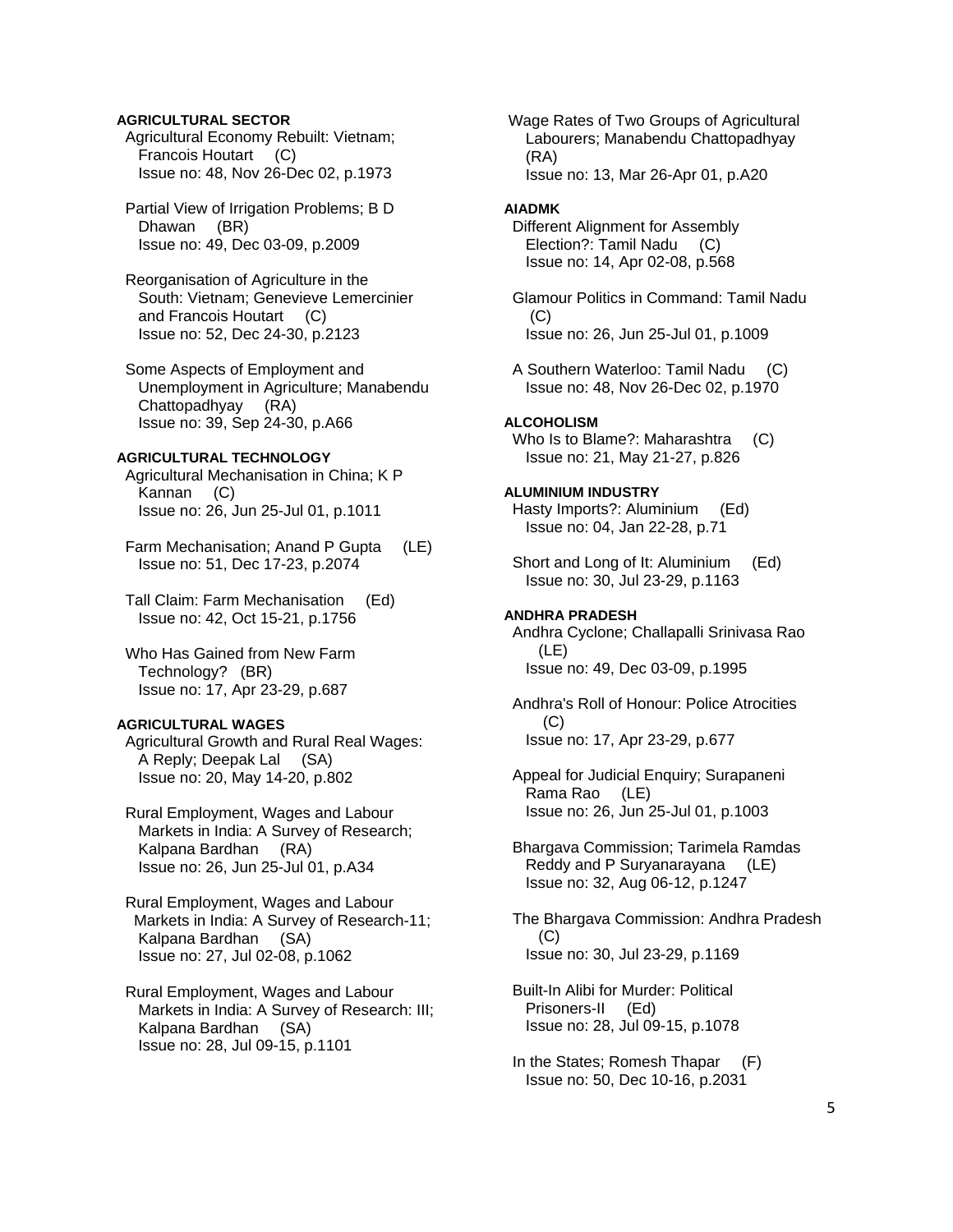**AGRICULTURAL SECTOR**

Agricultural Economy Rebuilt: Vietnam; Francois Houtart (C)
Issue no: 48, Nov 26-Dec 02, p.1973

Partial View of Irrigation Problems; B D Dhawan (BR)
Issue no: 49, Dec 03-09, p.2009

Reorganisation of Agriculture in the South: Vietnam; Genevieve Lemercinier and Francois Houtart (C)
Issue no: 52, Dec 24-30, p.2123

Some Aspects of Employment and Unemployment in Agriculture; Manabendu Chattopadhyay (RA)
Issue no: 39, Sep 24-30, p.A66

**AGRICULTURAL TECHNOLOGY**

Agricultural Mechanisation in China; K P Kannan (C)
Issue no: 26, Jun 25-Jul 01, p.1011

Farm Mechanisation; Anand P Gupta (LE)
Issue no: 51, Dec 17-23, p.2074

Tall Claim: Farm Mechanisation (Ed)
Issue no: 42, Oct 15-21, p.1756

Who Has Gained from New Farm Technology? (BR)
Issue no: 17, Apr 23-29, p.687

**AGRICULTURAL WAGES**

Agricultural Growth and Rural Real Wages: A Reply; Deepak Lal (SA)
Issue no: 20, May 14-20, p.802

Rural Employment, Wages and Labour Markets in India: A Survey of Research; Kalpana Bardhan (RA)
Issue no: 26, Jun 25-Jul 01, p.A34

Rural Employment, Wages and Labour Markets in India: A Survey of Research-11; Kalpana Bardhan (SA)
Issue no: 27, Jul 02-08, p.1062

Rural Employment, Wages and Labour Markets in India: A Survey of Research: III; Kalpana Bardhan (SA)
Issue no: 28, Jul 09-15, p.1101

Wage Rates of Two Groups of Agricultural Labourers; Manabendu Chattopadhyay (RA)
Issue no: 13, Mar 26-Apr 01, p.A20

**AIADMK**

Different Alignment for Assembly Election?: Tamil Nadu (C)
Issue no: 14, Apr 02-08, p.568

Glamour Politics in Command: Tamil Nadu (C)
Issue no: 26, Jun 25-Jul 01, p.1009

A Southern Waterloo: Tamil Nadu (C)
Issue no: 48, Nov 26-Dec 02, p.1970

**ALCOHOLISM**

Who Is to Blame?: Maharashtra (C)
Issue no: 21, May 21-27, p.826

**ALUMINIUM INDUSTRY**

Hasty Imports?: Aluminium (Ed)
Issue no: 04, Jan 22-28, p.71

Short and Long of It: Aluminium (Ed)
Issue no: 30, Jul 23-29, p.1163

**ANDHRA PRADESH**

Andhra Cyclone; Challapalli Srinivasa Rao (LE)
Issue no: 49, Dec 03-09, p.1995

Andhra's Roll of Honour: Police Atrocities (C)
Issue no: 17, Apr 23-29, p.677

Appeal for Judicial Enquiry; Surapaneni Rama Rao (LE)
Issue no: 26, Jun 25-Jul 01, p.1003

Bhargava Commission; Tarimela Ramdas Reddy and P Suryanarayana (LE)
Issue no: 32, Aug 06-12, p.1247

The Bhargava Commission: Andhra Pradesh (C)
Issue no: 30, Jul 23-29, p.1169

Built-In Alibi for Murder: Political Prisoners-II (Ed)
Issue no: 28, Jul 09-15, p.1078

In the States; Romesh Thapar (F)
Issue no: 50, Dec 10-16, p.2031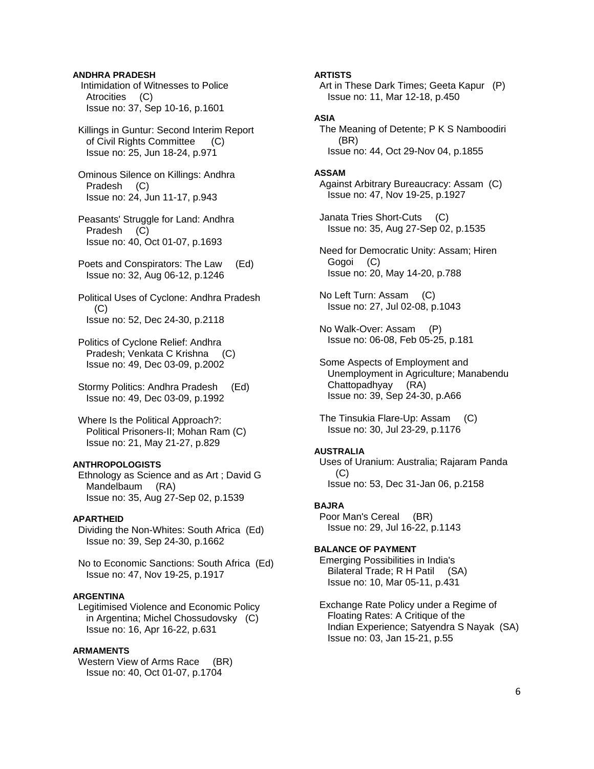**ANDHRA PRADESH**

Intimidation of Witnesses to Police Atrocities (C)
Issue no: 37, Sep 10-16, p.1601

Killings in Guntur: Second Interim Report of Civil Rights Committee (C)
Issue no: 25, Jun 18-24, p.971

Ominous Silence on Killings: Andhra Pradesh (C)
Issue no: 24, Jun 11-17, p.943

Peasants' Struggle for Land: Andhra Pradesh (C)
Issue no: 40, Oct 01-07, p.1693

Poets and Conspirators: The Law (Ed)
Issue no: 32, Aug 06-12, p.1246

Political Uses of Cyclone: Andhra Pradesh (C)
Issue no: 52, Dec 24-30, p.2118

Politics of Cyclone Relief: Andhra Pradesh; Venkata C Krishna (C)
Issue no: 49, Dec 03-09, p.2002

Stormy Politics: Andhra Pradesh (Ed)
Issue no: 49, Dec 03-09, p.1992

Where Is the Political Approach?: Political Prisoners-II; Mohan Ram (C)
Issue no: 21, May 21-27, p.829

**ANTHROPOLOGISTS**

Ethnology as Science and as Art ; David G Mandelbaum (RA)
Issue no: 35, Aug 27-Sep 02, p.1539

**APARTHEID**

Dividing the Non-Whites: South Africa (Ed)
Issue no: 39, Sep 24-30, p.1662

No to Economic Sanctions: South Africa (Ed)
Issue no: 47, Nov 19-25, p.1917

**ARGENTINA**

Legitimised Violence and Economic Policy in Argentina; Michel Chossudovsky (C)
Issue no: 16, Apr 16-22, p.631

**ARMAMENTS**

Western View of Arms Race (BR)
Issue no: 40, Oct 01-07, p.1704

**ARTISTS**

Art in These Dark Times; Geeta Kapur (P)
Issue no: 11, Mar 12-18, p.450

**ASIA**

The Meaning of Detente; P K S Namboodiri (BR)
Issue no: 44, Oct 29-Nov 04, p.1855

**ASSAM**

Against Arbitrary Bureaucracy: Assam (C)
Issue no: 47, Nov 19-25, p.1927

Janata Tries Short-Cuts (C)
Issue no: 35, Aug 27-Sep 02, p.1535

Need for Democratic Unity: Assam; Hiren Gogoi (C)
Issue no: 20, May 14-20, p.788

No Left Turn: Assam (C)
Issue no: 27, Jul 02-08, p.1043

No Walk-Over: Assam (P)
Issue no: 06-08, Feb 05-25, p.181

Some Aspects of Employment and Unemployment in Agriculture; Manabendu Chattopadhyay (RA)
Issue no: 39, Sep 24-30, p.A66

The Tinsukia Flare-Up: Assam (C)
Issue no: 30, Jul 23-29, p.1176

**AUSTRALIA**

Uses of Uranium: Australia; Rajaram Panda (C)
Issue no: 53, Dec 31-Jan 06, p.2158

**BAJRA**

Poor Man's Cereal (BR)
Issue no: 29, Jul 16-22, p.1143

**BALANCE OF PAYMENT**

Emerging Possibilities in India's Bilateral Trade; R H Patil (SA)
Issue no: 10, Mar 05-11, p.431

Exchange Rate Policy under a Regime of Floating Rates: A Critique of the Indian Experience; Satyendra S Nayak (SA)
Issue no: 03, Jan 15-21, p.55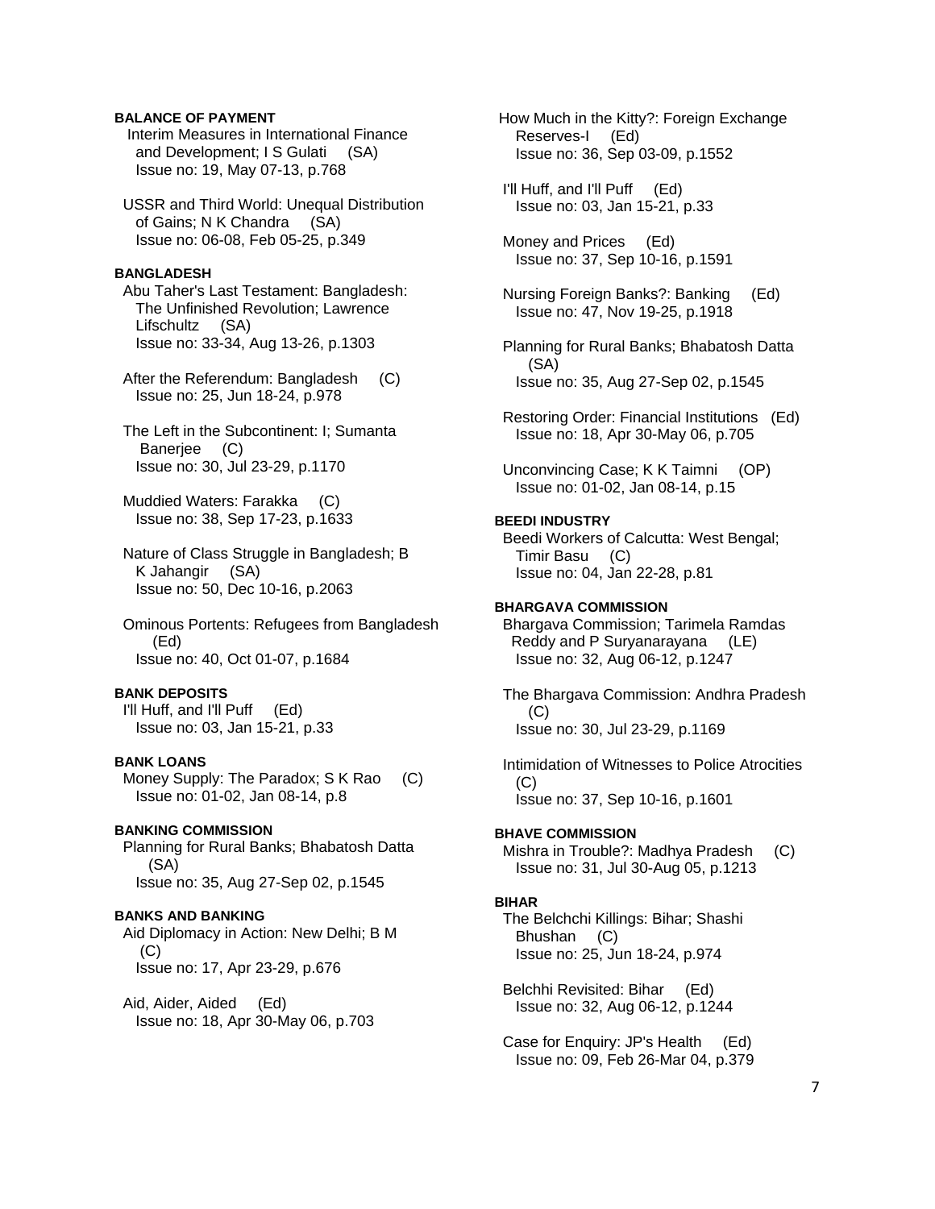**BALANCE OF PAYMENT**

Interim Measures in International Finance and Development; I S Gulati (SA)
Issue no: 19, May 07-13, p.768

USSR and Third World: Unequal Distribution of Gains; N K Chandra (SA)
Issue no: 06-08, Feb 05-25, p.349

**BANGLADESH**

Abu Taher's Last Testament: Bangladesh: The Unfinished Revolution; Lawrence Lifschultz (SA)
Issue no: 33-34, Aug 13-26, p.1303

After the Referendum: Bangladesh (C)
Issue no: 25, Jun 18-24, p.978

The Left in the Subcontinent: I; Sumanta Banerjee (C)
Issue no: 30, Jul 23-29, p.1170

Muddied Waters: Farakka (C)
Issue no: 38, Sep 17-23, p.1633

Nature of Class Struggle in Bangladesh; B K Jahangir (SA)
Issue no: 50, Dec 10-16, p.2063

Ominous Portents: Refugees from Bangladesh (Ed)
Issue no: 40, Oct 01-07, p.1684

**BANK DEPOSITS**

I'll Huff, and I'll Puff (Ed)
Issue no: 03, Jan 15-21, p.33

**BANK LOANS**

Money Supply: The Paradox; S K Rao (C)
Issue no: 01-02, Jan 08-14, p.8

**BANKING COMMISSION**

Planning for Rural Banks; Bhabatosh Datta (SA)
Issue no: 35, Aug 27-Sep 02, p.1545

**BANKS AND BANKING**

Aid Diplomacy in Action: New Delhi; B M (C)
Issue no: 17, Apr 23-29, p.676

Aid, Aider, Aided (Ed)
Issue no: 18, Apr 30-May 06, p.703

How Much in the Kitty?: Foreign Exchange Reserves-I (Ed)
Issue no: 36, Sep 03-09, p.1552

I'll Huff, and I'll Puff (Ed)
Issue no: 03, Jan 15-21, p.33

Money and Prices (Ed)
Issue no: 37, Sep 10-16, p.1591

Nursing Foreign Banks?: Banking (Ed)
Issue no: 47, Nov 19-25, p.1918

Planning for Rural Banks; Bhabatosh Datta (SA)
Issue no: 35, Aug 27-Sep 02, p.1545

Restoring Order: Financial Institutions (Ed)
Issue no: 18, Apr 30-May 06, p.705

Unconvincing Case; K K Taimni (OP)
Issue no: 01-02, Jan 08-14, p.15

**BEEDI INDUSTRY**

Beedi Workers of Calcutta: West Bengal; Timir Basu (C)
Issue no: 04, Jan 22-28, p.81

**BHARGAVA COMMISSION**

Bhargava Commission; Tarimela Ramdas Reddy and P Suryanarayana (LE)
Issue no: 32, Aug 06-12, p.1247

The Bhargava Commission: Andhra Pradesh (C)
Issue no: 30, Jul 23-29, p.1169

Intimidation of Witnesses to Police Atrocities (C)
Issue no: 37, Sep 10-16, p.1601

**BHAVE COMMISSION**

Mishra in Trouble?: Madhya Pradesh (C)
Issue no: 31, Jul 30-Aug 05, p.1213

**BIHAR**

The Belchchi Killings: Bihar; Shashi Bhushan (C)
Issue no: 25, Jun 18-24, p.974

Belchhi Revisited: Bihar (Ed)
Issue no: 32, Aug 06-12, p.1244

Case for Enquiry: JP's Health (Ed)
Issue no: 09, Feb 26-Mar 04, p.379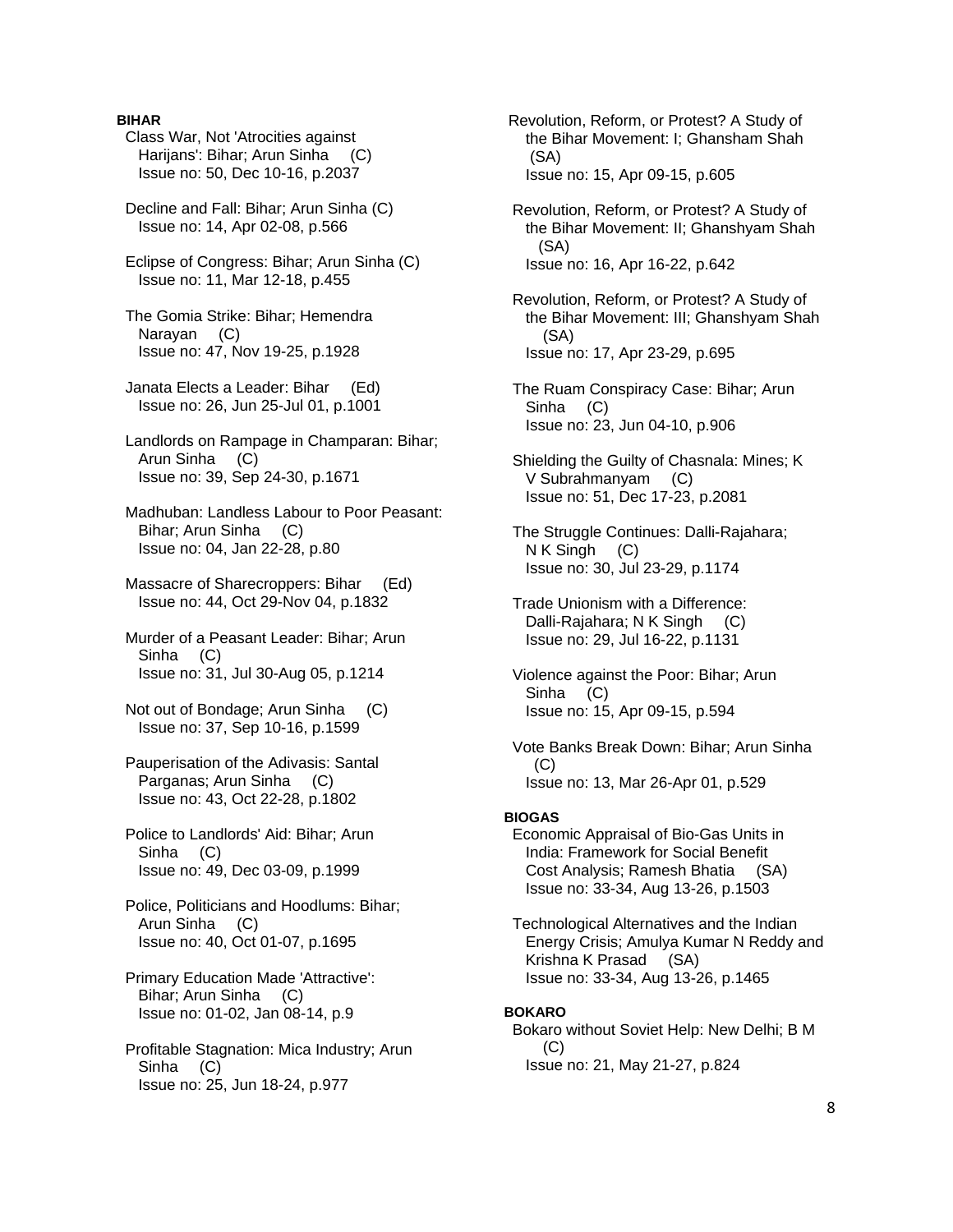**BIHAR**

Class War, Not 'Atrocities against Harijans': Bihar; Arun Sinha (C)
Issue no: 50, Dec 10-16, p.2037

Decline and Fall: Bihar; Arun Sinha (C)
Issue no: 14, Apr 02-08, p.566

Eclipse of Congress: Bihar; Arun Sinha (C)
Issue no: 11, Mar 12-18, p.455

The Gomia Strike: Bihar; Hemendra Narayan (C)
Issue no: 47, Nov 19-25, p.1928

Janata Elects a Leader: Bihar (Ed)
Issue no: 26, Jun 25-Jul 01, p.1001

Landlords on Rampage in Champaran: Bihar; Arun Sinha (C)
Issue no: 39, Sep 24-30, p.1671

Madhuban: Landless Labour to Poor Peasant: Bihar; Arun Sinha (C)
Issue no: 04, Jan 22-28, p.80

Massacre of Sharecroppers: Bihar (Ed)
Issue no: 44, Oct 29-Nov 04, p.1832

Murder of a Peasant Leader: Bihar; Arun Sinha (C)
Issue no: 31, Jul 30-Aug 05, p.1214

Not out of Bondage; Arun Sinha (C)
Issue no: 37, Sep 10-16, p.1599

Pauperisation of the Adivasis: Santal Parganas; Arun Sinha (C)
Issue no: 43, Oct 22-28, p.1802

Police to Landlords' Aid: Bihar; Arun Sinha (C)
Issue no: 49, Dec 03-09, p.1999

Police, Politicians and Hoodlums: Bihar; Arun Sinha (C)
Issue no: 40, Oct 01-07, p.1695

Primary Education Made 'Attractive': Bihar; Arun Sinha (C)
Issue no: 01-02, Jan 08-14, p.9

Profitable Stagnation: Mica Industry; Arun Sinha (C)
Issue no: 25, Jun 18-24, p.977

Revolution, Reform, or Protest? A Study of the Bihar Movement: I; Ghansham Shah (SA)
Issue no: 15, Apr 09-15, p.605

Revolution, Reform, or Protest? A Study of the Bihar Movement: II; Ghanshyam Shah (SA)
Issue no: 16, Apr 16-22, p.642

Revolution, Reform, or Protest? A Study of the Bihar Movement: III; Ghanshyam Shah (SA)
Issue no: 17, Apr 23-29, p.695

The Ruam Conspiracy Case: Bihar; Arun Sinha (C)
Issue no: 23, Jun 04-10, p.906

Shielding the Guilty of Chasnala: Mines; K V Subrahmanyam (C)
Issue no: 51, Dec 17-23, p.2081

The Struggle Continues: Dalli-Rajahara; N K Singh (C)
Issue no: 30, Jul 23-29, p.1174

Trade Unionism with a Difference: Dalli-Rajahara; N K Singh (C)
Issue no: 29, Jul 16-22, p.1131

Violence against the Poor: Bihar; Arun Sinha (C)
Issue no: 15, Apr 09-15, p.594

Vote Banks Break Down: Bihar; Arun Sinha (C)
Issue no: 13, Mar 26-Apr 01, p.529

**BIOGAS**

Economic Appraisal of Bio-Gas Units in India: Framework for Social Benefit Cost Analysis; Ramesh Bhatia (SA)
Issue no: 33-34, Aug 13-26, p.1503

Technological Alternatives and the Indian Energy Crisis; Amulya Kumar N Reddy and Krishna K Prasad (SA)
Issue no: 33-34, Aug 13-26, p.1465

**BOKARO**

Bokaro without Soviet Help: New Delhi; B M (C)
Issue no: 21, May 21-27, p.824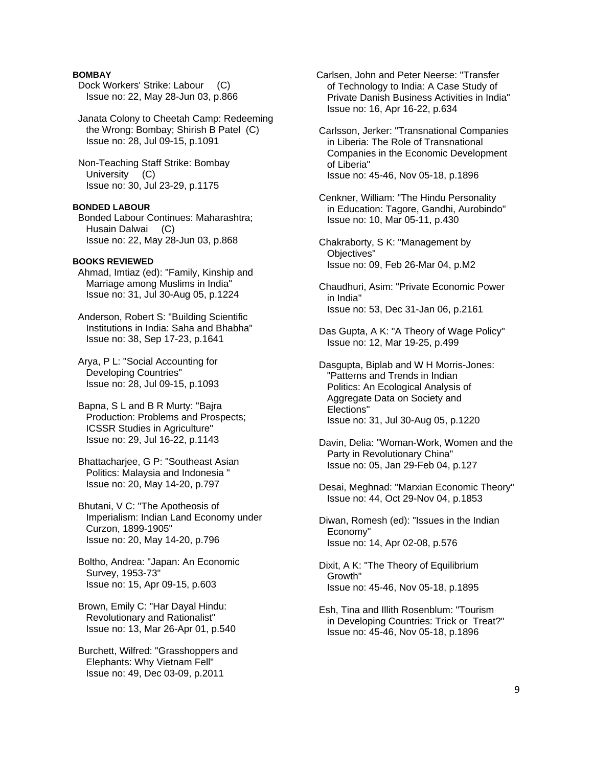**BOMBAY**

Dock Workers' Strike: Labour (C)
Issue no: 22, May 28-Jun 03, p.866

Janata Colony to Cheetah Camp: Redeeming the Wrong: Bombay; Shirish B Patel (C)
Issue no: 28, Jul 09-15, p.1091

Non-Teaching Staff Strike: Bombay University (C)
Issue no: 30, Jul 23-29, p.1175

**BONDED LABOUR**

Bonded Labour Continues: Maharashtra; Husain Dalwai (C)
Issue no: 22, May 28-Jun 03, p.868

**BOOKS REVIEWED**

Ahmad, Imtiaz (ed): "Family, Kinship and Marriage among Muslims in India"
Issue no: 31, Jul 30-Aug 05, p.1224

Anderson, Robert S: "Building Scientific Institutions in India: Saha and Bhabha"
Issue no: 38, Sep 17-23, p.1641

Arya, P L: "Social Accounting for Developing Countries"
Issue no: 28, Jul 09-15, p.1093

Bapna, S L and B R Murty: "Bajra Production: Problems and Prospects; ICSSR Studies in Agriculture"
Issue no: 29, Jul 16-22, p.1143

Bhattacharjee, G P: "Southeast Asian Politics: Malaysia and Indonesia "
Issue no: 20, May 14-20, p.797

Bhutani, V C: "The Apotheosis of Imperialism: Indian Land Economy under Curzon, 1899-1905"
Issue no: 20, May 14-20, p.796

Boltho, Andrea: "Japan: An Economic Survey, 1953-73"
Issue no: 15, Apr 09-15, p.603

Brown, Emily C: "Har Dayal Hindu: Revolutionary and Rationalist"
Issue no: 13, Mar 26-Apr 01, p.540

Burchett, Wilfred: "Grasshoppers and Elephants: Why Vietnam Fell"
Issue no: 49, Dec 03-09, p.2011

Carlsen, John and Peter Neerse: "Transfer of Technology to India: A Case Study of Private Danish Business Activities in India"
Issue no: 16, Apr 16-22, p.634

Carlsson, Jerker: "Transnational Companies in Liberia: The Role of Transnational Companies in the Economic Development of Liberia"
Issue no: 45-46, Nov 05-18, p.1896

Cenkner, William: "The Hindu Personality in Education: Tagore, Gandhi, Aurobindo"
Issue no: 10, Mar 05-11, p.430

Chakraborty, S K: "Management by Objectives"
Issue no: 09, Feb 26-Mar 04, p.M2

Chaudhuri, Asim: "Private Economic Power in India"
Issue no: 53, Dec 31-Jan 06, p.2161

Das Gupta, A K: "A Theory of Wage Policy"
Issue no: 12, Mar 19-25, p.499

Dasgupta, Biplab and W H Morris-Jones: "Patterns and Trends in Indian Politics: An Ecological Analysis of Aggregate Data on Society and Elections"
Issue no: 31, Jul 30-Aug 05, p.1220

Davin, Delia: "Woman-Work, Women and the Party in Revolutionary China"
Issue no: 05, Jan 29-Feb 04, p.127

Desai, Meghnad: "Marxian Economic Theory"
Issue no: 44, Oct 29-Nov 04, p.1853

Diwan, Romesh (ed): "Issues in the Indian Economy"
Issue no: 14, Apr 02-08, p.576

Dixit, A K: "The Theory of Equilibrium Growth"
Issue no: 45-46, Nov 05-18, p.1895

Esh, Tina and Illith Rosenblum: "Tourism in Developing Countries: Trick or Treat?"
Issue no: 45-46, Nov 05-18, p.1896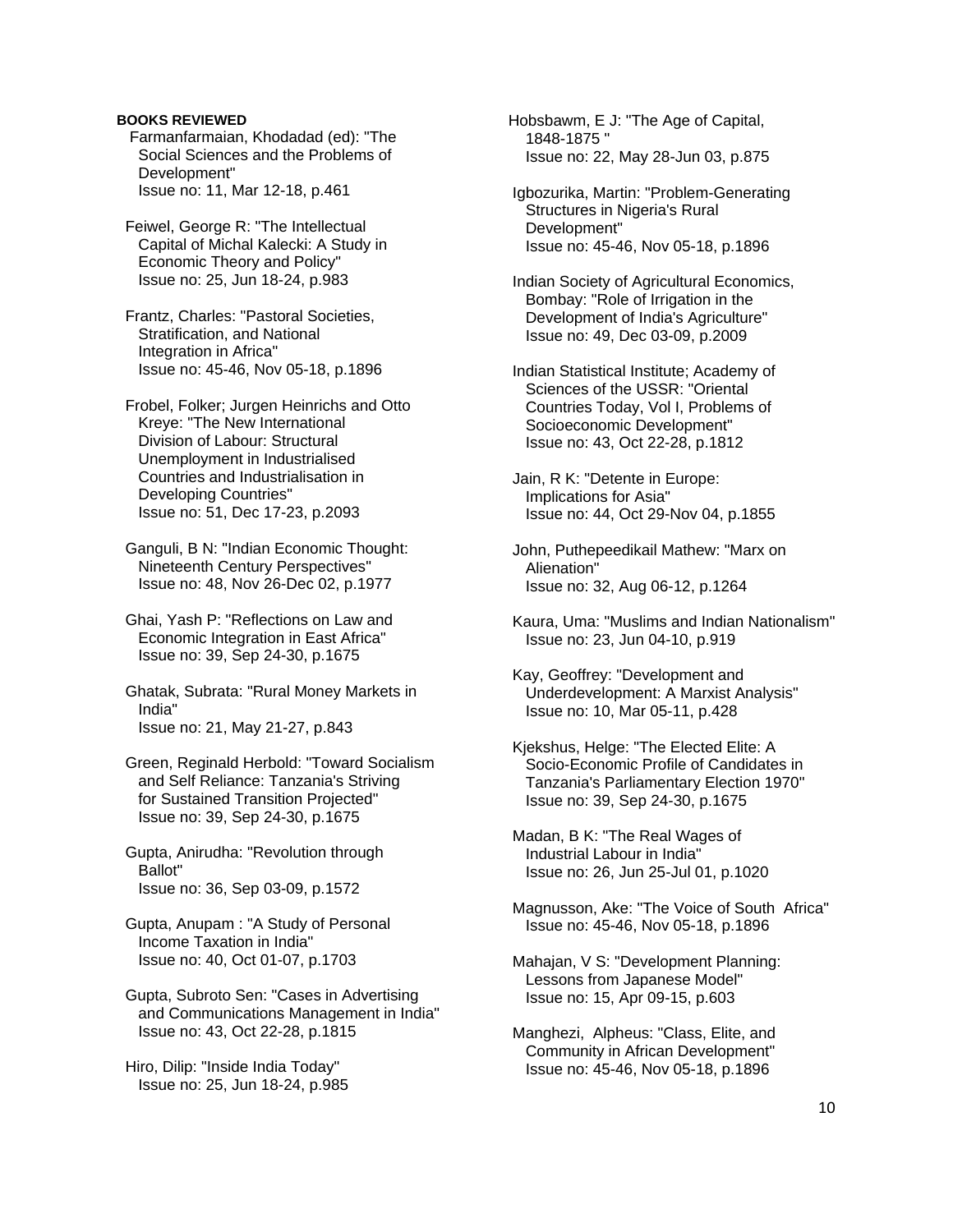**BOOKS REVIEWED**

Farmanfarmaian, Khodadad (ed): "The Social Sciences and the Problems of Development"
Issue no: 11, Mar 12-18, p.461

Feiwel, George R: "The Intellectual Capital of Michal Kalecki: A Study in Economic Theory and Policy"
Issue no: 25, Jun 18-24, p.983

Frantz, Charles: "Pastoral Societies, Stratification, and National Integration in Africa"
Issue no: 45-46, Nov 05-18, p.1896

Frobel, Folker; Jurgen Heinrichs and Otto Kreye: "The New International Division of Labour: Structural Unemployment in Industrialised Countries and Industrialisation in Developing Countries"
Issue no: 51, Dec 17-23, p.2093

Ganguli, B N: "Indian Economic Thought: Nineteenth Century Perspectives"
Issue no: 48, Nov 26-Dec 02, p.1977

Ghai, Yash P: "Reflections on Law and Economic Integration in East Africa"
Issue no: 39, Sep 24-30, p.1675

Ghatak, Subrata: "Rural Money Markets in India"
Issue no: 21, May 21-27, p.843

Green, Reginald Herbold: "Toward Socialism and Self Reliance: Tanzania's Striving for Sustained Transition Projected"
Issue no: 39, Sep 24-30, p.1675

Gupta, Anirudha: "Revolution through Ballot"
Issue no: 36, Sep 03-09, p.1572

Gupta, Anupam : "A Study of Personal Income Taxation in India"
Issue no: 40, Oct 01-07, p.1703

Gupta, Subroto Sen: "Cases in Advertising and Communications Management in India"
Issue no: 43, Oct 22-28, p.1815

Hiro, Dilip: "Inside India Today"
Issue no: 25, Jun 18-24, p.985

Hobsbawm, E J: "The Age of Capital, 1848-1875 "
Issue no: 22, May 28-Jun 03, p.875

Igbozurika, Martin: "Problem-Generating Structures in Nigeria's Rural Development"
Issue no: 45-46, Nov 05-18, p.1896

Indian Society of Agricultural Economics, Bombay: "Role of Irrigation in the Development of India's Agriculture"
Issue no: 49, Dec 03-09, p.2009

Indian Statistical Institute; Academy of Sciences of the USSR: "Oriental Countries Today, Vol I, Problems of Socioeconomic Development"
Issue no: 43, Oct 22-28, p.1812

Jain, R K: "Detente in Europe: Implications for Asia"
Issue no: 44, Oct 29-Nov 04, p.1855

John, Puthepeedikail Mathew: "Marx on Alienation"
Issue no: 32, Aug 06-12, p.1264

Kaura, Uma: "Muslims and Indian Nationalism"
Issue no: 23, Jun 04-10, p.919

Kay, Geoffrey: "Development and Underdevelopment: A Marxist Analysis"
Issue no: 10, Mar 05-11, p.428

Kjekshus, Helge: "The Elected Elite: A Socio-Economic Profile of Candidates in Tanzania's Parliamentary Election 1970"
Issue no: 39, Sep 24-30, p.1675

Madan, B K: "The Real Wages of Industrial Labour in India"
Issue no: 26, Jun 25-Jul 01, p.1020

Magnusson, Ake: "The Voice of South Africa"
Issue no: 45-46, Nov 05-18, p.1896

Mahajan, V S: "Development Planning: Lessons from Japanese Model"
Issue no: 15, Apr 09-15, p.603

Manghezi, Alpheus: "Class, Elite, and Community in African Development"
Issue no: 45-46, Nov 05-18, p.1896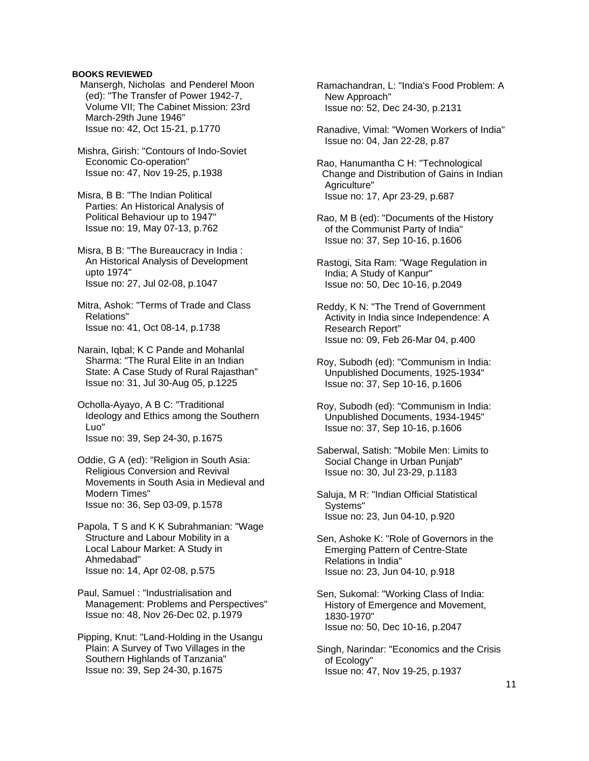**BOOKS REVIEWED**

Mansergh, Nicholas and Penderel Moon (ed): "The Transfer of Power 1942-7, Volume VII; The Cabinet Mission: 23rd March-29th June 1946"
Issue no: 42, Oct 15-21, p.1770

Mishra, Girish: "Contours of Indo-Soviet Economic Co-operation"
Issue no: 47, Nov 19-25, p.1938

Misra, B B: "The Indian Political Parties: An Historical Analysis of Political Behaviour up to 1947"
Issue no: 19, May 07-13, p.762

Misra, B B: "The Bureaucracy in India : An Historical Analysis of Development upto 1974"
Issue no: 27, Jul 02-08, p.1047

Mitra, Ashok: "Terms of Trade and Class Relations"
Issue no: 41, Oct 08-14, p.1738

Narain, Iqbal; K C Pande and Mohanlal Sharma: "The Rural Elite in an Indian State: A Case Study of Rural Rajasthan"
Issue no: 31, Jul 30-Aug 05, p.1225

Ocholla-Ayayo, A B C: "Traditional Ideology and Ethics among the Southern Luo"
Issue no: 39, Sep 24-30, p.1675

Oddie, G A (ed): "Religion in South Asia: Religious Conversion and Revival Movements in South Asia in Medieval and Modern Times"
Issue no: 36, Sep 03-09, p.1578

Papola, T S and K K Subrahmanian: "Wage Structure and Labour Mobility in a Local Labour Market: A Study in Ahmedabad"
Issue no: 14, Apr 02-08, p.575

Paul, Samuel : "Industrialisation and Management: Problems and Perspectives"
Issue no: 48, Nov 26-Dec 02, p.1979

Pipping, Knut: "Land-Holding in the Usangu Plain: A Survey of Two Villages in the Southern Highlands of Tanzania"
Issue no: 39, Sep 24-30, p.1675

Ramachandran, L: "India's Food Problem: A New Approach"
Issue no: 52, Dec 24-30, p.2131

Ranadive, Vimal: "Women Workers of India"
Issue no: 04, Jan 22-28, p.87

Rao, Hanumantha C H: "Technological Change and Distribution of Gains in Indian Agriculture"
Issue no: 17, Apr 23-29, p.687

Rao, M B (ed): "Documents of the History of the Communist Party of India"
Issue no: 37, Sep 10-16, p.1606

Rastogi, Sita Ram: "Wage Regulation in India; A Study of Kanpur"
Issue no: 50, Dec 10-16, p.2049

Reddy, K N: "The Trend of Government Activity in India since Independence: A Research Report"
Issue no: 09, Feb 26-Mar 04, p.400

Roy, Subodh (ed): "Communism in India: Unpublished Documents, 1925-1934"
Issue no: 37, Sep 10-16, p.1606

Roy, Subodh (ed): "Communism in India: Unpublished Documents, 1934-1945"
Issue no: 37, Sep 10-16, p.1606

Saberwal, Satish: "Mobile Men: Limits to Social Change in Urban Punjab"
Issue no: 30, Jul 23-29, p.1183

Saluja, M R: "Indian Official Statistical Systems"
Issue no: 23, Jun 04-10, p.920

Sen, Ashoke K: "Role of Governors in the Emerging Pattern of Centre-State Relations in India"
Issue no: 23, Jun 04-10, p.918

Sen, Sukomal: "Working Class of India: History of Emergence and Movement, 1830-1970"
Issue no: 50, Dec 10-16, p.2047

Singh, Narindar: "Economics and the Crisis of Ecology"
Issue no: 47, Nov 19-25, p.1937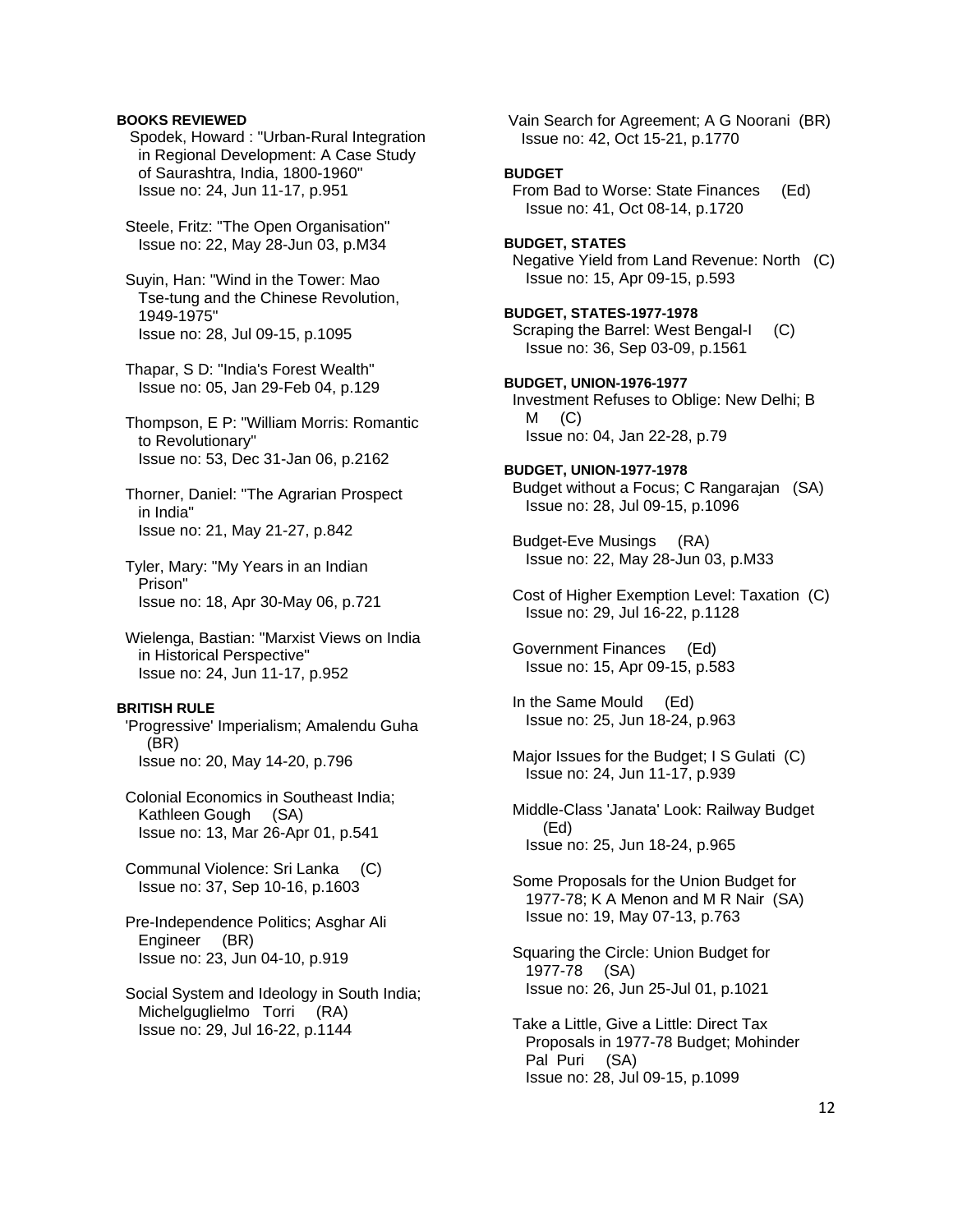**BOOKS REVIEWED**

Spodek, Howard : "Urban-Rural Integration in Regional Development: A Case Study of Saurashtra, India, 1800-1960"
Issue no: 24, Jun 11-17, p.951

Steele, Fritz: "The Open Organisation"
Issue no: 22, May 28-Jun 03, p.M34

Suyin, Han: "Wind in the Tower: Mao Tse-tung and the Chinese Revolution, 1949-1975"
Issue no: 28, Jul 09-15, p.1095

Thapar, S D: "India's Forest Wealth"
Issue no: 05, Jan 29-Feb 04, p.129

Thompson, E P: "William Morris: Romantic to Revolutionary"
Issue no: 53, Dec 31-Jan 06, p.2162

Thorner, Daniel: "The Agrarian Prospect in India"
Issue no: 21, May 21-27, p.842

Tyler, Mary: "My Years in an Indian Prison"
Issue no: 18, Apr 30-May 06, p.721

Wielenga, Bastian: "Marxist Views on India in Historical Perspective"
Issue no: 24, Jun 11-17, p.952

**BRITISH RULE**

'Progressive' Imperialism; Amalendu Guha (BR)
Issue no: 20, May 14-20, p.796

Colonial Economics in Southeast India; Kathleen Gough (SA)
Issue no: 13, Mar 26-Apr 01, p.541

Communal Violence: Sri Lanka (C)
Issue no: 37, Sep 10-16, p.1603

Pre-Independence Politics; Asghar Ali Engineer (BR)
Issue no: 23, Jun 04-10, p.919

Social System and Ideology in South India; Michelguglielmo Torri (RA)
Issue no: 29, Jul 16-22, p.1144

Vain Search for Agreement; A G Noorani (BR)
Issue no: 42, Oct 15-21, p.1770

**BUDGET**

From Bad to Worse: State Finances (Ed)
Issue no: 41, Oct 08-14, p.1720

**BUDGET, STATES**

Negative Yield from Land Revenue: North (C)
Issue no: 15, Apr 09-15, p.593

**BUDGET, STATES-1977-1978**

Scraping the Barrel: West Bengal-I (C)
Issue no: 36, Sep 03-09, p.1561

**BUDGET, UNION-1976-1977**

Investment Refuses to Oblige: New Delhi; B M (C)
Issue no: 04, Jan 22-28, p.79

**BUDGET, UNION-1977-1978**

Budget without a Focus; C Rangarajan (SA)
Issue no: 28, Jul 09-15, p.1096

Budget-Eve Musings (RA)
Issue no: 22, May 28-Jun 03, p.M33

Cost of Higher Exemption Level: Taxation (C)
Issue no: 29, Jul 16-22, p.1128

Government Finances (Ed)
Issue no: 15, Apr 09-15, p.583

In the Same Mould (Ed)
Issue no: 25, Jun 18-24, p.963

Major Issues for the Budget; I S Gulati (C)
Issue no: 24, Jun 11-17, p.939

Middle-Class 'Janata' Look: Railway Budget (Ed)
Issue no: 25, Jun 18-24, p.965

Some Proposals for the Union Budget for 1977-78; K A Menon and M R Nair (SA)
Issue no: 19, May 07-13, p.763

Squaring the Circle: Union Budget for 1977-78 (SA)
Issue no: 26, Jun 25-Jul 01, p.1021

Take a Little, Give a Little: Direct Tax Proposals in 1977-78 Budget; Mohinder Pal Puri (SA)
Issue no: 28, Jul 09-15, p.1099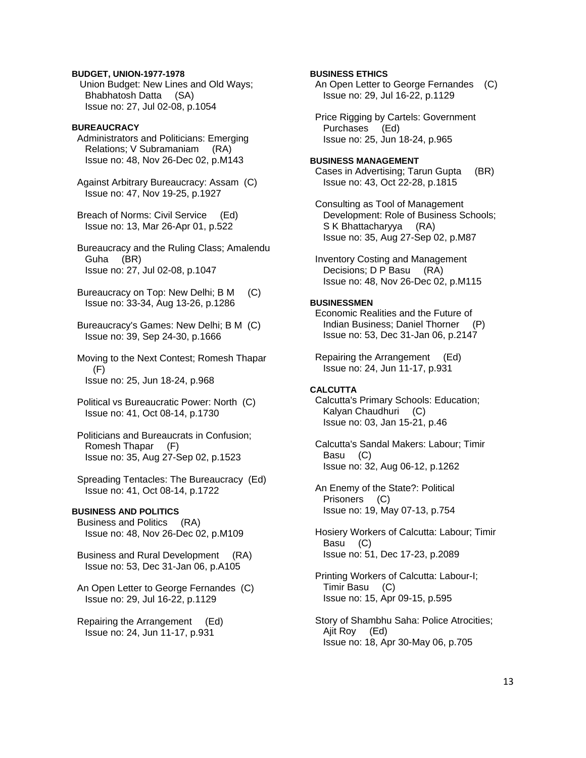**BUDGET, UNION-1977-1978**

Union Budget: New Lines and Old Ways; Bhabhatosh Datta (SA)
Issue no: 27, Jul 02-08, p.1054

**BUREAUCRACY**

Administrators and Politicians: Emerging Relations; V Subramaniam (RA)
Issue no: 48, Nov 26-Dec 02, p.M143

Against Arbitrary Bureaucracy: Assam (C)
Issue no: 47, Nov 19-25, p.1927

Breach of Norms: Civil Service (Ed)
Issue no: 13, Mar 26-Apr 01, p.522

Bureaucracy and the Ruling Class; Amalendu Guha (BR)
Issue no: 27, Jul 02-08, p.1047

Bureaucracy on Top: New Delhi; B M (C)
Issue no: 33-34, Aug 13-26, p.1286

Bureaucracy's Games: New Delhi; B M (C)
Issue no: 39, Sep 24-30, p.1666

Moving to the Next Contest; Romesh Thapar (F)
Issue no: 25, Jun 18-24, p.968

Political vs Bureaucratic Power: North (C)
Issue no: 41, Oct 08-14, p.1730

Politicians and Bureaucrats in Confusion; Romesh Thapar (F)
Issue no: 35, Aug 27-Sep 02, p.1523

Spreading Tentacles: The Bureaucracy (Ed)
Issue no: 41, Oct 08-14, p.1722

**BUSINESS AND POLITICS**

Business and Politics (RA)
Issue no: 48, Nov 26-Dec 02, p.M109

Business and Rural Development (RA)
Issue no: 53, Dec 31-Jan 06, p.A105

An Open Letter to George Fernandes (C)
Issue no: 29, Jul 16-22, p.1129

Repairing the Arrangement (Ed)
Issue no: 24, Jun 11-17, p.931

**BUSINESS ETHICS**

An Open Letter to George Fernandes (C)
Issue no: 29, Jul 16-22, p.1129

Price Rigging by Cartels: Government Purchases (Ed)
Issue no: 25, Jun 18-24, p.965

**BUSINESS MANAGEMENT**

Cases in Advertising; Tarun Gupta (BR)
Issue no: 43, Oct 22-28, p.1815

Consulting as Tool of Management Development: Role of Business Schools; S K Bhattacharyya (RA)
Issue no: 35, Aug 27-Sep 02, p.M87

Inventory Costing and Management Decisions; D P Basu (RA)
Issue no: 48, Nov 26-Dec 02, p.M115

**BUSINESSMEN**

Economic Realities and the Future of Indian Business; Daniel Thorner (P)
Issue no: 53, Dec 31-Jan 06, p.2147

Repairing the Arrangement (Ed)
Issue no: 24, Jun 11-17, p.931

**CALCUTTA**

Calcutta's Primary Schools: Education; Kalyan Chaudhuri (C)
Issue no: 03, Jan 15-21, p.46

Calcutta's Sandal Makers: Labour; Timir Basu (C)
Issue no: 32, Aug 06-12, p.1262

An Enemy of the State?: Political Prisoners (C)
Issue no: 19, May 07-13, p.754

Hosiery Workers of Calcutta: Labour; Timir Basu (C)
Issue no: 51, Dec 17-23, p.2089

Printing Workers of Calcutta: Labour-I; Timir Basu (C)
Issue no: 15, Apr 09-15, p.595

Story of Shambhu Saha: Police Atrocities; Ajit Roy (Ed)
Issue no: 18, Apr 30-May 06, p.705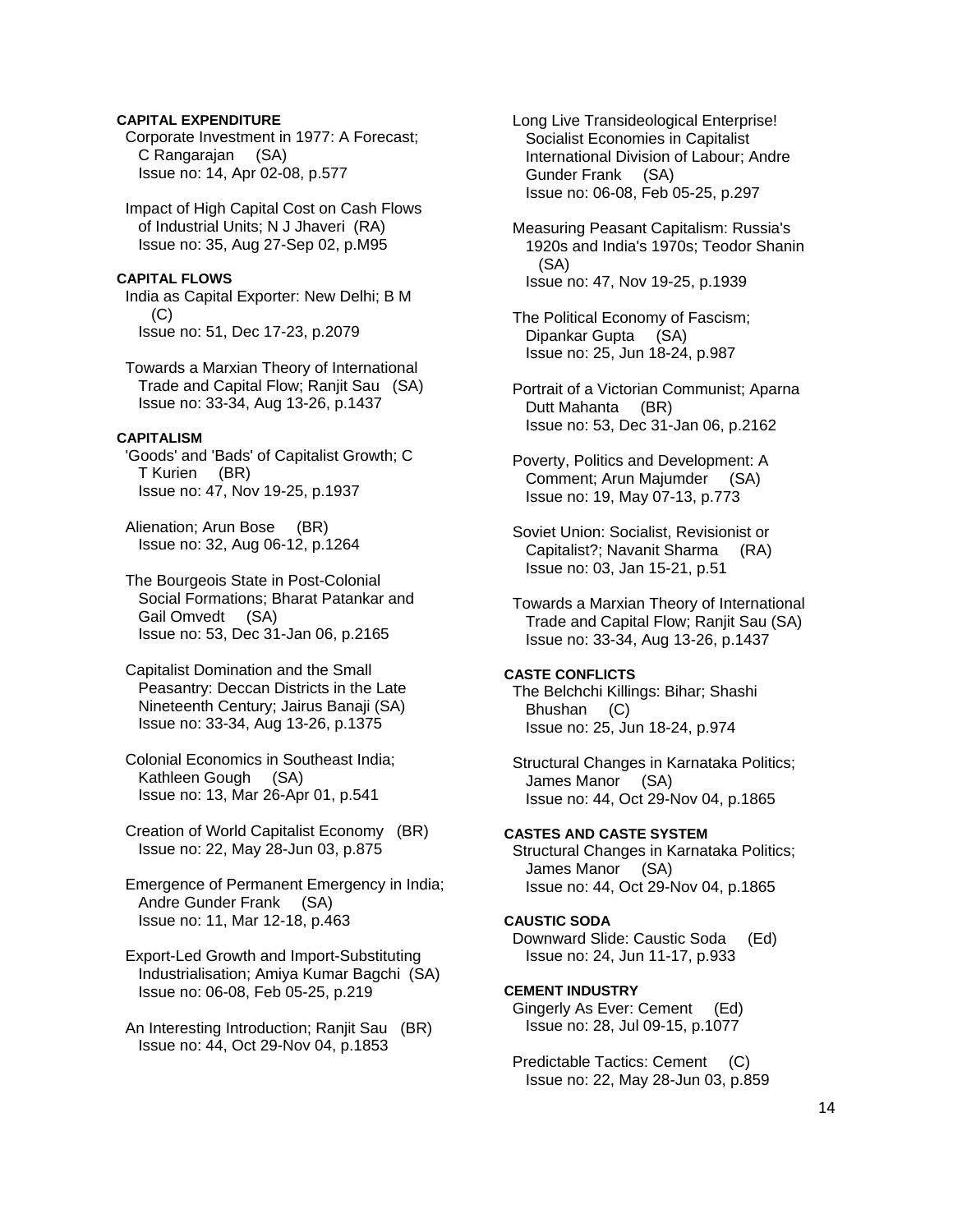**CAPITAL EXPENDITURE**

Corporate Investment in 1977: A Forecast; C Rangarajan (SA)
Issue no: 14, Apr 02-08, p.577

Impact of High Capital Cost on Cash Flows of Industrial Units; N J Jhaveri (RA)
Issue no: 35, Aug 27-Sep 02, p.M95

**CAPITAL FLOWS**

India as Capital Exporter: New Delhi; B M (C)
Issue no: 51, Dec 17-23, p.2079

Towards a Marxian Theory of International Trade and Capital Flow; Ranjit Sau (SA)
Issue no: 33-34, Aug 13-26, p.1437

**CAPITALISM**

'Goods' and 'Bads' of Capitalist Growth; C T Kurien (BR)
Issue no: 47, Nov 19-25, p.1937

Alienation; Arun Bose (BR)
Issue no: 32, Aug 06-12, p.1264

The Bourgeois State in Post-Colonial Social Formations; Bharat Patankar and Gail Omvedt (SA)
Issue no: 53, Dec 31-Jan 06, p.2165

Capitalist Domination and the Small Peasantry: Deccan Districts in the Late Nineteenth Century; Jairus Banaji (SA)
Issue no: 33-34, Aug 13-26, p.1375

Colonial Economics in Southeast India; Kathleen Gough (SA)
Issue no: 13, Mar 26-Apr 01, p.541

Creation of World Capitalist Economy (BR)
Issue no: 22, May 28-Jun 03, p.875

Emergence of Permanent Emergency in India; Andre Gunder Frank (SA)
Issue no: 11, Mar 12-18, p.463

Export-Led Growth and Import-Substituting Industrialisation; Amiya Kumar Bagchi (SA)
Issue no: 06-08, Feb 05-25, p.219

An Interesting Introduction; Ranjit Sau (BR)
Issue no: 44, Oct 29-Nov 04, p.1853

Long Live Transideological Enterprise! Socialist Economies in Capitalist International Division of Labour; Andre Gunder Frank (SA)
Issue no: 06-08, Feb 05-25, p.297

Measuring Peasant Capitalism: Russia's 1920s and India's 1970s; Teodor Shanin (SA)
Issue no: 47, Nov 19-25, p.1939

The Political Economy of Fascism; Dipankar Gupta (SA)
Issue no: 25, Jun 18-24, p.987

Portrait of a Victorian Communist; Aparna Dutt Mahanta (BR)
Issue no: 53, Dec 31-Jan 06, p.2162

Poverty, Politics and Development: A Comment; Arun Majumder (SA)
Issue no: 19, May 07-13, p.773

Soviet Union: Socialist, Revisionist or Capitalist?; Navanit Sharma (RA)
Issue no: 03, Jan 15-21, p.51

Towards a Marxian Theory of International Trade and Capital Flow; Ranjit Sau (SA)
Issue no: 33-34, Aug 13-26, p.1437

**CASTE CONFLICTS**

The Belchchi Killings: Bihar; Shashi Bhushan (C)
Issue no: 25, Jun 18-24, p.974

Structural Changes in Karnataka Politics; James Manor (SA)
Issue no: 44, Oct 29-Nov 04, p.1865

**CASTES AND CASTE SYSTEM**

Structural Changes in Karnataka Politics; James Manor (SA)
Issue no: 44, Oct 29-Nov 04, p.1865

**CAUSTIC SODA**

Downward Slide: Caustic Soda (Ed)
Issue no: 24, Jun 11-17, p.933

**CEMENT INDUSTRY**

Gingerly As Ever: Cement (Ed)
Issue no: 28, Jul 09-15, p.1077

Predictable Tactics: Cement (C)
Issue no: 22, May 28-Jun 03, p.859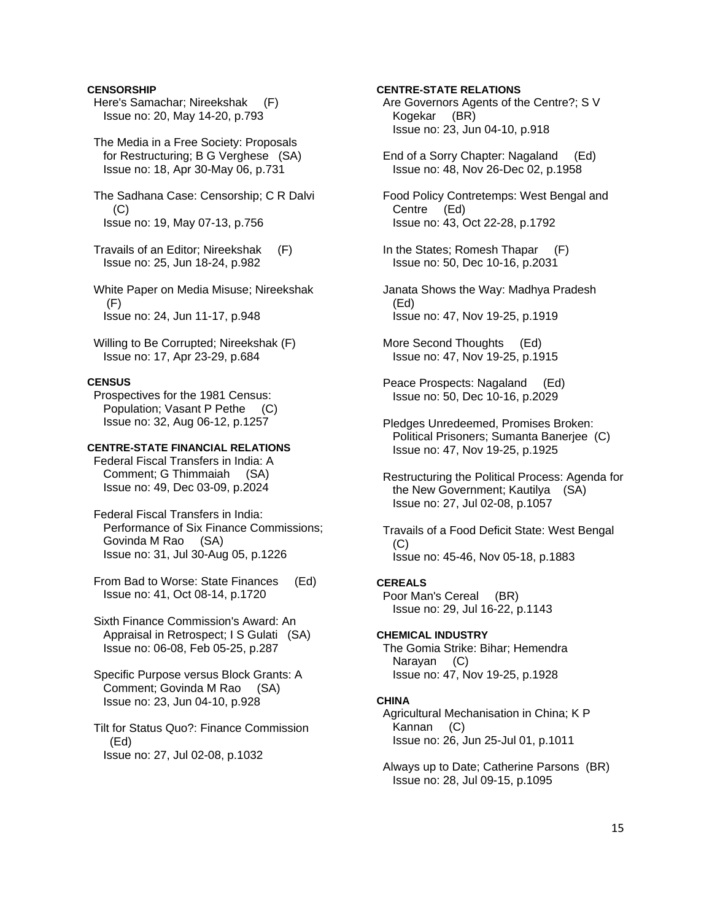**CENSORSHIP**

Here's Samachar; Nireekshak (F)
Issue no: 20, May 14-20, p.793

The Media in a Free Society: Proposals for Restructuring; B G Verghese (SA)
Issue no: 18, Apr 30-May 06, p.731

The Sadhana Case: Censorship; C R Dalvi (C)
Issue no: 19, May 07-13, p.756

Travails of an Editor; Nireekshak (F)
Issue no: 25, Jun 18-24, p.982

White Paper on Media Misuse; Nireekshak (F)
Issue no: 24, Jun 11-17, p.948

Willing to Be Corrupted; Nireekshak (F)
Issue no: 17, Apr 23-29, p.684

**CENSUS**

Prospectives for the 1981 Census: Population; Vasant P Pethe (C)
Issue no: 32, Aug 06-12, p.1257

**CENTRE-STATE FINANCIAL RELATIONS**

Federal Fiscal Transfers in India: A Comment; G Thimmaiah (SA)
Issue no: 49, Dec 03-09, p.2024

Federal Fiscal Transfers in India: Performance of Six Finance Commissions; Govinda M Rao (SA)
Issue no: 31, Jul 30-Aug 05, p.1226

From Bad to Worse: State Finances (Ed)
Issue no: 41, Oct 08-14, p.1720

Sixth Finance Commission's Award: An Appraisal in Retrospect; I S Gulati (SA)
Issue no: 06-08, Feb 05-25, p.287

Specific Purpose versus Block Grants: A Comment; Govinda M Rao (SA)
Issue no: 23, Jun 04-10, p.928

Tilt for Status Quo?: Finance Commission (Ed)
Issue no: 27, Jul 02-08, p.1032

**CENTRE-STATE RELATIONS**

Are Governors Agents of the Centre?; S V Kogekar (BR)
Issue no: 23, Jun 04-10, p.918

End of a Sorry Chapter: Nagaland (Ed)
Issue no: 48, Nov 26-Dec 02, p.1958

Food Policy Contretemps: West Bengal and Centre (Ed)
Issue no: 43, Oct 22-28, p.1792

In the States; Romesh Thapar (F)
Issue no: 50, Dec 10-16, p.2031

Janata Shows the Way: Madhya Pradesh (Ed)
Issue no: 47, Nov 19-25, p.1919

More Second Thoughts (Ed)
Issue no: 47, Nov 19-25, p.1915

Peace Prospects: Nagaland (Ed)
Issue no: 50, Dec 10-16, p.2029

Pledges Unredeemed, Promises Broken: Political Prisoners; Sumanta Banerjee (C)
Issue no: 47, Nov 19-25, p.1925

Restructuring the Political Process: Agenda for the New Government; Kautilya (SA)
Issue no: 27, Jul 02-08, p.1057

Travails of a Food Deficit State: West Bengal (C)
Issue no: 45-46, Nov 05-18, p.1883

**CEREALS**

Poor Man's Cereal (BR)
Issue no: 29, Jul 16-22, p.1143

**CHEMICAL INDUSTRY**

The Gomia Strike: Bihar; Hemendra Narayan (C)
Issue no: 47, Nov 19-25, p.1928

**CHINA**

Agricultural Mechanisation in China; K P Kannan (C)
Issue no: 26, Jun 25-Jul 01, p.1011

Always up to Date; Catherine Parsons (BR)
Issue no: 28, Jul 09-15, p.1095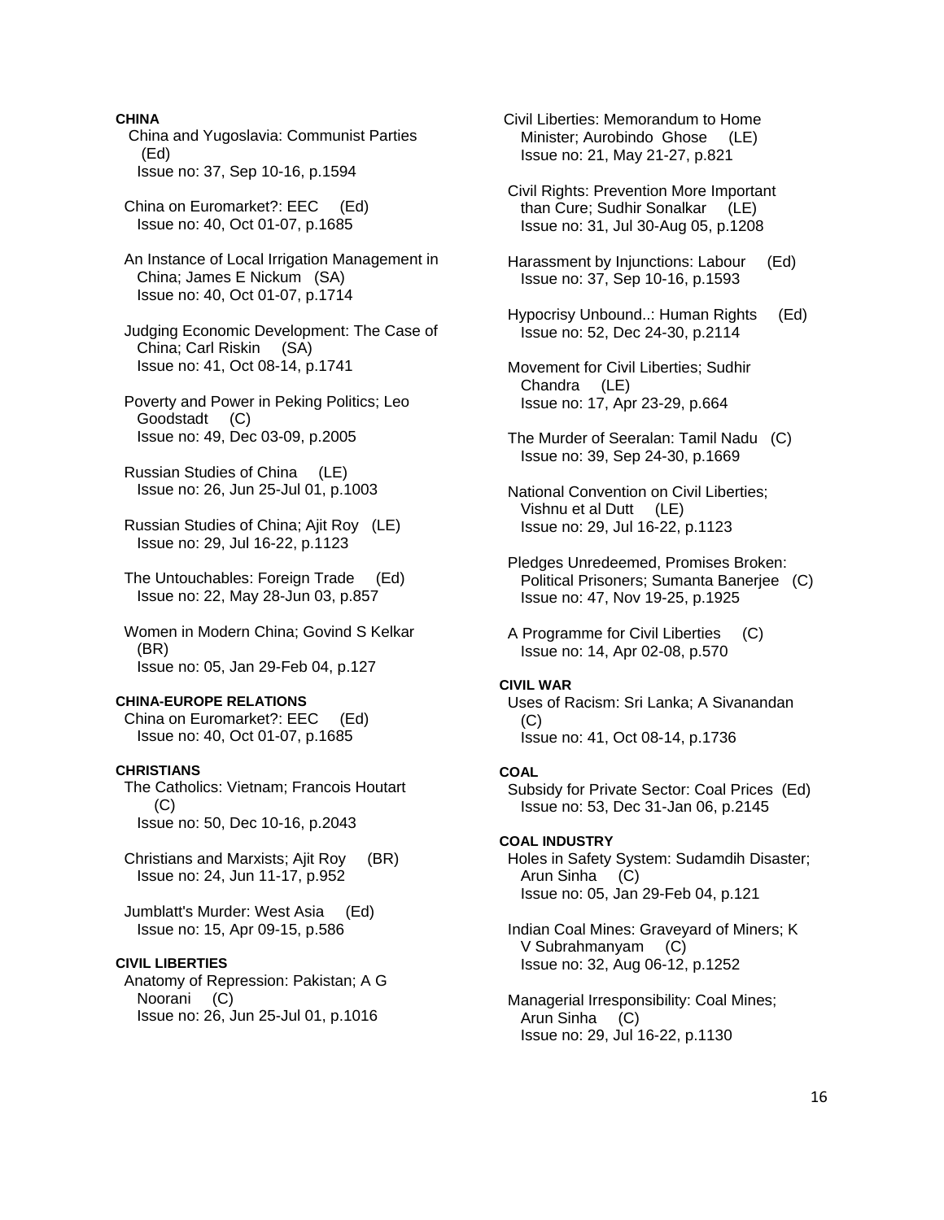**CHINA**

China and Yugoslavia: Communist Parties (Ed)
Issue no: 37, Sep 10-16, p.1594

China on Euromarket?: EEC (Ed)
Issue no: 40, Oct 01-07, p.1685

An Instance of Local Irrigation Management in China; James E Nickum (SA)
Issue no: 40, Oct 01-07, p.1714

Judging Economic Development: The Case of China; Carl Riskin (SA)
Issue no: 41, Oct 08-14, p.1741

Poverty and Power in Peking Politics; Leo Goodstadt (C)
Issue no: 49, Dec 03-09, p.2005

Russian Studies of China (LE)
Issue no: 26, Jun 25-Jul 01, p.1003

Russian Studies of China; Ajit Roy (LE)
Issue no: 29, Jul 16-22, p.1123

The Untouchables: Foreign Trade (Ed)
Issue no: 22, May 28-Jun 03, p.857

Women in Modern China; Govind S Kelkar (BR)
Issue no: 05, Jan 29-Feb 04, p.127

**CHINA-EUROPE RELATIONS**

China on Euromarket?: EEC (Ed)
Issue no: 40, Oct 01-07, p.1685

**CHRISTIANS**

The Catholics: Vietnam; Francois Houtart (C)
Issue no: 50, Dec 10-16, p.2043

Christians and Marxists; Ajit Roy (BR)
Issue no: 24, Jun 11-17, p.952

Jumblatt's Murder: West Asia (Ed)
Issue no: 15, Apr 09-15, p.586

**CIVIL LIBERTIES**

Anatomy of Repression: Pakistan; A G Noorani (C)
Issue no: 26, Jun 25-Jul 01, p.1016

Civil Liberties: Memorandum to Home Minister; Aurobindo Ghose (LE)
Issue no: 21, May 21-27, p.821

Civil Rights: Prevention More Important than Cure; Sudhir Sonalkar (LE)
Issue no: 31, Jul 30-Aug 05, p.1208

Harassment by Injunctions: Labour (Ed)
Issue no: 37, Sep 10-16, p.1593

Hypocrisy Unbound..: Human Rights (Ed)
Issue no: 52, Dec 24-30, p.2114

Movement for Civil Liberties; Sudhir Chandra (LE)
Issue no: 17, Apr 23-29, p.664

The Murder of Seeralan: Tamil Nadu (C)
Issue no: 39, Sep 24-30, p.1669

National Convention on Civil Liberties; Vishnu et al Dutt (LE)
Issue no: 29, Jul 16-22, p.1123

Pledges Unredeemed, Promises Broken: Political Prisoners; Sumanta Banerjee (C)
Issue no: 47, Nov 19-25, p.1925

A Programme for Civil Liberties (C)
Issue no: 14, Apr 02-08, p.570

**CIVIL WAR**

Uses of Racism: Sri Lanka; A Sivanandan (C)
Issue no: 41, Oct 08-14, p.1736

**COAL**

Subsidy for Private Sector: Coal Prices (Ed)
Issue no: 53, Dec 31-Jan 06, p.2145

**COAL INDUSTRY**

Holes in Safety System: Sudamdih Disaster; Arun Sinha (C)
Issue no: 05, Jan 29-Feb 04, p.121

Indian Coal Mines: Graveyard of Miners; K V Subrahmanyam (C)
Issue no: 32, Aug 06-12, p.1252

Managerial Irresponsibility: Coal Mines; Arun Sinha (C)
Issue no: 29, Jul 16-22, p.1130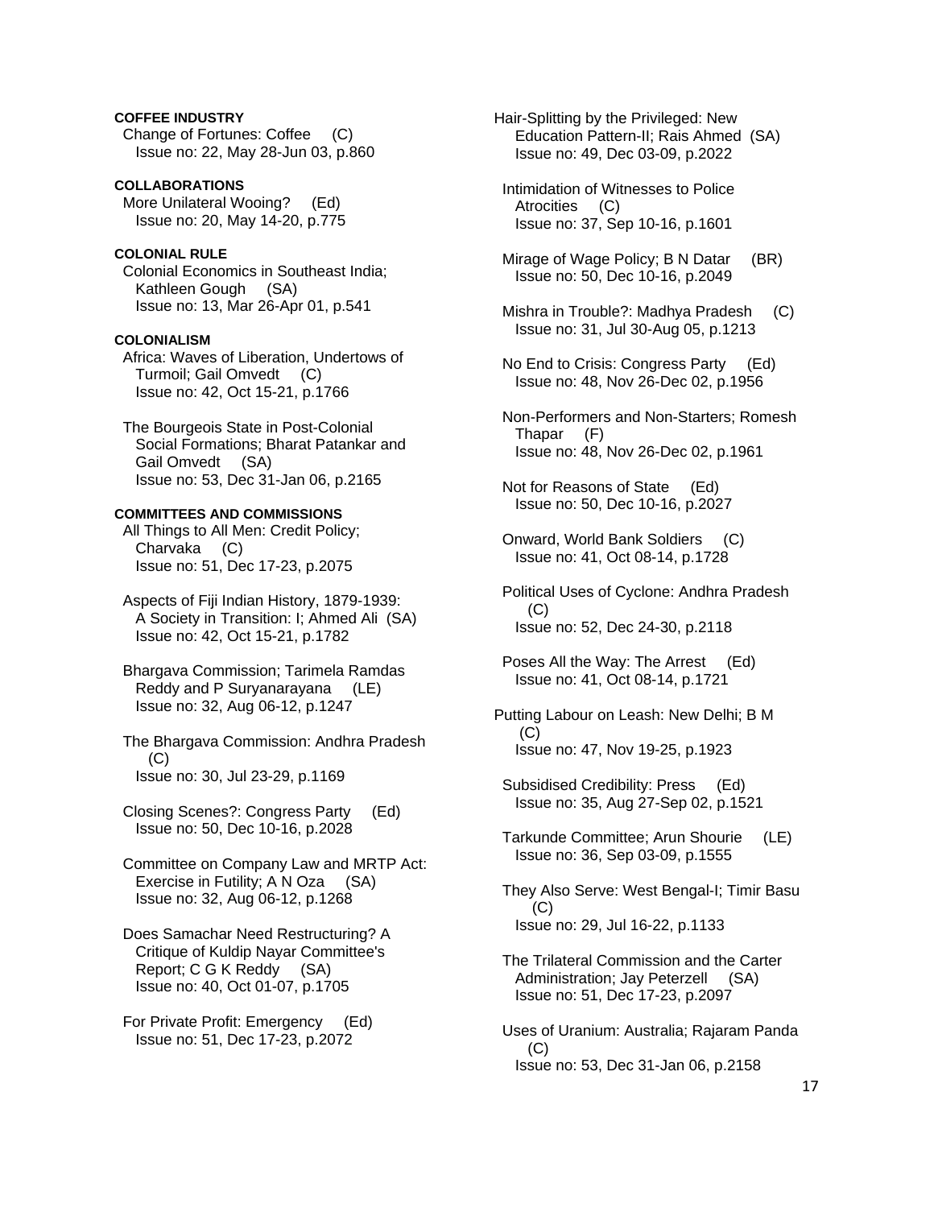**COFFEE INDUSTRY**

Change of Fortunes: Coffee (C)
Issue no: 22, May 28-Jun 03, p.860

**COLLABORATIONS**

More Unilateral Wooing? (Ed)
Issue no: 20, May 14-20, p.775

**COLONIAL RULE**

Colonial Economics in Southeast India; Kathleen Gough (SA)
Issue no: 13, Mar 26-Apr 01, p.541

**COLONIALISM**

Africa: Waves of Liberation, Undertows of Turmoil; Gail Omvedt (C)
Issue no: 42, Oct 15-21, p.1766

The Bourgeois State in Post-Colonial Social Formations; Bharat Patankar and Gail Omvedt (SA)
Issue no: 53, Dec 31-Jan 06, p.2165

**COMMITTEES AND COMMISSIONS**

All Things to All Men: Credit Policy; Charvaka (C)
Issue no: 51, Dec 17-23, p.2075

Aspects of Fiji Indian History, 1879-1939: A Society in Transition: I; Ahmed Ali (SA)
Issue no: 42, Oct 15-21, p.1782

Bhargava Commission; Tarimela Ramdas Reddy and P Suryanarayana (LE)
Issue no: 32, Aug 06-12, p.1247

The Bhargava Commission: Andhra Pradesh (C)
Issue no: 30, Jul 23-29, p.1169

Closing Scenes?: Congress Party (Ed)
Issue no: 50, Dec 10-16, p.2028

Committee on Company Law and MRTP Act: Exercise in Futility; A N Oza (SA)
Issue no: 32, Aug 06-12, p.1268

Does Samachar Need Restructuring? A Critique of Kuldip Nayar Committee's Report; C G K Reddy (SA)
Issue no: 40, Oct 01-07, p.1705

For Private Profit: Emergency (Ed)
Issue no: 51, Dec 17-23, p.2072

Hair-Splitting by the Privileged: New Education Pattern-II; Rais Ahmed (SA)
Issue no: 49, Dec 03-09, p.2022

Intimidation of Witnesses to Police Atrocities (C)
Issue no: 37, Sep 10-16, p.1601

Mirage of Wage Policy; B N Datar (BR)
Issue no: 50, Dec 10-16, p.2049

Mishra in Trouble?: Madhya Pradesh (C)
Issue no: 31, Jul 30-Aug 05, p.1213

No End to Crisis: Congress Party (Ed)
Issue no: 48, Nov 26-Dec 02, p.1956

Non-Performers and Non-Starters; Romesh Thapar (F)
Issue no: 48, Nov 26-Dec 02, p.1961

Not for Reasons of State (Ed)
Issue no: 50, Dec 10-16, p.2027

Onward, World Bank Soldiers (C)
Issue no: 41, Oct 08-14, p.1728

Political Uses of Cyclone: Andhra Pradesh (C)
Issue no: 52, Dec 24-30, p.2118

Poses All the Way: The Arrest (Ed)
Issue no: 41, Oct 08-14, p.1721

Putting Labour on Leash: New Delhi; B M (C)
Issue no: 47, Nov 19-25, p.1923

Subsidised Credibility: Press (Ed)
Issue no: 35, Aug 27-Sep 02, p.1521

Tarkunde Committee; Arun Shourie (LE)
Issue no: 36, Sep 03-09, p.1555

They Also Serve: West Bengal-I; Timir Basu (C)
Issue no: 29, Jul 16-22, p.1133

The Trilateral Commission and the Carter Administration; Jay Peterzell (SA)
Issue no: 51, Dec 17-23, p.2097

Uses of Uranium: Australia; Rajaram Panda (C)
Issue no: 53, Dec 31-Jan 06, p.2158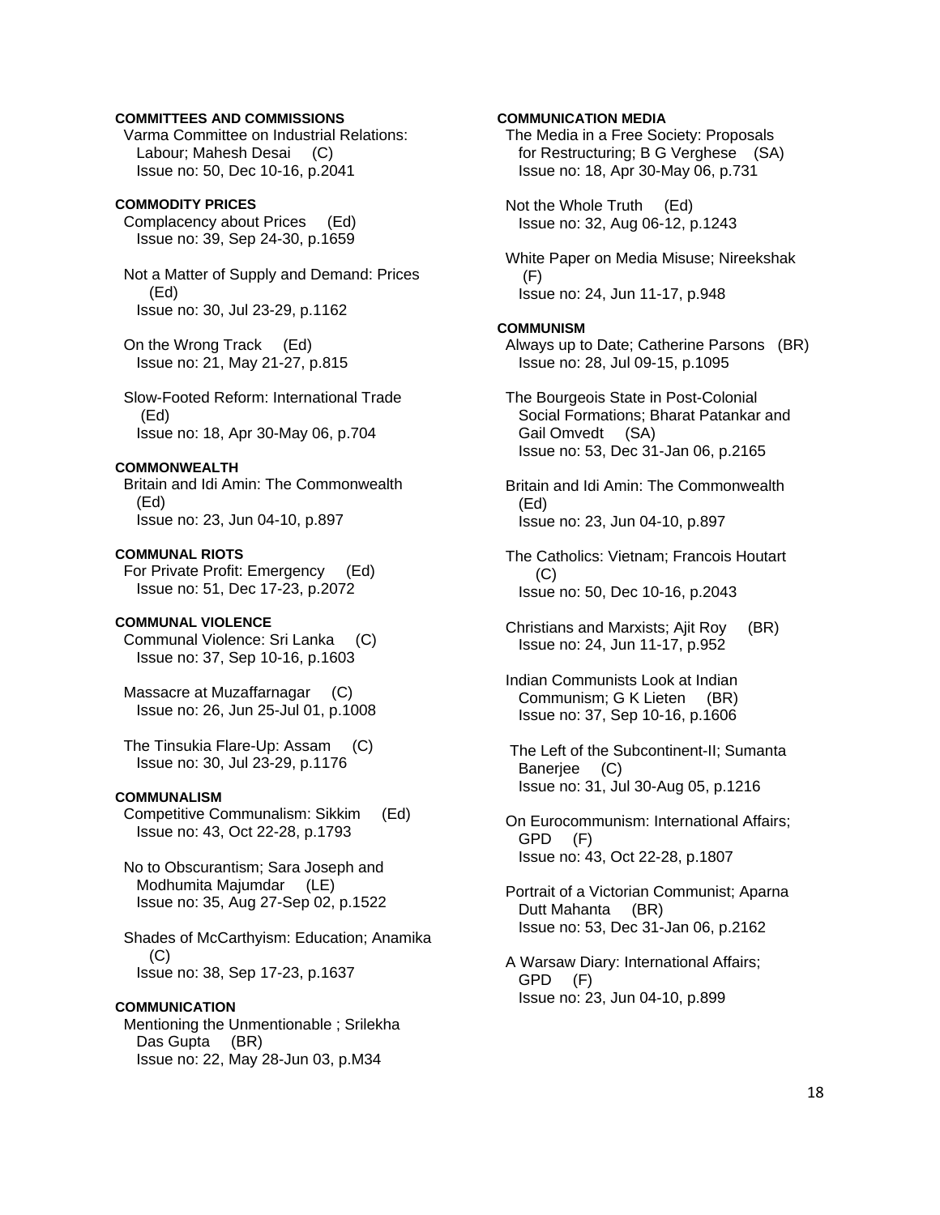**COMMITTEES AND COMMISSIONS**
Varma Committee on Industrial Relations: Labour; Mahesh Desai (C)
Issue no: 50, Dec 10-16, p.2041

**COMMODITY PRICES**
Complacency about Prices (Ed)
Issue no: 39, Sep 24-30, p.1659

Not a Matter of Supply and Demand: Prices (Ed)
Issue no: 30, Jul 23-29, p.1162

On the Wrong Track (Ed)
Issue no: 21, May 21-27, p.815

Slow-Footed Reform: International Trade (Ed)
Issue no: 18, Apr 30-May 06, p.704

**COMMONWEALTH**
Britain and Idi Amin: The Commonwealth (Ed)
Issue no: 23, Jun 04-10, p.897

**COMMUNAL RIOTS**
For Private Profit: Emergency (Ed)
Issue no: 51, Dec 17-23, p.2072

**COMMUNAL VIOLENCE**
Communal Violence: Sri Lanka (C)
Issue no: 37, Sep 10-16, p.1603

Massacre at Muzaffarnagar (C)
Issue no: 26, Jun 25-Jul 01, p.1008

The Tinsukia Flare-Up: Assam (C)
Issue no: 30, Jul 23-29, p.1176

**COMMUNALISM**
Competitive Communalism: Sikkim (Ed)
Issue no: 43, Oct 22-28, p.1793

No to Obscurantism; Sara Joseph and Modhumita Majumdar (LE)
Issue no: 35, Aug 27-Sep 02, p.1522

Shades of McCarthyism: Education; Anamika (C)
Issue no: 38, Sep 17-23, p.1637

**COMMUNICATION**
Mentioning the Unmentionable ; Srilekha Das Gupta (BR)
Issue no: 22, May 28-Jun 03, p.M34

**COMMUNICATION MEDIA**
The Media in a Free Society: Proposals for Restructuring; B G Verghese (SA)
Issue no: 18, Apr 30-May 06, p.731

Not the Whole Truth (Ed)
Issue no: 32, Aug 06-12, p.1243

White Paper on Media Misuse; Nireekshak (F)
Issue no: 24, Jun 11-17, p.948

**COMMUNISM**
Always up to Date; Catherine Parsons (BR)
Issue no: 28, Jul 09-15, p.1095

The Bourgeois State in Post-Colonial Social Formations; Bharat Patankar and Gail Omvedt (SA)
Issue no: 53, Dec 31-Jan 06, p.2165

Britain and Idi Amin: The Commonwealth (Ed)
Issue no: 23, Jun 04-10, p.897

The Catholics: Vietnam; Francois Houtart (C)
Issue no: 50, Dec 10-16, p.2043

Christians and Marxists; Ajit Roy (BR)
Issue no: 24, Jun 11-17, p.952

Indian Communists Look at Indian Communism; G K Lieten (BR)
Issue no: 37, Sep 10-16, p.1606

The Left of the Subcontinent-II; Sumanta Banerjee (C)
Issue no: 31, Jul 30-Aug 05, p.1216

On Eurocommunism: International Affairs; GPD (F)
Issue no: 43, Oct 22-28, p.1807

Portrait of a Victorian Communist; Aparna Dutt Mahanta (BR)
Issue no: 53, Dec 31-Jan 06, p.2162

A Warsaw Diary: International Affairs; GPD (F)
Issue no: 23, Jun 04-10, p.899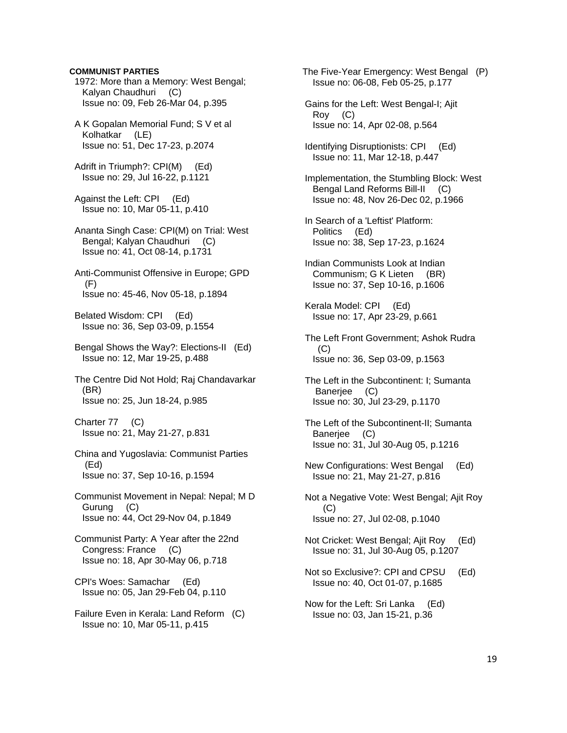**COMMUNIST PARTIES**

1972: More than a Memory: West Bengal; Kalyan Chaudhuri (C)
Issue no: 09, Feb 26-Mar 04, p.395

A K Gopalan Memorial Fund; S V et al Kolhatkar (LE)
Issue no: 51, Dec 17-23, p.2074

Adrift in Triumph?: CPI(M) (Ed)
Issue no: 29, Jul 16-22, p.1121

Against the Left: CPI (Ed)
Issue no: 10, Mar 05-11, p.410

Ananta Singh Case: CPI(M) on Trial: West Bengal; Kalyan Chaudhuri (C)
Issue no: 41, Oct 08-14, p.1731

Anti-Communist Offensive in Europe; GPD (F)
Issue no: 45-46, Nov 05-18, p.1894

Belated Wisdom: CPI (Ed)
Issue no: 36, Sep 03-09, p.1554

Bengal Shows the Way?: Elections-II (Ed)
Issue no: 12, Mar 19-25, p.488

The Centre Did Not Hold; Raj Chandavarkar (BR)
Issue no: 25, Jun 18-24, p.985

Charter 77 (C)
Issue no: 21, May 21-27, p.831

China and Yugoslavia: Communist Parties (Ed)
Issue no: 37, Sep 10-16, p.1594

Communist Movement in Nepal: Nepal; M D Gurung (C)
Issue no: 44, Oct 29-Nov 04, p.1849

Communist Party: A Year after the 22nd Congress: France (C)
Issue no: 18, Apr 30-May 06, p.718

CPI's Woes: Samachar (Ed)
Issue no: 05, Jan 29-Feb 04, p.110

Failure Even in Kerala: Land Reform (C)
Issue no: 10, Mar 05-11, p.415

The Five-Year Emergency: West Bengal (P)
Issue no: 06-08, Feb 05-25, p.177

Gains for the Left: West Bengal-I; Ajit Roy (C)
Issue no: 14, Apr 02-08, p.564

Identifying Disruptionists: CPI (Ed)
Issue no: 11, Mar 12-18, p.447

Implementation, the Stumbling Block: West Bengal Land Reforms Bill-II (C)
Issue no: 48, Nov 26-Dec 02, p.1966

In Search of a 'Leftist' Platform: Politics (Ed)
Issue no: 38, Sep 17-23, p.1624

Indian Communists Look at Indian Communism; G K Lieten (BR)
Issue no: 37, Sep 10-16, p.1606

Kerala Model: CPI (Ed)
Issue no: 17, Apr 23-29, p.661

The Left Front Government; Ashok Rudra (C)
Issue no: 36, Sep 03-09, p.1563

The Left in the Subcontinent: I; Sumanta Banerjee (C)
Issue no: 30, Jul 23-29, p.1170

The Left of the Subcontinent-II; Sumanta Banerjee (C)
Issue no: 31, Jul 30-Aug 05, p.1216

New Configurations: West Bengal (Ed)
Issue no: 21, May 21-27, p.816

Not a Negative Vote: West Bengal; Ajit Roy (C)
Issue no: 27, Jul 02-08, p.1040

Not Cricket: West Bengal; Ajit Roy (Ed)
Issue no: 31, Jul 30-Aug 05, p.1207

Not so Exclusive?: CPI and CPSU (Ed)
Issue no: 40, Oct 01-07, p.1685

Now for the Left: Sri Lanka (Ed)
Issue no: 03, Jan 15-21, p.36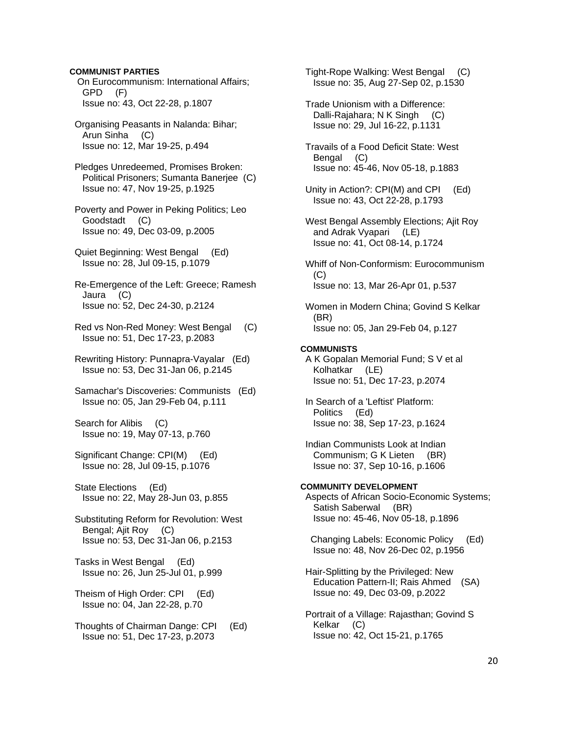**COMMUNIST PARTIES**

On Eurocommunism: International Affairs; GPD (F)
Issue no: 43, Oct 22-28, p.1807

Organising Peasants in Nalanda: Bihar; Arun Sinha (C)
Issue no: 12, Mar 19-25, p.494

Pledges Unredeemed, Promises Broken: Political Prisoners; Sumanta Banerjee (C)
Issue no: 47, Nov 19-25, p.1925

Poverty and Power in Peking Politics; Leo Goodstadt (C)
Issue no: 49, Dec 03-09, p.2005

Quiet Beginning: West Bengal (Ed)
Issue no: 28, Jul 09-15, p.1079

Re-Emergence of the Left: Greece; Ramesh Jaura (C)
Issue no: 52, Dec 24-30, p.2124

Red vs Non-Red Money: West Bengal (C)
Issue no: 51, Dec 17-23, p.2083

Rewriting History: Punnapra-Vayalar (Ed)
Issue no: 53, Dec 31-Jan 06, p.2145

Samachar's Discoveries: Communists (Ed)
Issue no: 05, Jan 29-Feb 04, p.111

Search for Alibis (C)
Issue no: 19, May 07-13, p.760

Significant Change: CPI(M) (Ed)
Issue no: 28, Jul 09-15, p.1076

State Elections (Ed)
Issue no: 22, May 28-Jun 03, p.855

Substituting Reform for Revolution: West Bengal; Ajit Roy (C)
Issue no: 53, Dec 31-Jan 06, p.2153

Tasks in West Bengal (Ed)
Issue no: 26, Jun 25-Jul 01, p.999

Theism of High Order: CPI (Ed)
Issue no: 04, Jan 22-28, p.70

Thoughts of Chairman Dange: CPI (Ed)
Issue no: 51, Dec 17-23, p.2073

Tight-Rope Walking: West Bengal (C)
Issue no: 35, Aug 27-Sep 02, p.1530

Trade Unionism with a Difference: Dalli-Rajahara; N K Singh (C)
Issue no: 29, Jul 16-22, p.1131

Travails of a Food Deficit State: West Bengal (C)
Issue no: 45-46, Nov 05-18, p.1883

Unity in Action?: CPI(M) and CPI (Ed)
Issue no: 43, Oct 22-28, p.1793

West Bengal Assembly Elections; Ajit Roy and Adrak Vyapari (LE)
Issue no: 41, Oct 08-14, p.1724

Whiff of Non-Conformism: Eurocommunism (C)
Issue no: 13, Mar 26-Apr 01, p.537

Women in Modern China; Govind S Kelkar (BR)
Issue no: 05, Jan 29-Feb 04, p.127

**COMMUNISTS**

A K Gopalan Memorial Fund; S V et al Kolhatkar (LE)
Issue no: 51, Dec 17-23, p.2074

In Search of a 'Leftist' Platform: Politics (Ed)
Issue no: 38, Sep 17-23, p.1624

Indian Communists Look at Indian Communism; G K Lieten (BR)
Issue no: 37, Sep 10-16, p.1606

**COMMUNITY DEVELOPMENT**

Aspects of African Socio-Economic Systems; Satish Saberwal (BR)
Issue no: 45-46, Nov 05-18, p.1896

Changing Labels: Economic Policy (Ed)
Issue no: 48, Nov 26-Dec 02, p.1956

Hair-Splitting by the Privileged: New Education Pattern-II; Rais Ahmed (SA)
Issue no: 49, Dec 03-09, p.2022

Portrait of a Village: Rajasthan; Govind S Kelkar (C)
Issue no: 42, Oct 15-21, p.1765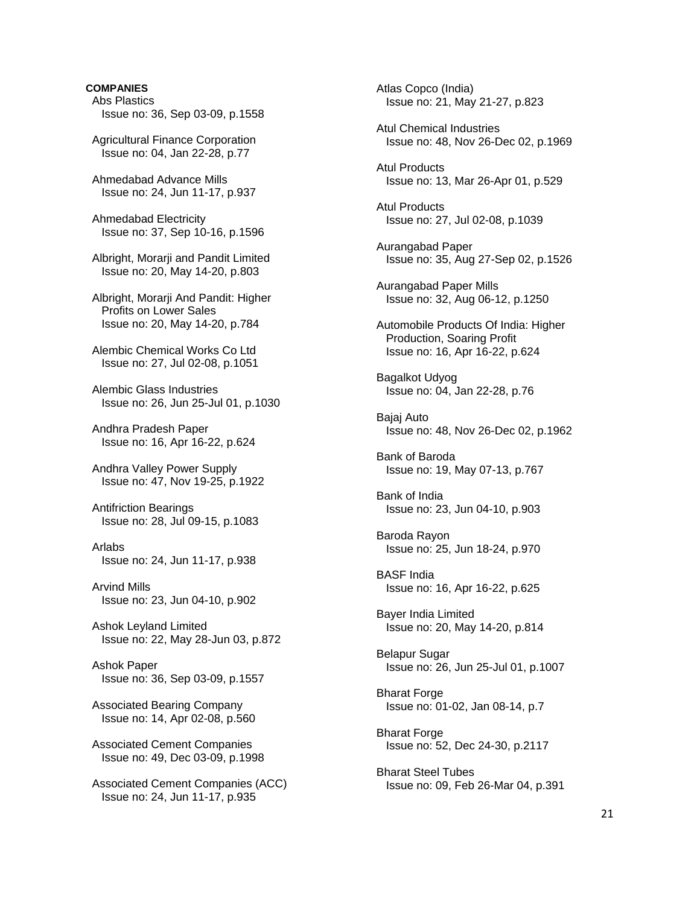**COMPANIES**

Abs Plastics
Issue no: 36, Sep 03-09, p.1558

Agricultural Finance Corporation
Issue no: 04, Jan 22-28, p.77

Ahmedabad Advance Mills
Issue no: 24, Jun 11-17, p.937

Ahmedabad Electricity
Issue no: 37, Sep 10-16, p.1596

Albright, Morarji and Pandit Limited
Issue no: 20, May 14-20, p.803

Albright, Morarji And Pandit: Higher Profits on Lower Sales
Issue no: 20, May 14-20, p.784

Alembic Chemical Works Co Ltd
Issue no: 27, Jul 02-08, p.1051

Alembic Glass Industries
Issue no: 26, Jun 25-Jul 01, p.1030

Andhra Pradesh Paper
Issue no: 16, Apr 16-22, p.624

Andhra Valley Power Supply
Issue no: 47, Nov 19-25, p.1922

Antifriction Bearings
Issue no: 28, Jul 09-15, p.1083

Arlabs
Issue no: 24, Jun 11-17, p.938

Arvind Mills
Issue no: 23, Jun 04-10, p.902

Ashok Leyland Limited
Issue no: 22, May 28-Jun 03, p.872

Ashok Paper
Issue no: 36, Sep 03-09, p.1557

Associated Bearing Company
Issue no: 14, Apr 02-08, p.560

Associated Cement Companies
Issue no: 49, Dec 03-09, p.1998

Associated Cement Companies (ACC)
Issue no: 24, Jun 11-17, p.935

Atlas Copco (India)
Issue no: 21, May 21-27, p.823

Atul Chemical Industries
Issue no: 48, Nov 26-Dec 02, p.1969

Atul Products
Issue no: 13, Mar 26-Apr 01, p.529

Atul Products
Issue no: 27, Jul 02-08, p.1039

Aurangabad Paper
Issue no: 35, Aug 27-Sep 02, p.1526

Aurangabad Paper Mills
Issue no: 32, Aug 06-12, p.1250

Automobile Products Of India: Higher Production, Soaring Profit
Issue no: 16, Apr 16-22, p.624

Bagalkot Udyog
Issue no: 04, Jan 22-28, p.76

Bajaj Auto
Issue no: 48, Nov 26-Dec 02, p.1962

Bank of Baroda
Issue no: 19, May 07-13, p.767

Bank of India
Issue no: 23, Jun 04-10, p.903

Baroda Rayon
Issue no: 25, Jun 18-24, p.970

BASF India
Issue no: 16, Apr 16-22, p.625

Bayer India Limited
Issue no: 20, May 14-20, p.814

Belapur Sugar
Issue no: 26, Jun 25-Jul 01, p.1007

Bharat Forge
Issue no: 01-02, Jan 08-14, p.7

Bharat Forge
Issue no: 52, Dec 24-30, p.2117

Bharat Steel Tubes
Issue no: 09, Feb 26-Mar 04, p.391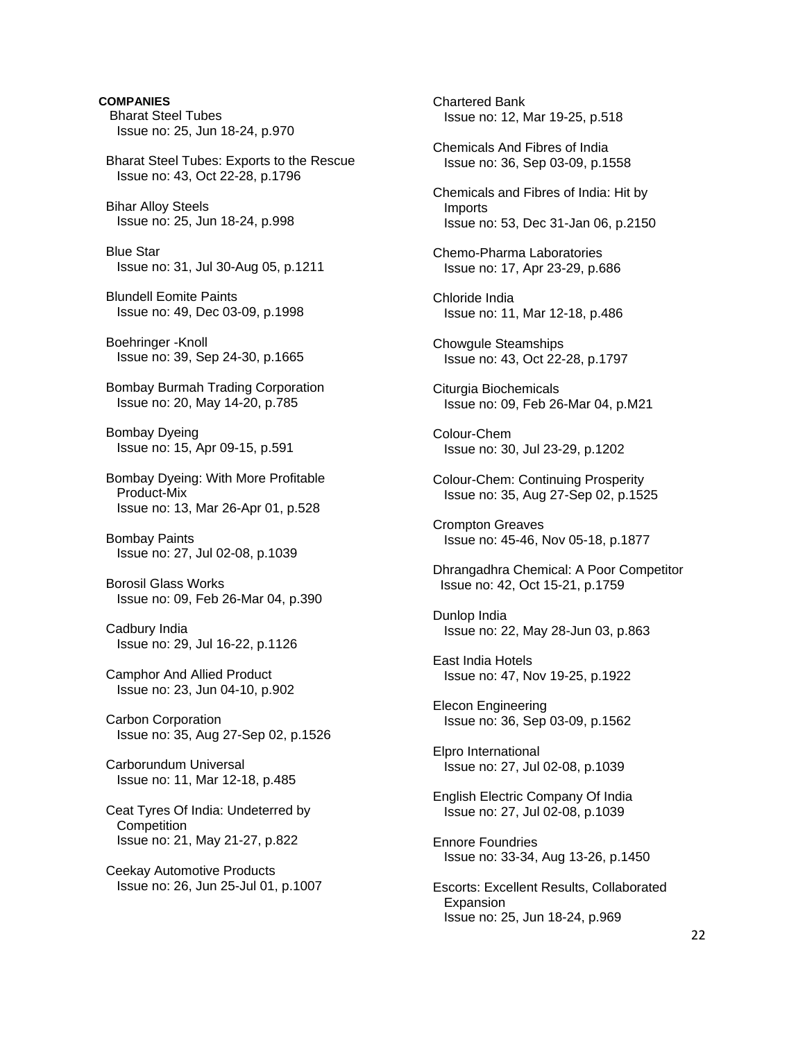**COMPANIES**

Bharat Steel Tubes
Issue no: 25, Jun 18-24, p.970

Bharat Steel Tubes: Exports to the Rescue
Issue no: 43, Oct 22-28, p.1796

Bihar Alloy Steels
Issue no: 25, Jun 18-24, p.998

Blue Star
Issue no: 31, Jul 30-Aug 05, p.1211

Blundell Eomite Paints
Issue no: 49, Dec 03-09, p.1998

Boehringer -Knoll
Issue no: 39, Sep 24-30, p.1665

Bombay Burmah Trading Corporation
Issue no: 20, May 14-20, p.785

Bombay Dyeing
Issue no: 15, Apr 09-15, p.591

Bombay Dyeing: With More Profitable Product-Mix
Issue no: 13, Mar 26-Apr 01, p.528

Bombay Paints
Issue no: 27, Jul 02-08, p.1039

Borosil Glass Works
Issue no: 09, Feb 26-Mar 04, p.390

Cadbury India
Issue no: 29, Jul 16-22, p.1126

Camphor And Allied Product
Issue no: 23, Jun 04-10, p.902

Carbon Corporation
Issue no: 35, Aug 27-Sep 02, p.1526

Carborundum Universal
Issue no: 11, Mar 12-18, p.485

Ceat Tyres Of India: Undeterred by Competition
Issue no: 21, May 21-27, p.822

Ceekay Automotive Products
Issue no: 26, Jun 25-Jul 01, p.1007

Chartered Bank
Issue no: 12, Mar 19-25, p.518

Chemicals And Fibres of India
Issue no: 36, Sep 03-09, p.1558

Chemicals and Fibres of India: Hit by Imports
Issue no: 53, Dec 31-Jan 06, p.2150

Chemo-Pharma Laboratories
Issue no: 17, Apr 23-29, p.686

Chloride India
Issue no: 11, Mar 12-18, p.486

Chowgule Steamships
Issue no: 43, Oct 22-28, p.1797

Citurgia Biochemicals
Issue no: 09, Feb 26-Mar 04, p.M21

Colour-Chem
Issue no: 30, Jul 23-29, p.1202

Colour-Chem: Continuing Prosperity
Issue no: 35, Aug 27-Sep 02, p.1525

Crompton Greaves
Issue no: 45-46, Nov 05-18, p.1877

Dhrangadhra Chemical: A Poor Competitor
Issue no: 42, Oct 15-21, p.1759

Dunlop India
Issue no: 22, May 28-Jun 03, p.863

East India Hotels
Issue no: 47, Nov 19-25, p.1922

Elecon Engineering
Issue no: 36, Sep 03-09, p.1562

Elpro International
Issue no: 27, Jul 02-08, p.1039

English Electric Company Of India
Issue no: 27, Jul 02-08, p.1039

Ennore Foundries
Issue no: 33-34, Aug 13-26, p.1450

Escorts: Excellent Results, Collaborated Expansion
Issue no: 25, Jun 18-24, p.969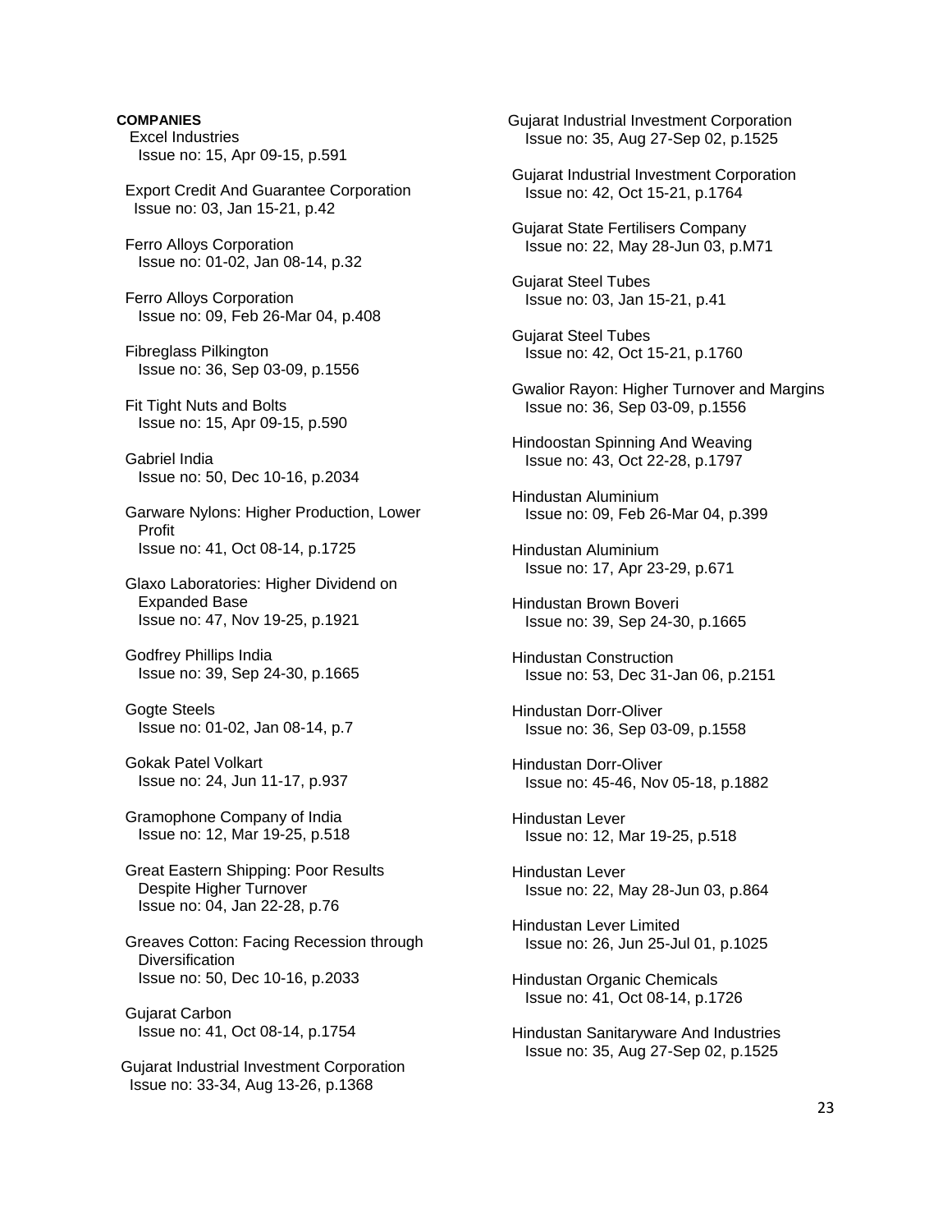**COMPANIES**

Excel Industries
Issue no: 15, Apr 09-15, p.591

Export Credit And Guarantee Corporation
Issue no: 03, Jan 15-21, p.42

Ferro Alloys Corporation
Issue no: 01-02, Jan 08-14, p.32

Ferro Alloys Corporation
Issue no: 09, Feb 26-Mar 04, p.408

Fibreglass Pilkington
Issue no: 36, Sep 03-09, p.1556

Fit Tight Nuts and Bolts
Issue no: 15, Apr 09-15, p.590

Gabriel India
Issue no: 50, Dec 10-16, p.2034

Garware Nylons: Higher Production, Lower Profit
Issue no: 41, Oct 08-14, p.1725

Glaxo Laboratories: Higher Dividend on Expanded Base
Issue no: 47, Nov 19-25, p.1921

Godfrey Phillips India
Issue no: 39, Sep 24-30, p.1665

Gogte Steels
Issue no: 01-02, Jan 08-14, p.7

Gokak Patel Volkart
Issue no: 24, Jun 11-17, p.937

Gramophone Company of India
Issue no: 12, Mar 19-25, p.518

Great Eastern Shipping: Poor Results Despite Higher Turnover
Issue no: 04, Jan 22-28, p.76

Greaves Cotton: Facing Recession through Diversification
Issue no: 50, Dec 10-16, p.2033

Gujarat Carbon
Issue no: 41, Oct 08-14, p.1754

Gujarat Industrial Investment Corporation
Issue no: 33-34, Aug 13-26, p.1368

Gujarat Industrial Investment Corporation
Issue no: 35, Aug 27-Sep 02, p.1525

Gujarat Industrial Investment Corporation
Issue no: 42, Oct 15-21, p.1764

Gujarat State Fertilisers Company
Issue no: 22, May 28-Jun 03, p.M71

Gujarat Steel Tubes
Issue no: 03, Jan 15-21, p.41

Gujarat Steel Tubes
Issue no: 42, Oct 15-21, p.1760

Gwalior Rayon: Higher Turnover and Margins
Issue no: 36, Sep 03-09, p.1556

Hindoostan Spinning And Weaving
Issue no: 43, Oct 22-28, p.1797

Hindustan Aluminium
Issue no: 09, Feb 26-Mar 04, p.399

Hindustan Aluminium
Issue no: 17, Apr 23-29, p.671

Hindustan Brown Boveri
Issue no: 39, Sep 24-30, p.1665

Hindustan Construction
Issue no: 53, Dec 31-Jan 06, p.2151

Hindustan Dorr-Oliver
Issue no: 36, Sep 03-09, p.1558

Hindustan Dorr-Oliver
Issue no: 45-46, Nov 05-18, p.1882

Hindustan Lever
Issue no: 12, Mar 19-25, p.518

Hindustan Lever
Issue no: 22, May 28-Jun 03, p.864

Hindustan Lever Limited
Issue no: 26, Jun 25-Jul 01, p.1025

Hindustan Organic Chemicals
Issue no: 41, Oct 08-14, p.1726

Hindustan Sanitaryware And Industries
Issue no: 35, Aug 27-Sep 02, p.1525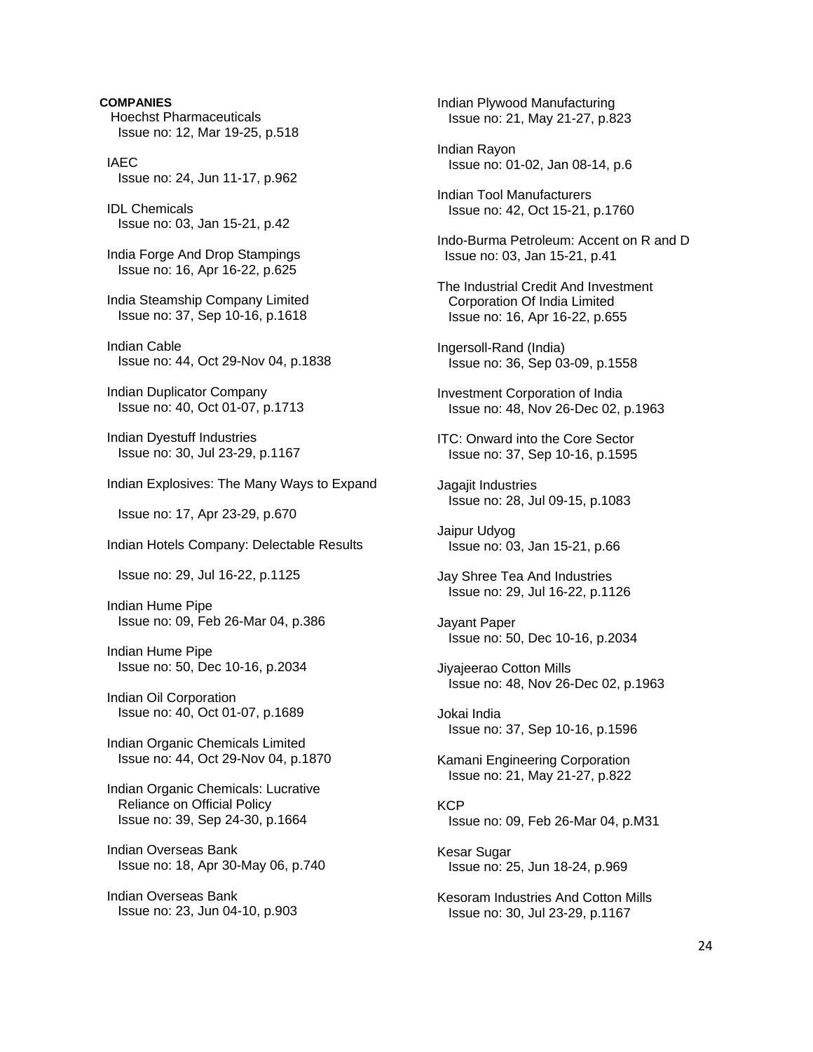**COMPANIES**

Hoechst Pharmaceuticals
Issue no: 12, Mar 19-25, p.518

IAEC
Issue no: 24, Jun 11-17, p.962

IDL Chemicals
Issue no: 03, Jan 15-21, p.42

India Forge And Drop Stampings
Issue no: 16, Apr 16-22, p.625

India Steamship Company Limited
Issue no: 37, Sep 10-16, p.1618

Indian Cable
Issue no: 44, Oct 29-Nov 04, p.1838

Indian Duplicator Company
Issue no: 40, Oct 01-07, p.1713

Indian Dyestuff Industries
Issue no: 30, Jul 23-29, p.1167

Indian Explosives: The Many Ways to Expand

Issue no: 17, Apr 23-29, p.670

Indian Hotels Company: Delectable Results

Issue no: 29, Jul 16-22, p.1125

Indian Hume Pipe
Issue no: 09, Feb 26-Mar 04, p.386

Indian Hume Pipe
Issue no: 50, Dec 10-16, p.2034

Indian Oil Corporation
Issue no: 40, Oct 01-07, p.1689

Indian Organic Chemicals Limited
Issue no: 44, Oct 29-Nov 04, p.1870

Indian Organic Chemicals: Lucrative Reliance on Official Policy
Issue no: 39, Sep 24-30, p.1664

Indian Overseas Bank
Issue no: 18, Apr 30-May 06, p.740

Indian Overseas Bank
Issue no: 23, Jun 04-10, p.903

Indian Plywood Manufacturing
Issue no: 21, May 21-27, p.823

Indian Rayon
Issue no: 01-02, Jan 08-14, p.6

Indian Tool Manufacturers
Issue no: 42, Oct 15-21, p.1760

Indo-Burma Petroleum: Accent on R and D
Issue no: 03, Jan 15-21, p.41

The Industrial Credit And Investment Corporation Of India Limited
Issue no: 16, Apr 16-22, p.655

Ingersoll-Rand (India)
Issue no: 36, Sep 03-09, p.1558

Investment Corporation of India
Issue no: 48, Nov 26-Dec 02, p.1963

ITC: Onward into the Core Sector
Issue no: 37, Sep 10-16, p.1595

Jagajit Industries
Issue no: 28, Jul 09-15, p.1083

Jaipur Udyog
Issue no: 03, Jan 15-21, p.66

Jay Shree Tea And Industries
Issue no: 29, Jul 16-22, p.1126

Jayant Paper
Issue no: 50, Dec 10-16, p.2034

Jiyajeerao Cotton Mills
Issue no: 48, Nov 26-Dec 02, p.1963

Jokai India
Issue no: 37, Sep 10-16, p.1596

Kamani Engineering Corporation
Issue no: 21, May 21-27, p.822

KCP
Issue no: 09, Feb 26-Mar 04, p.M31

Kesar Sugar
Issue no: 25, Jun 18-24, p.969

Kesoram Industries And Cotton Mills
Issue no: 30, Jul 23-29, p.1167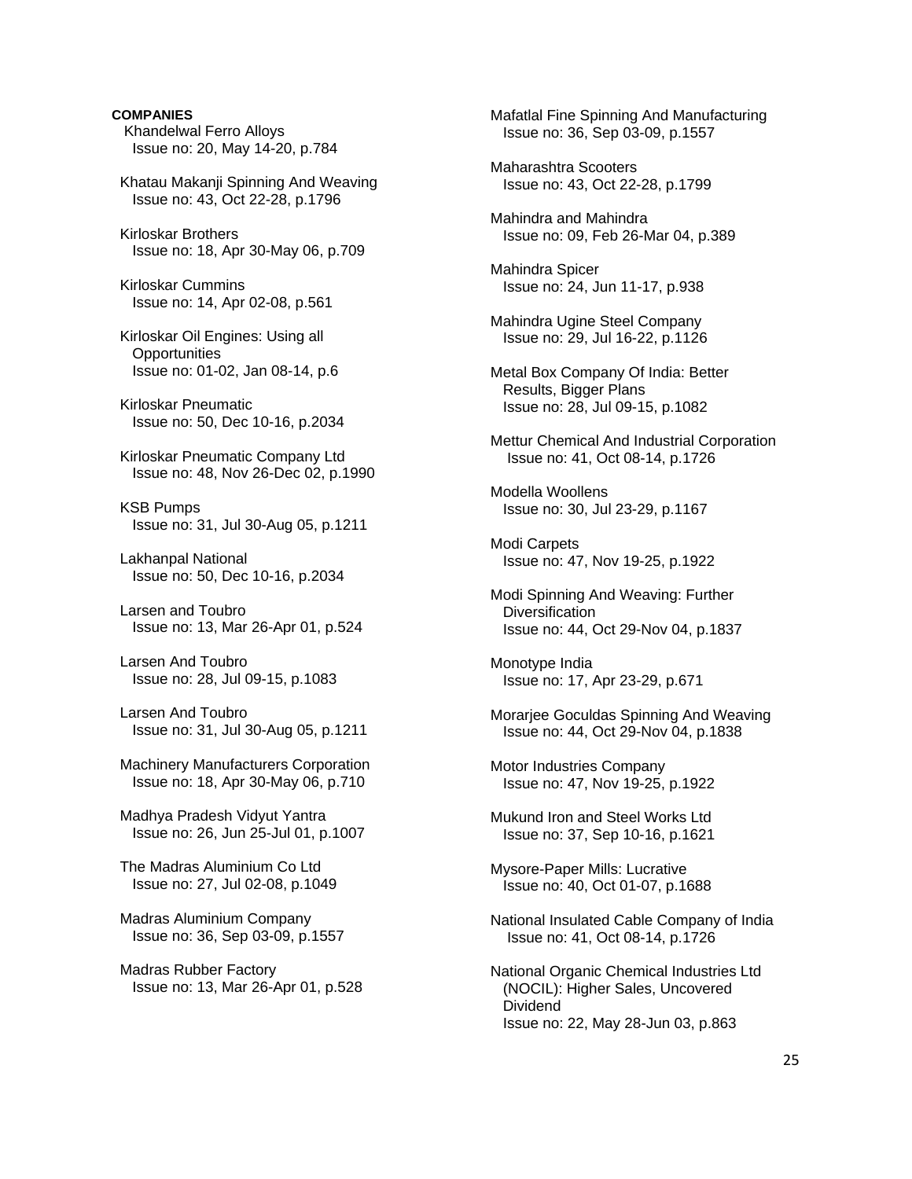**COMPANIES**

Khandelwal Ferro Alloys
Issue no: 20, May 14-20, p.784

Khatau Makanji Spinning And Weaving
Issue no: 43, Oct 22-28, p.1796

Kirloskar Brothers
Issue no: 18, Apr 30-May 06, p.709

Kirloskar Cummins
Issue no: 14, Apr 02-08, p.561

Kirloskar Oil Engines: Using all Opportunities
Issue no: 01-02, Jan 08-14, p.6

Kirloskar Pneumatic
Issue no: 50, Dec 10-16, p.2034

Kirloskar Pneumatic Company Ltd
Issue no: 48, Nov 26-Dec 02, p.1990

KSB Pumps
Issue no: 31, Jul 30-Aug 05, p.1211

Lakhanpal National
Issue no: 50, Dec 10-16, p.2034

Larsen and Toubro
Issue no: 13, Mar 26-Apr 01, p.524

Larsen And Toubro
Issue no: 28, Jul 09-15, p.1083

Larsen And Toubro
Issue no: 31, Jul 30-Aug 05, p.1211

Machinery Manufacturers Corporation
Issue no: 18, Apr 30-May 06, p.710

Madhya Pradesh Vidyut Yantra
Issue no: 26, Jun 25-Jul 01, p.1007

The Madras Aluminium Co Ltd
Issue no: 27, Jul 02-08, p.1049

Madras Aluminium Company
Issue no: 36, Sep 03-09, p.1557

Madras Rubber Factory
Issue no: 13, Mar 26-Apr 01, p.528

Mafatlal Fine Spinning And Manufacturing
Issue no: 36, Sep 03-09, p.1557

Maharashtra Scooters
Issue no: 43, Oct 22-28, p.1799

Mahindra and Mahindra
Issue no: 09, Feb 26-Mar 04, p.389

Mahindra Spicer
Issue no: 24, Jun 11-17, p.938

Mahindra Ugine Steel Company
Issue no: 29, Jul 16-22, p.1126

Metal Box Company Of India: Better Results, Bigger Plans
Issue no: 28, Jul 09-15, p.1082

Mettur Chemical And Industrial Corporation
Issue no: 41, Oct 08-14, p.1726

Modella Woollens
Issue no: 30, Jul 23-29, p.1167

Modi Carpets
Issue no: 47, Nov 19-25, p.1922

Modi Spinning And Weaving: Further Diversification
Issue no: 44, Oct 29-Nov 04, p.1837

Monotype India
Issue no: 17, Apr 23-29, p.671

Morarjee Goculdas Spinning And Weaving
Issue no: 44, Oct 29-Nov 04, p.1838

Motor Industries Company
Issue no: 47, Nov 19-25, p.1922

Mukund Iron and Steel Works Ltd
Issue no: 37, Sep 10-16, p.1621

Mysore-Paper Mills: Lucrative
Issue no: 40, Oct 01-07, p.1688

National Insulated Cable Company of India
Issue no: 41, Oct 08-14, p.1726

National Organic Chemical Industries Ltd (NOCIL): Higher Sales, Uncovered Dividend
Issue no: 22, May 28-Jun 03, p.863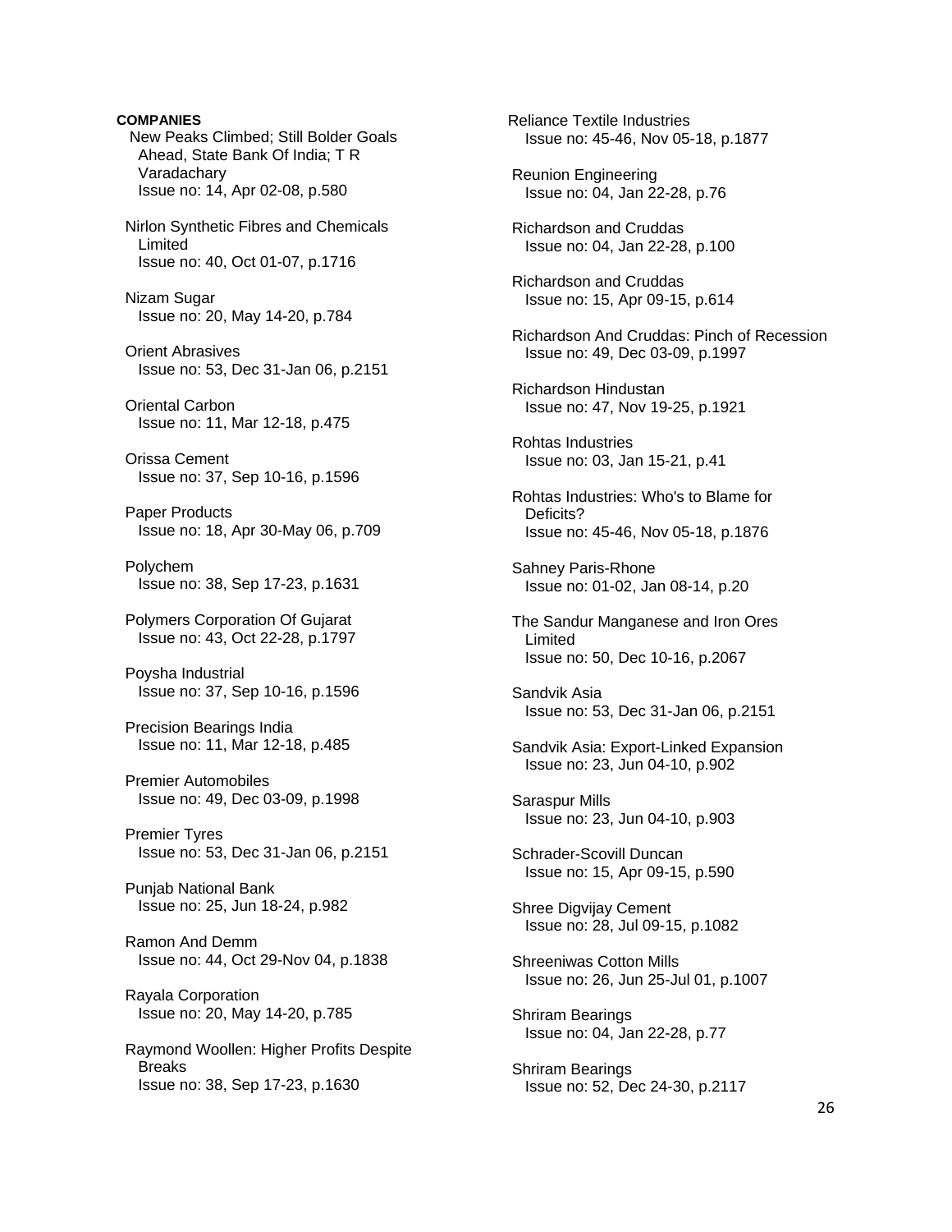**COMPANIES**

New Peaks Climbed; Still Bolder Goals Ahead, State Bank Of India; T R Varadachary
Issue no: 14, Apr 02-08, p.580

Nirlon Synthetic Fibres and Chemicals Limited
Issue no: 40, Oct 01-07, p.1716

Nizam Sugar
Issue no: 20, May 14-20, p.784

Orient Abrasives
Issue no: 53, Dec 31-Jan 06, p.2151

Oriental Carbon
Issue no: 11, Mar 12-18, p.475

Orissa Cement
Issue no: 37, Sep 10-16, p.1596

Paper Products
Issue no: 18, Apr 30-May 06, p.709

Polychem
Issue no: 38, Sep 17-23, p.1631

Polymers Corporation Of Gujarat
Issue no: 43, Oct 22-28, p.1797

Poysha Industrial
Issue no: 37, Sep 10-16, p.1596

Precision Bearings India
Issue no: 11, Mar 12-18, p.485

Premier Automobiles
Issue no: 49, Dec 03-09, p.1998

Premier Tyres
Issue no: 53, Dec 31-Jan 06, p.2151

Punjab National Bank
Issue no: 25, Jun 18-24, p.982

Ramon And Demm
Issue no: 44, Oct 29-Nov 04, p.1838

Rayala Corporation
Issue no: 20, May 14-20, p.785

Raymond Woollen: Higher Profits Despite Breaks
Issue no: 38, Sep 17-23, p.1630

Reliance Textile Industries
Issue no: 45-46, Nov 05-18, p.1877

Reunion Engineering
Issue no: 04, Jan 22-28, p.76

Richardson and Cruddas
Issue no: 04, Jan 22-28, p.100

Richardson and Cruddas
Issue no: 15, Apr 09-15, p.614

Richardson And Cruddas: Pinch of Recession
Issue no: 49, Dec 03-09, p.1997

Richardson Hindustan
Issue no: 47, Nov 19-25, p.1921

Rohtas Industries
Issue no: 03, Jan 15-21, p.41

Rohtas Industries: Who's to Blame for Deficits?
Issue no: 45-46, Nov 05-18, p.1876

Sahney Paris-Rhone
Issue no: 01-02, Jan 08-14, p.20

The Sandur Manganese and Iron Ores Limited
Issue no: 50, Dec 10-16, p.2067

Sandvik Asia
Issue no: 53, Dec 31-Jan 06, p.2151

Sandvik Asia: Export-Linked Expansion
Issue no: 23, Jun 04-10, p.902

Saraspur Mills
Issue no: 23, Jun 04-10, p.903

Schrader-Scovill Duncan
Issue no: 15, Apr 09-15, p.590

Shree Digvijay Cement
Issue no: 28, Jul 09-15, p.1082

Shreeniwas Cotton Mills
Issue no: 26, Jun 25-Jul 01, p.1007

Shriram Bearings
Issue no: 04, Jan 22-28, p.77

Shriram Bearings
Issue no: 52, Dec 24-30, p.2117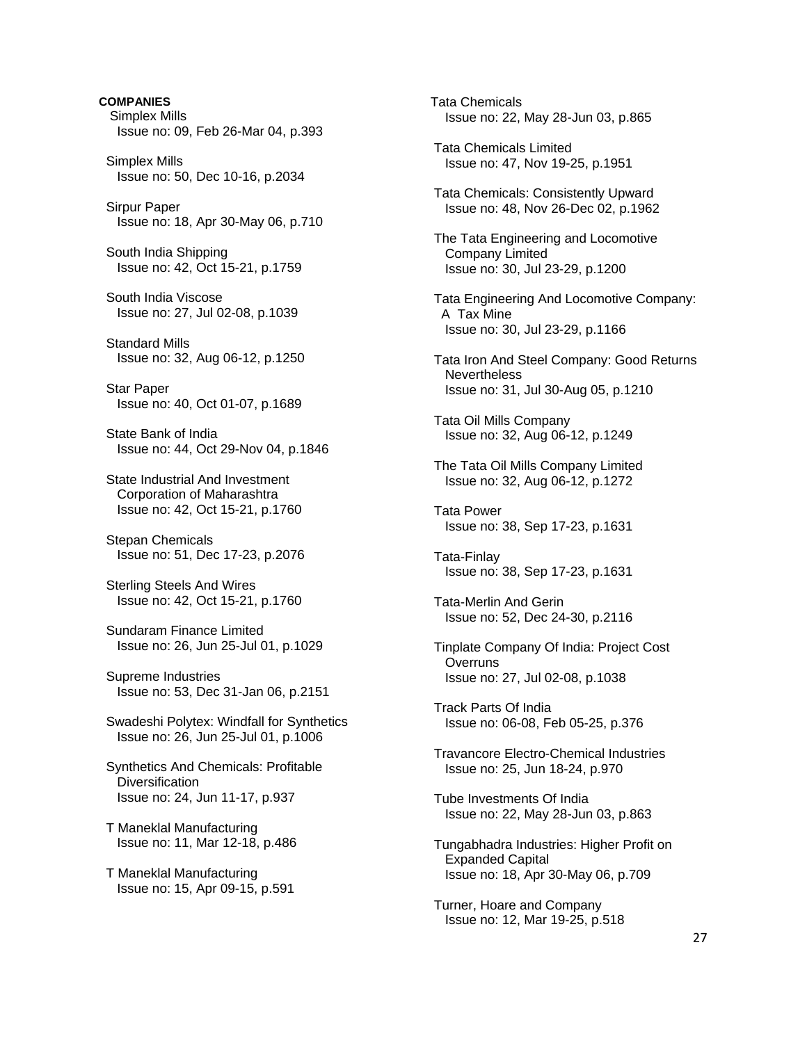**COMPANIES**

Simplex Mills
Issue no: 09, Feb 26-Mar 04, p.393

Simplex Mills
Issue no: 50, Dec 10-16, p.2034

Sirpur Paper
Issue no: 18, Apr 30-May 06, p.710

South India Shipping
Issue no: 42, Oct 15-21, p.1759

South India Viscose
Issue no: 27, Jul 02-08, p.1039

Standard Mills
Issue no: 32, Aug 06-12, p.1250

Star Paper
Issue no: 40, Oct 01-07, p.1689

State Bank of India
Issue no: 44, Oct 29-Nov 04, p.1846

State Industrial And Investment Corporation of Maharashtra
Issue no: 42, Oct 15-21, p.1760

Stepan Chemicals
Issue no: 51, Dec 17-23, p.2076

Sterling Steels And Wires
Issue no: 42, Oct 15-21, p.1760

Sundaram Finance Limited
Issue no: 26, Jun 25-Jul 01, p.1029

Supreme Industries
Issue no: 53, Dec 31-Jan 06, p.2151

Swadeshi Polytex: Windfall for Synthetics
Issue no: 26, Jun 25-Jul 01, p.1006

Synthetics And Chemicals: Profitable Diversification
Issue no: 24, Jun 11-17, p.937

T Maneklal Manufacturing
Issue no: 11, Mar 12-18, p.486

T Maneklal Manufacturing
Issue no: 15, Apr 09-15, p.591

Tata Chemicals
Issue no: 22, May 28-Jun 03, p.865

Tata Chemicals Limited
Issue no: 47, Nov 19-25, p.1951

Tata Chemicals: Consistently Upward
Issue no: 48, Nov 26-Dec 02, p.1962

The Tata Engineering and Locomotive Company Limited
Issue no: 30, Jul 23-29, p.1200

Tata Engineering And Locomotive Company: A Tax Mine
Issue no: 30, Jul 23-29, p.1166

Tata Iron And Steel Company: Good Returns Nevertheless
Issue no: 31, Jul 30-Aug 05, p.1210

Tata Oil Mills Company
Issue no: 32, Aug 06-12, p.1249

The Tata Oil Mills Company Limited
Issue no: 32, Aug 06-12, p.1272

Tata Power
Issue no: 38, Sep 17-23, p.1631

Tata-Finlay
Issue no: 38, Sep 17-23, p.1631

Tata-Merlin And Gerin
Issue no: 52, Dec 24-30, p.2116

Tinplate Company Of India: Project Cost Overruns
Issue no: 27, Jul 02-08, p.1038

Track Parts Of India
Issue no: 06-08, Feb 05-25, p.376

Travancore Electro-Chemical Industries
Issue no: 25, Jun 18-24, p.970

Tube Investments Of India
Issue no: 22, May 28-Jun 03, p.863

Tungabhadra Industries: Higher Profit on Expanded Capital
Issue no: 18, Apr 30-May 06, p.709

Turner, Hoare and Company
Issue no: 12, Mar 19-25, p.518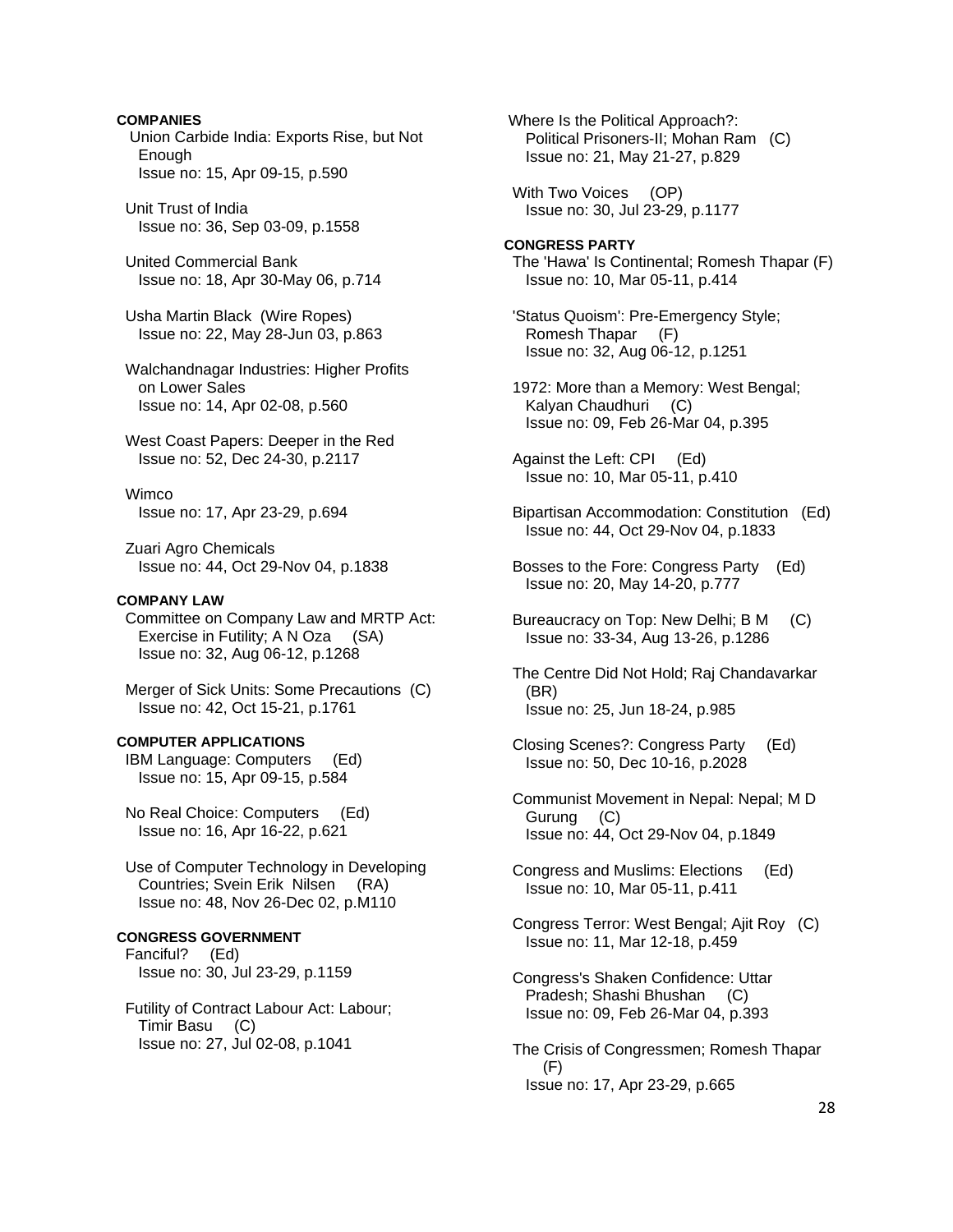**COMPANIES**

Union Carbide India: Exports Rise, but Not Enough
Issue no: 15, Apr 09-15, p.590

Unit Trust of India
Issue no: 36, Sep 03-09, p.1558

United Commercial Bank
Issue no: 18, Apr 30-May 06, p.714

Usha Martin Black (Wire Ropes)
Issue no: 22, May 28-Jun 03, p.863

Walchandnagar Industries: Higher Profits on Lower Sales
Issue no: 14, Apr 02-08, p.560

West Coast Papers: Deeper in the Red
Issue no: 52, Dec 24-30, p.2117

Wimco
Issue no: 17, Apr 23-29, p.694

Zuari Agro Chemicals
Issue no: 44, Oct 29-Nov 04, p.1838

**COMPANY LAW**

Committee on Company Law and MRTP Act: Exercise in Futility; A N Oza (SA)
Issue no: 32, Aug 06-12, p.1268

Merger of Sick Units: Some Precautions (C)
Issue no: 42, Oct 15-21, p.1761

**COMPUTER APPLICATIONS**

IBM Language: Computers (Ed)
Issue no: 15, Apr 09-15, p.584

No Real Choice: Computers (Ed)
Issue no: 16, Apr 16-22, p.621

Use of Computer Technology in Developing Countries; Svein Erik Nilsen (RA)
Issue no: 48, Nov 26-Dec 02, p.M110

**CONGRESS GOVERNMENT**

Fanciful? (Ed)
Issue no: 30, Jul 23-29, p.1159

Futility of Contract Labour Act: Labour; Timir Basu (C)
Issue no: 27, Jul 02-08, p.1041

Where Is the Political Approach?: Political Prisoners-II; Mohan Ram (C)
Issue no: 21, May 21-27, p.829

With Two Voices (OP)
Issue no: 30, Jul 23-29, p.1177

**CONGRESS PARTY**

The 'Hawa' Is Continental; Romesh Thapar (F)
Issue no: 10, Mar 05-11, p.414

'Status Quoism': Pre-Emergency Style; Romesh Thapar (F)
Issue no: 32, Aug 06-12, p.1251

1972: More than a Memory: West Bengal; Kalyan Chaudhuri (C)
Issue no: 09, Feb 26-Mar 04, p.395

Against the Left: CPI (Ed)
Issue no: 10, Mar 05-11, p.410

Bipartisan Accommodation: Constitution (Ed)
Issue no: 44, Oct 29-Nov 04, p.1833

Bosses to the Fore: Congress Party (Ed)
Issue no: 20, May 14-20, p.777

Bureaucracy on Top: New Delhi; B M (C)
Issue no: 33-34, Aug 13-26, p.1286

The Centre Did Not Hold; Raj Chandavarkar (BR)
Issue no: 25, Jun 18-24, p.985

Closing Scenes?: Congress Party (Ed)
Issue no: 50, Dec 10-16, p.2028

Communist Movement in Nepal: Nepal; M D Gurung (C)
Issue no: 44, Oct 29-Nov 04, p.1849

Congress and Muslims: Elections (Ed)
Issue no: 10, Mar 05-11, p.411

Congress Terror: West Bengal; Ajit Roy (C)
Issue no: 11, Mar 12-18, p.459

Congress's Shaken Confidence: Uttar Pradesh; Shashi Bhushan (C)
Issue no: 09, Feb 26-Mar 04, p.393

The Crisis of Congressmen; Romesh Thapar (F)
Issue no: 17, Apr 23-29, p.665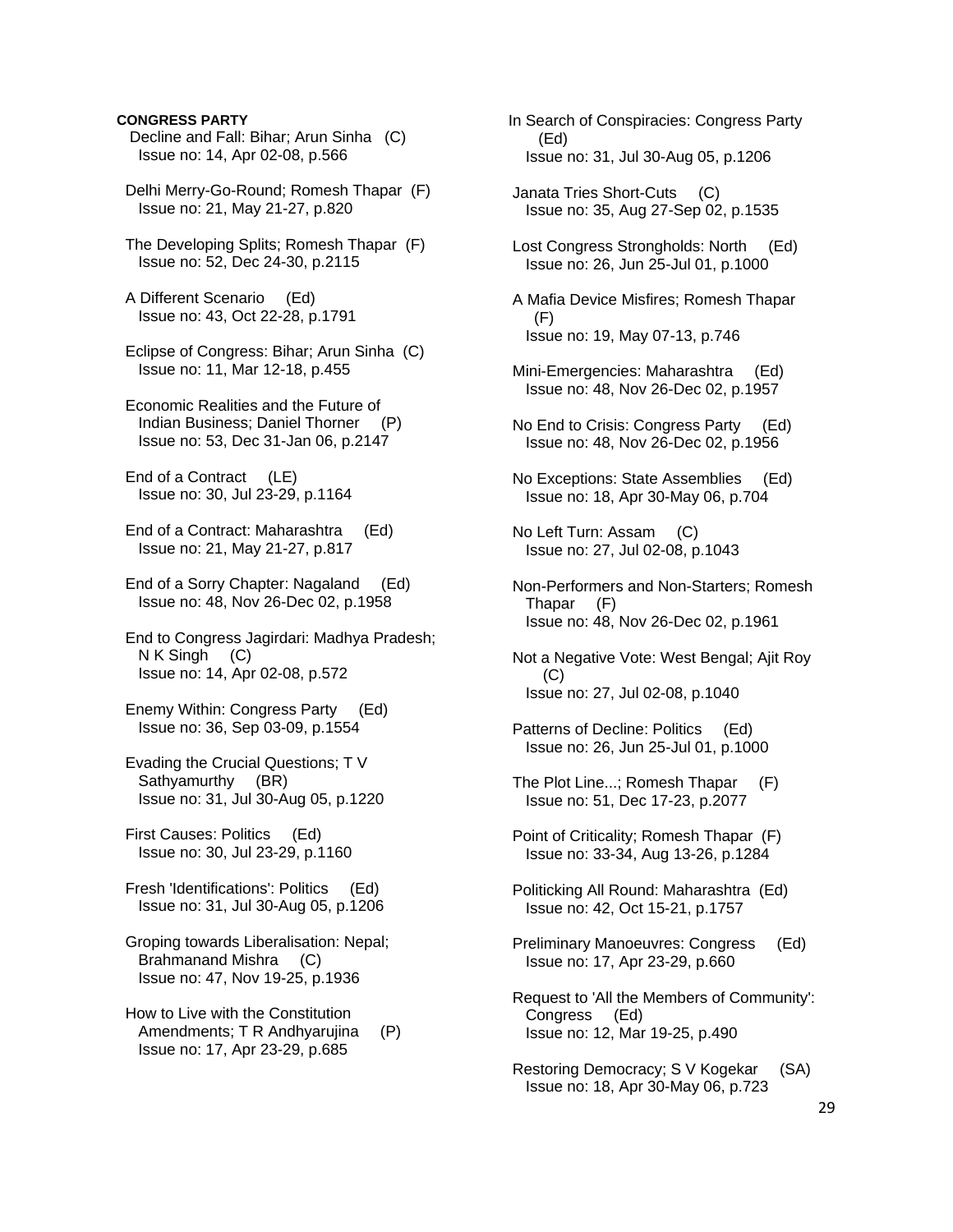**CONGRESS PARTY**

Decline and Fall: Bihar; Arun Sinha (C)
Issue no: 14, Apr 02-08, p.566

Delhi Merry-Go-Round; Romesh Thapar (F)
Issue no: 21, May 21-27, p.820

The Developing Splits; Romesh Thapar (F)
Issue no: 52, Dec 24-30, p.2115

A Different Scenario (Ed)
Issue no: 43, Oct 22-28, p.1791

Eclipse of Congress: Bihar; Arun Sinha (C)
Issue no: 11, Mar 12-18, p.455

Economic Realities and the Future of Indian Business; Daniel Thorner (P)
Issue no: 53, Dec 31-Jan 06, p.2147

End of a Contract (LE)
Issue no: 30, Jul 23-29, p.1164

End of a Contract: Maharashtra (Ed)
Issue no: 21, May 21-27, p.817

End of a Sorry Chapter: Nagaland (Ed)
Issue no: 48, Nov 26-Dec 02, p.1958

End to Congress Jagirdari: Madhya Pradesh; N K Singh (C)
Issue no: 14, Apr 02-08, p.572

Enemy Within: Congress Party (Ed)
Issue no: 36, Sep 03-09, p.1554

Evading the Crucial Questions; T V Sathyamurthy (BR)
Issue no: 31, Jul 30-Aug 05, p.1220

First Causes: Politics (Ed)
Issue no: 30, Jul 23-29, p.1160

Fresh 'Identifications': Politics (Ed)
Issue no: 31, Jul 30-Aug 05, p.1206

Groping towards Liberalisation: Nepal; Brahmanand Mishra (C)
Issue no: 47, Nov 19-25, p.1936

How to Live with the Constitution Amendments; T R Andhyarujina (P)
Issue no: 17, Apr 23-29, p.685

In Search of Conspiracies: Congress Party (Ed)
Issue no: 31, Jul 30-Aug 05, p.1206

Janata Tries Short-Cuts (C)
Issue no: 35, Aug 27-Sep 02, p.1535

Lost Congress Strongholds: North (Ed)
Issue no: 26, Jun 25-Jul 01, p.1000

A Mafia Device Misfires; Romesh Thapar (F)
Issue no: 19, May 07-13, p.746

Mini-Emergencies: Maharashtra (Ed)
Issue no: 48, Nov 26-Dec 02, p.1957

No End to Crisis: Congress Party (Ed)
Issue no: 48, Nov 26-Dec 02, p.1956

No Exceptions: State Assemblies (Ed)
Issue no: 18, Apr 30-May 06, p.704

No Left Turn: Assam (C)
Issue no: 27, Jul 02-08, p.1043

Non-Performers and Non-Starters; Romesh Thapar (F)
Issue no: 48, Nov 26-Dec 02, p.1961

Not a Negative Vote: West Bengal; Ajit Roy (C)
Issue no: 27, Jul 02-08, p.1040

Patterns of Decline: Politics (Ed)
Issue no: 26, Jun 25-Jul 01, p.1000

The Plot Line...; Romesh Thapar (F)
Issue no: 51, Dec 17-23, p.2077

Point of Criticality; Romesh Thapar (F)
Issue no: 33-34, Aug 13-26, p.1284

Politicking All Round: Maharashtra (Ed)
Issue no: 42, Oct 15-21, p.1757

Preliminary Manoeuvres: Congress (Ed)
Issue no: 17, Apr 23-29, p.660

Request to 'All the Members of Community': Congress (Ed)
Issue no: 12, Mar 19-25, p.490

Restoring Democracy; S V Kogekar (SA)
Issue no: 18, Apr 30-May 06, p.723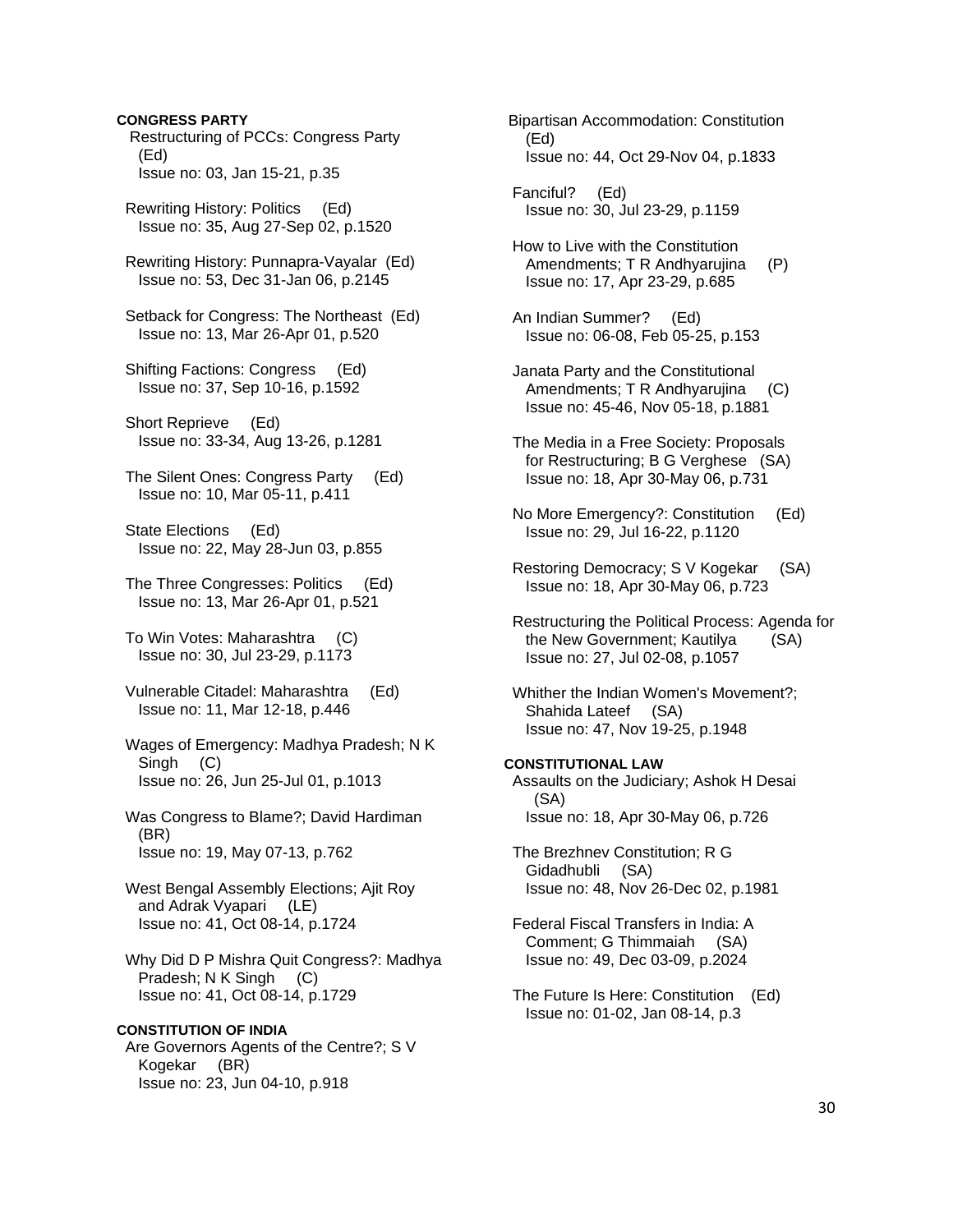**CONGRESS PARTY**

Restructuring of PCCs: Congress Party (Ed)
Issue no: 03, Jan 15-21, p.35

Rewriting History: Politics (Ed)
Issue no: 35, Aug 27-Sep 02, p.1520

Rewriting History: Punnapra-Vayalar (Ed)
Issue no: 53, Dec 31-Jan 06, p.2145

Setback for Congress: The Northeast (Ed)
Issue no: 13, Mar 26-Apr 01, p.520

Shifting Factions: Congress (Ed)
Issue no: 37, Sep 10-16, p.1592

Short Reprieve (Ed)
Issue no: 33-34, Aug 13-26, p.1281

The Silent Ones: Congress Party (Ed)
Issue no: 10, Mar 05-11, p.411

State Elections (Ed)
Issue no: 22, May 28-Jun 03, p.855

The Three Congresses: Politics (Ed)
Issue no: 13, Mar 26-Apr 01, p.521

To Win Votes: Maharashtra (C)
Issue no: 30, Jul 23-29, p.1173

Vulnerable Citadel: Maharashtra (Ed)
Issue no: 11, Mar 12-18, p.446

Wages of Emergency: Madhya Pradesh; N K Singh (C)
Issue no: 26, Jun 25-Jul 01, p.1013

Was Congress to Blame?; David Hardiman (BR)
Issue no: 19, May 07-13, p.762

West Bengal Assembly Elections; Ajit Roy and Adrak Vyapari (LE)
Issue no: 41, Oct 08-14, p.1724

Why Did D P Mishra Quit Congress?: Madhya Pradesh; N K Singh (C)
Issue no: 41, Oct 08-14, p.1729

**CONSTITUTION OF INDIA**

Are Governors Agents of the Centre?; S V Kogekar (BR)
Issue no: 23, Jun 04-10, p.918

Bipartisan Accommodation: Constitution (Ed)
Issue no: 44, Oct 29-Nov 04, p.1833

Fanciful? (Ed)
Issue no: 30, Jul 23-29, p.1159

How to Live with the Constitution Amendments; T R Andhyarujina (P)
Issue no: 17, Apr 23-29, p.685

An Indian Summer? (Ed)
Issue no: 06-08, Feb 05-25, p.153

Janata Party and the Constitutional Amendments; T R Andhyarujina (C)
Issue no: 45-46, Nov 05-18, p.1881

The Media in a Free Society: Proposals for Restructuring; B G Verghese (SA)
Issue no: 18, Apr 30-May 06, p.731

No More Emergency?: Constitution (Ed)
Issue no: 29, Jul 16-22, p.1120

Restoring Democracy; S V Kogekar (SA)
Issue no: 18, Apr 30-May 06, p.723

Restructuring the Political Process: Agenda for the New Government; Kautilya (SA)
Issue no: 27, Jul 02-08, p.1057

Whither the Indian Women's Movement?; Shahida Lateef (SA)
Issue no: 47, Nov 19-25, p.1948

**CONSTITUTIONAL LAW**

Assaults on the Judiciary; Ashok H Desai (SA)
Issue no: 18, Apr 30-May 06, p.726

The Brezhnev Constitution; R G Gidadhubli (SA)
Issue no: 48, Nov 26-Dec 02, p.1981

Federal Fiscal Transfers in India: A Comment; G Thimmaiah (SA)
Issue no: 49, Dec 03-09, p.2024

The Future Is Here: Constitution (Ed)
Issue no: 01-02, Jan 08-14, p.3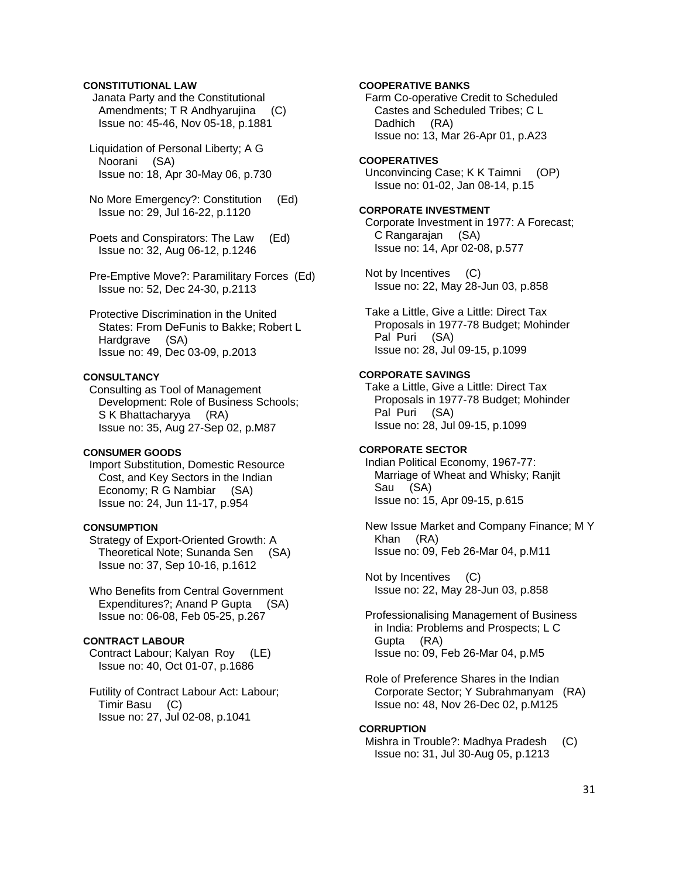**CONSTITUTIONAL LAW**

Janata Party and the Constitutional Amendments; T R Andhyarujina (C)
Issue no: 45-46, Nov 05-18, p.1881

Liquidation of Personal Liberty; A G Noorani (SA)
Issue no: 18, Apr 30-May 06, p.730

No More Emergency?: Constitution (Ed)
Issue no: 29, Jul 16-22, p.1120

Poets and Conspirators: The Law (Ed)
Issue no: 32, Aug 06-12, p.1246

Pre-Emptive Move?: Paramilitary Forces (Ed)
Issue no: 52, Dec 24-30, p.2113

Protective Discrimination in the United States: From DeFunis to Bakke; Robert L Hardgrave (SA)
Issue no: 49, Dec 03-09, p.2013

**CONSULTANCY**

Consulting as Tool of Management Development: Role of Business Schools; S K Bhattacharyya (RA)
Issue no: 35, Aug 27-Sep 02, p.M87

**CONSUMER GOODS**

Import Substitution, Domestic Resource Cost, and Key Sectors in the Indian Economy; R G Nambiar (SA)
Issue no: 24, Jun 11-17, p.954

**CONSUMPTION**

Strategy of Export-Oriented Growth: A Theoretical Note; Sunanda Sen (SA)
Issue no: 37, Sep 10-16, p.1612

Who Benefits from Central Government Expenditures?; Anand P Gupta (SA)
Issue no: 06-08, Feb 05-25, p.267

**CONTRACT LABOUR**

Contract Labour; Kalyan Roy (LE)
Issue no: 40, Oct 01-07, p.1686

Futility of Contract Labour Act: Labour; Timir Basu (C)
Issue no: 27, Jul 02-08, p.1041

**COOPERATIVE BANKS**

Farm Co-operative Credit to Scheduled Castes and Scheduled Tribes; C L Dadhich (RA)
Issue no: 13, Mar 26-Apr 01, p.A23

**COOPERATIVES**

Unconvincing Case; K K Taimni (OP)
Issue no: 01-02, Jan 08-14, p.15

**CORPORATE INVESTMENT**

Corporate Investment in 1977: A Forecast; C Rangarajan (SA)
Issue no: 14, Apr 02-08, p.577

Not by Incentives (C)
Issue no: 22, May 28-Jun 03, p.858

Take a Little, Give a Little: Direct Tax Proposals in 1977-78 Budget; Mohinder Pal Puri (SA)
Issue no: 28, Jul 09-15, p.1099

**CORPORATE SAVINGS**

Take a Little, Give a Little: Direct Tax Proposals in 1977-78 Budget; Mohinder Pal Puri (SA)
Issue no: 28, Jul 09-15, p.1099

**CORPORATE SECTOR**

Indian Political Economy, 1967-77: Marriage of Wheat and Whisky; Ranjit Sau (SA)
Issue no: 15, Apr 09-15, p.615

New Issue Market and Company Finance; M Y Khan (RA)
Issue no: 09, Feb 26-Mar 04, p.M11

Not by Incentives (C)
Issue no: 22, May 28-Jun 03, p.858

Professionalising Management of Business in India: Problems and Prospects; L C Gupta (RA)
Issue no: 09, Feb 26-Mar 04, p.M5

Role of Preference Shares in the Indian Corporate Sector; Y Subrahmanyam (RA)
Issue no: 48, Nov 26-Dec 02, p.M125

**CORRUPTION**

Mishra in Trouble?: Madhya Pradesh (C)
Issue no: 31, Jul 30-Aug 05, p.1213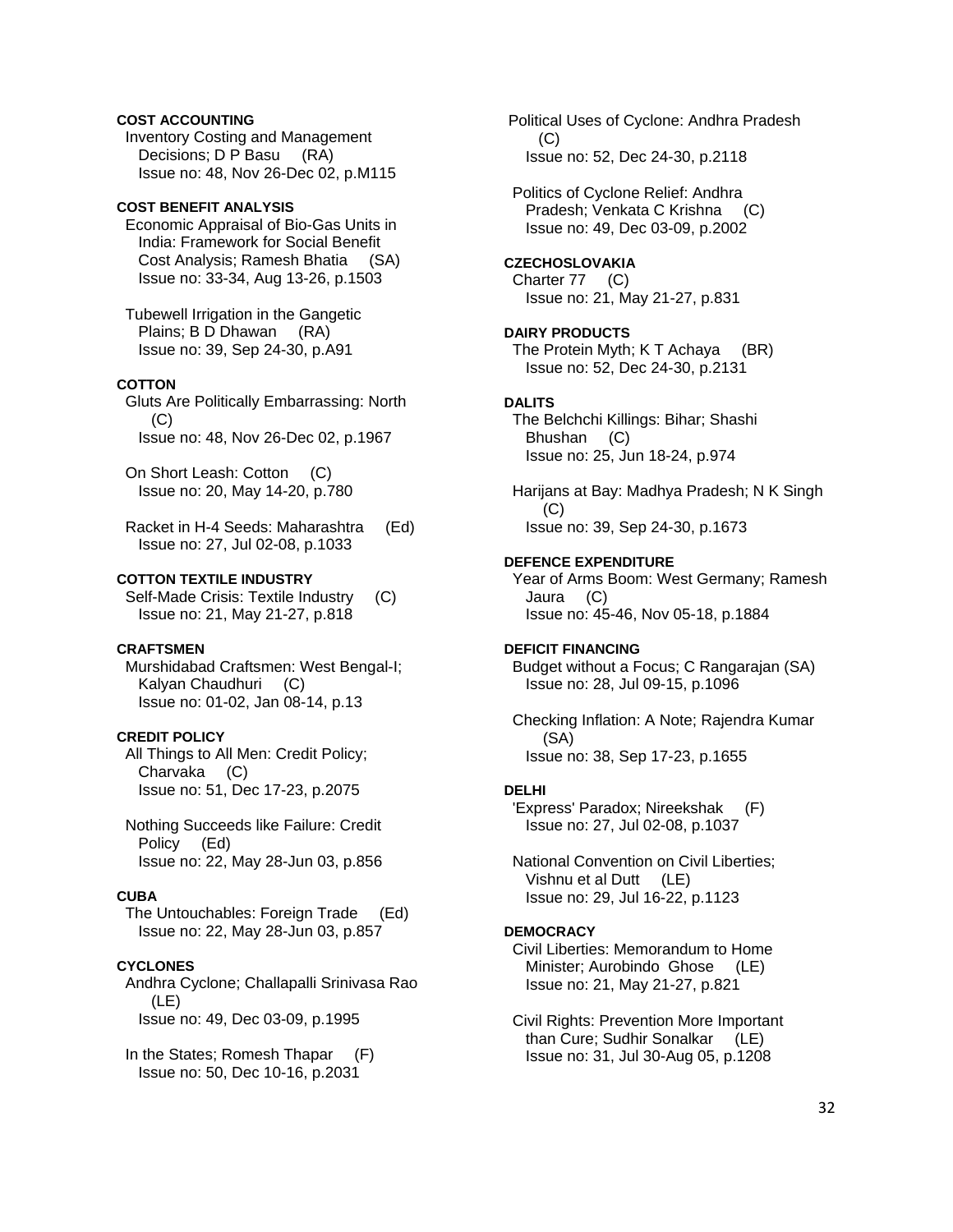**COST ACCOUNTING**

Inventory Costing and Management Decisions; D P Basu (RA)
Issue no: 48, Nov 26-Dec 02, p.M115

**COST BENEFIT ANALYSIS**

Economic Appraisal of Bio-Gas Units in India: Framework for Social Benefit Cost Analysis; Ramesh Bhatia (SA)
Issue no: 33-34, Aug 13-26, p.1503

Tubewell Irrigation in the Gangetic Plains; B D Dhawan (RA)
Issue no: 39, Sep 24-30, p.A91

**COTTON**

Gluts Are Politically Embarrassing: North (C)
Issue no: 48, Nov 26-Dec 02, p.1967

On Short Leash: Cotton (C)
Issue no: 20, May 14-20, p.780

Racket in H-4 Seeds: Maharashtra (Ed)
Issue no: 27, Jul 02-08, p.1033

**COTTON TEXTILE INDUSTRY**

Self-Made Crisis: Textile Industry (C)
Issue no: 21, May 21-27, p.818

**CRAFTSMEN**

Murshidabad Craftsmen: West Bengal-I; Kalyan Chaudhuri (C)
Issue no: 01-02, Jan 08-14, p.13

**CREDIT POLICY**

All Things to All Men: Credit Policy; Charvaka (C)
Issue no: 51, Dec 17-23, p.2075

Nothing Succeeds like Failure: Credit Policy (Ed)
Issue no: 22, May 28-Jun 03, p.856

**CUBA**

The Untouchables: Foreign Trade (Ed)
Issue no: 22, May 28-Jun 03, p.857

**CYCLONES**

Andhra Cyclone; Challapalli Srinivasa Rao (LE)
Issue no: 49, Dec 03-09, p.1995

In the States; Romesh Thapar (F)
Issue no: 50, Dec 10-16, p.2031

Political Uses of Cyclone: Andhra Pradesh (C)
Issue no: 52, Dec 24-30, p.2118

Politics of Cyclone Relief: Andhra Pradesh; Venkata C Krishna (C)
Issue no: 49, Dec 03-09, p.2002

**CZECHOSLOVAKIA**

Charter 77 (C)
Issue no: 21, May 21-27, p.831

**DAIRY PRODUCTS**

The Protein Myth; K T Achaya (BR)
Issue no: 52, Dec 24-30, p.2131

**DALITS**

The Belchchi Killings: Bihar; Shashi Bhushan (C)
Issue no: 25, Jun 18-24, p.974

Harijans at Bay: Madhya Pradesh; N K Singh (C)
Issue no: 39, Sep 24-30, p.1673

**DEFENCE EXPENDITURE**

Year of Arms Boom: West Germany; Ramesh Jaura (C)
Issue no: 45-46, Nov 05-18, p.1884

**DEFICIT FINANCING**

Budget without a Focus; C Rangarajan (SA)
Issue no: 28, Jul 09-15, p.1096

Checking Inflation: A Note; Rajendra Kumar (SA)
Issue no: 38, Sep 17-23, p.1655

**DELHI**

'Express' Paradox; Nireekshak (F)
Issue no: 27, Jul 02-08, p.1037

National Convention on Civil Liberties; Vishnu et al Dutt (LE)
Issue no: 29, Jul 16-22, p.1123

**DEMOCRACY**

Civil Liberties: Memorandum to Home Minister; Aurobindo Ghose (LE)
Issue no: 21, May 21-27, p.821

Civil Rights: Prevention More Important than Cure; Sudhir Sonalkar (LE)
Issue no: 31, Jul 30-Aug 05, p.1208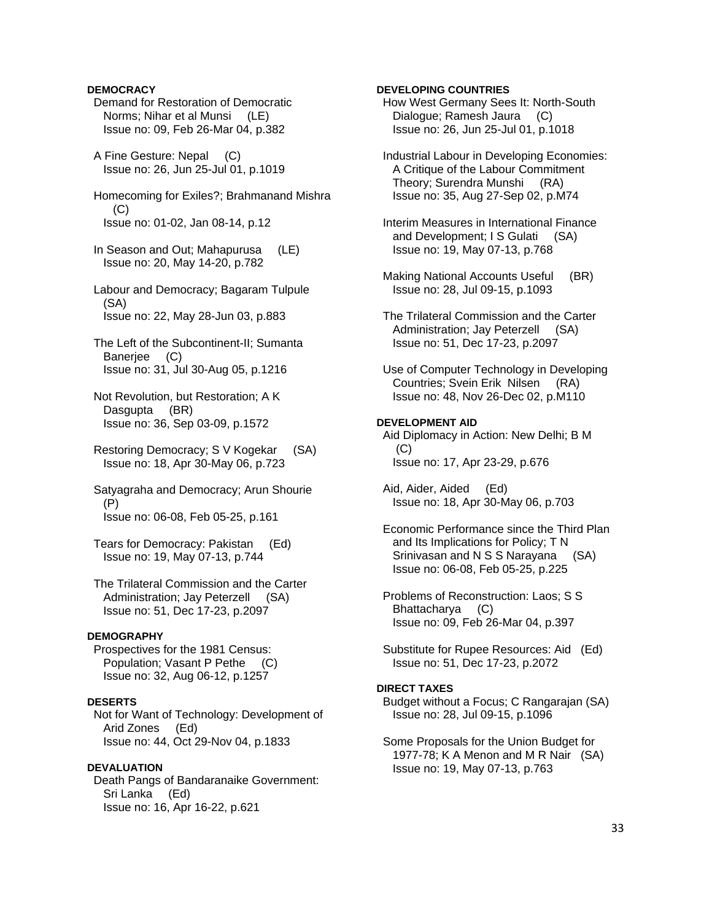**DEMOCRACY**

Demand for Restoration of Democratic Norms; Nihar et al Munsi (LE)
Issue no: 09, Feb 26-Mar 04, p.382

A Fine Gesture: Nepal (C)
Issue no: 26, Jun 25-Jul 01, p.1019

Homecoming for Exiles?; Brahmanand Mishra (C)
Issue no: 01-02, Jan 08-14, p.12

In Season and Out; Mahapurusa (LE)
Issue no: 20, May 14-20, p.782

Labour and Democracy; Bagaram Tulpule (SA)
Issue no: 22, May 28-Jun 03, p.883

The Left of the Subcontinent-II; Sumanta Banerjee (C)
Issue no: 31, Jul 30-Aug 05, p.1216

Not Revolution, but Restoration; A K Dasgupta (BR)
Issue no: 36, Sep 03-09, p.1572

Restoring Democracy; S V Kogekar (SA)
Issue no: 18, Apr 30-May 06, p.723

Satyagraha and Democracy; Arun Shourie (P)
Issue no: 06-08, Feb 05-25, p.161

Tears for Democracy: Pakistan (Ed)
Issue no: 19, May 07-13, p.744

The Trilateral Commission and the Carter Administration; Jay Peterzell (SA)
Issue no: 51, Dec 17-23, p.2097

**DEMOGRAPHY**

Prospectives for the 1981 Census: Population; Vasant P Pethe (C)
Issue no: 32, Aug 06-12, p.1257

**DESERTS**

Not for Want of Technology: Development of Arid Zones (Ed)
Issue no: 44, Oct 29-Nov 04, p.1833

**DEVALUATION**

Death Pangs of Bandaranaike Government: Sri Lanka (Ed)
Issue no: 16, Apr 16-22, p.621

**DEVELOPING COUNTRIES**

How West Germany Sees It: North-South Dialogue; Ramesh Jaura (C)
Issue no: 26, Jun 25-Jul 01, p.1018

Industrial Labour in Developing Economies: A Critique of the Labour Commitment Theory; Surendra Munshi (RA)
Issue no: 35, Aug 27-Sep 02, p.M74

Interim Measures in International Finance and Development; I S Gulati (SA)
Issue no: 19, May 07-13, p.768

Making National Accounts Useful (BR)
Issue no: 28, Jul 09-15, p.1093

The Trilateral Commission and the Carter Administration; Jay Peterzell (SA)
Issue no: 51, Dec 17-23, p.2097

Use of Computer Technology in Developing Countries; Svein Erik Nilsen (RA)
Issue no: 48, Nov 26-Dec 02, p.M110

**DEVELOPMENT AID**

Aid Diplomacy in Action: New Delhi; B M (C)
Issue no: 17, Apr 23-29, p.676

Aid, Aider, Aided (Ed)
Issue no: 18, Apr 30-May 06, p.703

Economic Performance since the Third Plan and Its Implications for Policy; T N Srinivasan and N S S Narayana (SA)
Issue no: 06-08, Feb 05-25, p.225

Problems of Reconstruction: Laos; S S Bhattacharya (C)
Issue no: 09, Feb 26-Mar 04, p.397

Substitute for Rupee Resources: Aid (Ed)
Issue no: 51, Dec 17-23, p.2072

**DIRECT TAXES**

Budget without a Focus; C Rangarajan (SA)
Issue no: 28, Jul 09-15, p.1096

Some Proposals for the Union Budget for 1977-78; K A Menon and M R Nair (SA)
Issue no: 19, May 07-13, p.763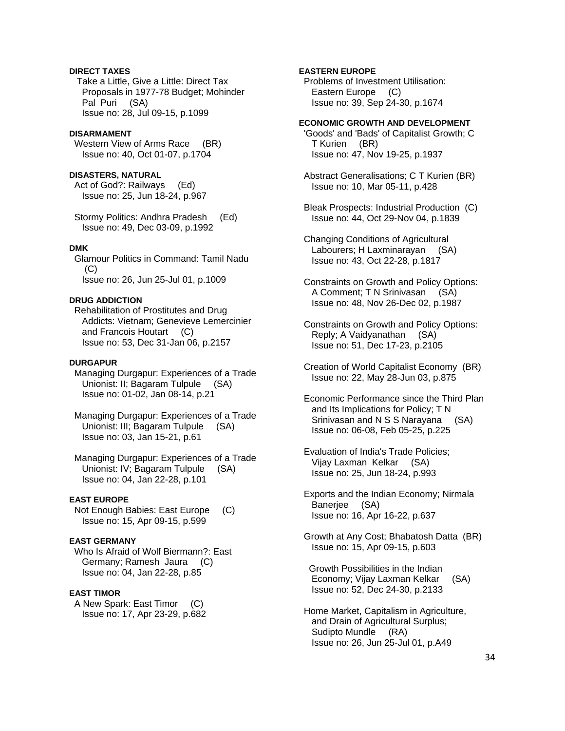**DIRECT TAXES**

Take a Little, Give a Little: Direct Tax Proposals in 1977-78 Budget; Mohinder Pal Puri (SA)
Issue no: 28, Jul 09-15, p.1099

**DISARMAMENT**

Western View of Arms Race (BR)
Issue no: 40, Oct 01-07, p.1704

**DISASTERS, NATURAL**

Act of God?: Railways (Ed)
Issue no: 25, Jun 18-24, p.967

Stormy Politics: Andhra Pradesh (Ed)
Issue no: 49, Dec 03-09, p.1992

**DMK**

Glamour Politics in Command: Tamil Nadu (C)
Issue no: 26, Jun 25-Jul 01, p.1009

**DRUG ADDICTION**

Rehabilitation of Prostitutes and Drug Addicts: Vietnam; Genevieve Lemercinier and Francois Houtart (C)
Issue no: 53, Dec 31-Jan 06, p.2157

**DURGAPUR**

Managing Durgapur: Experiences of a Trade Unionist: II; Bagaram Tulpule (SA)
Issue no: 01-02, Jan 08-14, p.21

Managing Durgapur: Experiences of a Trade Unionist: III; Bagaram Tulpule (SA)
Issue no: 03, Jan 15-21, p.61

Managing Durgapur: Experiences of a Trade Unionist: IV; Bagaram Tulpule (SA)
Issue no: 04, Jan 22-28, p.101

**EAST EUROPE**

Not Enough Babies: East Europe (C)
Issue no: 15, Apr 09-15, p.599

**EAST GERMANY**

Who Is Afraid of Wolf Biermann?: East Germany; Ramesh Jaura (C)
Issue no: 04, Jan 22-28, p.85

**EAST TIMOR**

A New Spark: East Timor (C)
Issue no: 17, Apr 23-29, p.682

**EASTERN EUROPE**

Problems of Investment Utilisation: Eastern Europe (C)
Issue no: 39, Sep 24-30, p.1674

**ECONOMIC GROWTH AND DEVELOPMENT**

'Goods' and 'Bads' of Capitalist Growth; C T Kurien (BR)
Issue no: 47, Nov 19-25, p.1937

Abstract Generalisations; C T Kurien (BR)
Issue no: 10, Mar 05-11, p.428

Bleak Prospects: Industrial Production (C)
Issue no: 44, Oct 29-Nov 04, p.1839

Changing Conditions of Agricultural Labourers; H Laxminarayan (SA)
Issue no: 43, Oct 22-28, p.1817

Constraints on Growth and Policy Options: A Comment; T N Srinivasan (SA)
Issue no: 48, Nov 26-Dec 02, p.1987

Constraints on Growth and Policy Options: Reply; A Vaidyanathan (SA)
Issue no: 51, Dec 17-23, p.2105

Creation of World Capitalist Economy (BR)
Issue no: 22, May 28-Jun 03, p.875

Economic Performance since the Third Plan and Its Implications for Policy; T N Srinivasan and N S S Narayana (SA)
Issue no: 06-08, Feb 05-25, p.225

Evaluation of India's Trade Policies; Vijay Laxman Kelkar (SA)
Issue no: 25, Jun 18-24, p.993

Exports and the Indian Economy; Nirmala Banerjee (SA)
Issue no: 16, Apr 16-22, p.637

Growth at Any Cost; Bhabatosh Datta (BR)
Issue no: 15, Apr 09-15, p.603

Growth Possibilities in the Indian Economy; Vijay Laxman Kelkar (SA)
Issue no: 52, Dec 24-30, p.2133

Home Market, Capitalism in Agriculture, and Drain of Agricultural Surplus; Sudipto Mundle (RA)
Issue no: 26, Jun 25-Jul 01, p.A49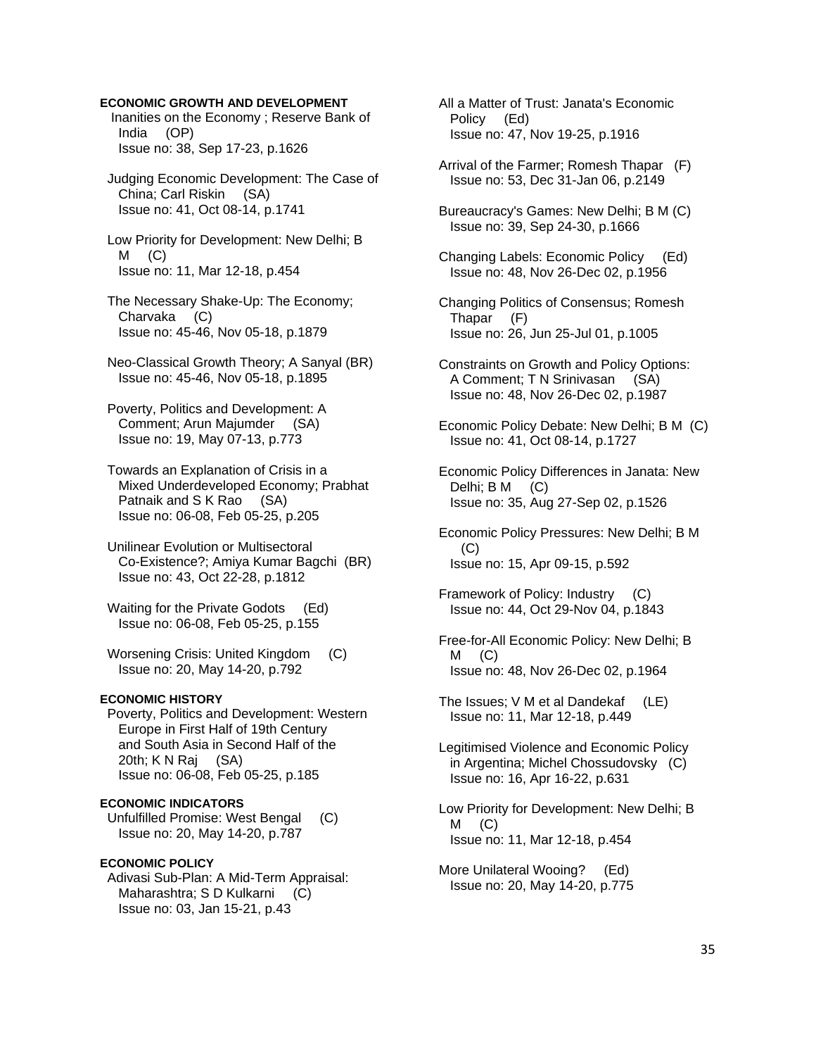**ECONOMIC GROWTH AND DEVELOPMENT**

Inanities on the Economy ; Reserve Bank of India (OP)
Issue no: 38, Sep 17-23, p.1626

Judging Economic Development: The Case of China; Carl Riskin (SA)
Issue no: 41, Oct 08-14, p.1741

Low Priority for Development: New Delhi; B M (C)
Issue no: 11, Mar 12-18, p.454

The Necessary Shake-Up: The Economy; Charvaka (C)
Issue no: 45-46, Nov 05-18, p.1879

Neo-Classical Growth Theory; A Sanyal (BR)
Issue no: 45-46, Nov 05-18, p.1895

Poverty, Politics and Development: A Comment; Arun Majumder (SA)
Issue no: 19, May 07-13, p.773

Towards an Explanation of Crisis in a Mixed Underdeveloped Economy; Prabhat Patnaik and S K Rao (SA)
Issue no: 06-08, Feb 05-25, p.205

Unilinear Evolution or Multisectoral Co-Existence?; Amiya Kumar Bagchi (BR)
Issue no: 43, Oct 22-28, p.1812

Waiting for the Private Godots (Ed)
Issue no: 06-08, Feb 05-25, p.155

Worsening Crisis: United Kingdom (C)
Issue no: 20, May 14-20, p.792

**ECONOMIC HISTORY**

Poverty, Politics and Development: Western Europe in First Half of 19th Century and South Asia in Second Half of the 20th; K N Raj (SA)
Issue no: 06-08, Feb 05-25, p.185

**ECONOMIC INDICATORS**

Unfulfilled Promise: West Bengal (C)
Issue no: 20, May 14-20, p.787

**ECONOMIC POLICY**

Adivasi Sub-Plan: A Mid-Term Appraisal: Maharashtra; S D Kulkarni (C)
Issue no: 03, Jan 15-21, p.43

All a Matter of Trust: Janata's Economic Policy (Ed)
Issue no: 47, Nov 19-25, p.1916

Arrival of the Farmer; Romesh Thapar (F)
Issue no: 53, Dec 31-Jan 06, p.2149

Bureaucracy's Games: New Delhi; B M (C)
Issue no: 39, Sep 24-30, p.1666

Changing Labels: Economic Policy (Ed)
Issue no: 48, Nov 26-Dec 02, p.1956

Changing Politics of Consensus; Romesh Thapar (F)
Issue no: 26, Jun 25-Jul 01, p.1005

Constraints on Growth and Policy Options: A Comment; T N Srinivasan (SA)
Issue no: 48, Nov 26-Dec 02, p.1987

Economic Policy Debate: New Delhi; B M (C)
Issue no: 41, Oct 08-14, p.1727

Economic Policy Differences in Janata: New Delhi; B M (C)
Issue no: 35, Aug 27-Sep 02, p.1526

Economic Policy Pressures: New Delhi; B M (C)
Issue no: 15, Apr 09-15, p.592

Framework of Policy: Industry (C)
Issue no: 44, Oct 29-Nov 04, p.1843

Free-for-All Economic Policy: New Delhi; B M (C)
Issue no: 48, Nov 26-Dec 02, p.1964

The Issues; V M et al Dandekaf (LE)
Issue no: 11, Mar 12-18, p.449

Legitimised Violence and Economic Policy in Argentina; Michel Chossudovsky (C)
Issue no: 16, Apr 16-22, p.631

Low Priority for Development: New Delhi; B M (C)
Issue no: 11, Mar 12-18, p.454

More Unilateral Wooing? (Ed)
Issue no: 20, May 14-20, p.775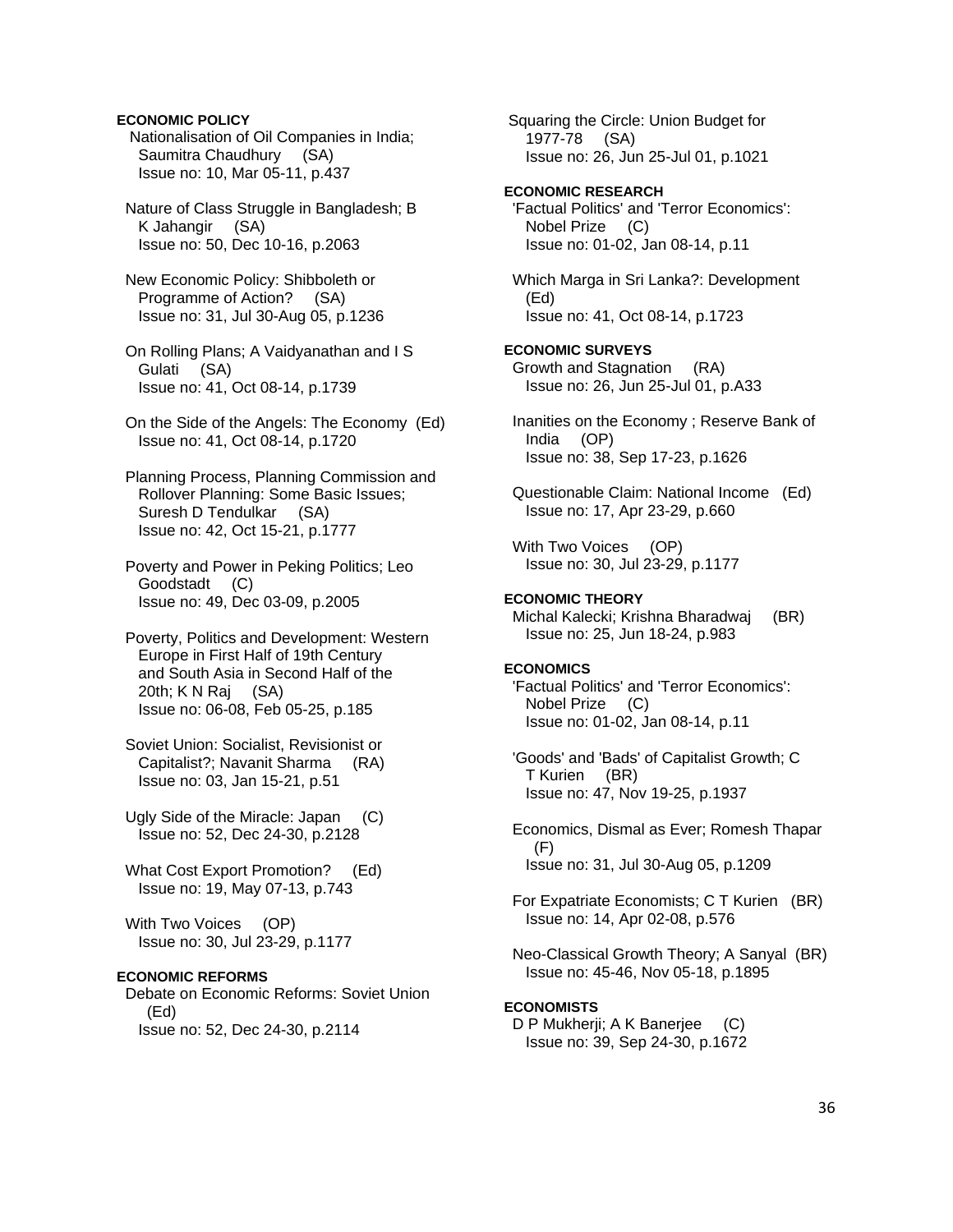**ECONOMIC POLICY**

Nationalisation of Oil Companies in India; Saumitra Chaudhury (SA)
Issue no: 10, Mar 05-11, p.437

Nature of Class Struggle in Bangladesh; B K Jahangir (SA)
Issue no: 50, Dec 10-16, p.2063

New Economic Policy: Shibboleth or Programme of Action? (SA)
Issue no: 31, Jul 30-Aug 05, p.1236

On Rolling Plans; A Vaidyanathan and I S Gulati (SA)
Issue no: 41, Oct 08-14, p.1739

On the Side of the Angels: The Economy (Ed)
Issue no: 41, Oct 08-14, p.1720

Planning Process, Planning Commission and Rollover Planning: Some Basic Issues; Suresh D Tendulkar (SA)
Issue no: 42, Oct 15-21, p.1777

Poverty and Power in Peking Politics; Leo Goodstadt (C)
Issue no: 49, Dec 03-09, p.2005

Poverty, Politics and Development: Western Europe in First Half of 19th Century and South Asia in Second Half of the 20th; K N Raj (SA)
Issue no: 06-08, Feb 05-25, p.185

Soviet Union: Socialist, Revisionist or Capitalist?; Navanit Sharma (RA)
Issue no: 03, Jan 15-21, p.51

Ugly Side of the Miracle: Japan (C)
Issue no: 52, Dec 24-30, p.2128

What Cost Export Promotion? (Ed)
Issue no: 19, May 07-13, p.743

With Two Voices (OP)
Issue no: 30, Jul 23-29, p.1177

**ECONOMIC REFORMS**

Debate on Economic Reforms: Soviet Union (Ed)
Issue no: 52, Dec 24-30, p.2114

Squaring the Circle: Union Budget for 1977-78 (SA)
Issue no: 26, Jun 25-Jul 01, p.1021

**ECONOMIC RESEARCH**

'Factual Politics' and 'Terror Economics': Nobel Prize (C)
Issue no: 01-02, Jan 08-14, p.11

Which Marga in Sri Lanka?: Development (Ed)
Issue no: 41, Oct 08-14, p.1723

**ECONOMIC SURVEYS**

Growth and Stagnation (RA)
Issue no: 26, Jun 25-Jul 01, p.A33

Inanities on the Economy ; Reserve Bank of India (OP)
Issue no: 38, Sep 17-23, p.1626

Questionable Claim: National Income (Ed)
Issue no: 17, Apr 23-29, p.660

With Two Voices (OP)
Issue no: 30, Jul 23-29, p.1177

**ECONOMIC THEORY**

Michal Kalecki; Krishna Bharadwaj (BR)
Issue no: 25, Jun 18-24, p.983

**ECONOMICS**

'Factual Politics' and 'Terror Economics': Nobel Prize (C)
Issue no: 01-02, Jan 08-14, p.11

'Goods' and 'Bads' of Capitalist Growth; C T Kurien (BR)
Issue no: 47, Nov 19-25, p.1937

Economics, Dismal as Ever; Romesh Thapar (F)
Issue no: 31, Jul 30-Aug 05, p.1209

For Expatriate Economists; C T Kurien (BR)
Issue no: 14, Apr 02-08, p.576

Neo-Classical Growth Theory; A Sanyal (BR)
Issue no: 45-46, Nov 05-18, p.1895

**ECONOMISTS**

D P Mukherji; A K Banerjee (C)
Issue no: 39, Sep 24-30, p.1672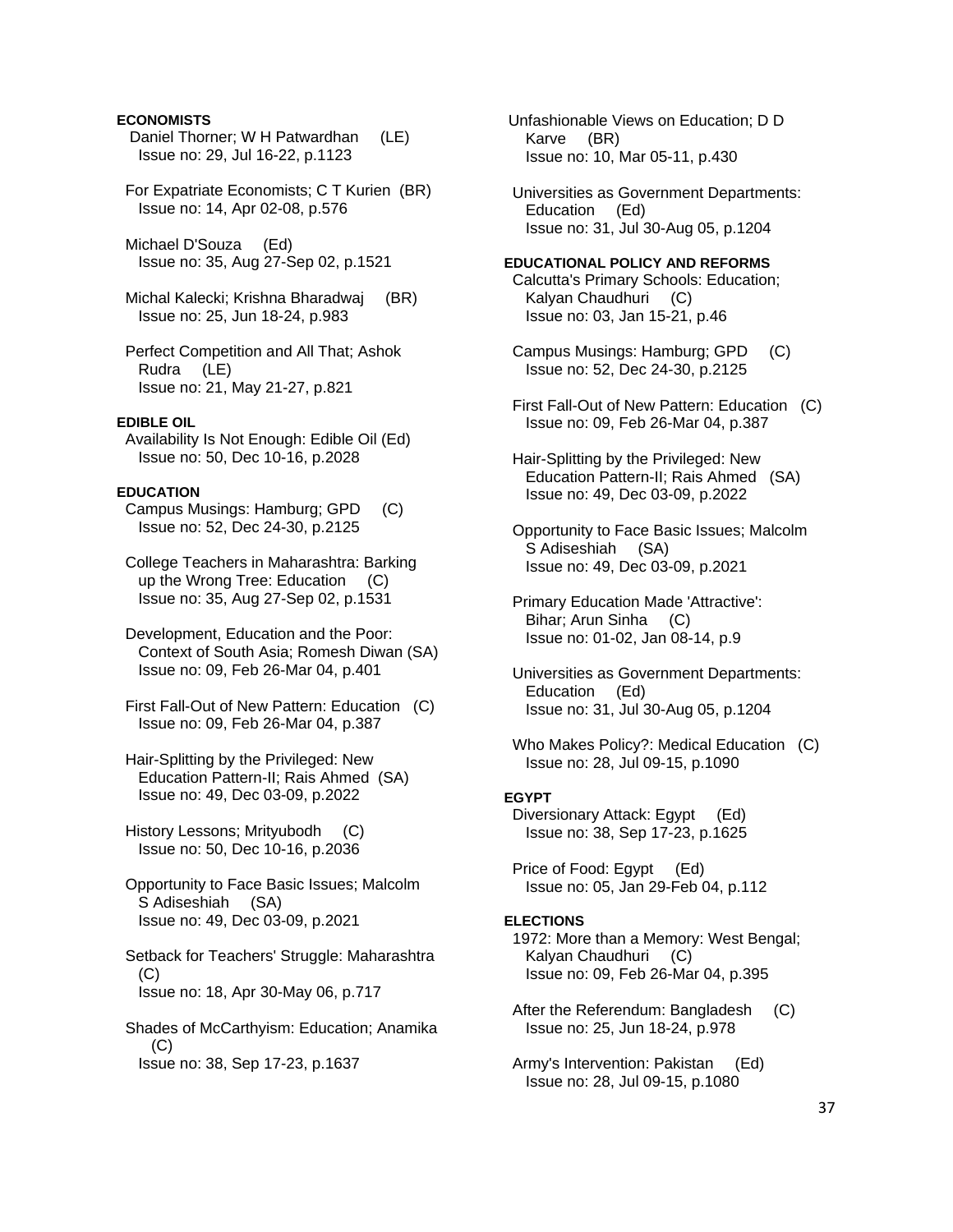**ECONOMISTS**

Daniel Thorner; W H Patwardhan (LE)
Issue no: 29, Jul 16-22, p.1123

For Expatriate Economists; C T Kurien (BR)
Issue no: 14, Apr 02-08, p.576

Michael D'Souza (Ed)
Issue no: 35, Aug 27-Sep 02, p.1521

Michal Kalecki; Krishna Bharadwaj (BR)
Issue no: 25, Jun 18-24, p.983

Perfect Competition and All That; Ashok Rudra (LE)
Issue no: 21, May 21-27, p.821

**EDIBLE OIL**

Availability Is Not Enough: Edible Oil (Ed)
Issue no: 50, Dec 10-16, p.2028

**EDUCATION**

Campus Musings: Hamburg; GPD (C)
Issue no: 52, Dec 24-30, p.2125

College Teachers in Maharashtra: Barking up the Wrong Tree: Education (C)
Issue no: 35, Aug 27-Sep 02, p.1531

Development, Education and the Poor: Context of South Asia; Romesh Diwan (SA)
Issue no: 09, Feb 26-Mar 04, p.401

First Fall-Out of New Pattern: Education (C)
Issue no: 09, Feb 26-Mar 04, p.387

Hair-Splitting by the Privileged: New Education Pattern-II; Rais Ahmed (SA)
Issue no: 49, Dec 03-09, p.2022

History Lessons; Mrityubodh (C)
Issue no: 50, Dec 10-16, p.2036

Opportunity to Face Basic Issues; Malcolm S Adiseshiah (SA)
Issue no: 49, Dec 03-09, p.2021

Setback for Teachers' Struggle: Maharashtra (C)
Issue no: 18, Apr 30-May 06, p.717

Shades of McCarthyism: Education; Anamika (C)
Issue no: 38, Sep 17-23, p.1637

Unfashionable Views on Education; D D Karve (BR)
Issue no: 10, Mar 05-11, p.430

Universities as Government Departments: Education (Ed)
Issue no: 31, Jul 30-Aug 05, p.1204

**EDUCATIONAL POLICY AND REFORMS**

Calcutta's Primary Schools: Education; Kalyan Chaudhuri (C)
Issue no: 03, Jan 15-21, p.46

Campus Musings: Hamburg; GPD (C)
Issue no: 52, Dec 24-30, p.2125

First Fall-Out of New Pattern: Education (C)
Issue no: 09, Feb 26-Mar 04, p.387

Hair-Splitting by the Privileged: New Education Pattern-II; Rais Ahmed (SA)
Issue no: 49, Dec 03-09, p.2022

Opportunity to Face Basic Issues; Malcolm S Adiseshiah (SA)
Issue no: 49, Dec 03-09, p.2021

Primary Education Made 'Attractive': Bihar; Arun Sinha (C)
Issue no: 01-02, Jan 08-14, p.9

Universities as Government Departments: Education (Ed)
Issue no: 31, Jul 30-Aug 05, p.1204

Who Makes Policy?: Medical Education (C)
Issue no: 28, Jul 09-15, p.1090

**EGYPT**

Diversionary Attack: Egypt (Ed)
Issue no: 38, Sep 17-23, p.1625

Price of Food: Egypt (Ed)
Issue no: 05, Jan 29-Feb 04, p.112

**ELECTIONS**

1972: More than a Memory: West Bengal; Kalyan Chaudhuri (C)
Issue no: 09, Feb 26-Mar 04, p.395

After the Referendum: Bangladesh (C)
Issue no: 25, Jun 18-24, p.978

Army's Intervention: Pakistan (Ed)
Issue no: 28, Jul 09-15, p.1080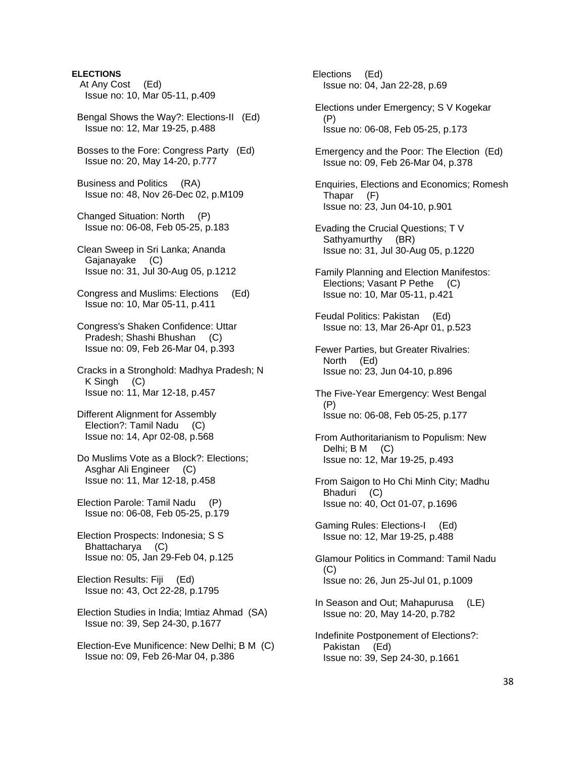**ELECTIONS**

At Any Cost (Ed)
Issue no: 10, Mar 05-11, p.409

Bengal Shows the Way?: Elections-II (Ed)
Issue no: 12, Mar 19-25, p.488

Bosses to the Fore: Congress Party (Ed)
Issue no: 20, May 14-20, p.777

Business and Politics (RA)
Issue no: 48, Nov 26-Dec 02, p.M109

Changed Situation: North (P)
Issue no: 06-08, Feb 05-25, p.183

Clean Sweep in Sri Lanka; Ananda Gajanayake (C)
Issue no: 31, Jul 30-Aug 05, p.1212

Congress and Muslims: Elections (Ed)
Issue no: 10, Mar 05-11, p.411

Congress's Shaken Confidence: Uttar Pradesh; Shashi Bhushan (C)
Issue no: 09, Feb 26-Mar 04, p.393

Cracks in a Stronghold: Madhya Pradesh; N K Singh (C)
Issue no: 11, Mar 12-18, p.457

Different Alignment for Assembly Election?: Tamil Nadu (C)
Issue no: 14, Apr 02-08, p.568

Do Muslims Vote as a Block?: Elections; Asghar Ali Engineer (C)
Issue no: 11, Mar 12-18, p.458

Election Parole: Tamil Nadu (P)
Issue no: 06-08, Feb 05-25, p.179

Election Prospects: Indonesia; S S Bhattacharya (C)
Issue no: 05, Jan 29-Feb 04, p.125

Election Results: Fiji (Ed)
Issue no: 43, Oct 22-28, p.1795

Election Studies in India; Imtiaz Ahmad (SA)
Issue no: 39, Sep 24-30, p.1677

Election-Eve Munificence: New Delhi; B M (C)
Issue no: 09, Feb 26-Mar 04, p.386

Elections (Ed)
Issue no: 04, Jan 22-28, p.69

Elections under Emergency; S V Kogekar (P)
Issue no: 06-08, Feb 05-25, p.173

Emergency and the Poor: The Election (Ed)
Issue no: 09, Feb 26-Mar 04, p.378

Enquiries, Elections and Economics; Romesh Thapar (F)
Issue no: 23, Jun 04-10, p.901

Evading the Crucial Questions; T V Sathyamurthy (BR)
Issue no: 31, Jul 30-Aug 05, p.1220

Family Planning and Election Manifestos: Elections; Vasant P Pethe (C)
Issue no: 10, Mar 05-11, p.421

Feudal Politics: Pakistan (Ed)
Issue no: 13, Mar 26-Apr 01, p.523

Fewer Parties, but Greater Rivalries: North (Ed)
Issue no: 23, Jun 04-10, p.896

The Five-Year Emergency: West Bengal (P)
Issue no: 06-08, Feb 05-25, p.177

From Authoritarianism to Populism: New Delhi; B M (C)
Issue no: 12, Mar 19-25, p.493

From Saigon to Ho Chi Minh City; Madhu Bhaduri (C)
Issue no: 40, Oct 01-07, p.1696

Gaming Rules: Elections-I (Ed)
Issue no: 12, Mar 19-25, p.488

Glamour Politics in Command: Tamil Nadu (C)
Issue no: 26, Jun 25-Jul 01, p.1009

In Season and Out; Mahapurusa (LE)
Issue no: 20, May 14-20, p.782

Indefinite Postponement of Elections?: Pakistan (Ed)
Issue no: 39, Sep 24-30, p.1661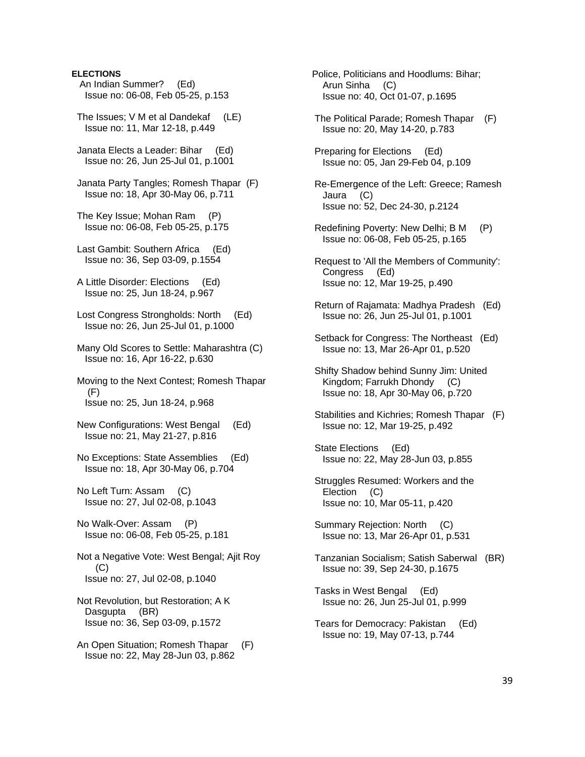**ELECTIONS**

An Indian Summer? (Ed)
Issue no: 06-08, Feb 05-25, p.153

The Issues; V M et al Dandekaf (LE)
Issue no: 11, Mar 12-18, p.449

Janata Elects a Leader: Bihar (Ed)
Issue no: 26, Jun 25-Jul 01, p.1001

Janata Party Tangles; Romesh Thapar (F)
Issue no: 18, Apr 30-May 06, p.711

The Key Issue; Mohan Ram (P)
Issue no: 06-08, Feb 05-25, p.175

Last Gambit: Southern Africa (Ed)
Issue no: 36, Sep 03-09, p.1554

A Little Disorder: Elections (Ed)
Issue no: 25, Jun 18-24, p.967

Lost Congress Strongholds: North (Ed)
Issue no: 26, Jun 25-Jul 01, p.1000

Many Old Scores to Settle: Maharashtra (C)
Issue no: 16, Apr 16-22, p.630

Moving to the Next Contest; Romesh Thapar (F)
Issue no: 25, Jun 18-24, p.968

New Configurations: West Bengal (Ed)
Issue no: 21, May 21-27, p.816

No Exceptions: State Assemblies (Ed)
Issue no: 18, Apr 30-May 06, p.704

No Left Turn: Assam (C)
Issue no: 27, Jul 02-08, p.1043

No Walk-Over: Assam (P)
Issue no: 06-08, Feb 05-25, p.181

Not a Negative Vote: West Bengal; Ajit Roy (C)
Issue no: 27, Jul 02-08, p.1040

Not Revolution, but Restoration; A K Dasgupta (BR)
Issue no: 36, Sep 03-09, p.1572

An Open Situation; Romesh Thapar (F)
Issue no: 22, May 28-Jun 03, p.862

Police, Politicians and Hoodlums: Bihar; Arun Sinha (C)
Issue no: 40, Oct 01-07, p.1695

The Political Parade; Romesh Thapar (F)
Issue no: 20, May 14-20, p.783

Preparing for Elections (Ed)
Issue no: 05, Jan 29-Feb 04, p.109

Re-Emergence of the Left: Greece; Ramesh Jaura (C)
Issue no: 52, Dec 24-30, p.2124

Redefining Poverty: New Delhi; B M (P)
Issue no: 06-08, Feb 05-25, p.165

Request to 'All the Members of Community': Congress (Ed)
Issue no: 12, Mar 19-25, p.490

Return of Rajamata: Madhya Pradesh (Ed)
Issue no: 26, Jun 25-Jul 01, p.1001

Setback for Congress: The Northeast (Ed)
Issue no: 13, Mar 26-Apr 01, p.520

Shifty Shadow behind Sunny Jim: United Kingdom; Farrukh Dhondy (C)
Issue no: 18, Apr 30-May 06, p.720

Stabilities and Kichries; Romesh Thapar (F)
Issue no: 12, Mar 19-25, p.492

State Elections (Ed)
Issue no: 22, May 28-Jun 03, p.855

Struggles Resumed: Workers and the Election (C)
Issue no: 10, Mar 05-11, p.420

Summary Rejection: North (C)
Issue no: 13, Mar 26-Apr 01, p.531

Tanzanian Socialism; Satish Saberwal (BR)
Issue no: 39, Sep 24-30, p.1675

Tasks in West Bengal (Ed)
Issue no: 26, Jun 25-Jul 01, p.999

Tears for Democracy: Pakistan (Ed)
Issue no: 19, May 07-13, p.744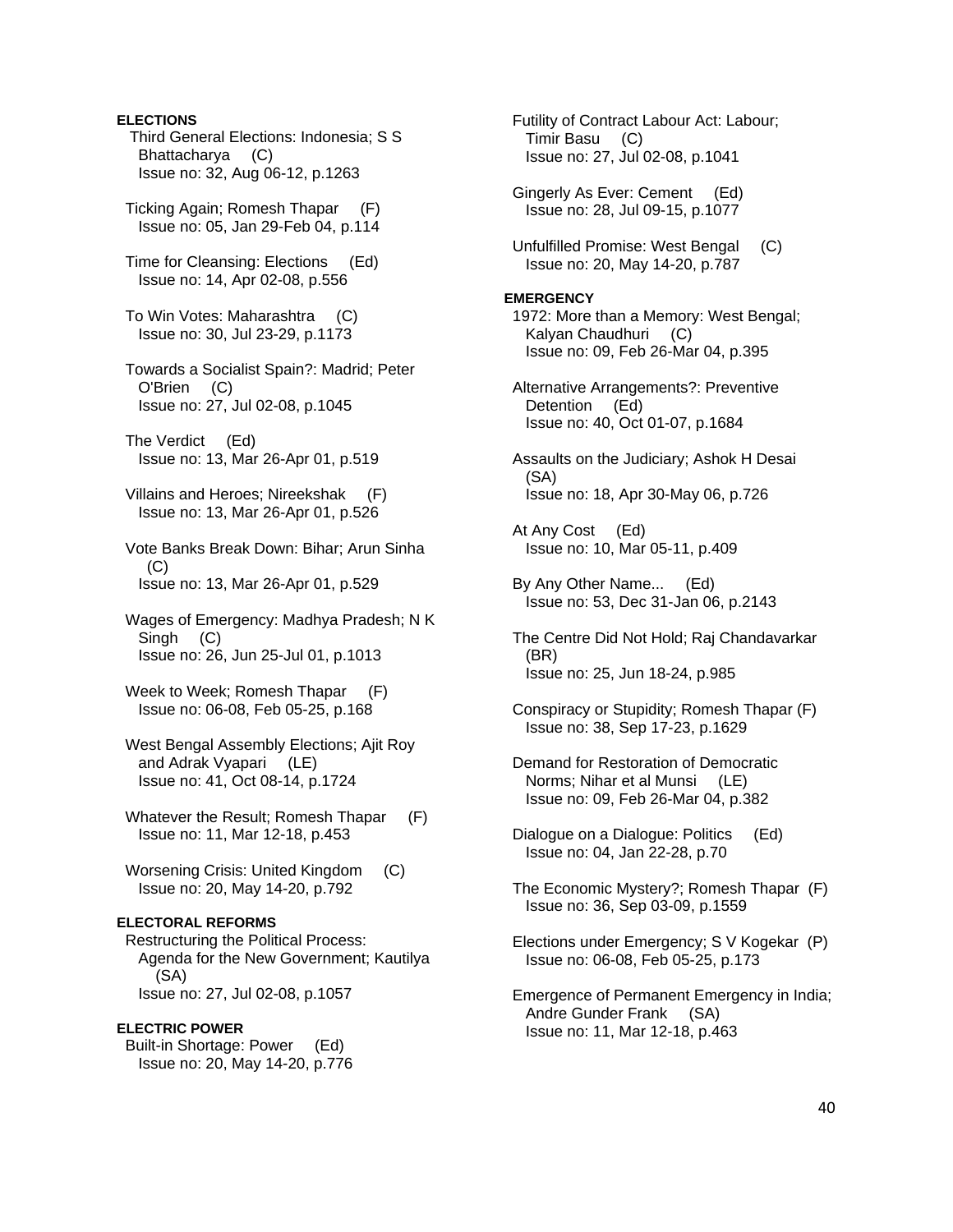**ELECTIONS**

Third General Elections: Indonesia; S S Bhattacharya (C)
Issue no: 32, Aug 06-12, p.1263

Ticking Again; Romesh Thapar (F)
Issue no: 05, Jan 29-Feb 04, p.114

Time for Cleansing: Elections (Ed)
Issue no: 14, Apr 02-08, p.556

To Win Votes: Maharashtra (C)
Issue no: 30, Jul 23-29, p.1173

Towards a Socialist Spain?: Madrid; Peter O'Brien (C)
Issue no: 27, Jul 02-08, p.1045

The Verdict (Ed)
Issue no: 13, Mar 26-Apr 01, p.519

Villains and Heroes; Nireekshak (F)
Issue no: 13, Mar 26-Apr 01, p.526

Vote Banks Break Down: Bihar; Arun Sinha (C)
Issue no: 13, Mar 26-Apr 01, p.529

Wages of Emergency: Madhya Pradesh; N K Singh (C)
Issue no: 26, Jun 25-Jul 01, p.1013

Week to Week; Romesh Thapar (F)
Issue no: 06-08, Feb 05-25, p.168

West Bengal Assembly Elections; Ajit Roy and Adrak Vyapari (LE)
Issue no: 41, Oct 08-14, p.1724

Whatever the Result; Romesh Thapar (F)
Issue no: 11, Mar 12-18, p.453

Worsening Crisis: United Kingdom (C)
Issue no: 20, May 14-20, p.792

**ELECTORAL REFORMS**

Restructuring the Political Process: Agenda for the New Government; Kautilya (SA)
Issue no: 27, Jul 02-08, p.1057

**ELECTRIC POWER**

Built-in Shortage: Power (Ed)
Issue no: 20, May 14-20, p.776

Futility of Contract Labour Act: Labour; Timir Basu (C)
Issue no: 27, Jul 02-08, p.1041

Gingerly As Ever: Cement (Ed)
Issue no: 28, Jul 09-15, p.1077

Unfulfilled Promise: West Bengal (C)
Issue no: 20, May 14-20, p.787

**EMERGENCY**

1972: More than a Memory: West Bengal; Kalyan Chaudhuri (C)
Issue no: 09, Feb 26-Mar 04, p.395

Alternative Arrangements?: Preventive Detention (Ed)
Issue no: 40, Oct 01-07, p.1684

Assaults on the Judiciary; Ashok H Desai (SA)
Issue no: 18, Apr 30-May 06, p.726

At Any Cost (Ed)
Issue no: 10, Mar 05-11, p.409

By Any Other Name... (Ed)
Issue no: 53, Dec 31-Jan 06, p.2143

The Centre Did Not Hold; Raj Chandavarkar (BR)
Issue no: 25, Jun 18-24, p.985

Conspiracy or Stupidity; Romesh Thapar (F)
Issue no: 38, Sep 17-23, p.1629

Demand for Restoration of Democratic Norms; Nihar et al Munsi (LE)
Issue no: 09, Feb 26-Mar 04, p.382

Dialogue on a Dialogue: Politics (Ed)
Issue no: 04, Jan 22-28, p.70

The Economic Mystery?; Romesh Thapar (F)
Issue no: 36, Sep 03-09, p.1559

Elections under Emergency; S V Kogekar (P)
Issue no: 06-08, Feb 05-25, p.173

Emergence of Permanent Emergency in India; Andre Gunder Frank (SA)
Issue no: 11, Mar 12-18, p.463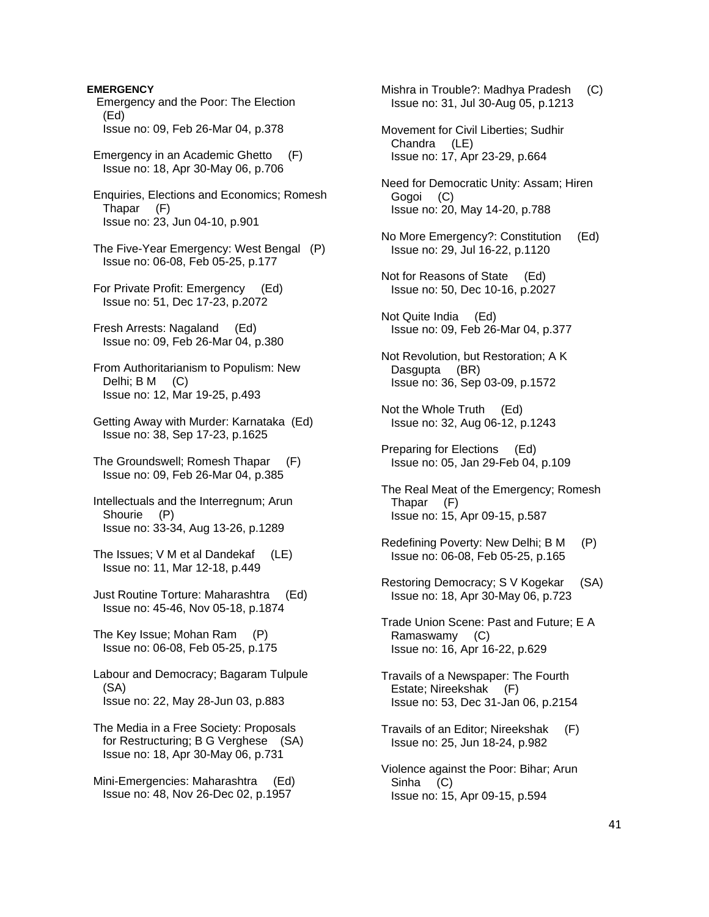**EMERGENCY**

Emergency and the Poor: The Election (Ed)
Issue no: 09, Feb 26-Mar 04, p.378

Emergency in an Academic Ghetto (F)
Issue no: 18, Apr 30-May 06, p.706

Enquiries, Elections and Economics; Romesh Thapar (F)
Issue no: 23, Jun 04-10, p.901

The Five-Year Emergency: West Bengal (P)
Issue no: 06-08, Feb 05-25, p.177

For Private Profit: Emergency (Ed)
Issue no: 51, Dec 17-23, p.2072

Fresh Arrests: Nagaland (Ed)
Issue no: 09, Feb 26-Mar 04, p.380

From Authoritarianism to Populism: New Delhi; B M (C)
Issue no: 12, Mar 19-25, p.493

Getting Away with Murder: Karnataka (Ed)
Issue no: 38, Sep 17-23, p.1625

The Groundswell; Romesh Thapar (F)
Issue no: 09, Feb 26-Mar 04, p.385

Intellectuals and the Interregnum; Arun Shourie (P)
Issue no: 33-34, Aug 13-26, p.1289

The Issues; V M et al Dandekaf (LE)
Issue no: 11, Mar 12-18, p.449

Just Routine Torture: Maharashtra (Ed)
Issue no: 45-46, Nov 05-18, p.1874

The Key Issue; Mohan Ram (P)
Issue no: 06-08, Feb 05-25, p.175

Labour and Democracy; Bagaram Tulpule (SA)
Issue no: 22, May 28-Jun 03, p.883

The Media in a Free Society: Proposals for Restructuring; B G Verghese (SA)
Issue no: 18, Apr 30-May 06, p.731

Mini-Emergencies: Maharashtra (Ed)
Issue no: 48, Nov 26-Dec 02, p.1957

Mishra in Trouble?: Madhya Pradesh (C)
Issue no: 31, Jul 30-Aug 05, p.1213

Movement for Civil Liberties; Sudhir Chandra (LE)
Issue no: 17, Apr 23-29, p.664

Need for Democratic Unity: Assam; Hiren Gogoi (C)
Issue no: 20, May 14-20, p.788

No More Emergency?: Constitution (Ed)
Issue no: 29, Jul 16-22, p.1120

Not for Reasons of State (Ed)
Issue no: 50, Dec 10-16, p.2027

Not Quite India (Ed)
Issue no: 09, Feb 26-Mar 04, p.377

Not Revolution, but Restoration; A K Dasgupta (BR)
Issue no: 36, Sep 03-09, p.1572

Not the Whole Truth (Ed)
Issue no: 32, Aug 06-12, p.1243

Preparing for Elections (Ed)
Issue no: 05, Jan 29-Feb 04, p.109

The Real Meat of the Emergency; Romesh Thapar (F)
Issue no: 15, Apr 09-15, p.587

Redefining Poverty: New Delhi; B M (P)
Issue no: 06-08, Feb 05-25, p.165

Restoring Democracy; S V Kogekar (SA)
Issue no: 18, Apr 30-May 06, p.723

Trade Union Scene: Past and Future; E A Ramaswamy (C)
Issue no: 16, Apr 16-22, p.629

Travails of a Newspaper: The Fourth Estate; Nireekshak (F)
Issue no: 53, Dec 31-Jan 06, p.2154

Travails of an Editor; Nireekshak (F)
Issue no: 25, Jun 18-24, p.982

Violence against the Poor: Bihar; Arun Sinha (C)
Issue no: 15, Apr 09-15, p.594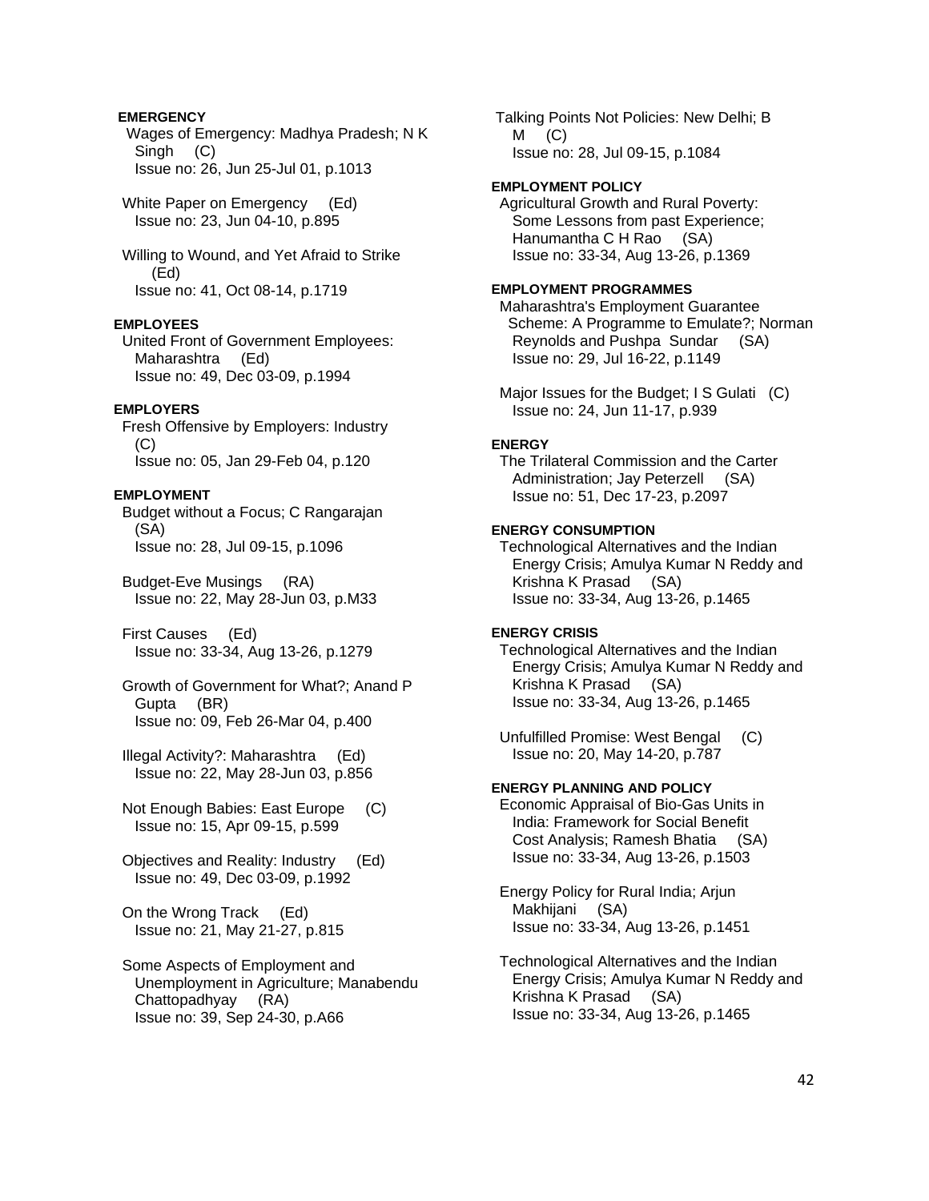**EMERGENCY**

Wages of Emergency: Madhya Pradesh; N K Singh (C)
Issue no: 26, Jun 25-Jul 01, p.1013

White Paper on Emergency (Ed)
Issue no: 23, Jun 04-10, p.895

Willing to Wound, and Yet Afraid to Strike (Ed)
Issue no: 41, Oct 08-14, p.1719

**EMPLOYEES**

United Front of Government Employees: Maharashtra (Ed)
Issue no: 49, Dec 03-09, p.1994

**EMPLOYERS**

Fresh Offensive by Employers: Industry (C)
Issue no: 05, Jan 29-Feb 04, p.120

**EMPLOYMENT**

Budget without a Focus; C Rangarajan (SA)
Issue no: 28, Jul 09-15, p.1096

Budget-Eve Musings (RA)
Issue no: 22, May 28-Jun 03, p.M33

First Causes (Ed)
Issue no: 33-34, Aug 13-26, p.1279

Growth of Government for What?; Anand P Gupta (BR)
Issue no: 09, Feb 26-Mar 04, p.400

Illegal Activity?: Maharashtra (Ed)
Issue no: 22, May 28-Jun 03, p.856

Not Enough Babies: East Europe (C)
Issue no: 15, Apr 09-15, p.599

Objectives and Reality: Industry (Ed)
Issue no: 49, Dec 03-09, p.1992

On the Wrong Track (Ed)
Issue no: 21, May 21-27, p.815

Some Aspects of Employment and Unemployment in Agriculture; Manabendu Chattopadhyay (RA)
Issue no: 39, Sep 24-30, p.A66

Talking Points Not Policies: New Delhi; B M (C)
Issue no: 28, Jul 09-15, p.1084

**EMPLOYMENT POLICY**

Agricultural Growth and Rural Poverty: Some Lessons from past Experience; Hanumantha C H Rao (SA)
Issue no: 33-34, Aug 13-26, p.1369

**EMPLOYMENT PROGRAMMES**

Maharashtra's Employment Guarantee Scheme: A Programme to Emulate?; Norman Reynolds and Pushpa Sundar (SA)
Issue no: 29, Jul 16-22, p.1149

Major Issues for the Budget; I S Gulati (C)
Issue no: 24, Jun 11-17, p.939

**ENERGY**

The Trilateral Commission and the Carter Administration; Jay Peterzell (SA)
Issue no: 51, Dec 17-23, p.2097

**ENERGY CONSUMPTION**

Technological Alternatives and the Indian Energy Crisis; Amulya Kumar N Reddy and Krishna K Prasad (SA)
Issue no: 33-34, Aug 13-26, p.1465

**ENERGY CRISIS**

Technological Alternatives and the Indian Energy Crisis; Amulya Kumar N Reddy and Krishna K Prasad (SA)
Issue no: 33-34, Aug 13-26, p.1465

Unfulfilled Promise: West Bengal (C)
Issue no: 20, May 14-20, p.787

**ENERGY PLANNING AND POLICY**

Economic Appraisal of Bio-Gas Units in India: Framework for Social Benefit Cost Analysis; Ramesh Bhatia (SA)
Issue no: 33-34, Aug 13-26, p.1503

Energy Policy for Rural India; Arjun Makhijani (SA)
Issue no: 33-34, Aug 13-26, p.1451

Technological Alternatives and the Indian Energy Crisis; Amulya Kumar N Reddy and Krishna K Prasad (SA)
Issue no: 33-34, Aug 13-26, p.1465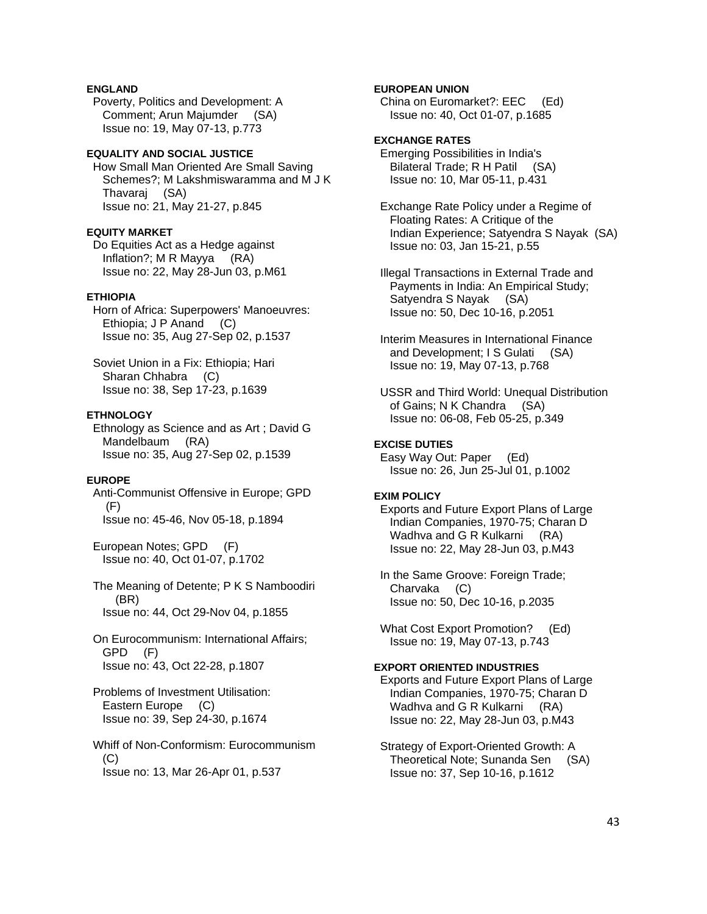**ENGLAND**

Poverty, Politics and Development: A Comment; Arun Majumder (SA)
Issue no: 19, May 07-13, p.773

**EQUALITY AND SOCIAL JUSTICE**

How Small Man Oriented Are Small Saving Schemes?; M Lakshmiswaramma and M J K Thavaraj (SA)
Issue no: 21, May 21-27, p.845

**EQUITY MARKET**

Do Equities Act as a Hedge against Inflation?; M R Mayya (RA)
Issue no: 22, May 28-Jun 03, p.M61

**ETHIOPIA**

Horn of Africa: Superpowers' Manoeuvres: Ethiopia; J P Anand (C)
Issue no: 35, Aug 27-Sep 02, p.1537

Soviet Union in a Fix: Ethiopia; Hari Sharan Chhabra (C)
Issue no: 38, Sep 17-23, p.1639

**ETHNOLOGY**

Ethnology as Science and as Art ; David G Mandelbaum (RA)
Issue no: 35, Aug 27-Sep 02, p.1539

**EUROPE**

Anti-Communist Offensive in Europe; GPD (F)
Issue no: 45-46, Nov 05-18, p.1894

European Notes; GPD (F)
Issue no: 40, Oct 01-07, p.1702

The Meaning of Detente; P K S Namboodiri (BR)
Issue no: 44, Oct 29-Nov 04, p.1855

On Eurocommunism: International Affairs; GPD (F)
Issue no: 43, Oct 22-28, p.1807

Problems of Investment Utilisation: Eastern Europe (C)
Issue no: 39, Sep 24-30, p.1674

Whiff of Non-Conformism: Eurocommunism (C)
Issue no: 13, Mar 26-Apr 01, p.537

**EUROPEAN UNION**

China on Euromarket?: EEC (Ed)
Issue no: 40, Oct 01-07, p.1685

**EXCHANGE RATES**

Emerging Possibilities in India's Bilateral Trade; R H Patil (SA)
Issue no: 10, Mar 05-11, p.431

Exchange Rate Policy under a Regime of Floating Rates: A Critique of the Indian Experience; Satyendra S Nayak (SA)
Issue no: 03, Jan 15-21, p.55

Illegal Transactions in External Trade and Payments in India: An Empirical Study; Satyendra S Nayak (SA)
Issue no: 50, Dec 10-16, p.2051

Interim Measures in International Finance and Development; I S Gulati (SA)
Issue no: 19, May 07-13, p.768

USSR and Third World: Unequal Distribution of Gains; N K Chandra (SA)
Issue no: 06-08, Feb 05-25, p.349

**EXCISE DUTIES**

Easy Way Out: Paper (Ed)
Issue no: 26, Jun 25-Jul 01, p.1002

**EXIM POLICY**

Exports and Future Export Plans of Large Indian Companies, 1970-75; Charan D Wadhva and G R Kulkarni (RA)
Issue no: 22, May 28-Jun 03, p.M43

In the Same Groove: Foreign Trade; Charvaka (C)
Issue no: 50, Dec 10-16, p.2035

What Cost Export Promotion? (Ed)
Issue no: 19, May 07-13, p.743

**EXPORT ORIENTED INDUSTRIES**

Exports and Future Export Plans of Large Indian Companies, 1970-75; Charan D Wadhva and G R Kulkarni (RA)
Issue no: 22, May 28-Jun 03, p.M43

Strategy of Export-Oriented Growth: A Theoretical Note; Sunanda Sen (SA)
Issue no: 37, Sep 10-16, p.1612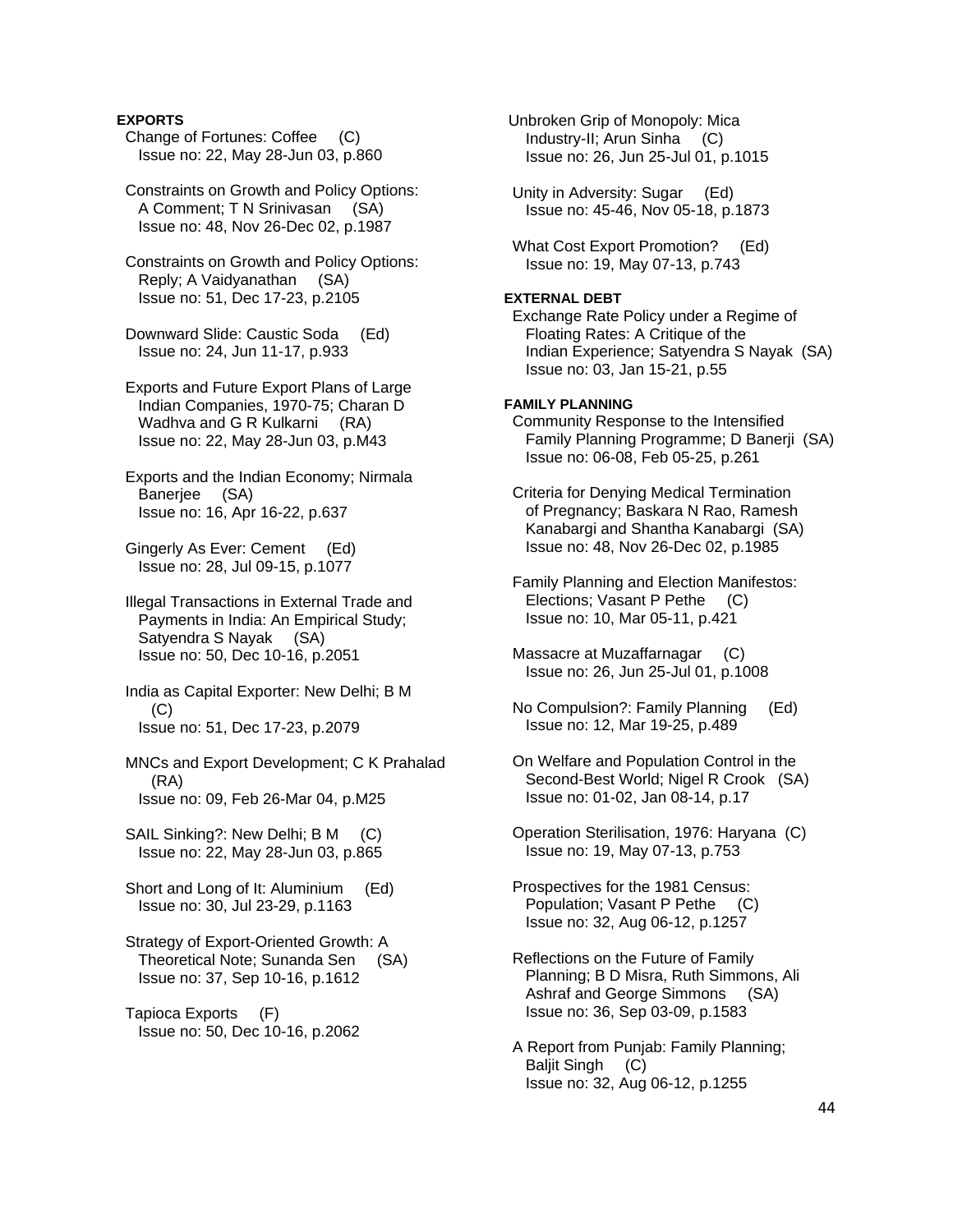**EXPORTS**

Change of Fortunes: Coffee (C)
Issue no: 22, May 28-Jun 03, p.860

Constraints on Growth and Policy Options: A Comment; T N Srinivasan (SA)
Issue no: 48, Nov 26-Dec 02, p.1987

Constraints on Growth and Policy Options: Reply; A Vaidyanathan (SA)
Issue no: 51, Dec 17-23, p.2105

Downward Slide: Caustic Soda (Ed)
Issue no: 24, Jun 11-17, p.933

Exports and Future Export Plans of Large Indian Companies, 1970-75; Charan D Wadhva and G R Kulkarni (RA)
Issue no: 22, May 28-Jun 03, p.M43

Exports and the Indian Economy; Nirmala Banerjee (SA)
Issue no: 16, Apr 16-22, p.637

Gingerly As Ever: Cement (Ed)
Issue no: 28, Jul 09-15, p.1077

Illegal Transactions in External Trade and Payments in India: An Empirical Study; Satyendra S Nayak (SA)
Issue no: 50, Dec 10-16, p.2051

India as Capital Exporter: New Delhi; B M (C)
Issue no: 51, Dec 17-23, p.2079

MNCs and Export Development; C K Prahalad (RA)
Issue no: 09, Feb 26-Mar 04, p.M25

SAIL Sinking?: New Delhi; B M (C)
Issue no: 22, May 28-Jun 03, p.865

Short and Long of It: Aluminium (Ed)
Issue no: 30, Jul 23-29, p.1163

Strategy of Export-Oriented Growth: A Theoretical Note; Sunanda Sen (SA)
Issue no: 37, Sep 10-16, p.1612

Tapioca Exports (F)
Issue no: 50, Dec 10-16, p.2062

Unbroken Grip of Monopoly: Mica Industry-II; Arun Sinha (C)
Issue no: 26, Jun 25-Jul 01, p.1015

Unity in Adversity: Sugar (Ed)
Issue no: 45-46, Nov 05-18, p.1873

What Cost Export Promotion? (Ed)
Issue no: 19, May 07-13, p.743

**EXTERNAL DEBT**

Exchange Rate Policy under a Regime of Floating Rates: A Critique of the Indian Experience; Satyendra S Nayak (SA)
Issue no: 03, Jan 15-21, p.55

**FAMILY PLANNING**

Community Response to the Intensified Family Planning Programme; D Banerji (SA)
Issue no: 06-08, Feb 05-25, p.261

Criteria for Denying Medical Termination of Pregnancy; Baskara N Rao, Ramesh Kanabargi and Shantha Kanabargi (SA)
Issue no: 48, Nov 26-Dec 02, p.1985

Family Planning and Election Manifestos: Elections; Vasant P Pethe (C)
Issue no: 10, Mar 05-11, p.421

Massacre at Muzaffarnagar (C)
Issue no: 26, Jun 25-Jul 01, p.1008

No Compulsion?: Family Planning (Ed)
Issue no: 12, Mar 19-25, p.489

On Welfare and Population Control in the Second-Best World; Nigel R Crook (SA)
Issue no: 01-02, Jan 08-14, p.17

Operation Sterilisation, 1976: Haryana (C)
Issue no: 19, May 07-13, p.753

Prospectives for the 1981 Census: Population; Vasant P Pethe (C)
Issue no: 32, Aug 06-12, p.1257

Reflections on the Future of Family Planning; B D Misra, Ruth Simmons, Ali Ashraf and George Simmons (SA)
Issue no: 36, Sep 03-09, p.1583

A Report from Punjab: Family Planning; Baljit Singh (C)
Issue no: 32, Aug 06-12, p.1255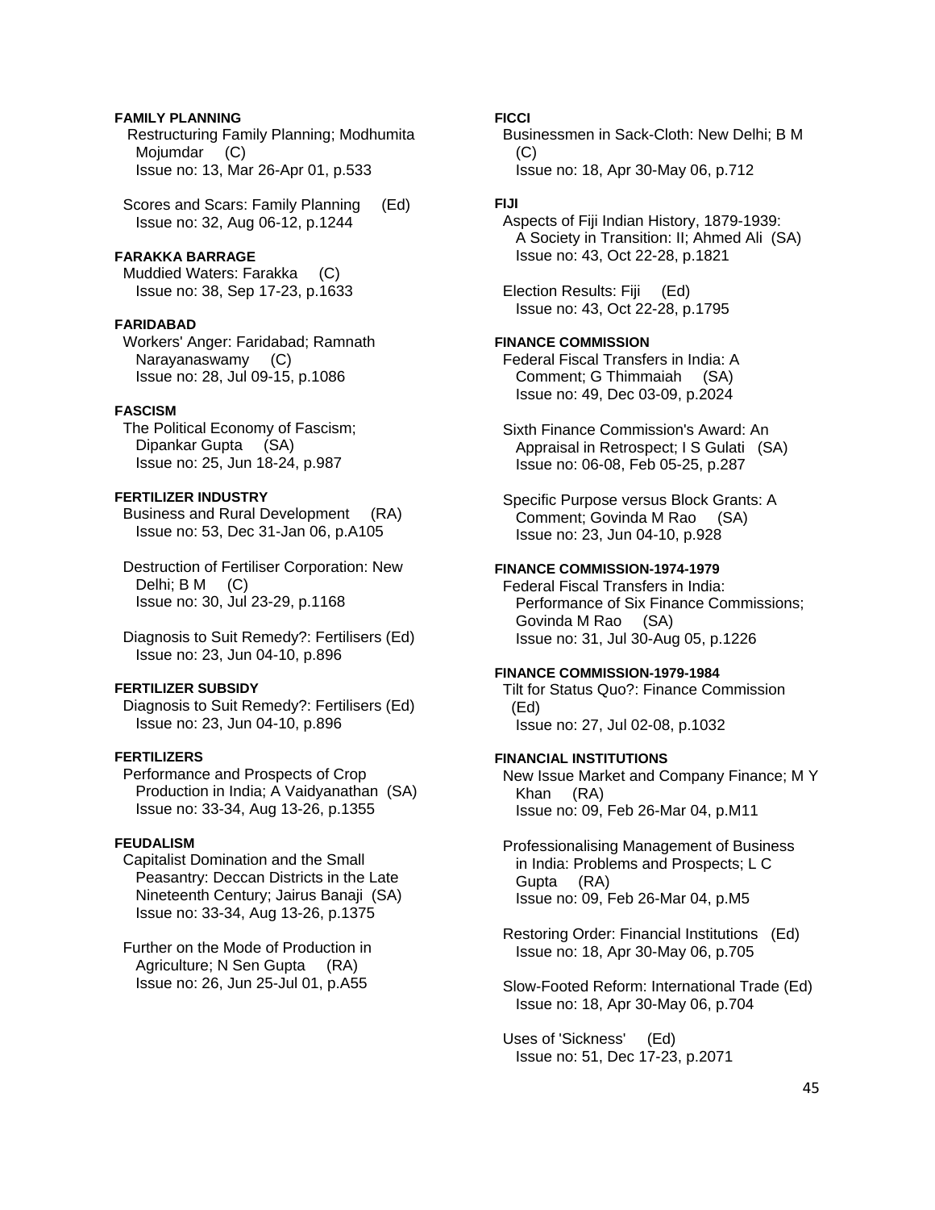**FAMILY PLANNING**

Restructuring Family Planning; Modhumita Mojumdar (C)
Issue no: 13, Mar 26-Apr 01, p.533

Scores and Scars: Family Planning (Ed)
Issue no: 32, Aug 06-12, p.1244

**FARAKKA BARRAGE**

Muddied Waters: Farakka (C)
Issue no: 38, Sep 17-23, p.1633

**FARIDABAD**

Workers' Anger: Faridabad; Ramnath Narayanaswamy (C)
Issue no: 28, Jul 09-15, p.1086

**FASCISM**

The Political Economy of Fascism; Dipankar Gupta (SA)
Issue no: 25, Jun 18-24, p.987

**FERTILIZER INDUSTRY**

Business and Rural Development (RA)
Issue no: 53, Dec 31-Jan 06, p.A105

Destruction of Fertiliser Corporation: New Delhi; B M (C)
Issue no: 30, Jul 23-29, p.1168

Diagnosis to Suit Remedy?: Fertilisers (Ed)
Issue no: 23, Jun 04-10, p.896

**FERTILIZER SUBSIDY**

Diagnosis to Suit Remedy?: Fertilisers (Ed)
Issue no: 23, Jun 04-10, p.896

**FERTILIZERS**

Performance and Prospects of Crop Production in India; A Vaidyanathan (SA)
Issue no: 33-34, Aug 13-26, p.1355

**FEUDALISM**

Capitalist Domination and the Small Peasantry: Deccan Districts in the Late Nineteenth Century; Jairus Banaji (SA)
Issue no: 33-34, Aug 13-26, p.1375

Further on the Mode of Production in Agriculture; N Sen Gupta (RA)
Issue no: 26, Jun 25-Jul 01, p.A55

**FICCI**

Businessmen in Sack-Cloth: New Delhi; B M (C)
Issue no: 18, Apr 30-May 06, p.712

**FIJI**

Aspects of Fiji Indian History, 1879-1939: A Society in Transition: II; Ahmed Ali (SA)
Issue no: 43, Oct 22-28, p.1821

Election Results: Fiji (Ed)
Issue no: 43, Oct 22-28, p.1795

**FINANCE COMMISSION**

Federal Fiscal Transfers in India: A Comment; G Thimmaiah (SA)
Issue no: 49, Dec 03-09, p.2024

Sixth Finance Commission's Award: An Appraisal in Retrospect; I S Gulati (SA)
Issue no: 06-08, Feb 05-25, p.287

Specific Purpose versus Block Grants: A Comment; Govinda M Rao (SA)
Issue no: 23, Jun 04-10, p.928

**FINANCE COMMISSION-1974-1979**

Federal Fiscal Transfers in India: Performance of Six Finance Commissions; Govinda M Rao (SA)
Issue no: 31, Jul 30-Aug 05, p.1226

**FINANCE COMMISSION-1979-1984**

Tilt for Status Quo?: Finance Commission (Ed)
Issue no: 27, Jul 02-08, p.1032

**FINANCIAL INSTITUTIONS**

New Issue Market and Company Finance; M Y Khan (RA)
Issue no: 09, Feb 26-Mar 04, p.M11

Professionalising Management of Business in India: Problems and Prospects; L C Gupta (RA)
Issue no: 09, Feb 26-Mar 04, p.M5

Restoring Order: Financial Institutions (Ed)
Issue no: 18, Apr 30-May 06, p.705

Slow-Footed Reform: International Trade (Ed)
Issue no: 18, Apr 30-May 06, p.704

Uses of 'Sickness' (Ed)
Issue no: 51, Dec 17-23, p.2071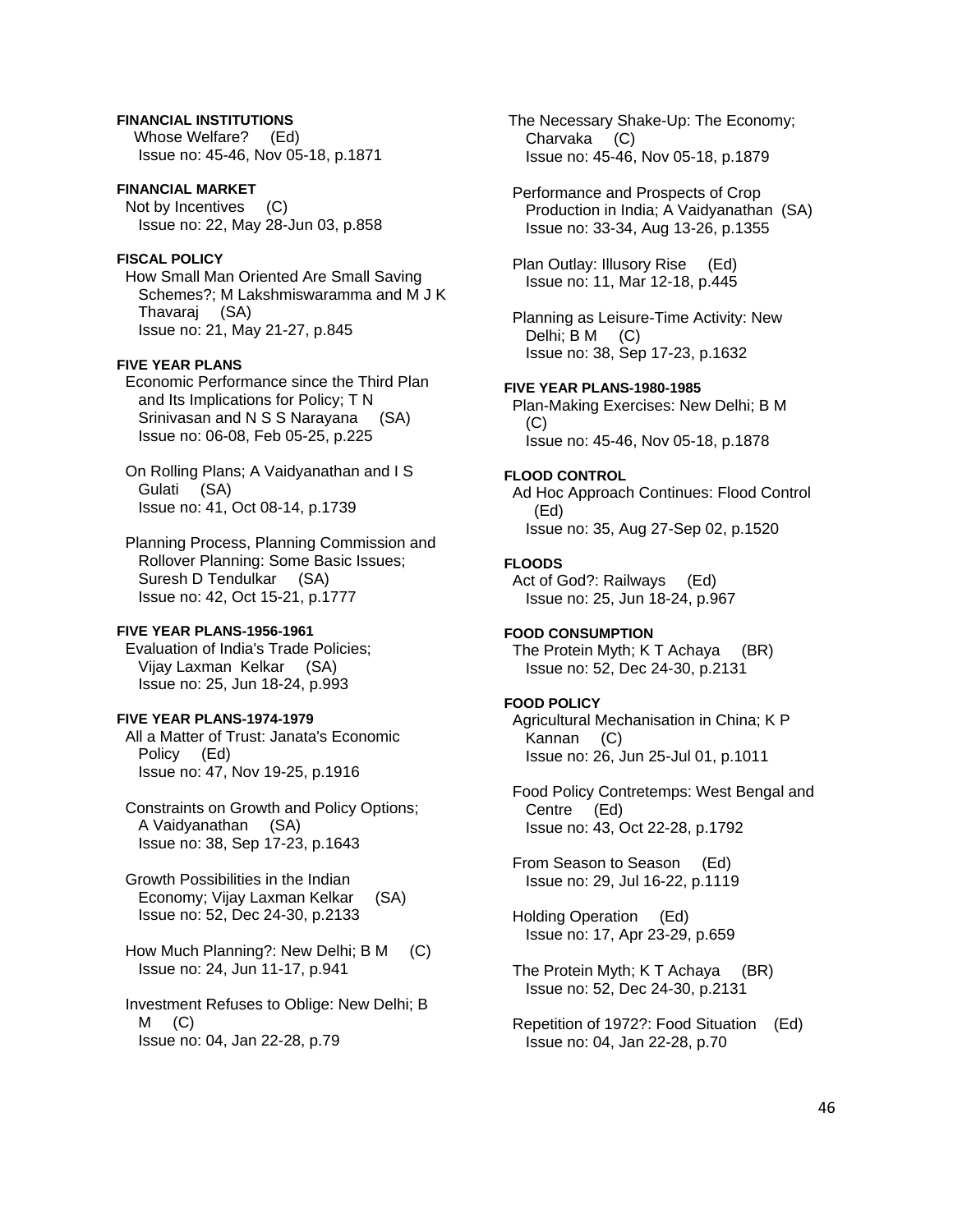**FINANCIAL INSTITUTIONS**

Whose Welfare? (Ed)
Issue no: 45-46, Nov 05-18, p.1871

**FINANCIAL MARKET**

Not by Incentives (C)
Issue no: 22, May 28-Jun 03, p.858

**FISCAL POLICY**

How Small Man Oriented Are Small Saving Schemes?; M Lakshmiswaramma and M J K Thavaraj (SA)
Issue no: 21, May 21-27, p.845

**FIVE YEAR PLANS**

Economic Performance since the Third Plan and Its Implications for Policy; T N Srinivasan and N S S Narayana (SA)
Issue no: 06-08, Feb 05-25, p.225

On Rolling Plans; A Vaidyanathan and I S Gulati (SA)
Issue no: 41, Oct 08-14, p.1739

Planning Process, Planning Commission and Rollover Planning: Some Basic Issues; Suresh D Tendulkar (SA)
Issue no: 42, Oct 15-21, p.1777

**FIVE YEAR PLANS-1956-1961**

Evaluation of India's Trade Policies; Vijay Laxman Kelkar (SA)
Issue no: 25, Jun 18-24, p.993

**FIVE YEAR PLANS-1974-1979**

All a Matter of Trust: Janata's Economic Policy (Ed)
Issue no: 47, Nov 19-25, p.1916

Constraints on Growth and Policy Options; A Vaidyanathan (SA)
Issue no: 38, Sep 17-23, p.1643

Growth Possibilities in the Indian Economy; Vijay Laxman Kelkar (SA)
Issue no: 52, Dec 24-30, p.2133

How Much Planning?: New Delhi; B M (C)
Issue no: 24, Jun 11-17, p.941

Investment Refuses to Oblige: New Delhi; B M (C)
Issue no: 04, Jan 22-28, p.79

The Necessary Shake-Up: The Economy; Charvaka (C)
Issue no: 45-46, Nov 05-18, p.1879

Performance and Prospects of Crop Production in India; A Vaidyanathan (SA)
Issue no: 33-34, Aug 13-26, p.1355

Plan Outlay: Illusory Rise (Ed)
Issue no: 11, Mar 12-18, p.445

Planning as Leisure-Time Activity: New Delhi; B M (C)
Issue no: 38, Sep 17-23, p.1632

**FIVE YEAR PLANS-1980-1985**

Plan-Making Exercises: New Delhi; B M (C)
Issue no: 45-46, Nov 05-18, p.1878

**FLOOD CONTROL**

Ad Hoc Approach Continues: Flood Control (Ed)
Issue no: 35, Aug 27-Sep 02, p.1520

**FLOODS**

Act of God?: Railways (Ed)
Issue no: 25, Jun 18-24, p.967

**FOOD CONSUMPTION**

The Protein Myth; K T Achaya (BR)
Issue no: 52, Dec 24-30, p.2131

**FOOD POLICY**

Agricultural Mechanisation in China; K P Kannan (C)
Issue no: 26, Jun 25-Jul 01, p.1011

Food Policy Contretemps: West Bengal and Centre (Ed)
Issue no: 43, Oct 22-28, p.1792

From Season to Season (Ed)
Issue no: 29, Jul 16-22, p.1119

Holding Operation (Ed)
Issue no: 17, Apr 23-29, p.659

The Protein Myth; K T Achaya (BR)
Issue no: 52, Dec 24-30, p.2131

Repetition of 1972?: Food Situation (Ed)
Issue no: 04, Jan 22-28, p.70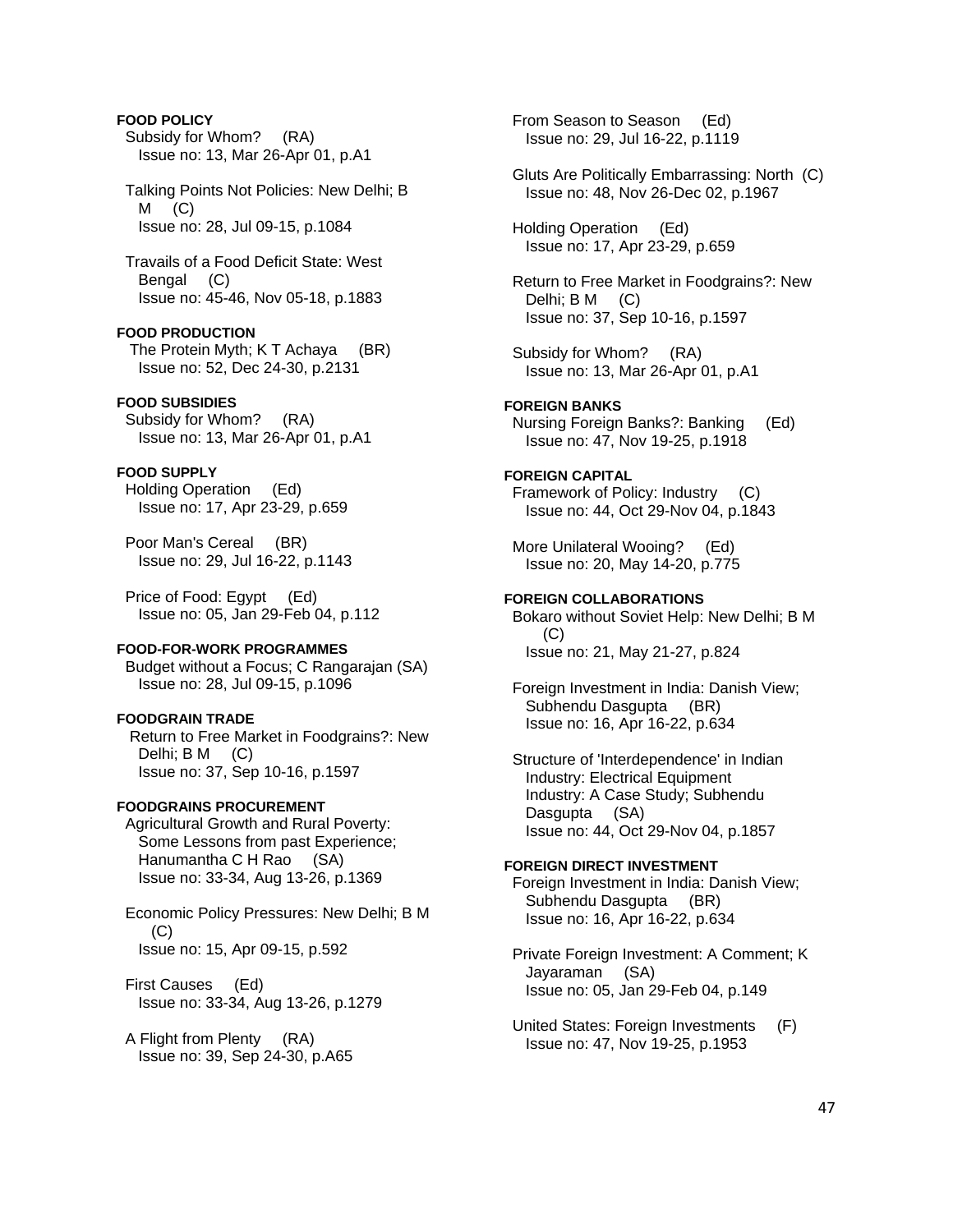**FOOD POLICY**

Subsidy for Whom? (RA)
Issue no: 13, Mar 26-Apr 01, p.A1

Talking Points Not Policies: New Delhi; B M (C)
Issue no: 28, Jul 09-15, p.1084

Travails of a Food Deficit State: West Bengal (C)
Issue no: 45-46, Nov 05-18, p.1883

**FOOD PRODUCTION**

The Protein Myth; K T Achaya (BR)
Issue no: 52, Dec 24-30, p.2131

**FOOD SUBSIDIES**

Subsidy for Whom? (RA)
Issue no: 13, Mar 26-Apr 01, p.A1

**FOOD SUPPLY**

Holding Operation (Ed)
Issue no: 17, Apr 23-29, p.659

Poor Man's Cereal (BR)
Issue no: 29, Jul 16-22, p.1143

Price of Food: Egypt (Ed)
Issue no: 05, Jan 29-Feb 04, p.112

**FOOD-FOR-WORK PROGRAMMES**

Budget without a Focus; C Rangarajan (SA)
Issue no: 28, Jul 09-15, p.1096

**FOODGRAIN TRADE**

Return to Free Market in Foodgrains?: New Delhi; B M (C)
Issue no: 37, Sep 10-16, p.1597

**FOODGRAINS PROCUREMENT**

Agricultural Growth and Rural Poverty: Some Lessons from past Experience; Hanumantha C H Rao (SA)
Issue no: 33-34, Aug 13-26, p.1369

Economic Policy Pressures: New Delhi; B M (C)
Issue no: 15, Apr 09-15, p.592

First Causes (Ed)
Issue no: 33-34, Aug 13-26, p.1279

A Flight from Plenty (RA)
Issue no: 39, Sep 24-30, p.A65

From Season to Season (Ed)
Issue no: 29, Jul 16-22, p.1119

Gluts Are Politically Embarrassing: North (C)
Issue no: 48, Nov 26-Dec 02, p.1967

Holding Operation (Ed)
Issue no: 17, Apr 23-29, p.659

Return to Free Market in Foodgrains?: New Delhi; B M (C)
Issue no: 37, Sep 10-16, p.1597

Subsidy for Whom? (RA)
Issue no: 13, Mar 26-Apr 01, p.A1

**FOREIGN BANKS**

Nursing Foreign Banks?: Banking (Ed)
Issue no: 47, Nov 19-25, p.1918

**FOREIGN CAPITAL**

Framework of Policy: Industry (C)
Issue no: 44, Oct 29-Nov 04, p.1843

More Unilateral Wooing? (Ed)
Issue no: 20, May 14-20, p.775

**FOREIGN COLLABORATIONS**

Bokaro without Soviet Help: New Delhi; B M (C)
Issue no: 21, May 21-27, p.824

Foreign Investment in India: Danish View; Subhendu Dasgupta (BR)
Issue no: 16, Apr 16-22, p.634

Structure of 'Interdependence' in Indian Industry: Electrical Equipment Industry: A Case Study; Subhendu Dasgupta (SA)
Issue no: 44, Oct 29-Nov 04, p.1857

**FOREIGN DIRECT INVESTMENT**

Foreign Investment in India: Danish View; Subhendu Dasgupta (BR)
Issue no: 16, Apr 16-22, p.634

Private Foreign Investment: A Comment; K Jayaraman (SA)
Issue no: 05, Jan 29-Feb 04, p.149

United States: Foreign Investments (F)
Issue no: 47, Nov 19-25, p.1953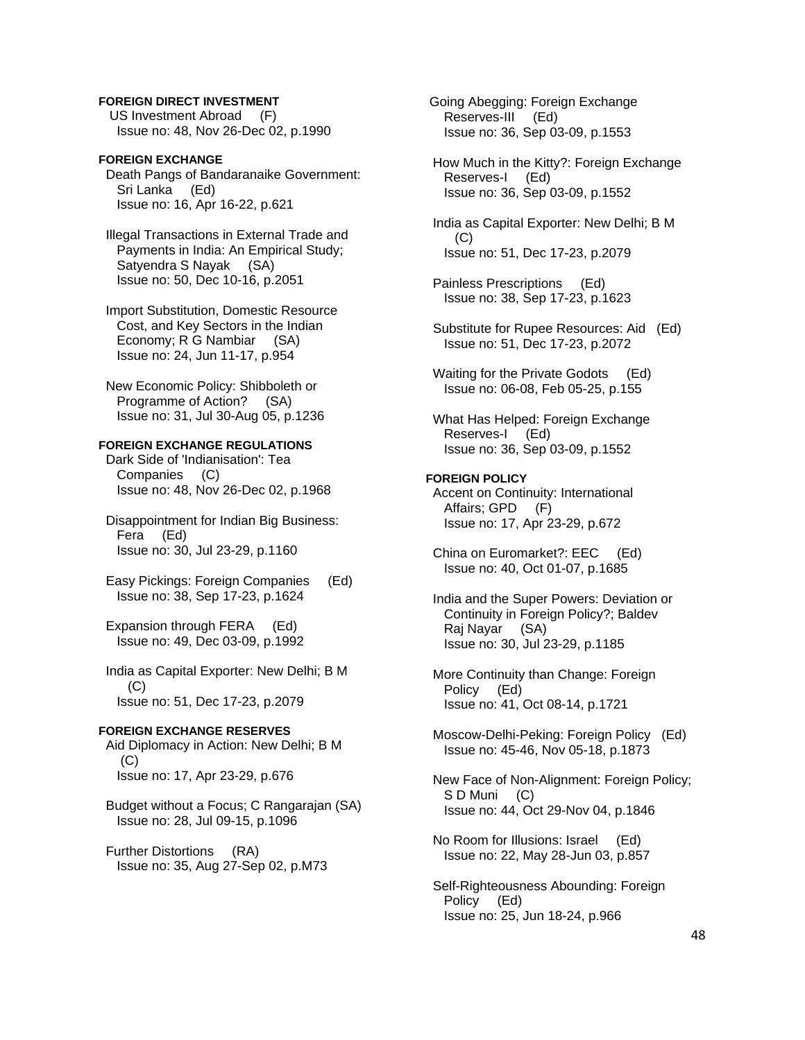**FOREIGN DIRECT INVESTMENT**

US Investment Abroad (F)
Issue no: 48, Nov 26-Dec 02, p.1990

**FOREIGN EXCHANGE**

Death Pangs of Bandaranaike Government: Sri Lanka (Ed)
Issue no: 16, Apr 16-22, p.621

Illegal Transactions in External Trade and Payments in India: An Empirical Study; Satyendra S Nayak (SA)
Issue no: 50, Dec 10-16, p.2051

Import Substitution, Domestic Resource Cost, and Key Sectors in the Indian Economy; R G Nambiar (SA)
Issue no: 24, Jun 11-17, p.954

New Economic Policy: Shibboleth or Programme of Action? (SA)
Issue no: 31, Jul 30-Aug 05, p.1236

**FOREIGN EXCHANGE REGULATIONS**

Dark Side of 'Indianisation': Tea Companies (C)
Issue no: 48, Nov 26-Dec 02, p.1968

Disappointment for Indian Big Business: Fera (Ed)
Issue no: 30, Jul 23-29, p.1160

Easy Pickings: Foreign Companies (Ed)
Issue no: 38, Sep 17-23, p.1624

Expansion through FERA (Ed)
Issue no: 49, Dec 03-09, p.1992

India as Capital Exporter: New Delhi; B M (C)
Issue no: 51, Dec 17-23, p.2079

**FOREIGN EXCHANGE RESERVES**

Aid Diplomacy in Action: New Delhi; B M (C)
Issue no: 17, Apr 23-29, p.676

Budget without a Focus; C Rangarajan (SA)
Issue no: 28, Jul 09-15, p.1096

Further Distortions (RA)
Issue no: 35, Aug 27-Sep 02, p.M73

Going Abegging: Foreign Exchange Reserves-III (Ed)
Issue no: 36, Sep 03-09, p.1553

How Much in the Kitty?: Foreign Exchange Reserves-I (Ed)
Issue no: 36, Sep 03-09, p.1552

India as Capital Exporter: New Delhi; B M (C)
Issue no: 51, Dec 17-23, p.2079

Painless Prescriptions (Ed)
Issue no: 38, Sep 17-23, p.1623

Substitute for Rupee Resources: Aid (Ed)
Issue no: 51, Dec 17-23, p.2072

Waiting for the Private Godots (Ed)
Issue no: 06-08, Feb 05-25, p.155

What Has Helped: Foreign Exchange Reserves-I (Ed)
Issue no: 36, Sep 03-09, p.1552

**FOREIGN POLICY**

Accent on Continuity: International Affairs; GPD (F)
Issue no: 17, Apr 23-29, p.672

China on Euromarket?: EEC (Ed)
Issue no: 40, Oct 01-07, p.1685

India and the Super Powers: Deviation or Continuity in Foreign Policy?; Baldev Raj Nayar (SA)
Issue no: 30, Jul 23-29, p.1185

More Continuity than Change: Foreign Policy (Ed)
Issue no: 41, Oct 08-14, p.1721

Moscow-Delhi-Peking: Foreign Policy (Ed)
Issue no: 45-46, Nov 05-18, p.1873

New Face of Non-Alignment: Foreign Policy; S D Muni (C)
Issue no: 44, Oct 29-Nov 04, p.1846

No Room for Illusions: Israel (Ed)
Issue no: 22, May 28-Jun 03, p.857

Self-Righteousness Abounding: Foreign Policy (Ed)
Issue no: 25, Jun 18-24, p.966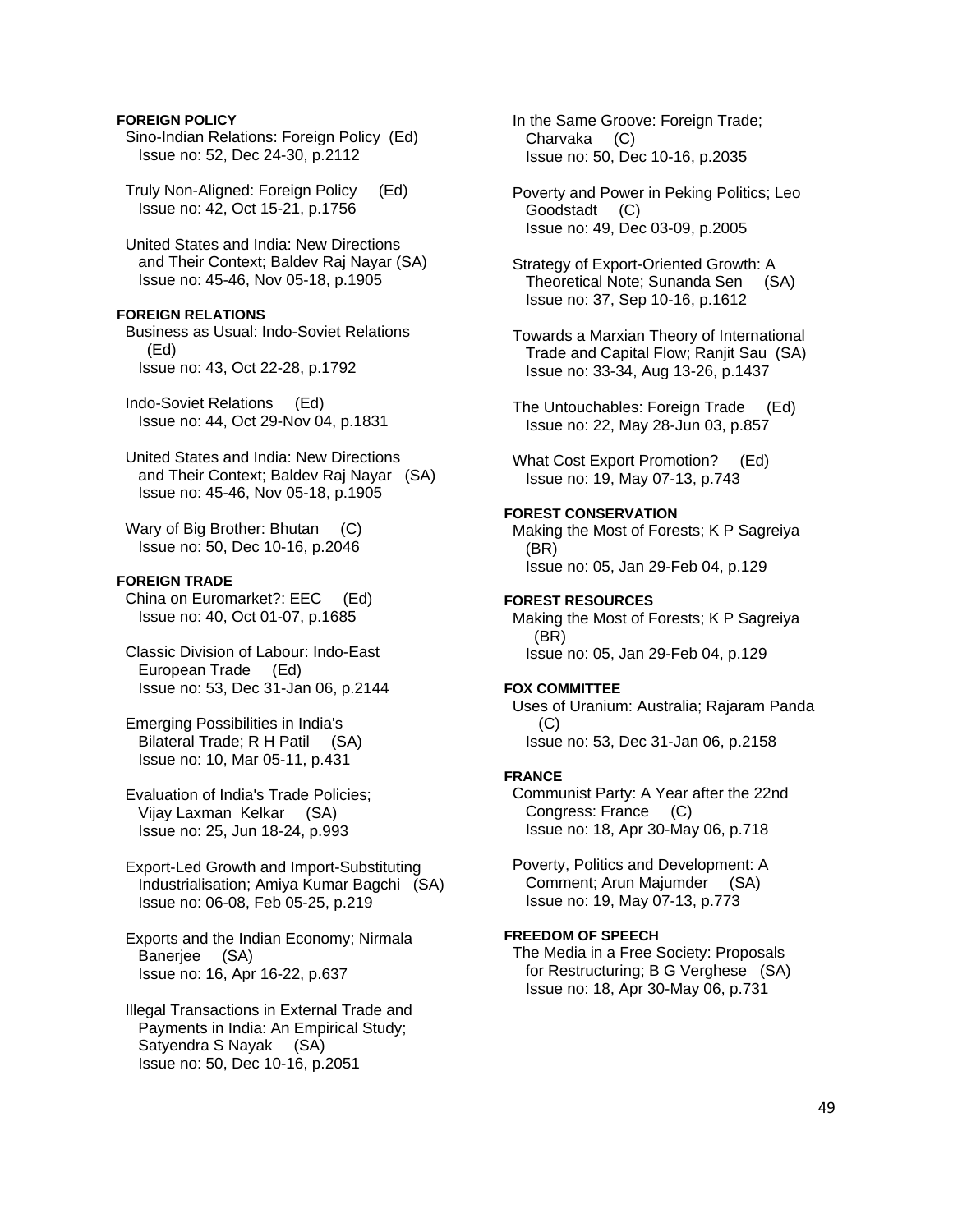**FOREIGN POLICY**

Sino-Indian Relations: Foreign Policy (Ed)
Issue no: 52, Dec 24-30, p.2112

Truly Non-Aligned: Foreign Policy (Ed)
Issue no: 42, Oct 15-21, p.1756

United States and India: New Directions and Their Context; Baldev Raj Nayar (SA)
Issue no: 45-46, Nov 05-18, p.1905

**FOREIGN RELATIONS**

Business as Usual: Indo-Soviet Relations (Ed)
Issue no: 43, Oct 22-28, p.1792

Indo-Soviet Relations (Ed)
Issue no: 44, Oct 29-Nov 04, p.1831

United States and India: New Directions and Their Context; Baldev Raj Nayar (SA)
Issue no: 45-46, Nov 05-18, p.1905

Wary of Big Brother: Bhutan (C)
Issue no: 50, Dec 10-16, p.2046

**FOREIGN TRADE**

China on Euromarket?: EEC (Ed)
Issue no: 40, Oct 01-07, p.1685

Classic Division of Labour: Indo-East European Trade (Ed)
Issue no: 53, Dec 31-Jan 06, p.2144

Emerging Possibilities in India's Bilateral Trade; R H Patil (SA)
Issue no: 10, Mar 05-11, p.431

Evaluation of India's Trade Policies; Vijay Laxman Kelkar (SA)
Issue no: 25, Jun 18-24, p.993

Export-Led Growth and Import-Substituting Industrialisation; Amiya Kumar Bagchi (SA)
Issue no: 06-08, Feb 05-25, p.219

Exports and the Indian Economy; Nirmala Banerjee (SA)
Issue no: 16, Apr 16-22, p.637

Illegal Transactions in External Trade and Payments in India: An Empirical Study; Satyendra S Nayak (SA)
Issue no: 50, Dec 10-16, p.2051

In the Same Groove: Foreign Trade; Charvaka (C)
Issue no: 50, Dec 10-16, p.2035

Poverty and Power in Peking Politics; Leo Goodstadt (C)
Issue no: 49, Dec 03-09, p.2005

Strategy of Export-Oriented Growth: A Theoretical Note; Sunanda Sen (SA)
Issue no: 37, Sep 10-16, p.1612

Towards a Marxian Theory of International Trade and Capital Flow; Ranjit Sau (SA)
Issue no: 33-34, Aug 13-26, p.1437

The Untouchables: Foreign Trade (Ed)
Issue no: 22, May 28-Jun 03, p.857

What Cost Export Promotion? (Ed)
Issue no: 19, May 07-13, p.743

**FOREST CONSERVATION**

Making the Most of Forests; K P Sagreiya (BR)
Issue no: 05, Jan 29-Feb 04, p.129

**FOREST RESOURCES**

Making the Most of Forests; K P Sagreiya (BR)
Issue no: 05, Jan 29-Feb 04, p.129

**FOX COMMITTEE**

Uses of Uranium: Australia; Rajaram Panda (C)
Issue no: 53, Dec 31-Jan 06, p.2158

**FRANCE**

Communist Party: A Year after the 22nd Congress: France (C)
Issue no: 18, Apr 30-May 06, p.718

Poverty, Politics and Development: A Comment; Arun Majumder (SA)
Issue no: 19, May 07-13, p.773

**FREEDOM OF SPEECH**

The Media in a Free Society: Proposals for Restructuring; B G Verghese (SA)
Issue no: 18, Apr 30-May 06, p.731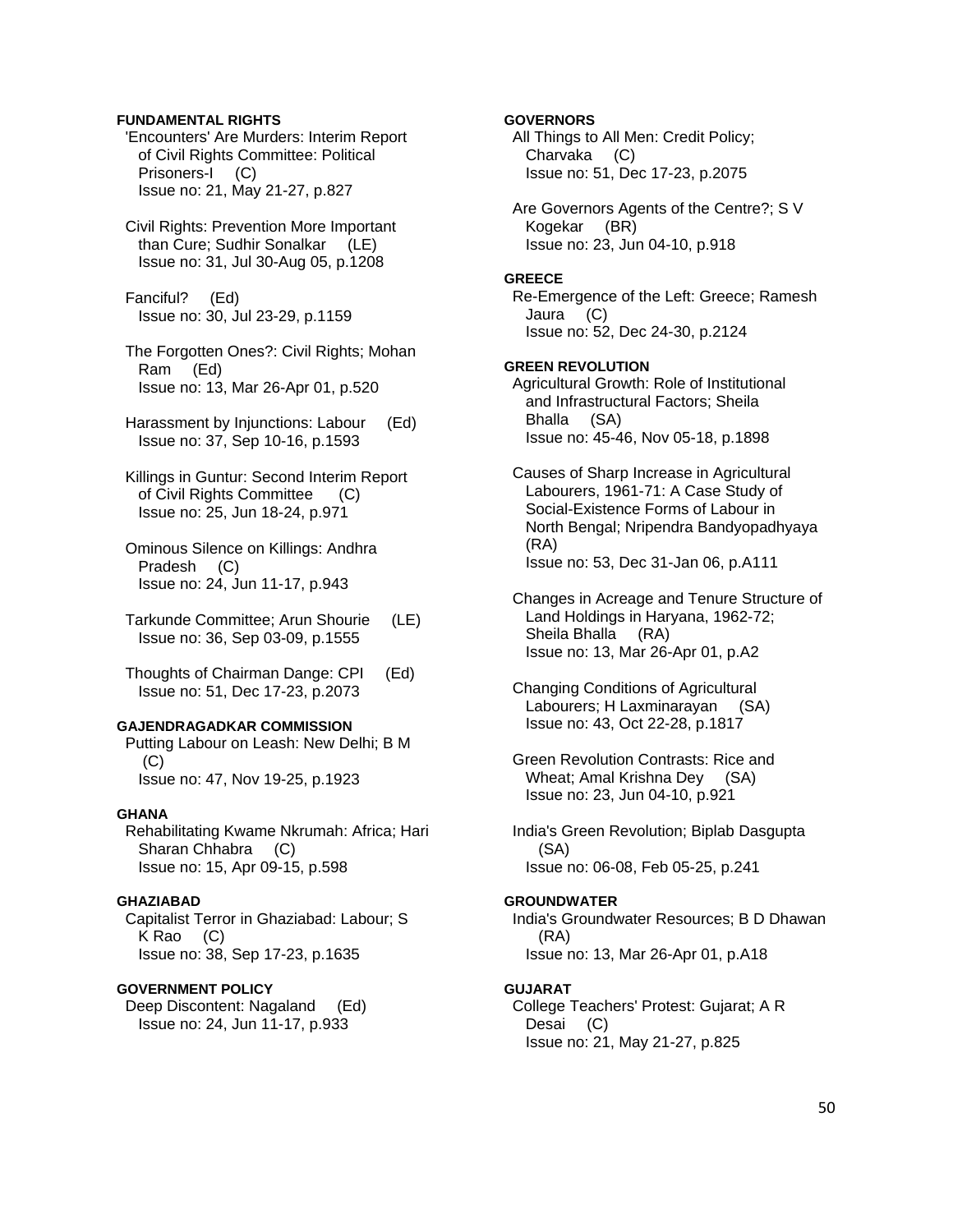**FUNDAMENTAL RIGHTS**

'Encounters' Are Murders: Interim Report of Civil Rights Committee: Political Prisoners-I (C)
Issue no: 21, May 21-27, p.827

Civil Rights: Prevention More Important than Cure; Sudhir Sonalkar (LE)
Issue no: 31, Jul 30-Aug 05, p.1208

Fanciful? (Ed)
Issue no: 30, Jul 23-29, p.1159

The Forgotten Ones?: Civil Rights; Mohan Ram (Ed)
Issue no: 13, Mar 26-Apr 01, p.520

Harassment by Injunctions: Labour (Ed)
Issue no: 37, Sep 10-16, p.1593

Killings in Guntur: Second Interim Report of Civil Rights Committee (C)
Issue no: 25, Jun 18-24, p.971

Ominous Silence on Killings: Andhra Pradesh (C)
Issue no: 24, Jun 11-17, p.943

Tarkunde Committee; Arun Shourie (LE)
Issue no: 36, Sep 03-09, p.1555

Thoughts of Chairman Dange: CPI (Ed)
Issue no: 51, Dec 17-23, p.2073

**GAJENDRAGADKAR COMMISSION**

Putting Labour on Leash: New Delhi; B M (C)
Issue no: 47, Nov 19-25, p.1923

**GHANA**

Rehabilitating Kwame Nkrumah: Africa; Hari Sharan Chhabra (C)
Issue no: 15, Apr 09-15, p.598

**GHAZIABAD**

Capitalist Terror in Ghaziabad: Labour; S K Rao (C)
Issue no: 38, Sep 17-23, p.1635

**GOVERNMENT POLICY**

Deep Discontent: Nagaland (Ed)
Issue no: 24, Jun 11-17, p.933

**GOVERNORS**

All Things to All Men: Credit Policy; Charvaka (C)
Issue no: 51, Dec 17-23, p.2075

Are Governors Agents of the Centre?; S V Kogekar (BR)
Issue no: 23, Jun 04-10, p.918

**GREECE**

Re-Emergence of the Left: Greece; Ramesh Jaura (C)
Issue no: 52, Dec 24-30, p.2124

**GREEN REVOLUTION**

Agricultural Growth: Role of Institutional and Infrastructural Factors; Sheila Bhalla (SA)
Issue no: 45-46, Nov 05-18, p.1898

Causes of Sharp Increase in Agricultural Labourers, 1961-71: A Case Study of Social-Existence Forms of Labour in North Bengal; Nripendra Bandyopadhyaya (RA)
Issue no: 53, Dec 31-Jan 06, p.A111

Changes in Acreage and Tenure Structure of Land Holdings in Haryana, 1962-72; Sheila Bhalla (RA)
Issue no: 13, Mar 26-Apr 01, p.A2

Changing Conditions of Agricultural Labourers; H Laxminarayan (SA)
Issue no: 43, Oct 22-28, p.1817

Green Revolution Contrasts: Rice and Wheat; Amal Krishna Dey (SA)
Issue no: 23, Jun 04-10, p.921

India's Green Revolution; Biplab Dasgupta (SA)
Issue no: 06-08, Feb 05-25, p.241

**GROUNDWATER**

India's Groundwater Resources; B D Dhawan (RA)
Issue no: 13, Mar 26-Apr 01, p.A18

**GUJARAT**

College Teachers' Protest: Gujarat; A R Desai (C)
Issue no: 21, May 21-27, p.825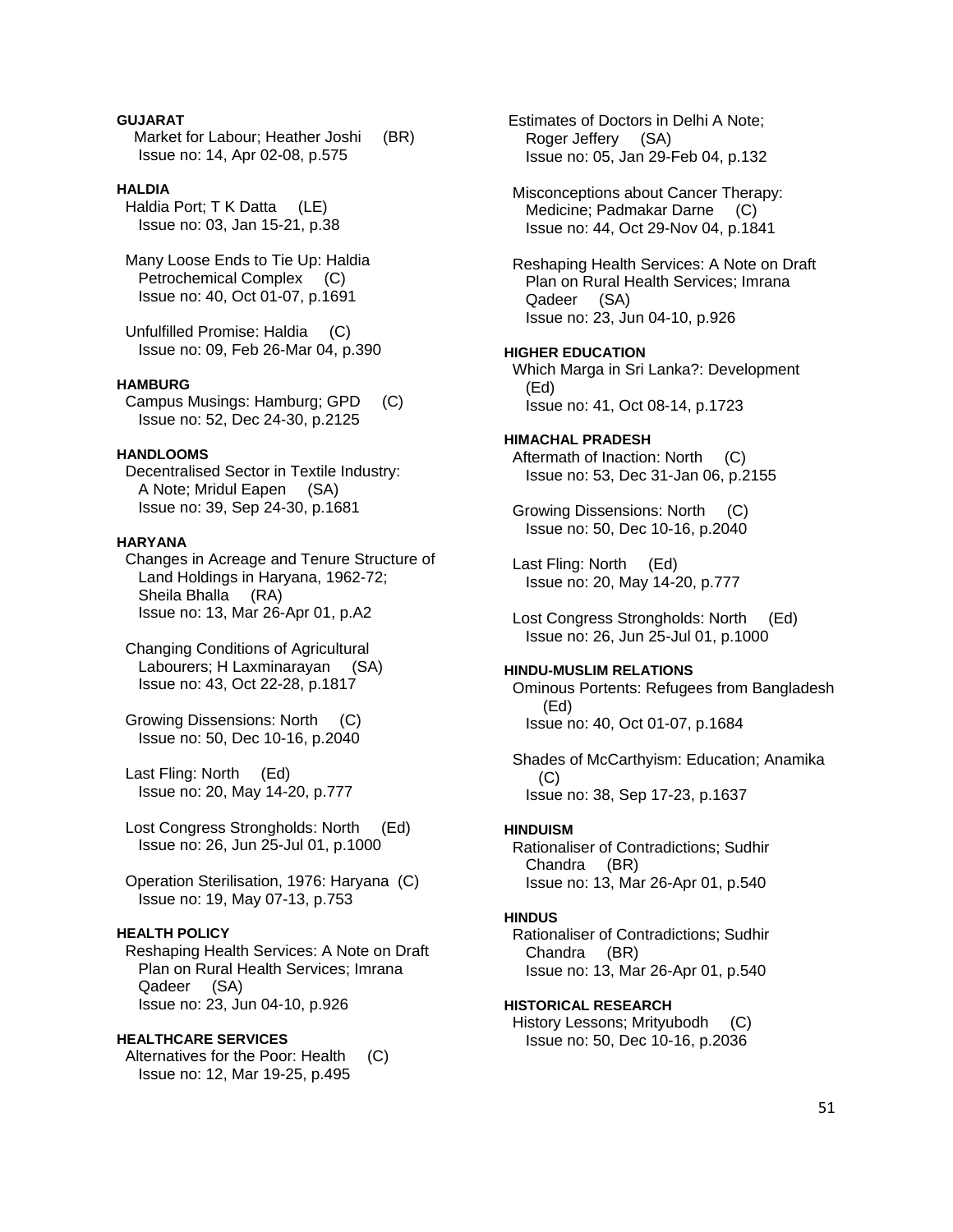**GUJARAT**

Market for Labour; Heather Joshi (BR)
Issue no: 14, Apr 02-08, p.575

**HALDIA**

Haldia Port; T K Datta (LE)
Issue no: 03, Jan 15-21, p.38

Many Loose Ends to Tie Up: Haldia Petrochemical Complex (C)
Issue no: 40, Oct 01-07, p.1691

Unfulfilled Promise: Haldia (C)
Issue no: 09, Feb 26-Mar 04, p.390

**HAMBURG**

Campus Musings: Hamburg; GPD (C)
Issue no: 52, Dec 24-30, p.2125

**HANDLOOMS**

Decentralised Sector in Textile Industry: A Note; Mridul Eapen (SA)
Issue no: 39, Sep 24-30, p.1681

**HARYANA**

Changes in Acreage and Tenure Structure of Land Holdings in Haryana, 1962-72; Sheila Bhalla (RA)
Issue no: 13, Mar 26-Apr 01, p.A2

Changing Conditions of Agricultural Labourers; H Laxminarayan (SA)
Issue no: 43, Oct 22-28, p.1817

Growing Dissensions: North (C)
Issue no: 50, Dec 10-16, p.2040

Last Fling: North (Ed)
Issue no: 20, May 14-20, p.777

Lost Congress Strongholds: North (Ed)
Issue no: 26, Jun 25-Jul 01, p.1000

Operation Sterilisation, 1976: Haryana (C)
Issue no: 19, May 07-13, p.753

**HEALTH POLICY**

Reshaping Health Services: A Note on Draft Plan on Rural Health Services; Imrana Qadeer (SA)
Issue no: 23, Jun 04-10, p.926

**HEALTHCARE SERVICES**

Alternatives for the Poor: Health (C)
Issue no: 12, Mar 19-25, p.495

Estimates of Doctors in Delhi A Note; Roger Jeffery (SA)
Issue no: 05, Jan 29-Feb 04, p.132

Misconceptions about Cancer Therapy: Medicine; Padmakar Darne (C)
Issue no: 44, Oct 29-Nov 04, p.1841

Reshaping Health Services: A Note on Draft Plan on Rural Health Services; Imrana Qadeer (SA)
Issue no: 23, Jun 04-10, p.926

**HIGHER EDUCATION**

Which Marga in Sri Lanka?: Development (Ed)
Issue no: 41, Oct 08-14, p.1723

**HIMACHAL PRADESH**

Aftermath of Inaction: North (C)
Issue no: 53, Dec 31-Jan 06, p.2155

Growing Dissensions: North (C)
Issue no: 50, Dec 10-16, p.2040

Last Fling: North (Ed)
Issue no: 20, May 14-20, p.777

Lost Congress Strongholds: North (Ed)
Issue no: 26, Jun 25-Jul 01, p.1000

**HINDU-MUSLIM RELATIONS**

Ominous Portents: Refugees from Bangladesh (Ed)
Issue no: 40, Oct 01-07, p.1684

Shades of McCarthyism: Education; Anamika (C)
Issue no: 38, Sep 17-23, p.1637

**HINDUISM**

Rationaliser of Contradictions; Sudhir Chandra (BR)
Issue no: 13, Mar 26-Apr 01, p.540

**HINDUS**

Rationaliser of Contradictions; Sudhir Chandra (BR)
Issue no: 13, Mar 26-Apr 01, p.540

**HISTORICAL RESEARCH**

History Lessons; Mrityubodh (C)
Issue no: 50, Dec 10-16, p.2036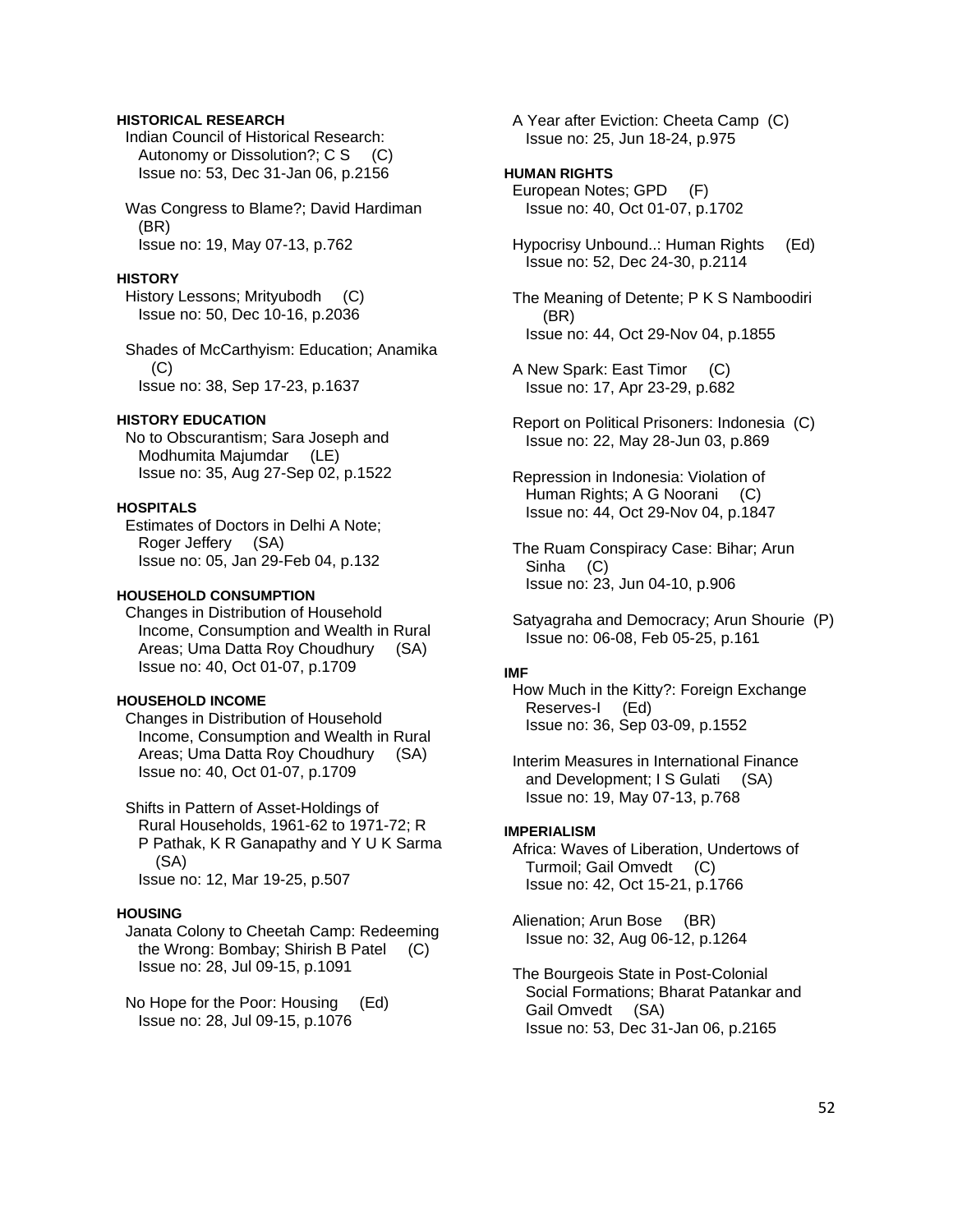**HISTORICAL RESEARCH**

Indian Council of Historical Research: Autonomy or Dissolution?; C S (C)
Issue no: 53, Dec 31-Jan 06, p.2156

Was Congress to Blame?; David Hardiman (BR)
Issue no: 19, May 07-13, p.762

**HISTORY**

History Lessons; Mrityubodh (C)
Issue no: 50, Dec 10-16, p.2036

Shades of McCarthyism: Education; Anamika (C)
Issue no: 38, Sep 17-23, p.1637

**HISTORY EDUCATION**

No to Obscurantism; Sara Joseph and Modhumita Majumdar (LE)
Issue no: 35, Aug 27-Sep 02, p.1522

**HOSPITALS**

Estimates of Doctors in Delhi A Note; Roger Jeffery (SA)
Issue no: 05, Jan 29-Feb 04, p.132

**HOUSEHOLD CONSUMPTION**

Changes in Distribution of Household Income, Consumption and Wealth in Rural Areas; Uma Datta Roy Choudhury (SA)
Issue no: 40, Oct 01-07, p.1709

**HOUSEHOLD INCOME**

Changes in Distribution of Household Income, Consumption and Wealth in Rural Areas; Uma Datta Roy Choudhury (SA)
Issue no: 40, Oct 01-07, p.1709

Shifts in Pattern of Asset-Holdings of Rural Households, 1961-62 to 1971-72; R P Pathak, K R Ganapathy and Y U K Sarma (SA)
Issue no: 12, Mar 19-25, p.507

**HOUSING**

Janata Colony to Cheetah Camp: Redeeming the Wrong: Bombay; Shirish B Patel (C)
Issue no: 28, Jul 09-15, p.1091

No Hope for the Poor: Housing (Ed)
Issue no: 28, Jul 09-15, p.1076

A Year after Eviction: Cheeta Camp (C)
Issue no: 25, Jun 18-24, p.975

**HUMAN RIGHTS**

European Notes; GPD (F)
Issue no: 40, Oct 01-07, p.1702

Hypocrisy Unbound..: Human Rights (Ed)
Issue no: 52, Dec 24-30, p.2114

The Meaning of Detente; P K S Namboodiri (BR)
Issue no: 44, Oct 29-Nov 04, p.1855

A New Spark: East Timor (C)
Issue no: 17, Apr 23-29, p.682

Report on Political Prisoners: Indonesia (C)
Issue no: 22, May 28-Jun 03, p.869

Repression in Indonesia: Violation of Human Rights; A G Noorani (C)
Issue no: 44, Oct 29-Nov 04, p.1847

The Ruam Conspiracy Case: Bihar; Arun Sinha (C)
Issue no: 23, Jun 04-10, p.906

Satyagraha and Democracy; Arun Shourie (P)
Issue no: 06-08, Feb 05-25, p.161

**IMF**

How Much in the Kitty?: Foreign Exchange Reserves-I (Ed)
Issue no: 36, Sep 03-09, p.1552

Interim Measures in International Finance and Development; I S Gulati (SA)
Issue no: 19, May 07-13, p.768

**IMPERIALISM**

Africa: Waves of Liberation, Undertows of Turmoil; Gail Omvedt (C)
Issue no: 42, Oct 15-21, p.1766

Alienation; Arun Bose (BR)
Issue no: 32, Aug 06-12, p.1264

The Bourgeois State in Post-Colonial Social Formations; Bharat Patankar and Gail Omvedt (SA)
Issue no: 53, Dec 31-Jan 06, p.2165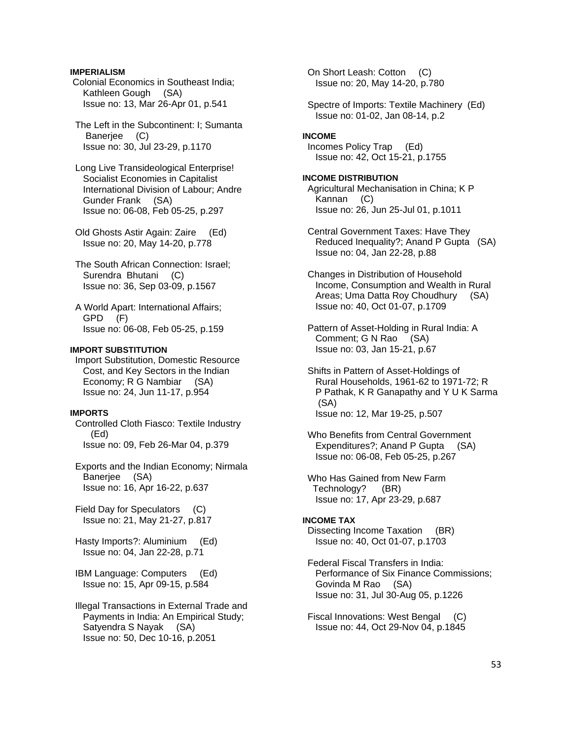**IMPERIALISM**

Colonial Economics in Southeast India; Kathleen Gough (SA)
Issue no: 13, Mar 26-Apr 01, p.541

The Left in the Subcontinent: I; Sumanta Banerjee (C)
Issue no: 30, Jul 23-29, p.1170

Long Live Transideological Enterprise! Socialist Economies in Capitalist International Division of Labour; Andre Gunder Frank (SA)
Issue no: 06-08, Feb 05-25, p.297

Old Ghosts Astir Again: Zaire (Ed)
Issue no: 20, May 14-20, p.778

The South African Connection: Israel; Surendra Bhutani (C)
Issue no: 36, Sep 03-09, p.1567

A World Apart: International Affairs; GPD (F)
Issue no: 06-08, Feb 05-25, p.159

**IMPORT SUBSTITUTION**

Import Substitution, Domestic Resource Cost, and Key Sectors in the Indian Economy; R G Nambiar (SA)
Issue no: 24, Jun 11-17, p.954

**IMPORTS**

Controlled Cloth Fiasco: Textile Industry (Ed)
Issue no: 09, Feb 26-Mar 04, p.379

Exports and the Indian Economy; Nirmala Banerjee (SA)
Issue no: 16, Apr 16-22, p.637

Field Day for Speculators (C)
Issue no: 21, May 21-27, p.817

Hasty Imports?: Aluminium (Ed)
Issue no: 04, Jan 22-28, p.71

IBM Language: Computers (Ed)
Issue no: 15, Apr 09-15, p.584

Illegal Transactions in External Trade and Payments in India: An Empirical Study; Satyendra S Nayak (SA)
Issue no: 50, Dec 10-16, p.2051

On Short Leash: Cotton (C)
Issue no: 20, May 14-20, p.780

Spectre of Imports: Textile Machinery (Ed)
Issue no: 01-02, Jan 08-14, p.2

**INCOME**

Incomes Policy Trap (Ed)
Issue no: 42, Oct 15-21, p.1755

**INCOME DISTRIBUTION**

Agricultural Mechanisation in China; K P Kannan (C)
Issue no: 26, Jun 25-Jul 01, p.1011

Central Government Taxes: Have They Reduced Inequality?; Anand P Gupta (SA)
Issue no: 04, Jan 22-28, p.88

Changes in Distribution of Household Income, Consumption and Wealth in Rural Areas; Uma Datta Roy Choudhury (SA)
Issue no: 40, Oct 01-07, p.1709

Pattern of Asset-Holding in Rural India: A Comment; G N Rao (SA)
Issue no: 03, Jan 15-21, p.67

Shifts in Pattern of Asset-Holdings of Rural Households, 1961-62 to 1971-72; R P Pathak, K R Ganapathy and Y U K Sarma (SA)
Issue no: 12, Mar 19-25, p.507

Who Benefits from Central Government Expenditures?; Anand P Gupta (SA)
Issue no: 06-08, Feb 05-25, p.267

Who Has Gained from New Farm Technology? (BR)
Issue no: 17, Apr 23-29, p.687

**INCOME TAX**

Dissecting Income Taxation (BR)
Issue no: 40, Oct 01-07, p.1703

Federal Fiscal Transfers in India: Performance of Six Finance Commissions; Govinda M Rao (SA)
Issue no: 31, Jul 30-Aug 05, p.1226

Fiscal Innovations: West Bengal (C)
Issue no: 44, Oct 29-Nov 04, p.1845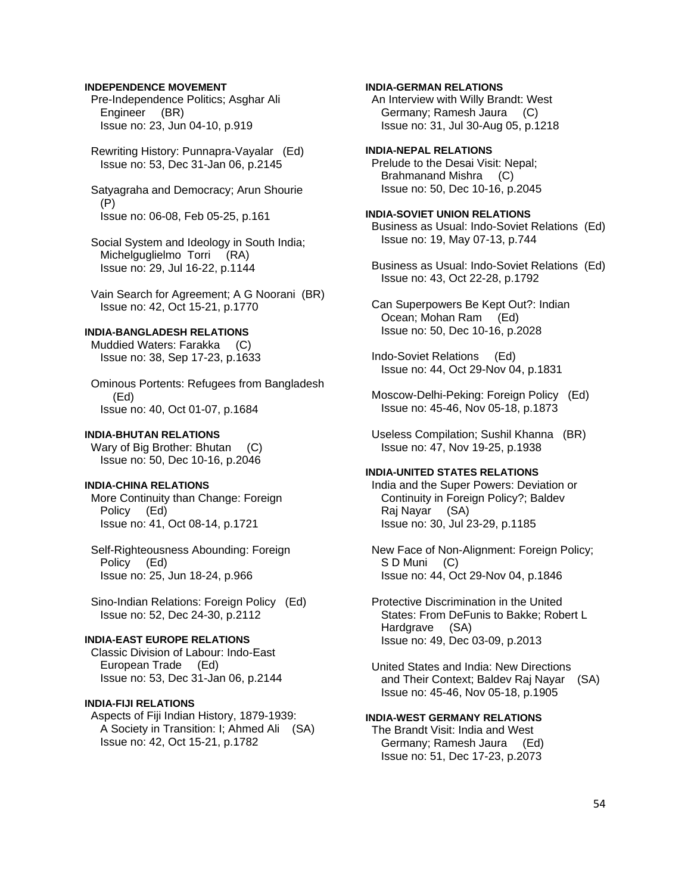**INDEPENDENCE MOVEMENT**

Pre-Independence Politics; Asghar Ali Engineer (BR)
Issue no: 23, Jun 04-10, p.919

Rewriting History: Punnapra-Vayalar (Ed)
Issue no: 53, Dec 31-Jan 06, p.2145

Satyagraha and Democracy; Arun Shourie (P)
Issue no: 06-08, Feb 05-25, p.161

Social System and Ideology in South India; Michelguglielmo Torri (RA)
Issue no: 29, Jul 16-22, p.1144

Vain Search for Agreement; A G Noorani (BR)
Issue no: 42, Oct 15-21, p.1770

**INDIA-BANGLADESH RELATIONS**

Muddied Waters: Farakka (C)
Issue no: 38, Sep 17-23, p.1633

Ominous Portents: Refugees from Bangladesh (Ed)
Issue no: 40, Oct 01-07, p.1684

**INDIA-BHUTAN RELATIONS**

Wary of Big Brother: Bhutan (C)
Issue no: 50, Dec 10-16, p.2046

**INDIA-CHINA RELATIONS**

More Continuity than Change: Foreign Policy (Ed)
Issue no: 41, Oct 08-14, p.1721

Self-Righteousness Abounding: Foreign Policy (Ed)
Issue no: 25, Jun 18-24, p.966

Sino-Indian Relations: Foreign Policy (Ed)
Issue no: 52, Dec 24-30, p.2112

**INDIA-EAST EUROPE RELATIONS**

Classic Division of Labour: Indo-East European Trade (Ed)
Issue no: 53, Dec 31-Jan 06, p.2144

**INDIA-FIJI RELATIONS**

Aspects of Fiji Indian History, 1879-1939: A Society in Transition: I; Ahmed Ali (SA)
Issue no: 42, Oct 15-21, p.1782

**INDIA-GERMAN RELATIONS**

An Interview with Willy Brandt: West Germany; Ramesh Jaura (C)
Issue no: 31, Jul 30-Aug 05, p.1218

**INDIA-NEPAL RELATIONS**

Prelude to the Desai Visit: Nepal; Brahmanand Mishra (C)
Issue no: 50, Dec 10-16, p.2045

**INDIA-SOVIET UNION RELATIONS**

Business as Usual: Indo-Soviet Relations (Ed)
Issue no: 19, May 07-13, p.744

Business as Usual: Indo-Soviet Relations (Ed)
Issue no: 43, Oct 22-28, p.1792

Can Superpowers Be Kept Out?: Indian Ocean; Mohan Ram (Ed)
Issue no: 50, Dec 10-16, p.2028

Indo-Soviet Relations (Ed)
Issue no: 44, Oct 29-Nov 04, p.1831

Moscow-Delhi-Peking: Foreign Policy (Ed)
Issue no: 45-46, Nov 05-18, p.1873

Useless Compilation; Sushil Khanna (BR)
Issue no: 47, Nov 19-25, p.1938

**INDIA-UNITED STATES RELATIONS**

India and the Super Powers: Deviation or Continuity in Foreign Policy?; Baldev Raj Nayar (SA)
Issue no: 30, Jul 23-29, p.1185

New Face of Non-Alignment: Foreign Policy; S D Muni (C)
Issue no: 44, Oct 29-Nov 04, p.1846

Protective Discrimination in the United States: From DeFunis to Bakke; Robert L Hardgrave (SA)
Issue no: 49, Dec 03-09, p.2013

United States and India: New Directions and Their Context; Baldev Raj Nayar (SA)
Issue no: 45-46, Nov 05-18, p.1905

**INDIA-WEST GERMANY RELATIONS**

The Brandt Visit: India and West Germany; Ramesh Jaura (Ed)
Issue no: 51, Dec 17-23, p.2073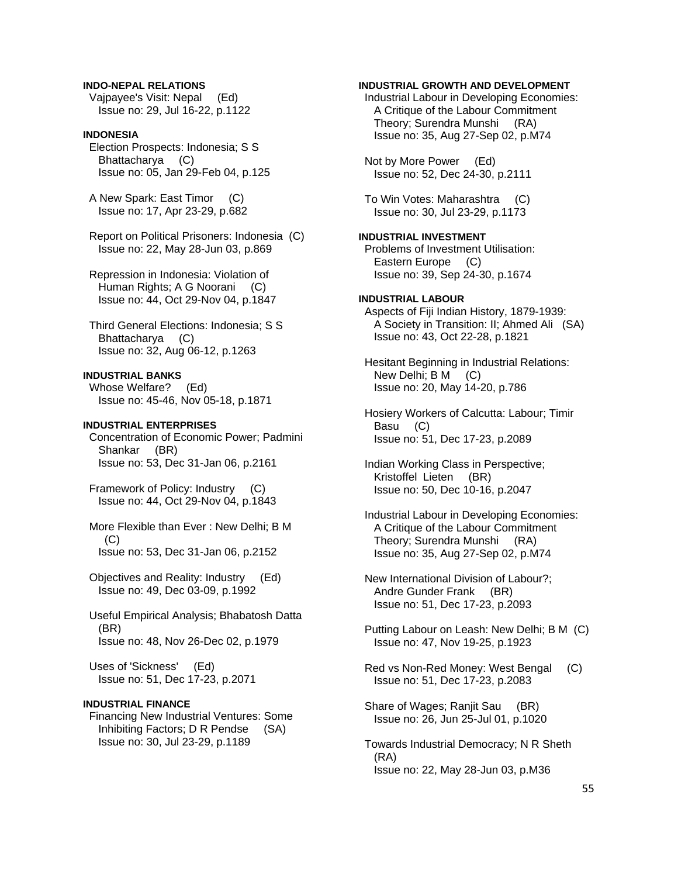**INDO-NEPAL RELATIONS**

Vajpayee's Visit: Nepal (Ed)
Issue no: 29, Jul 16-22, p.1122

**INDONESIA**

Election Prospects: Indonesia; S S Bhattacharya (C)
Issue no: 05, Jan 29-Feb 04, p.125

A New Spark: East Timor (C)
Issue no: 17, Apr 23-29, p.682

Report on Political Prisoners: Indonesia (C)
Issue no: 22, May 28-Jun 03, p.869

Repression in Indonesia: Violation of Human Rights; A G Noorani (C)
Issue no: 44, Oct 29-Nov 04, p.1847

Third General Elections: Indonesia; S S Bhattacharya (C)
Issue no: 32, Aug 06-12, p.1263

**INDUSTRIAL BANKS**

Whose Welfare? (Ed)
Issue no: 45-46, Nov 05-18, p.1871

**INDUSTRIAL ENTERPRISES**

Concentration of Economic Power; Padmini Shankar (BR)
Issue no: 53, Dec 31-Jan 06, p.2161

Framework of Policy: Industry (C)
Issue no: 44, Oct 29-Nov 04, p.1843

More Flexible than Ever : New Delhi; B M (C)
Issue no: 53, Dec 31-Jan 06, p.2152

Objectives and Reality: Industry (Ed)
Issue no: 49, Dec 03-09, p.1992

Useful Empirical Analysis; Bhabatosh Datta (BR)
Issue no: 48, Nov 26-Dec 02, p.1979

Uses of 'Sickness' (Ed)
Issue no: 51, Dec 17-23, p.2071

**INDUSTRIAL FINANCE**

Financing New Industrial Ventures: Some Inhibiting Factors; D R Pendse (SA)
Issue no: 30, Jul 23-29, p.1189

**INDUSTRIAL GROWTH AND DEVELOPMENT**

Industrial Labour in Developing Economies: A Critique of the Labour Commitment Theory; Surendra Munshi (RA)
Issue no: 35, Aug 27-Sep 02, p.M74

Not by More Power (Ed)
Issue no: 52, Dec 24-30, p.2111

To Win Votes: Maharashtra (C)
Issue no: 30, Jul 23-29, p.1173

**INDUSTRIAL INVESTMENT**

Problems of Investment Utilisation: Eastern Europe (C)
Issue no: 39, Sep 24-30, p.1674

**INDUSTRIAL LABOUR**

Aspects of Fiji Indian History, 1879-1939: A Society in Transition: II; Ahmed Ali (SA)
Issue no: 43, Oct 22-28, p.1821

Hesitant Beginning in Industrial Relations: New Delhi; B M (C)
Issue no: 20, May 14-20, p.786

Hosiery Workers of Calcutta: Labour; Timir Basu (C)
Issue no: 51, Dec 17-23, p.2089

Indian Working Class in Perspective; Kristoffel Lieten (BR)
Issue no: 50, Dec 10-16, p.2047

Industrial Labour in Developing Economies: A Critique of the Labour Commitment Theory; Surendra Munshi (RA)
Issue no: 35, Aug 27-Sep 02, p.M74

New International Division of Labour?; Andre Gunder Frank (BR)
Issue no: 51, Dec 17-23, p.2093

Putting Labour on Leash: New Delhi; B M (C)
Issue no: 47, Nov 19-25, p.1923

Red vs Non-Red Money: West Bengal (C)
Issue no: 51, Dec 17-23, p.2083

Share of Wages; Ranjit Sau (BR)
Issue no: 26, Jun 25-Jul 01, p.1020

Towards Industrial Democracy; N R Sheth (RA)
Issue no: 22, May 28-Jun 03, p.M36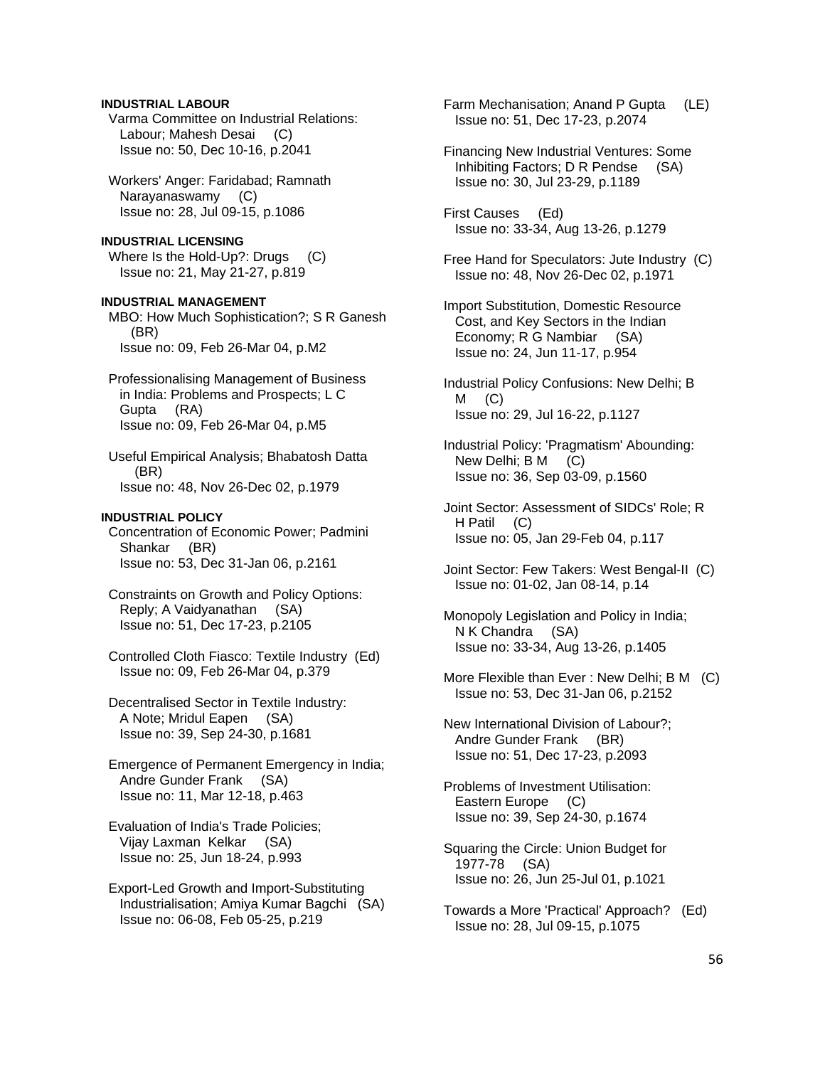**INDUSTRIAL LABOUR**

Varma Committee on Industrial Relations: Labour; Mahesh Desai (C)
Issue no: 50, Dec 10-16, p.2041

Workers' Anger: Faridabad; Ramnath Narayanaswamy (C)
Issue no: 28, Jul 09-15, p.1086

**INDUSTRIAL LICENSING**

Where Is the Hold-Up?: Drugs (C)
Issue no: 21, May 21-27, p.819

**INDUSTRIAL MANAGEMENT**

MBO: How Much Sophistication?; S R Ganesh (BR)
Issue no: 09, Feb 26-Mar 04, p.M2

Professionalising Management of Business in India: Problems and Prospects; L C Gupta (RA)
Issue no: 09, Feb 26-Mar 04, p.M5

Useful Empirical Analysis; Bhabatosh Datta (BR)
Issue no: 48, Nov 26-Dec 02, p.1979

**INDUSTRIAL POLICY**

Concentration of Economic Power; Padmini Shankar (BR)
Issue no: 53, Dec 31-Jan 06, p.2161

Constraints on Growth and Policy Options: Reply; A Vaidyanathan (SA)
Issue no: 51, Dec 17-23, p.2105

Controlled Cloth Fiasco: Textile Industry (Ed)
Issue no: 09, Feb 26-Mar 04, p.379

Decentralised Sector in Textile Industry: A Note; Mridul Eapen (SA)
Issue no: 39, Sep 24-30, p.1681

Emergence of Permanent Emergency in India; Andre Gunder Frank (SA)
Issue no: 11, Mar 12-18, p.463

Evaluation of India's Trade Policies; Vijay Laxman Kelkar (SA)
Issue no: 25, Jun 18-24, p.993

Export-Led Growth and Import-Substituting Industrialisation; Amiya Kumar Bagchi (SA)
Issue no: 06-08, Feb 05-25, p.219

Farm Mechanisation; Anand P Gupta (LE)
Issue no: 51, Dec 17-23, p.2074

Financing New Industrial Ventures: Some Inhibiting Factors; D R Pendse (SA)
Issue no: 30, Jul 23-29, p.1189

First Causes (Ed)
Issue no: 33-34, Aug 13-26, p.1279

Free Hand for Speculators: Jute Industry (C)
Issue no: 48, Nov 26-Dec 02, p.1971

Import Substitution, Domestic Resource Cost, and Key Sectors in the Indian Economy; R G Nambiar (SA)
Issue no: 24, Jun 11-17, p.954

Industrial Policy Confusions: New Delhi; B M (C)
Issue no: 29, Jul 16-22, p.1127

Industrial Policy: 'Pragmatism' Abounding: New Delhi; B M (C)
Issue no: 36, Sep 03-09, p.1560

Joint Sector: Assessment of SIDCs' Role; R H Patil (C)
Issue no: 05, Jan 29-Feb 04, p.117

Joint Sector: Few Takers: West Bengal-II (C)
Issue no: 01-02, Jan 08-14, p.14

Monopoly Legislation and Policy in India; N K Chandra (SA)
Issue no: 33-34, Aug 13-26, p.1405

More Flexible than Ever : New Delhi; B M (C)
Issue no: 53, Dec 31-Jan 06, p.2152

New International Division of Labour?; Andre Gunder Frank (BR)
Issue no: 51, Dec 17-23, p.2093

Problems of Investment Utilisation: Eastern Europe (C)
Issue no: 39, Sep 24-30, p.1674

Squaring the Circle: Union Budget for 1977-78 (SA)
Issue no: 26, Jun 25-Jul 01, p.1021

Towards a More 'Practical' Approach? (Ed)
Issue no: 28, Jul 09-15, p.1075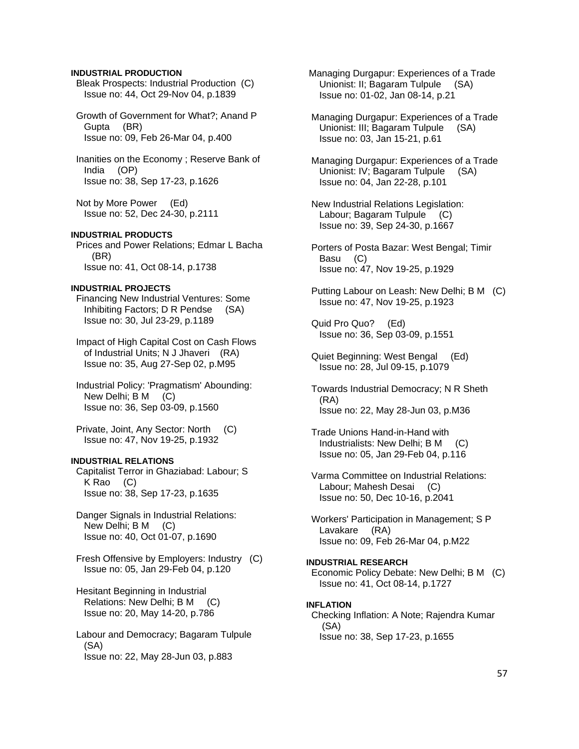**INDUSTRIAL PRODUCTION**

Bleak Prospects: Industrial Production (C)
Issue no: 44, Oct 29-Nov 04, p.1839

Growth of Government for What?; Anand P Gupta (BR)
Issue no: 09, Feb 26-Mar 04, p.400

Inanities on the Economy ; Reserve Bank of India (OP)
Issue no: 38, Sep 17-23, p.1626

Not by More Power (Ed)
Issue no: 52, Dec 24-30, p.2111

**INDUSTRIAL PRODUCTS**

Prices and Power Relations; Edmar L Bacha (BR)
Issue no: 41, Oct 08-14, p.1738

**INDUSTRIAL PROJECTS**

Financing New Industrial Ventures: Some Inhibiting Factors; D R Pendse (SA)
Issue no: 30, Jul 23-29, p.1189

Impact of High Capital Cost on Cash Flows of Industrial Units; N J Jhaveri (RA)
Issue no: 35, Aug 27-Sep 02, p.M95

Industrial Policy: 'Pragmatism' Abounding: New Delhi; B M (C)
Issue no: 36, Sep 03-09, p.1560

Private, Joint, Any Sector: North (C)
Issue no: 47, Nov 19-25, p.1932

**INDUSTRIAL RELATIONS**

Capitalist Terror in Ghaziabad: Labour; S K Rao (C)
Issue no: 38, Sep 17-23, p.1635

Danger Signals in Industrial Relations: New Delhi; B M (C)
Issue no: 40, Oct 01-07, p.1690

Fresh Offensive by Employers: Industry (C)
Issue no: 05, Jan 29-Feb 04, p.120

Hesitant Beginning in Industrial Relations: New Delhi; B M (C)
Issue no: 20, May 14-20, p.786

Labour and Democracy; Bagaram Tulpule (SA)
Issue no: 22, May 28-Jun 03, p.883

Managing Durgapur: Experiences of a Trade Unionist: II; Bagaram Tulpule (SA)
Issue no: 01-02, Jan 08-14, p.21

Managing Durgapur: Experiences of a Trade Unionist: III; Bagaram Tulpule (SA)
Issue no: 03, Jan 15-21, p.61

Managing Durgapur: Experiences of a Trade Unionist: IV; Bagaram Tulpule (SA)
Issue no: 04, Jan 22-28, p.101

New Industrial Relations Legislation: Labour; Bagaram Tulpule (C)
Issue no: 39, Sep 24-30, p.1667

Porters of Posta Bazar: West Bengal; Timir Basu (C)
Issue no: 47, Nov 19-25, p.1929

Putting Labour on Leash: New Delhi; B M (C)
Issue no: 47, Nov 19-25, p.1923

Quid Pro Quo? (Ed)
Issue no: 36, Sep 03-09, p.1551

Quiet Beginning: West Bengal (Ed)
Issue no: 28, Jul 09-15, p.1079

Towards Industrial Democracy; N R Sheth (RA)
Issue no: 22, May 28-Jun 03, p.M36

Trade Unions Hand-in-Hand with Industrialists: New Delhi; B M (C)
Issue no: 05, Jan 29-Feb 04, p.116

Varma Committee on Industrial Relations: Labour; Mahesh Desai (C)
Issue no: 50, Dec 10-16, p.2041

Workers' Participation in Management; S P Lavakare (RA)
Issue no: 09, Feb 26-Mar 04, p.M22

**INDUSTRIAL RESEARCH**

Economic Policy Debate: New Delhi; B M (C)
Issue no: 41, Oct 08-14, p.1727

**INFLATION**

Checking Inflation: A Note; Rajendra Kumar (SA)
Issue no: 38, Sep 17-23, p.1655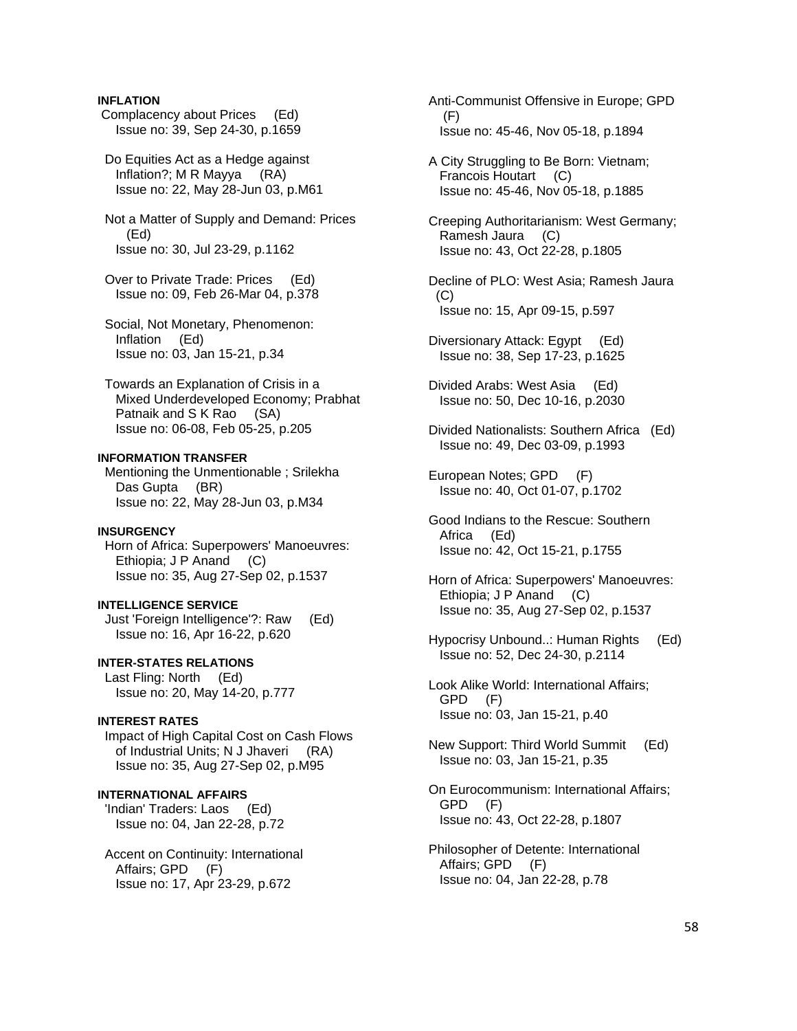**INFLATION**

Complacency about Prices (Ed)
Issue no: 39, Sep 24-30, p.1659

Do Equities Act as a Hedge against Inflation?; M R Mayya (RA)
Issue no: 22, May 28-Jun 03, p.M61

Not a Matter of Supply and Demand: Prices (Ed)
Issue no: 30, Jul 23-29, p.1162

Over to Private Trade: Prices (Ed)
Issue no: 09, Feb 26-Mar 04, p.378

Social, Not Monetary, Phenomenon: Inflation (Ed)
Issue no: 03, Jan 15-21, p.34

Towards an Explanation of Crisis in a Mixed Underdeveloped Economy; Prabhat Patnaik and S K Rao (SA)
Issue no: 06-08, Feb 05-25, p.205

**INFORMATION TRANSFER**

Mentioning the Unmentionable ; Srilekha Das Gupta (BR)
Issue no: 22, May 28-Jun 03, p.M34

**INSURGENCY**

Horn of Africa: Superpowers' Manoeuvres: Ethiopia; J P Anand (C)
Issue no: 35, Aug 27-Sep 02, p.1537

**INTELLIGENCE SERVICE**

Just 'Foreign Intelligence'?: Raw (Ed)
Issue no: 16, Apr 16-22, p.620

**INTER-STATES RELATIONS**

Last Fling: North (Ed)
Issue no: 20, May 14-20, p.777

**INTEREST RATES**

Impact of High Capital Cost on Cash Flows of Industrial Units; N J Jhaveri (RA)
Issue no: 35, Aug 27-Sep 02, p.M95

**INTERNATIONAL AFFAIRS**

'Indian' Traders: Laos (Ed)
Issue no: 04, Jan 22-28, p.72

Accent on Continuity: International Affairs; GPD (F)
Issue no: 17, Apr 23-29, p.672

Anti-Communist Offensive in Europe; GPD (F)
Issue no: 45-46, Nov 05-18, p.1894

A City Struggling to Be Born: Vietnam; Francois Houtart (C)
Issue no: 45-46, Nov 05-18, p.1885

Creeping Authoritarianism: West Germany; Ramesh Jaura (C)
Issue no: 43, Oct 22-28, p.1805

Decline of PLO: West Asia; Ramesh Jaura (C)
Issue no: 15, Apr 09-15, p.597

Diversionary Attack: Egypt (Ed)
Issue no: 38, Sep 17-23, p.1625

Divided Arabs: West Asia (Ed)
Issue no: 50, Dec 10-16, p.2030

Divided Nationalists: Southern Africa (Ed)
Issue no: 49, Dec 03-09, p.1993

European Notes; GPD (F)
Issue no: 40, Oct 01-07, p.1702

Good Indians to the Rescue: Southern Africa (Ed)
Issue no: 42, Oct 15-21, p.1755

Horn of Africa: Superpowers' Manoeuvres: Ethiopia; J P Anand (C)
Issue no: 35, Aug 27-Sep 02, p.1537

Hypocrisy Unbound..: Human Rights (Ed)
Issue no: 52, Dec 24-30, p.2114

Look Alike World: International Affairs; GPD (F)
Issue no: 03, Jan 15-21, p.40

New Support: Third World Summit (Ed)
Issue no: 03, Jan 15-21, p.35

On Eurocommunism: International Affairs; GPD (F)
Issue no: 43, Oct 22-28, p.1807

Philosopher of Detente: International Affairs; GPD (F)
Issue no: 04, Jan 22-28, p.78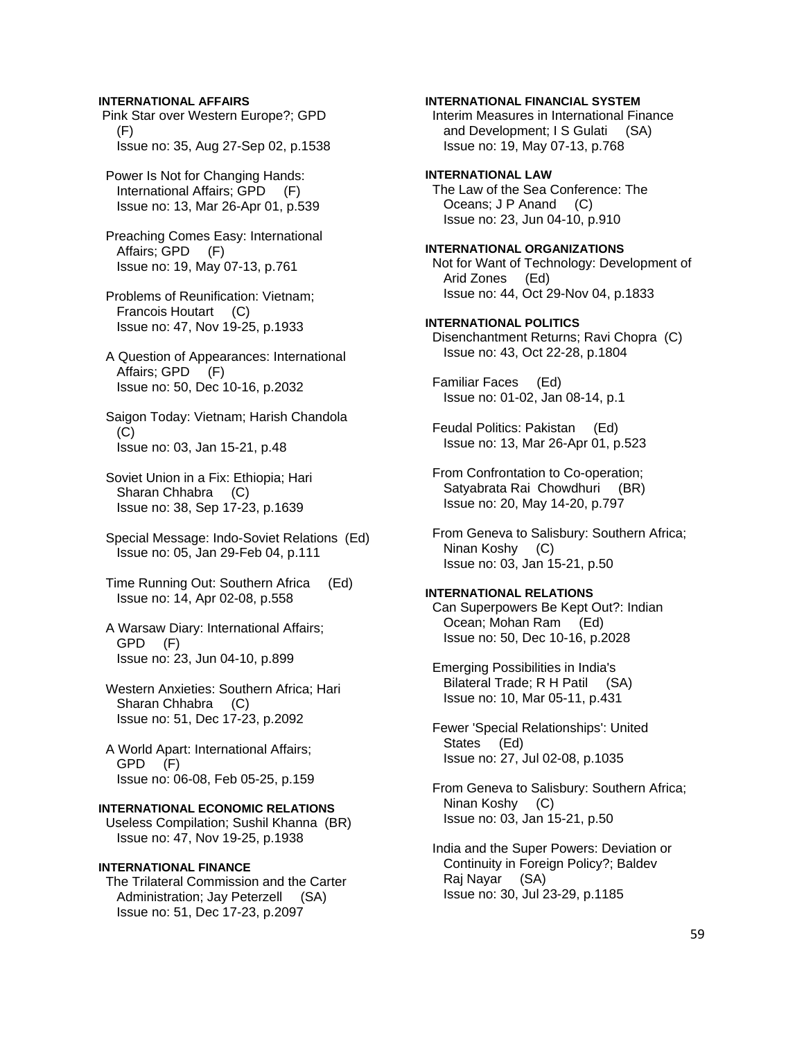**INTERNATIONAL AFFAIRS**

Pink Star over Western Europe?; GPD (F)
Issue no: 35, Aug 27-Sep 02, p.1538

Power Is Not for Changing Hands: International Affairs; GPD (F)
Issue no: 13, Mar 26-Apr 01, p.539

Preaching Comes Easy: International Affairs; GPD (F)
Issue no: 19, May 07-13, p.761

Problems of Reunification: Vietnam; Francois Houtart (C)
Issue no: 47, Nov 19-25, p.1933

A Question of Appearances: International Affairs; GPD (F)
Issue no: 50, Dec 10-16, p.2032

Saigon Today: Vietnam; Harish Chandola (C)
Issue no: 03, Jan 15-21, p.48

Soviet Union in a Fix: Ethiopia; Hari Sharan Chhabra (C)
Issue no: 38, Sep 17-23, p.1639

Special Message: Indo-Soviet Relations (Ed)
Issue no: 05, Jan 29-Feb 04, p.111

Time Running Out: Southern Africa (Ed)
Issue no: 14, Apr 02-08, p.558

A Warsaw Diary: International Affairs; GPD (F)
Issue no: 23, Jun 04-10, p.899

Western Anxieties: Southern Africa; Hari Sharan Chhabra (C)
Issue no: 51, Dec 17-23, p.2092

A World Apart: International Affairs; GPD (F)
Issue no: 06-08, Feb 05-25, p.159

**INTERNATIONAL ECONOMIC RELATIONS**

Useless Compilation; Sushil Khanna (BR)
Issue no: 47, Nov 19-25, p.1938

**INTERNATIONAL FINANCE**

The Trilateral Commission and the Carter Administration; Jay Peterzell (SA)
Issue no: 51, Dec 17-23, p.2097

**INTERNATIONAL FINANCIAL SYSTEM**

Interim Measures in International Finance and Development; I S Gulati (SA)
Issue no: 19, May 07-13, p.768

**INTERNATIONAL LAW**

The Law of the Sea Conference: The Oceans; J P Anand (C)
Issue no: 23, Jun 04-10, p.910

**INTERNATIONAL ORGANIZATIONS**

Not for Want of Technology: Development of Arid Zones (Ed)
Issue no: 44, Oct 29-Nov 04, p.1833

**INTERNATIONAL POLITICS**

Disenchantment Returns; Ravi Chopra (C)
Issue no: 43, Oct 22-28, p.1804

Familiar Faces (Ed)
Issue no: 01-02, Jan 08-14, p.1

Feudal Politics: Pakistan (Ed)
Issue no: 13, Mar 26-Apr 01, p.523

From Confrontation to Co-operation; Satyabrata Rai Chowdhuri (BR)
Issue no: 20, May 14-20, p.797

From Geneva to Salisbury: Southern Africa; Ninan Koshy (C)
Issue no: 03, Jan 15-21, p.50

**INTERNATIONAL RELATIONS**

Can Superpowers Be Kept Out?: Indian Ocean; Mohan Ram (Ed)
Issue no: 50, Dec 10-16, p.2028

Emerging Possibilities in India's Bilateral Trade; R H Patil (SA)
Issue no: 10, Mar 05-11, p.431

Fewer 'Special Relationships': United States (Ed)
Issue no: 27, Jul 02-08, p.1035

From Geneva to Salisbury: Southern Africa; Ninan Koshy (C)
Issue no: 03, Jan 15-21, p.50

India and the Super Powers: Deviation or Continuity in Foreign Policy?; Baldev Raj Nayar (SA)
Issue no: 30, Jul 23-29, p.1185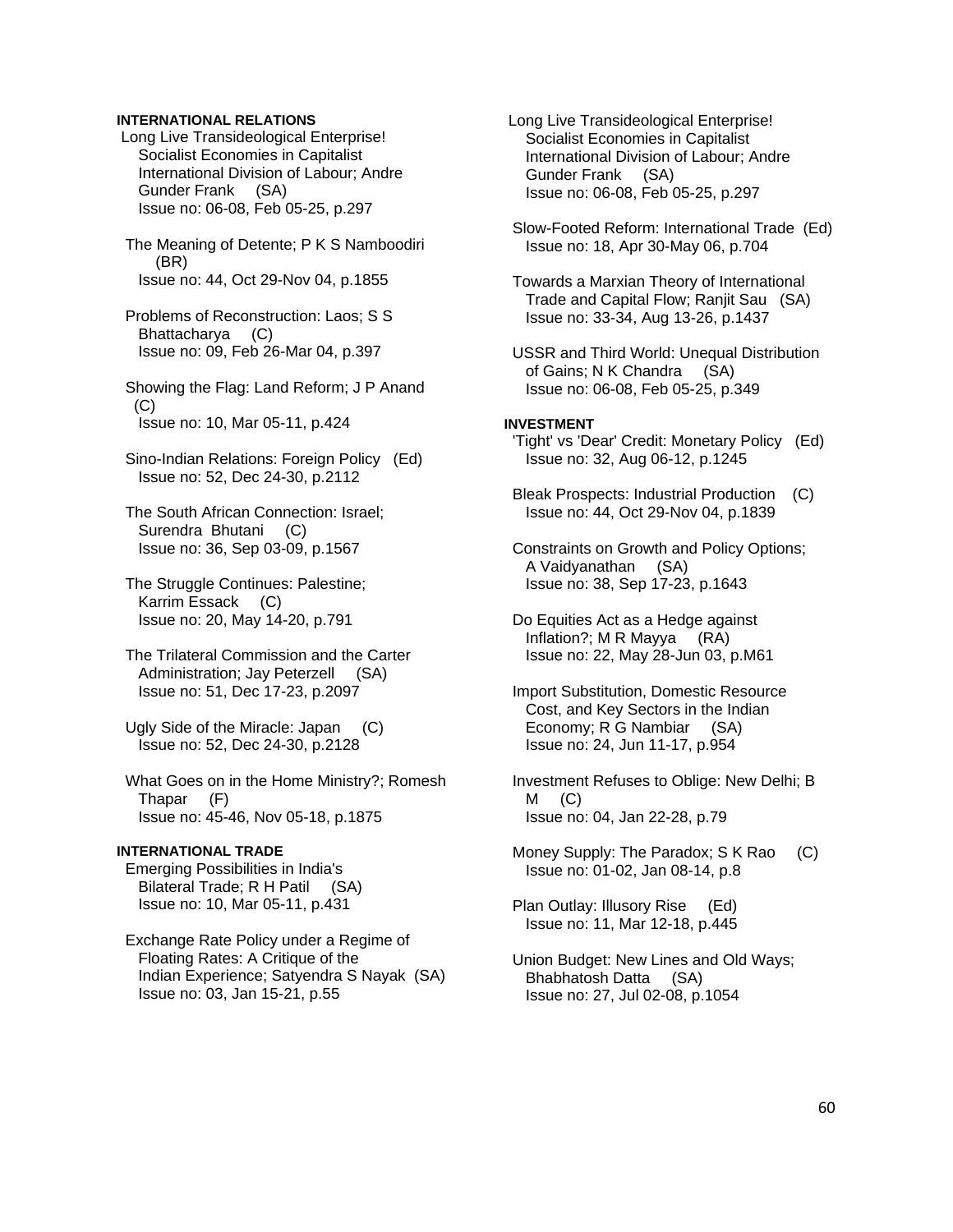**INTERNATIONAL RELATIONS**

Long Live Transideological Enterprise! Socialist Economies in Capitalist International Division of Labour; Andre Gunder Frank (SA)
Issue no: 06-08, Feb 05-25, p.297

The Meaning of Detente; P K S Namboodiri (BR)
Issue no: 44, Oct 29-Nov 04, p.1855

Problems of Reconstruction: Laos; S S Bhattacharya (C)
Issue no: 09, Feb 26-Mar 04, p.397

Showing the Flag: Land Reform; J P Anand (C)
Issue no: 10, Mar 05-11, p.424

Sino-Indian Relations: Foreign Policy (Ed)
Issue no: 52, Dec 24-30, p.2112

The South African Connection: Israel; Surendra Bhutani (C)
Issue no: 36, Sep 03-09, p.1567

The Struggle Continues: Palestine; Karrim Essack (C)
Issue no: 20, May 14-20, p.791

The Trilateral Commission and the Carter Administration; Jay Peterzell (SA)
Issue no: 51, Dec 17-23, p.2097

Ugly Side of the Miracle: Japan (C)
Issue no: 52, Dec 24-30, p.2128

What Goes on in the Home Ministry?; Romesh Thapar (F)
Issue no: 45-46, Nov 05-18, p.1875

**INTERNATIONAL TRADE**

Emerging Possibilities in India's Bilateral Trade; R H Patil (SA)
Issue no: 10, Mar 05-11, p.431

Exchange Rate Policy under a Regime of Floating Rates: A Critique of the Indian Experience; Satyendra S Nayak (SA)
Issue no: 03, Jan 15-21, p.55

Long Live Transideological Enterprise! Socialist Economies in Capitalist International Division of Labour; Andre Gunder Frank (SA)
Issue no: 06-08, Feb 05-25, p.297

Slow-Footed Reform: International Trade (Ed)
Issue no: 18, Apr 30-May 06, p.704

Towards a Marxian Theory of International Trade and Capital Flow; Ranjit Sau (SA)
Issue no: 33-34, Aug 13-26, p.1437

USSR and Third World: Unequal Distribution of Gains; N K Chandra (SA)
Issue no: 06-08, Feb 05-25, p.349

**INVESTMENT**

'Tight' vs 'Dear' Credit: Monetary Policy (Ed)
Issue no: 32, Aug 06-12, p.1245

Bleak Prospects: Industrial Production (C)
Issue no: 44, Oct 29-Nov 04, p.1839

Constraints on Growth and Policy Options; A Vaidyanathan (SA)
Issue no: 38, Sep 17-23, p.1643

Do Equities Act as a Hedge against Inflation?; M R Mayya (RA)
Issue no: 22, May 28-Jun 03, p.M61

Import Substitution, Domestic Resource Cost, and Key Sectors in the Indian Economy; R G Nambiar (SA)
Issue no: 24, Jun 11-17, p.954

Investment Refuses to Oblige: New Delhi; B M (C)
Issue no: 04, Jan 22-28, p.79

Money Supply: The Paradox; S K Rao (C)
Issue no: 01-02, Jan 08-14, p.8

Plan Outlay: Illusory Rise (Ed)
Issue no: 11, Mar 12-18, p.445

Union Budget: New Lines and Old Ways; Bhabhatosh Datta (SA)
Issue no: 27, Jul 02-08, p.1054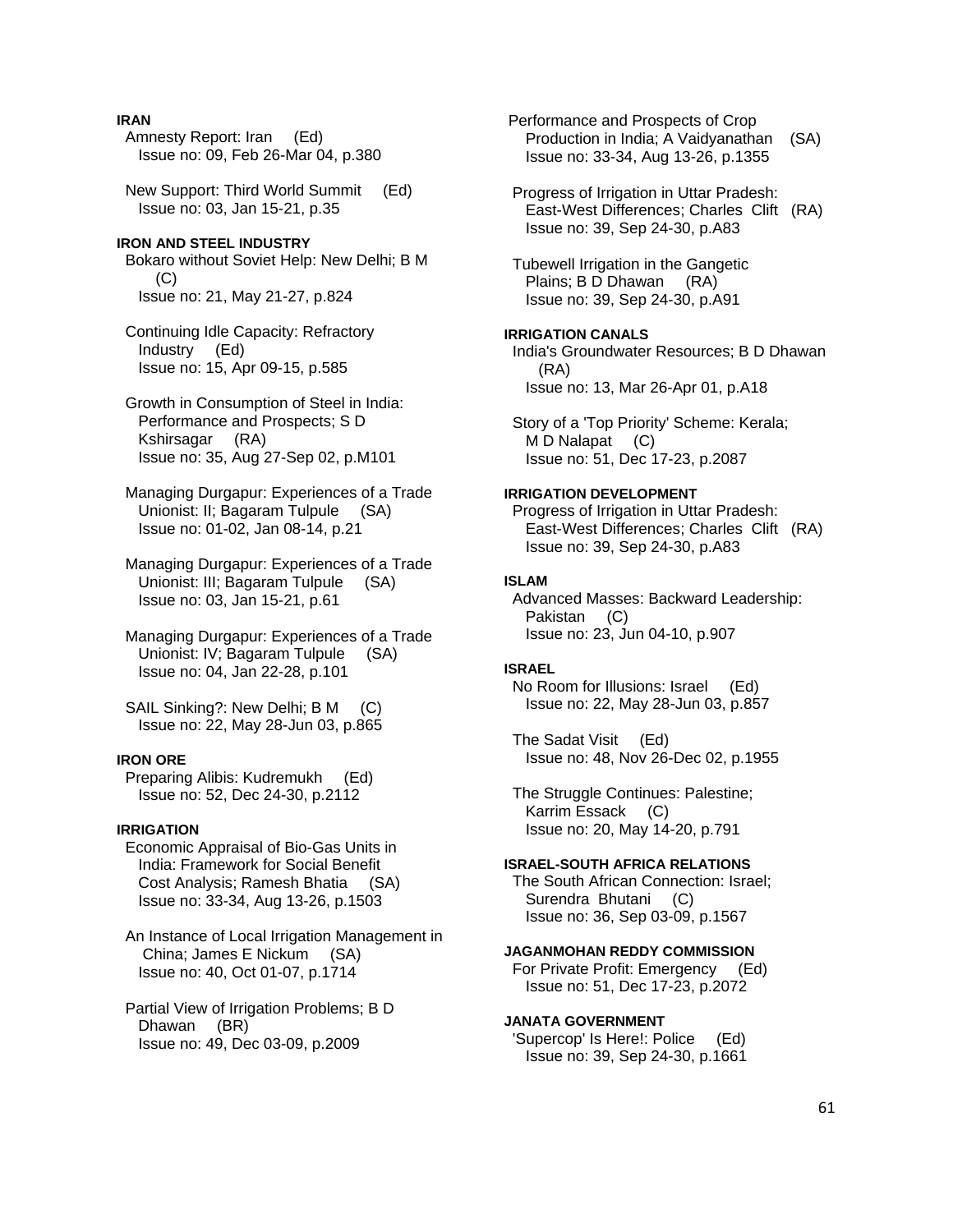**IRAN**

Amnesty Report: Iran (Ed)
Issue no: 09, Feb 26-Mar 04, p.380

New Support: Third World Summit (Ed)
Issue no: 03, Jan 15-21, p.35

**IRON AND STEEL INDUSTRY**

Bokaro without Soviet Help: New Delhi; B M (C)
Issue no: 21, May 21-27, p.824

Continuing Idle Capacity: Refractory Industry (Ed)
Issue no: 15, Apr 09-15, p.585

Growth in Consumption of Steel in India: Performance and Prospects; S D Kshirsagar (RA)
Issue no: 35, Aug 27-Sep 02, p.M101

Managing Durgapur: Experiences of a Trade Unionist: II; Bagaram Tulpule (SA)
Issue no: 01-02, Jan 08-14, p.21

Managing Durgapur: Experiences of a Trade Unionist: III; Bagaram Tulpule (SA)
Issue no: 03, Jan 15-21, p.61

Managing Durgapur: Experiences of a Trade Unionist: IV; Bagaram Tulpule (SA)
Issue no: 04, Jan 22-28, p.101

SAIL Sinking?: New Delhi; B M (C)
Issue no: 22, May 28-Jun 03, p.865

**IRON ORE**

Preparing Alibis: Kudremukh (Ed)
Issue no: 52, Dec 24-30, p.2112

**IRRIGATION**

Economic Appraisal of Bio-Gas Units in India: Framework for Social Benefit Cost Analysis; Ramesh Bhatia (SA)
Issue no: 33-34, Aug 13-26, p.1503

An Instance of Local Irrigation Management in China; James E Nickum (SA)
Issue no: 40, Oct 01-07, p.1714

Partial View of Irrigation Problems; B D Dhawan (BR)
Issue no: 49, Dec 03-09, p.2009

Performance and Prospects of Crop Production in India; A Vaidyanathan (SA)
Issue no: 33-34, Aug 13-26, p.1355

Progress of Irrigation in Uttar Pradesh: East-West Differences; Charles Clift (RA)
Issue no: 39, Sep 24-30, p.A83

Tubewell Irrigation in the Gangetic Plains; B D Dhawan (RA)
Issue no: 39, Sep 24-30, p.A91

**IRRIGATION CANALS**

India's Groundwater Resources; B D Dhawan (RA)
Issue no: 13, Mar 26-Apr 01, p.A18

Story of a 'Top Priority' Scheme: Kerala; M D Nalapat (C)
Issue no: 51, Dec 17-23, p.2087

**IRRIGATION DEVELOPMENT**

Progress of Irrigation in Uttar Pradesh: East-West Differences; Charles Clift (RA)
Issue no: 39, Sep 24-30, p.A83

**ISLAM**

Advanced Masses: Backward Leadership: Pakistan (C)
Issue no: 23, Jun 04-10, p.907

**ISRAEL**

No Room for Illusions: Israel (Ed)
Issue no: 22, May 28-Jun 03, p.857

The Sadat Visit (Ed)
Issue no: 48, Nov 26-Dec 02, p.1955

The Struggle Continues: Palestine; Karrim Essack (C)
Issue no: 20, May 14-20, p.791

**ISRAEL-SOUTH AFRICA RELATIONS**

The South African Connection: Israel; Surendra Bhutani (C)
Issue no: 36, Sep 03-09, p.1567

**JAGANMOHAN REDDY COMMISSION**

For Private Profit: Emergency (Ed)
Issue no: 51, Dec 17-23, p.2072

**JANATA GOVERNMENT**

'Supercop' Is Here!: Police (Ed)
Issue no: 39, Sep 24-30, p.1661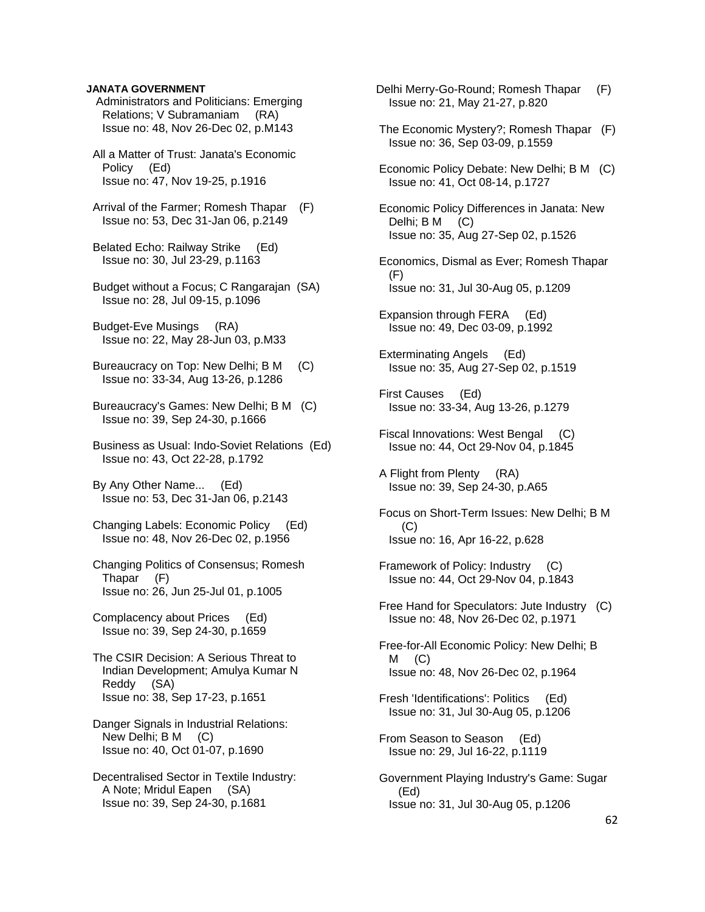**JANATA GOVERNMENT**

Administrators and Politicians: Emerging Relations; V Subramaniam (RA)
Issue no: 48, Nov 26-Dec 02, p.M143

All a Matter of Trust: Janata's Economic Policy (Ed)
Issue no: 47, Nov 19-25, p.1916

Arrival of the Farmer; Romesh Thapar (F)
Issue no: 53, Dec 31-Jan 06, p.2149

Belated Echo: Railway Strike (Ed)
Issue no: 30, Jul 23-29, p.1163

Budget without a Focus; C Rangarajan (SA)
Issue no: 28, Jul 09-15, p.1096

Budget-Eve Musings (RA)
Issue no: 22, May 28-Jun 03, p.M33

Bureaucracy on Top: New Delhi; B M (C)
Issue no: 33-34, Aug 13-26, p.1286

Bureaucracy's Games: New Delhi; B M (C)
Issue no: 39, Sep 24-30, p.1666

Business as Usual: Indo-Soviet Relations (Ed)
Issue no: 43, Oct 22-28, p.1792

By Any Other Name... (Ed)
Issue no: 53, Dec 31-Jan 06, p.2143

Changing Labels: Economic Policy (Ed)
Issue no: 48, Nov 26-Dec 02, p.1956

Changing Politics of Consensus; Romesh Thapar (F)
Issue no: 26, Jun 25-Jul 01, p.1005

Complacency about Prices (Ed)
Issue no: 39, Sep 24-30, p.1659

The CSIR Decision: A Serious Threat to Indian Development; Amulya Kumar N Reddy (SA)
Issue no: 38, Sep 17-23, p.1651

Danger Signals in Industrial Relations: New Delhi; B M (C)
Issue no: 40, Oct 01-07, p.1690

Decentralised Sector in Textile Industry: A Note; Mridul Eapen (SA)
Issue no: 39, Sep 24-30, p.1681

Delhi Merry-Go-Round; Romesh Thapar (F)
Issue no: 21, May 21-27, p.820

The Economic Mystery?; Romesh Thapar (F)
Issue no: 36, Sep 03-09, p.1559

Economic Policy Debate: New Delhi; B M (C)
Issue no: 41, Oct 08-14, p.1727

Economic Policy Differences in Janata: New Delhi; B M (C)
Issue no: 35, Aug 27-Sep 02, p.1526

Economics, Dismal as Ever; Romesh Thapar (F)
Issue no: 31, Jul 30-Aug 05, p.1209

Expansion through FERA (Ed)
Issue no: 49, Dec 03-09, p.1992

Exterminating Angels (Ed)
Issue no: 35, Aug 27-Sep 02, p.1519

First Causes (Ed)
Issue no: 33-34, Aug 13-26, p.1279

Fiscal Innovations: West Bengal (C)
Issue no: 44, Oct 29-Nov 04, p.1845

A Flight from Plenty (RA)
Issue no: 39, Sep 24-30, p.A65

Focus on Short-Term Issues: New Delhi; B M (C)
Issue no: 16, Apr 16-22, p.628

Framework of Policy: Industry (C)
Issue no: 44, Oct 29-Nov 04, p.1843

Free Hand for Speculators: Jute Industry (C)
Issue no: 48, Nov 26-Dec 02, p.1971

Free-for-All Economic Policy: New Delhi; B M (C)
Issue no: 48, Nov 26-Dec 02, p.1964

Fresh 'Identifications': Politics (Ed)
Issue no: 31, Jul 30-Aug 05, p.1206

From Season to Season (Ed)
Issue no: 29, Jul 16-22, p.1119

Government Playing Industry's Game: Sugar (Ed)
Issue no: 31, Jul 30-Aug 05, p.1206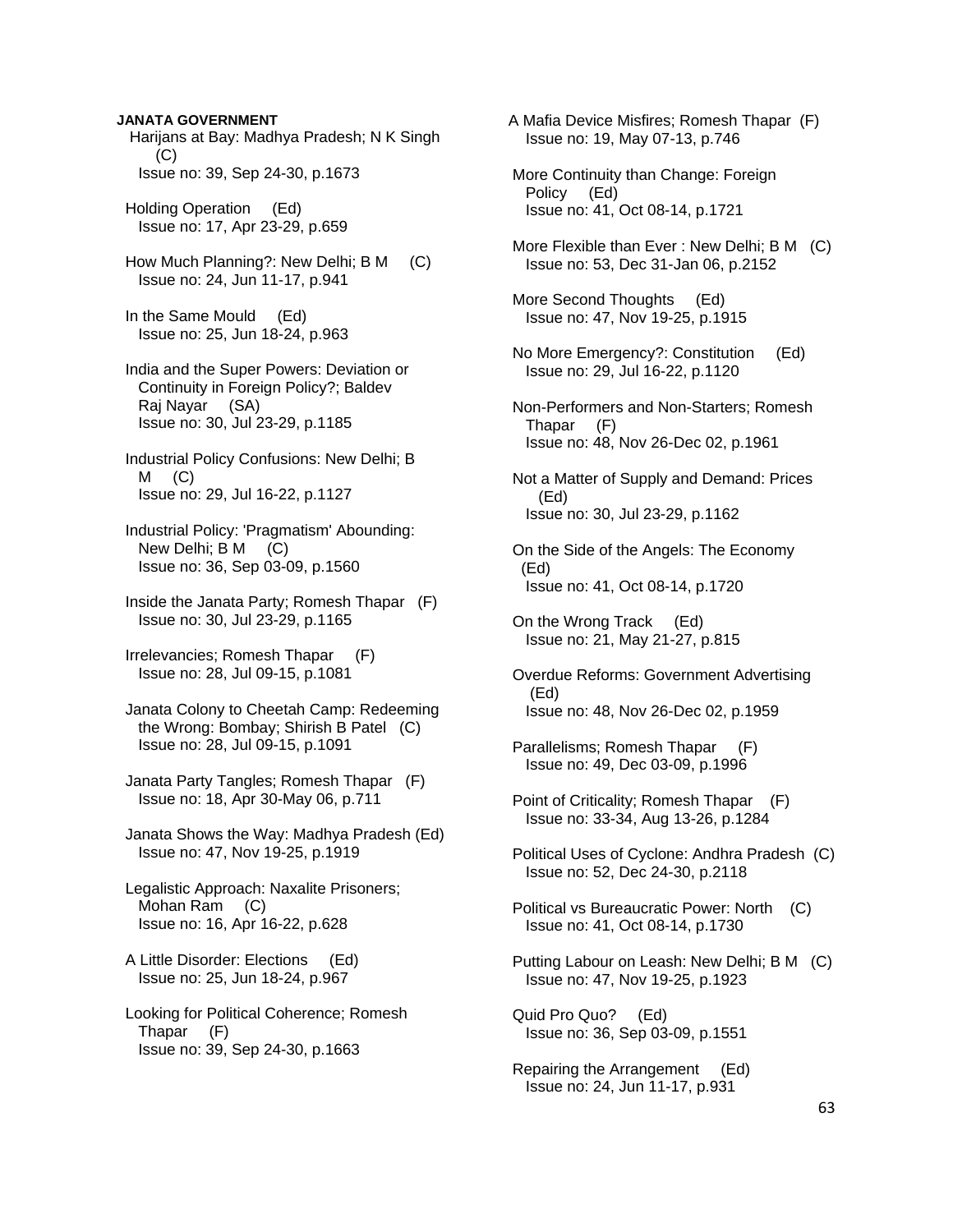**JANATA GOVERNMENT**

Harijans at Bay: Madhya Pradesh; N K Singh (C)
Issue no: 39, Sep 24-30, p.1673

Holding Operation (Ed)
Issue no: 17, Apr 23-29, p.659

How Much Planning?: New Delhi; B M (C)
Issue no: 24, Jun 11-17, p.941

In the Same Mould (Ed)
Issue no: 25, Jun 18-24, p.963

India and the Super Powers: Deviation or Continuity in Foreign Policy?; Baldev Raj Nayar (SA)
Issue no: 30, Jul 23-29, p.1185

Industrial Policy Confusions: New Delhi; B M (C)
Issue no: 29, Jul 16-22, p.1127

Industrial Policy: 'Pragmatism' Abounding: New Delhi; B M (C)
Issue no: 36, Sep 03-09, p.1560

Inside the Janata Party; Romesh Thapar (F)
Issue no: 30, Jul 23-29, p.1165

Irrelevancies; Romesh Thapar (F)
Issue no: 28, Jul 09-15, p.1081

Janata Colony to Cheetah Camp: Redeeming the Wrong: Bombay; Shirish B Patel (C)
Issue no: 28, Jul 09-15, p.1091

Janata Party Tangles; Romesh Thapar (F)
Issue no: 18, Apr 30-May 06, p.711

Janata Shows the Way: Madhya Pradesh (Ed)
Issue no: 47, Nov 19-25, p.1919

Legalistic Approach: Naxalite Prisoners; Mohan Ram (C)
Issue no: 16, Apr 16-22, p.628

A Little Disorder: Elections (Ed)
Issue no: 25, Jun 18-24, p.967

Looking for Political Coherence; Romesh Thapar (F)
Issue no: 39, Sep 24-30, p.1663

A Mafia Device Misfires; Romesh Thapar (F)
Issue no: 19, May 07-13, p.746

More Continuity than Change: Foreign Policy (Ed)
Issue no: 41, Oct 08-14, p.1721

More Flexible than Ever : New Delhi; B M (C)
Issue no: 53, Dec 31-Jan 06, p.2152

More Second Thoughts (Ed)
Issue no: 47, Nov 19-25, p.1915

No More Emergency?: Constitution (Ed)
Issue no: 29, Jul 16-22, p.1120

Non-Performers and Non-Starters; Romesh Thapar (F)
Issue no: 48, Nov 26-Dec 02, p.1961

Not a Matter of Supply and Demand: Prices (Ed)
Issue no: 30, Jul 23-29, p.1162

On the Side of the Angels: The Economy (Ed)
Issue no: 41, Oct 08-14, p.1720

On the Wrong Track (Ed)
Issue no: 21, May 21-27, p.815

Overdue Reforms: Government Advertising (Ed)
Issue no: 48, Nov 26-Dec 02, p.1959

Parallelisms; Romesh Thapar (F)
Issue no: 49, Dec 03-09, p.1996

Point of Criticality; Romesh Thapar (F)
Issue no: 33-34, Aug 13-26, p.1284

Political Uses of Cyclone: Andhra Pradesh (C)
Issue no: 52, Dec 24-30, p.2118

Political vs Bureaucratic Power: North (C)
Issue no: 41, Oct 08-14, p.1730

Putting Labour on Leash: New Delhi; B M (C)
Issue no: 47, Nov 19-25, p.1923

Quid Pro Quo? (Ed)
Issue no: 36, Sep 03-09, p.1551

Repairing the Arrangement (Ed)
Issue no: 24, Jun 11-17, p.931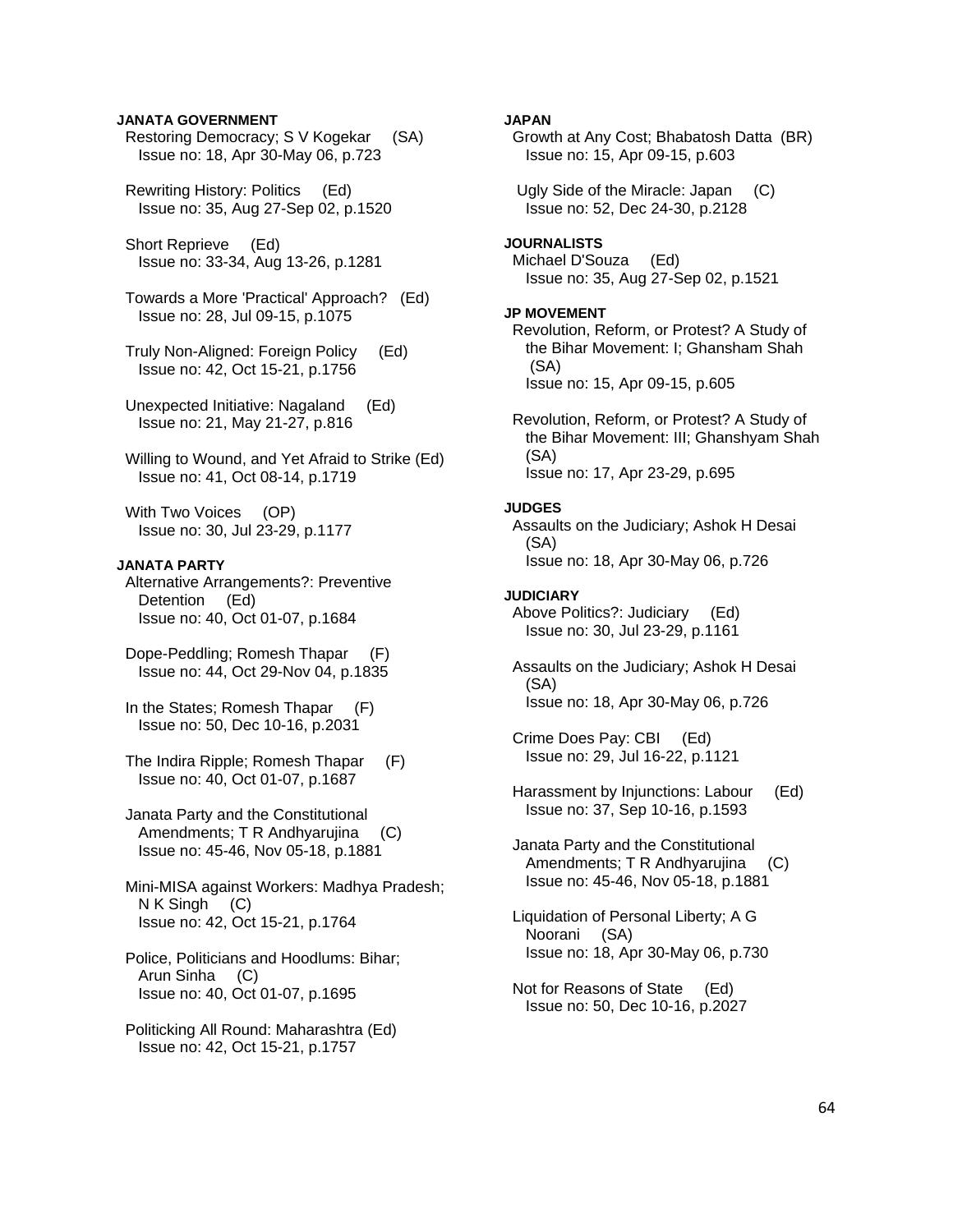**JANATA GOVERNMENT**

Restoring Democracy; S V Kogekar (SA)
Issue no: 18, Apr 30-May 06, p.723

Rewriting History: Politics (Ed)
Issue no: 35, Aug 27-Sep 02, p.1520

Short Reprieve (Ed)
Issue no: 33-34, Aug 13-26, p.1281

Towards a More 'Practical' Approach? (Ed)
Issue no: 28, Jul 09-15, p.1075

Truly Non-Aligned: Foreign Policy (Ed)
Issue no: 42, Oct 15-21, p.1756

Unexpected Initiative: Nagaland (Ed)
Issue no: 21, May 21-27, p.816

Willing to Wound, and Yet Afraid to Strike (Ed)
Issue no: 41, Oct 08-14, p.1719

With Two Voices (OP)
Issue no: 30, Jul 23-29, p.1177

**JANATA PARTY**

Alternative Arrangements?: Preventive Detention (Ed)
Issue no: 40, Oct 01-07, p.1684

Dope-Peddling; Romesh Thapar (F)
Issue no: 44, Oct 29-Nov 04, p.1835

In the States; Romesh Thapar (F)
Issue no: 50, Dec 10-16, p.2031

The Indira Ripple; Romesh Thapar (F)
Issue no: 40, Oct 01-07, p.1687

Janata Party and the Constitutional Amendments; T R Andhyarujina (C)
Issue no: 45-46, Nov 05-18, p.1881

Mini-MISA against Workers: Madhya Pradesh; N K Singh (C)
Issue no: 42, Oct 15-21, p.1764

Police, Politicians and Hoodlums: Bihar; Arun Sinha (C)
Issue no: 40, Oct 01-07, p.1695

Politicking All Round: Maharashtra (Ed)
Issue no: 42, Oct 15-21, p.1757

**JAPAN**

Growth at Any Cost; Bhabatosh Datta (BR)
Issue no: 15, Apr 09-15, p.603

Ugly Side of the Miracle: Japan (C)
Issue no: 52, Dec 24-30, p.2128

**JOURNALISTS**

Michael D'Souza (Ed)
Issue no: 35, Aug 27-Sep 02, p.1521

**JP MOVEMENT**

Revolution, Reform, or Protest? A Study of the Bihar Movement: I; Ghansham Shah (SA)
Issue no: 15, Apr 09-15, p.605

Revolution, Reform, or Protest? A Study of the Bihar Movement: III; Ghanshyam Shah (SA)
Issue no: 17, Apr 23-29, p.695

**JUDGES**

Assaults on the Judiciary; Ashok H Desai (SA)
Issue no: 18, Apr 30-May 06, p.726

**JUDICIARY**

Above Politics?: Judiciary (Ed)
Issue no: 30, Jul 23-29, p.1161

Assaults on the Judiciary; Ashok H Desai (SA)
Issue no: 18, Apr 30-May 06, p.726

Crime Does Pay: CBI (Ed)
Issue no: 29, Jul 16-22, p.1121

Harassment by Injunctions: Labour (Ed)
Issue no: 37, Sep 10-16, p.1593

Janata Party and the Constitutional Amendments; T R Andhyarujina (C)
Issue no: 45-46, Nov 05-18, p.1881

Liquidation of Personal Liberty; A G Noorani (SA)
Issue no: 18, Apr 30-May 06, p.730

Not for Reasons of State (Ed)
Issue no: 50, Dec 10-16, p.2027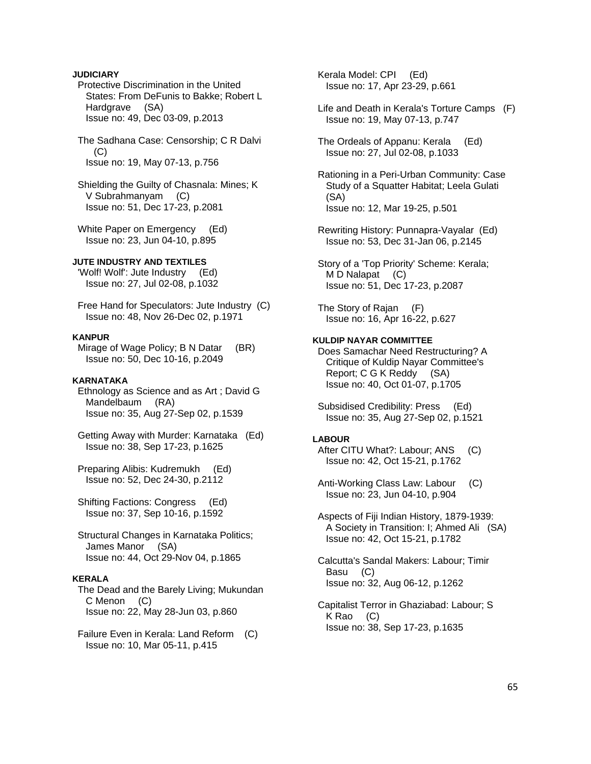**JUDICIARY**

Protective Discrimination in the United States: From DeFunis to Bakke; Robert L Hardgrave (SA)
Issue no: 49, Dec 03-09, p.2013

The Sadhana Case: Censorship; C R Dalvi (C)
Issue no: 19, May 07-13, p.756

Shielding the Guilty of Chasnala: Mines; K V Subrahmanyam (C)
Issue no: 51, Dec 17-23, p.2081

White Paper on Emergency (Ed)
Issue no: 23, Jun 04-10, p.895

**JUTE INDUSTRY AND TEXTILES**

'Wolf! Wolf': Jute Industry (Ed)
Issue no: 27, Jul 02-08, p.1032

Free Hand for Speculators: Jute Industry (C)
Issue no: 48, Nov 26-Dec 02, p.1971

**KANPUR**

Mirage of Wage Policy; B N Datar (BR)
Issue no: 50, Dec 10-16, p.2049

**KARNATAKA**

Ethnology as Science and as Art ; David G Mandelbaum (RA)
Issue no: 35, Aug 27-Sep 02, p.1539

Getting Away with Murder: Karnataka (Ed)
Issue no: 38, Sep 17-23, p.1625

Preparing Alibis: Kudremukh (Ed)
Issue no: 52, Dec 24-30, p.2112

Shifting Factions: Congress (Ed)
Issue no: 37, Sep 10-16, p.1592

Structural Changes in Karnataka Politics; James Manor (SA)
Issue no: 44, Oct 29-Nov 04, p.1865

**KERALA**

The Dead and the Barely Living; Mukundan C Menon (C)
Issue no: 22, May 28-Jun 03, p.860

Failure Even in Kerala: Land Reform (C)
Issue no: 10, Mar 05-11, p.415

Kerala Model: CPI (Ed)
Issue no: 17, Apr 23-29, p.661

Life and Death in Kerala's Torture Camps (F)
Issue no: 19, May 07-13, p.747

The Ordeals of Appanu: Kerala (Ed)
Issue no: 27, Jul 02-08, p.1033

Rationing in a Peri-Urban Community: Case Study of a Squatter Habitat; Leela Gulati (SA)
Issue no: 12, Mar 19-25, p.501

Rewriting History: Punnapra-Vayalar (Ed)
Issue no: 53, Dec 31-Jan 06, p.2145

Story of a 'Top Priority' Scheme: Kerala; M D Nalapat (C)
Issue no: 51, Dec 17-23, p.2087

The Story of Rajan (F)
Issue no: 16, Apr 16-22, p.627

**KULDIP NAYAR COMMITTEE**

Does Samachar Need Restructuring? A Critique of Kuldip Nayar Committee's Report; C G K Reddy (SA)
Issue no: 40, Oct 01-07, p.1705

Subsidised Credibility: Press (Ed)
Issue no: 35, Aug 27-Sep 02, p.1521

**LABOUR**

After CITU What?: Labour; ANS (C)
Issue no: 42, Oct 15-21, p.1762

Anti-Working Class Law: Labour (C)
Issue no: 23, Jun 04-10, p.904

Aspects of Fiji Indian History, 1879-1939: A Society in Transition: I; Ahmed Ali (SA)
Issue no: 42, Oct 15-21, p.1782

Calcutta's Sandal Makers: Labour; Timir Basu (C)
Issue no: 32, Aug 06-12, p.1262

Capitalist Terror in Ghaziabad: Labour; S K Rao (C)
Issue no: 38, Sep 17-23, p.1635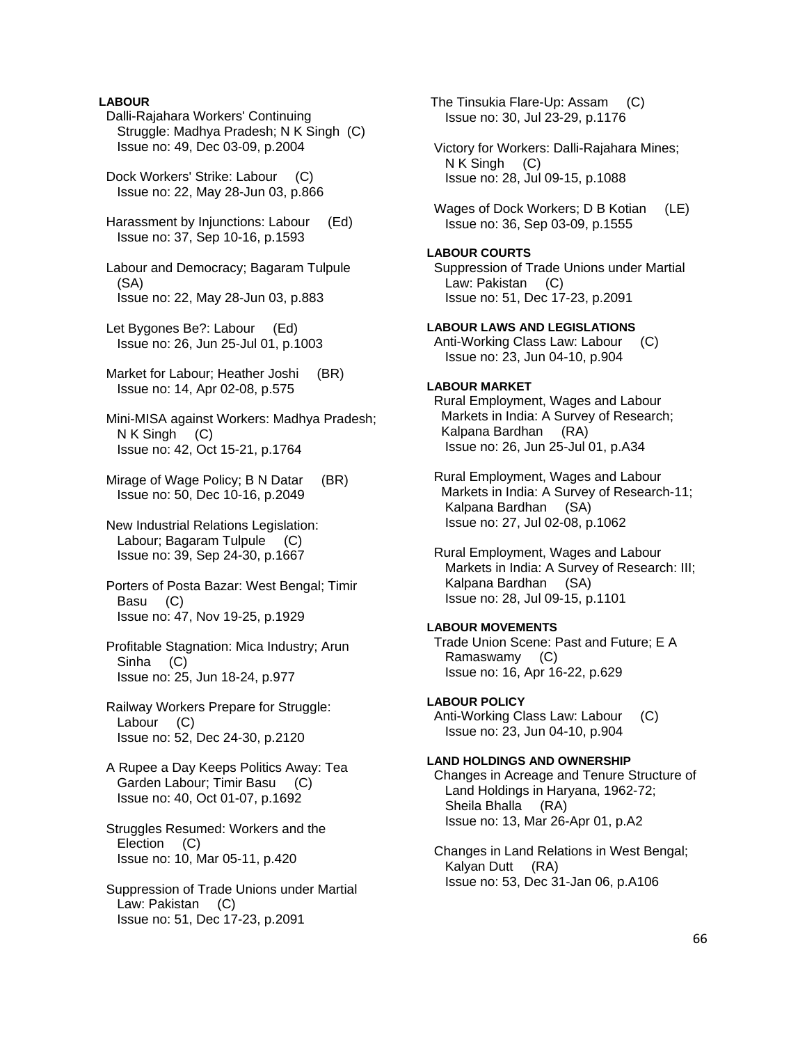**LABOUR**

Dalli-Rajahara Workers' Continuing Struggle: Madhya Pradesh; N K Singh (C)
Issue no: 49, Dec 03-09, p.2004

Dock Workers' Strike: Labour (C)
Issue no: 22, May 28-Jun 03, p.866

Harassment by Injunctions: Labour (Ed)
Issue no: 37, Sep 10-16, p.1593

Labour and Democracy; Bagaram Tulpule (SA)
Issue no: 22, May 28-Jun 03, p.883

Let Bygones Be?: Labour (Ed)
Issue no: 26, Jun 25-Jul 01, p.1003

Market for Labour; Heather Joshi (BR)
Issue no: 14, Apr 02-08, p.575

Mini-MISA against Workers: Madhya Pradesh; N K Singh (C)
Issue no: 42, Oct 15-21, p.1764

Mirage of Wage Policy; B N Datar (BR)
Issue no: 50, Dec 10-16, p.2049

New Industrial Relations Legislation: Labour; Bagaram Tulpule (C)
Issue no: 39, Sep 24-30, p.1667

Porters of Posta Bazar: West Bengal; Timir Basu (C)
Issue no: 47, Nov 19-25, p.1929

Profitable Stagnation: Mica Industry; Arun Sinha (C)
Issue no: 25, Jun 18-24, p.977

Railway Workers Prepare for Struggle: Labour (C)
Issue no: 52, Dec 24-30, p.2120

A Rupee a Day Keeps Politics Away: Tea Garden Labour; Timir Basu (C)
Issue no: 40, Oct 01-07, p.1692

Struggles Resumed: Workers and the Election (C)
Issue no: 10, Mar 05-11, p.420

Suppression of Trade Unions under Martial Law: Pakistan (C)
Issue no: 51, Dec 17-23, p.2091

The Tinsukia Flare-Up: Assam (C)
Issue no: 30, Jul 23-29, p.1176

Victory for Workers: Dalli-Rajahara Mines; N K Singh (C)
Issue no: 28, Jul 09-15, p.1088

Wages of Dock Workers; D B Kotian (LE)
Issue no: 36, Sep 03-09, p.1555

**LABOUR COURTS**

Suppression of Trade Unions under Martial Law: Pakistan (C)
Issue no: 51, Dec 17-23, p.2091

**LABOUR LAWS AND LEGISLATIONS**

Anti-Working Class Law: Labour (C)
Issue no: 23, Jun 04-10, p.904

**LABOUR MARKET**

Rural Employment, Wages and Labour Markets in India: A Survey of Research; Kalpana Bardhan (RA)
Issue no: 26, Jun 25-Jul 01, p.A34

Rural Employment, Wages and Labour Markets in India: A Survey of Research-11; Kalpana Bardhan (SA)
Issue no: 27, Jul 02-08, p.1062

Rural Employment, Wages and Labour Markets in India: A Survey of Research: III; Kalpana Bardhan (SA)
Issue no: 28, Jul 09-15, p.1101

**LABOUR MOVEMENTS**

Trade Union Scene: Past and Future; E A Ramaswamy (C)
Issue no: 16, Apr 16-22, p.629

**LABOUR POLICY**

Anti-Working Class Law: Labour (C)
Issue no: 23, Jun 04-10, p.904

**LAND HOLDINGS AND OWNERSHIP**

Changes in Acreage and Tenure Structure of Land Holdings in Haryana, 1962-72; Sheila Bhalla (RA)
Issue no: 13, Mar 26-Apr 01, p.A2

Changes in Land Relations in West Bengal; Kalyan Dutt (RA)
Issue no: 53, Dec 31-Jan 06, p.A106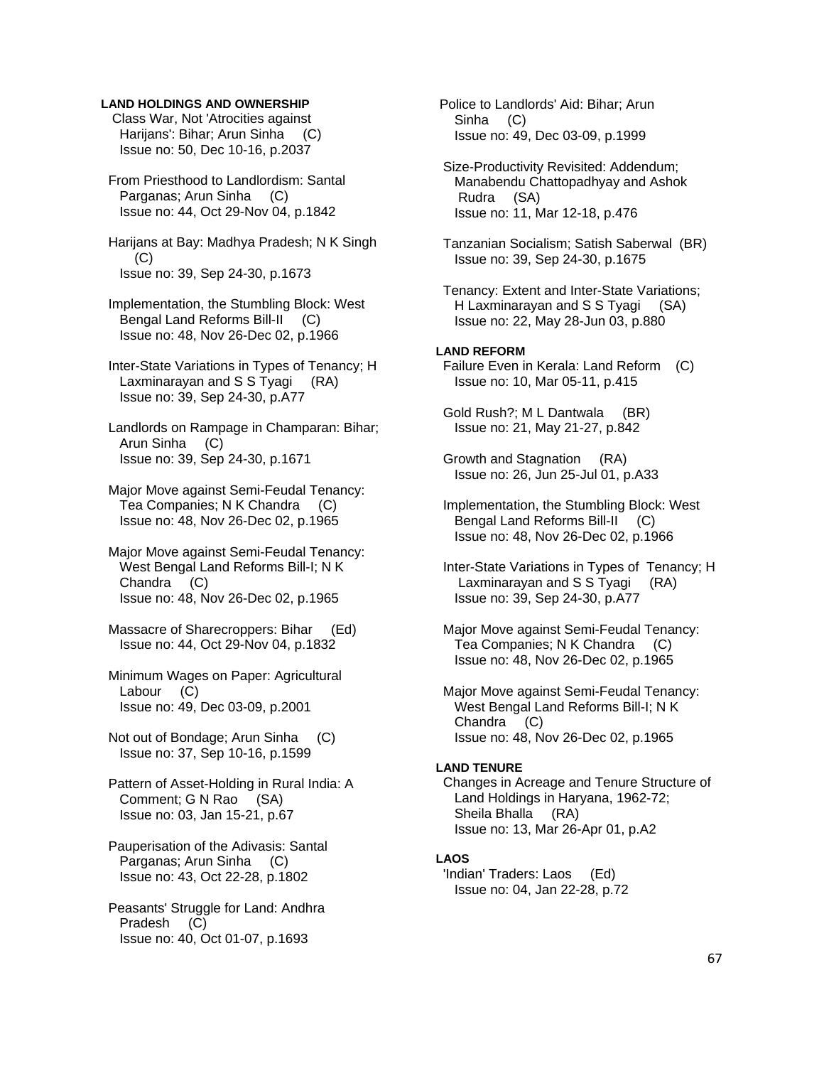**LAND HOLDINGS AND OWNERSHIP**

Class War, Not 'Atrocities against Harijans': Bihar; Arun Sinha (C)
Issue no: 50, Dec 10-16, p.2037

From Priesthood to Landlordism: Santal Parganas; Arun Sinha (C)
Issue no: 44, Oct 29-Nov 04, p.1842

Harijans at Bay: Madhya Pradesh; N K Singh (C)
Issue no: 39, Sep 24-30, p.1673

Implementation, the Stumbling Block: West Bengal Land Reforms Bill-II (C)
Issue no: 48, Nov 26-Dec 02, p.1966

Inter-State Variations in Types of Tenancy; H Laxminarayan and S S Tyagi (RA)
Issue no: 39, Sep 24-30, p.A77

Landlords on Rampage in Champaran: Bihar; Arun Sinha (C)
Issue no: 39, Sep 24-30, p.1671

Major Move against Semi-Feudal Tenancy: Tea Companies; N K Chandra (C)
Issue no: 48, Nov 26-Dec 02, p.1965

Major Move against Semi-Feudal Tenancy: West Bengal Land Reforms Bill-I; N K Chandra (C)
Issue no: 48, Nov 26-Dec 02, p.1965

Massacre of Sharecroppers: Bihar (Ed)
Issue no: 44, Oct 29-Nov 04, p.1832

Minimum Wages on Paper: Agricultural Labour (C)
Issue no: 49, Dec 03-09, p.2001

Not out of Bondage; Arun Sinha (C)
Issue no: 37, Sep 10-16, p.1599

Pattern of Asset-Holding in Rural India: A Comment; G N Rao (SA)
Issue no: 03, Jan 15-21, p.67

Pauperisation of the Adivasis: Santal Parganas; Arun Sinha (C)
Issue no: 43, Oct 22-28, p.1802

Peasants' Struggle for Land: Andhra Pradesh (C)
Issue no: 40, Oct 01-07, p.1693

Police to Landlords' Aid: Bihar; Arun Sinha (C)
Issue no: 49, Dec 03-09, p.1999

Size-Productivity Revisited: Addendum; Manabendu Chattopadhyay and Ashok Rudra (SA)
Issue no: 11, Mar 12-18, p.476

Tanzanian Socialism; Satish Saberwal (BR)
Issue no: 39, Sep 24-30, p.1675

Tenancy: Extent and Inter-State Variations; H Laxminarayan and S S Tyagi (SA)
Issue no: 22, May 28-Jun 03, p.880

**LAND REFORM**

Failure Even in Kerala: Land Reform (C)
Issue no: 10, Mar 05-11, p.415

Gold Rush?; M L Dantwala (BR)
Issue no: 21, May 21-27, p.842

Growth and Stagnation (RA)
Issue no: 26, Jun 25-Jul 01, p.A33

Implementation, the Stumbling Block: West Bengal Land Reforms Bill-II (C)
Issue no: 48, Nov 26-Dec 02, p.1966

Inter-State Variations in Types of Tenancy; H Laxminarayan and S S Tyagi (RA)
Issue no: 39, Sep 24-30, p.A77

Major Move against Semi-Feudal Tenancy: Tea Companies; N K Chandra (C)
Issue no: 48, Nov 26-Dec 02, p.1965

Major Move against Semi-Feudal Tenancy: West Bengal Land Reforms Bill-I; N K Chandra (C)
Issue no: 48, Nov 26-Dec 02, p.1965

**LAND TENURE**

Changes in Acreage and Tenure Structure of Land Holdings in Haryana, 1962-72; Sheila Bhalla (RA)
Issue no: 13, Mar 26-Apr 01, p.A2

**LAOS**

'Indian' Traders: Laos (Ed)
Issue no: 04, Jan 22-28, p.72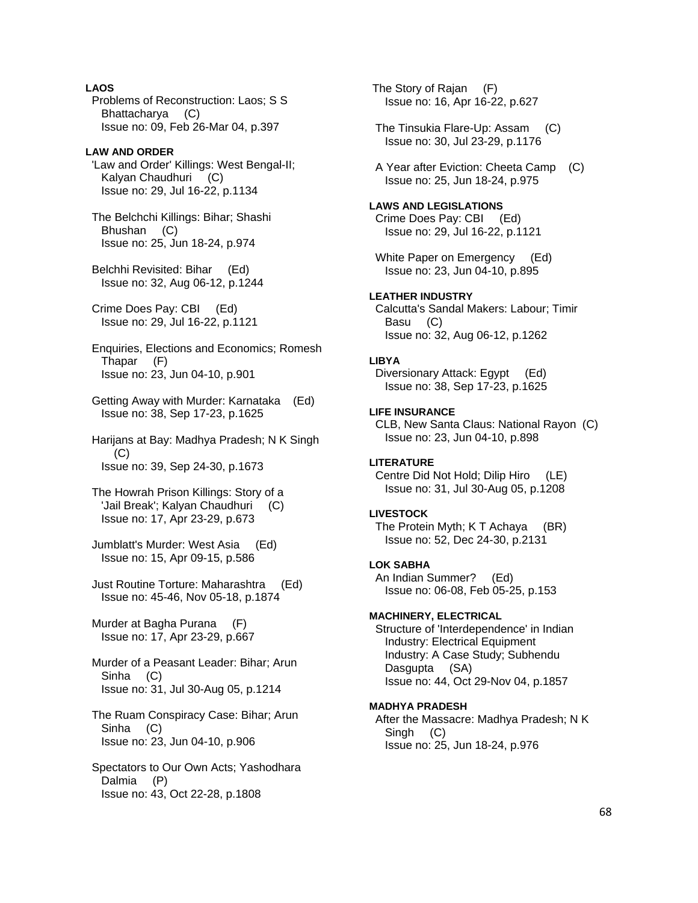**LAOS**

Problems of Reconstruction: Laos; S S Bhattacharya (C)
Issue no: 09, Feb 26-Mar 04, p.397

**LAW AND ORDER**

'Law and Order' Killings: West Bengal-II; Kalyan Chaudhuri (C)
Issue no: 29, Jul 16-22, p.1134

The Belchchi Killings: Bihar; Shashi Bhushan (C)
Issue no: 25, Jun 18-24, p.974

Belchhi Revisited: Bihar (Ed)
Issue no: 32, Aug 06-12, p.1244

Crime Does Pay: CBI (Ed)
Issue no: 29, Jul 16-22, p.1121

Enquiries, Elections and Economics; Romesh Thapar (F)
Issue no: 23, Jun 04-10, p.901

Getting Away with Murder: Karnataka (Ed)
Issue no: 38, Sep 17-23, p.1625

Harijans at Bay: Madhya Pradesh; N K Singh (C)
Issue no: 39, Sep 24-30, p.1673

The Howrah Prison Killings: Story of a 'Jail Break'; Kalyan Chaudhuri (C)
Issue no: 17, Apr 23-29, p.673

Jumblatt's Murder: West Asia (Ed)
Issue no: 15, Apr 09-15, p.586

Just Routine Torture: Maharashtra (Ed)
Issue no: 45-46, Nov 05-18, p.1874

Murder at Bagha Purana (F)
Issue no: 17, Apr 23-29, p.667

Murder of a Peasant Leader: Bihar; Arun Sinha (C)
Issue no: 31, Jul 30-Aug 05, p.1214

The Ruam Conspiracy Case: Bihar; Arun Sinha (C)
Issue no: 23, Jun 04-10, p.906

Spectators to Our Own Acts; Yashodhara Dalmia (P)
Issue no: 43, Oct 22-28, p.1808

The Story of Rajan (F)
Issue no: 16, Apr 16-22, p.627

The Tinsukia Flare-Up: Assam (C)
Issue no: 30, Jul 23-29, p.1176

A Year after Eviction: Cheeta Camp (C)
Issue no: 25, Jun 18-24, p.975

**LAWS AND LEGISLATIONS**

Crime Does Pay: CBI (Ed)
Issue no: 29, Jul 16-22, p.1121

White Paper on Emergency (Ed)
Issue no: 23, Jun 04-10, p.895

**LEATHER INDUSTRY**

Calcutta's Sandal Makers: Labour; Timir Basu (C)
Issue no: 32, Aug 06-12, p.1262

**LIBYA**

Diversionary Attack: Egypt (Ed)
Issue no: 38, Sep 17-23, p.1625

**LIFE INSURANCE**

CLB, New Santa Claus: National Rayon (C)
Issue no: 23, Jun 04-10, p.898

**LITERATURE**

Centre Did Not Hold; Dilip Hiro (LE)
Issue no: 31, Jul 30-Aug 05, p.1208

**LIVESTOCK**

The Protein Myth; K T Achaya (BR)
Issue no: 52, Dec 24-30, p.2131

**LOK SABHA**

An Indian Summer? (Ed)
Issue no: 06-08, Feb 05-25, p.153

**MACHINERY, ELECTRICAL**

Structure of 'Interdependence' in Indian Industry: Electrical Equipment Industry: A Case Study; Subhendu Dasgupta (SA)
Issue no: 44, Oct 29-Nov 04, p.1857

**MADHYA PRADESH**

After the Massacre: Madhya Pradesh; N K Singh (C)
Issue no: 25, Jun 18-24, p.976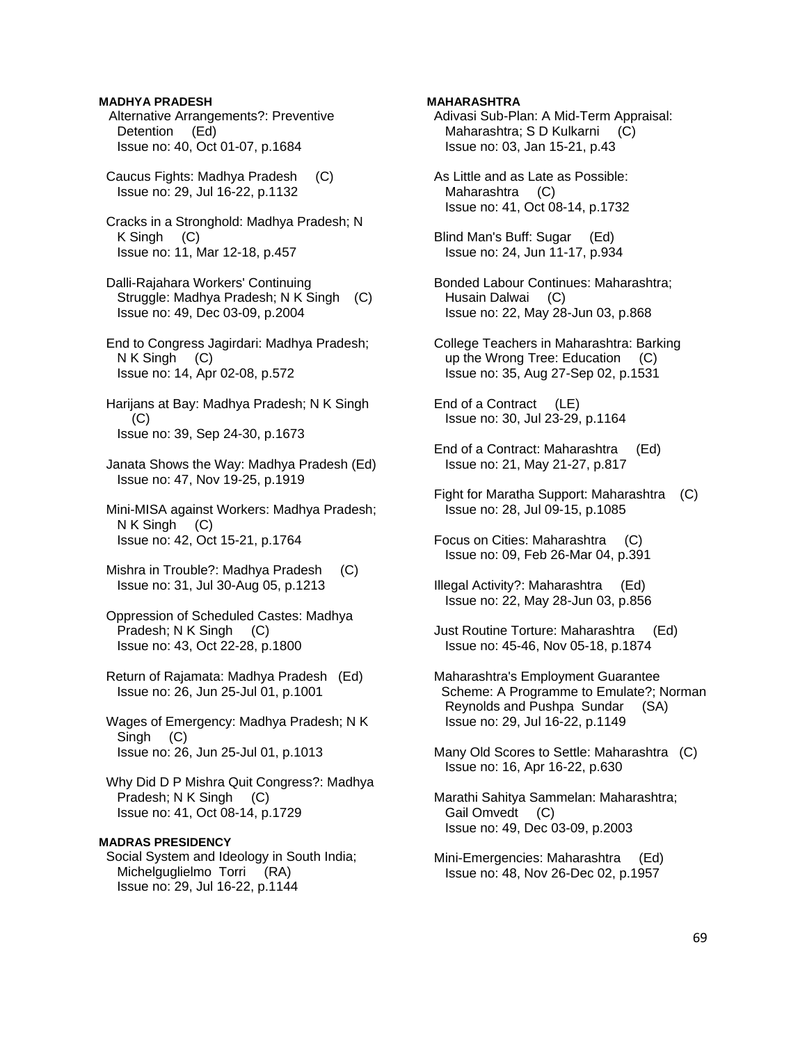**MADHYA PRADESH**

Alternative Arrangements?: Preventive Detention (Ed)
Issue no: 40, Oct 01-07, p.1684

Caucus Fights: Madhya Pradesh (C)
Issue no: 29, Jul 16-22, p.1132

Cracks in a Stronghold: Madhya Pradesh; N K Singh (C)
Issue no: 11, Mar 12-18, p.457

Dalli-Rajahara Workers' Continuing Struggle: Madhya Pradesh; N K Singh (C)
Issue no: 49, Dec 03-09, p.2004

End to Congress Jagirdari: Madhya Pradesh; N K Singh (C)
Issue no: 14, Apr 02-08, p.572

Harijans at Bay: Madhya Pradesh; N K Singh (C)
Issue no: 39, Sep 24-30, p.1673

Janata Shows the Way: Madhya Pradesh (Ed)
Issue no: 47, Nov 19-25, p.1919

Mini-MISA against Workers: Madhya Pradesh; N K Singh (C)
Issue no: 42, Oct 15-21, p.1764

Mishra in Trouble?: Madhya Pradesh (C)
Issue no: 31, Jul 30-Aug 05, p.1213

Oppression of Scheduled Castes: Madhya Pradesh; N K Singh (C)
Issue no: 43, Oct 22-28, p.1800

Return of Rajamata: Madhya Pradesh (Ed)
Issue no: 26, Jun 25-Jul 01, p.1001

Wages of Emergency: Madhya Pradesh; N K Singh (C)
Issue no: 26, Jun 25-Jul 01, p.1013

Why Did D P Mishra Quit Congress?: Madhya Pradesh; N K Singh (C)
Issue no: 41, Oct 08-14, p.1729

**MADRAS PRESIDENCY**

Social System and Ideology in South India; Michelguglielmo Torri (RA)
Issue no: 29, Jul 16-22, p.1144

**MAHARASHTRA**

Adivasi Sub-Plan: A Mid-Term Appraisal: Maharashtra; S D Kulkarni (C)
Issue no: 03, Jan 15-21, p.43

As Little and as Late as Possible: Maharashtra (C)
Issue no: 41, Oct 08-14, p.1732

Blind Man's Buff: Sugar (Ed)
Issue no: 24, Jun 11-17, p.934

Bonded Labour Continues: Maharashtra; Husain Dalwai (C)
Issue no: 22, May 28-Jun 03, p.868

College Teachers in Maharashtra: Barking up the Wrong Tree: Education (C)
Issue no: 35, Aug 27-Sep 02, p.1531

End of a Contract (LE)
Issue no: 30, Jul 23-29, p.1164

End of a Contract: Maharashtra (Ed)
Issue no: 21, May 21-27, p.817

Fight for Maratha Support: Maharashtra (C)
Issue no: 28, Jul 09-15, p.1085

Focus on Cities: Maharashtra (C)
Issue no: 09, Feb 26-Mar 04, p.391

Illegal Activity?: Maharashtra (Ed)
Issue no: 22, May 28-Jun 03, p.856

Just Routine Torture: Maharashtra (Ed)
Issue no: 45-46, Nov 05-18, p.1874

Maharashtra's Employment Guarantee Scheme: A Programme to Emulate?; Norman Reynolds and Pushpa Sundar (SA)
Issue no: 29, Jul 16-22, p.1149

Many Old Scores to Settle: Maharashtra (C)
Issue no: 16, Apr 16-22, p.630

Marathi Sahitya Sammelan: Maharashtra; Gail Omvedt (C)
Issue no: 49, Dec 03-09, p.2003

Mini-Emergencies: Maharashtra (Ed)
Issue no: 48, Nov 26-Dec 02, p.1957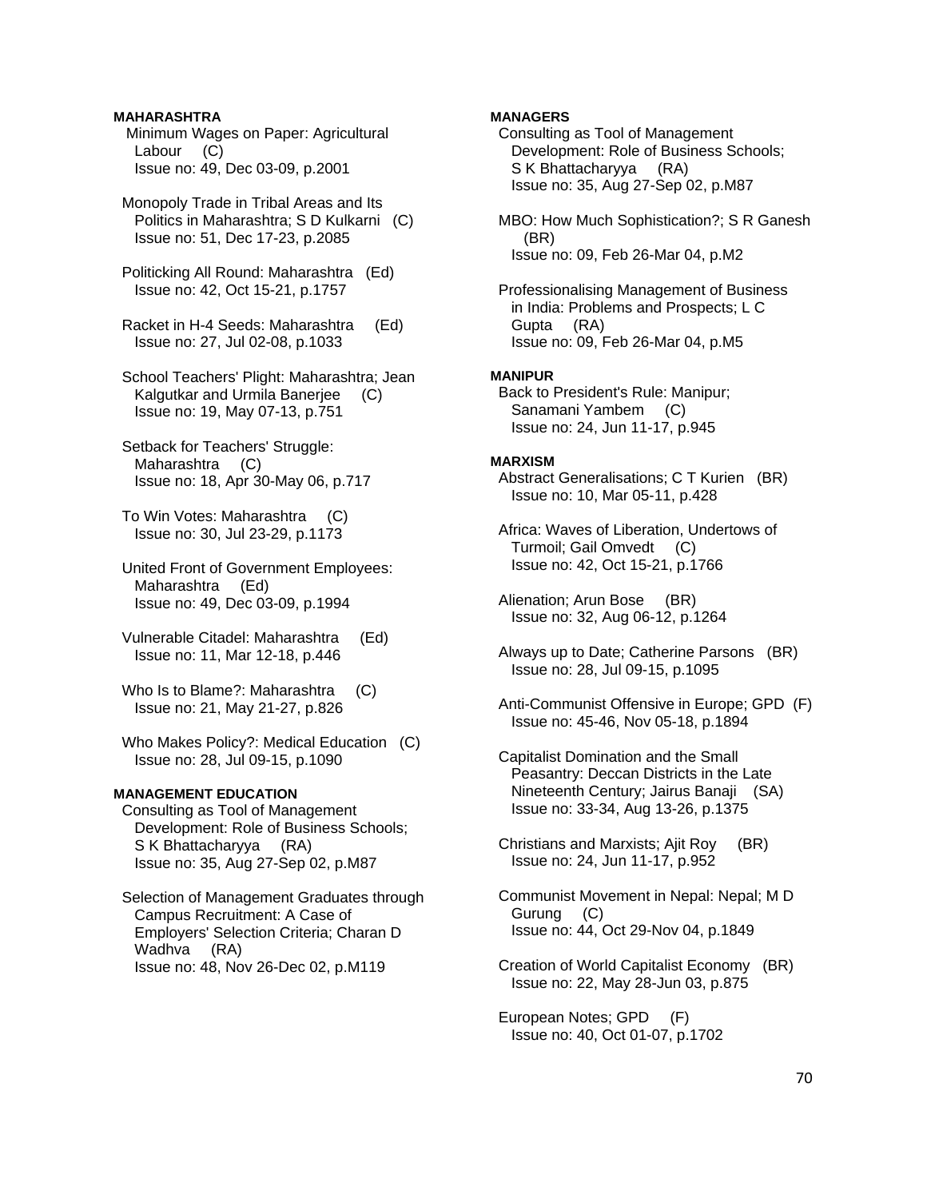**MAHARASHTRA**

Minimum Wages on Paper: Agricultural Labour (C)
Issue no: 49, Dec 03-09, p.2001

Monopoly Trade in Tribal Areas and Its Politics in Maharashtra; S D Kulkarni (C)
Issue no: 51, Dec 17-23, p.2085

Politicking All Round: Maharashtra (Ed)
Issue no: 42, Oct 15-21, p.1757

Racket in H-4 Seeds: Maharashtra (Ed)
Issue no: 27, Jul 02-08, p.1033

School Teachers' Plight: Maharashtra; Jean Kalgutkar and Urmila Banerjee (C)
Issue no: 19, May 07-13, p.751

Setback for Teachers' Struggle: Maharashtra (C)
Issue no: 18, Apr 30-May 06, p.717

To Win Votes: Maharashtra (C)
Issue no: 30, Jul 23-29, p.1173

United Front of Government Employees: Maharashtra (Ed)
Issue no: 49, Dec 03-09, p.1994

Vulnerable Citadel: Maharashtra (Ed)
Issue no: 11, Mar 12-18, p.446

Who Is to Blame?: Maharashtra (C)
Issue no: 21, May 21-27, p.826

Who Makes Policy?: Medical Education (C)
Issue no: 28, Jul 09-15, p.1090

**MANAGEMENT EDUCATION**

Consulting as Tool of Management Development: Role of Business Schools; S K Bhattacharyya (RA)
Issue no: 35, Aug 27-Sep 02, p.M87

Selection of Management Graduates through Campus Recruitment: A Case of Employers' Selection Criteria; Charan D Wadhva (RA)
Issue no: 48, Nov 26-Dec 02, p.M119

**MANAGERS**

Consulting as Tool of Management Development: Role of Business Schools; S K Bhattacharyya (RA)
Issue no: 35, Aug 27-Sep 02, p.M87

MBO: How Much Sophistication?; S R Ganesh (BR)
Issue no: 09, Feb 26-Mar 04, p.M2

Professionalising Management of Business in India: Problems and Prospects; L C Gupta (RA)
Issue no: 09, Feb 26-Mar 04, p.M5

**MANIPUR**

Back to President's Rule: Manipur; Sanamani Yambem (C)
Issue no: 24, Jun 11-17, p.945

**MARXISM**

Abstract Generalisations; C T Kurien (BR)
Issue no: 10, Mar 05-11, p.428

Africa: Waves of Liberation, Undertows of Turmoil; Gail Omvedt (C)
Issue no: 42, Oct 15-21, p.1766

Alienation; Arun Bose (BR)
Issue no: 32, Aug 06-12, p.1264

Always up to Date; Catherine Parsons (BR)
Issue no: 28, Jul 09-15, p.1095

Anti-Communist Offensive in Europe; GPD (F)
Issue no: 45-46, Nov 05-18, p.1894

Capitalist Domination and the Small Peasantry: Deccan Districts in the Late Nineteenth Century; Jairus Banaji (SA)
Issue no: 33-34, Aug 13-26, p.1375

Christians and Marxists; Ajit Roy (BR)
Issue no: 24, Jun 11-17, p.952

Communist Movement in Nepal: Nepal; M D Gurung (C)
Issue no: 44, Oct 29-Nov 04, p.1849

Creation of World Capitalist Economy (BR)
Issue no: 22, May 28-Jun 03, p.875

European Notes; GPD (F)
Issue no: 40, Oct 01-07, p.1702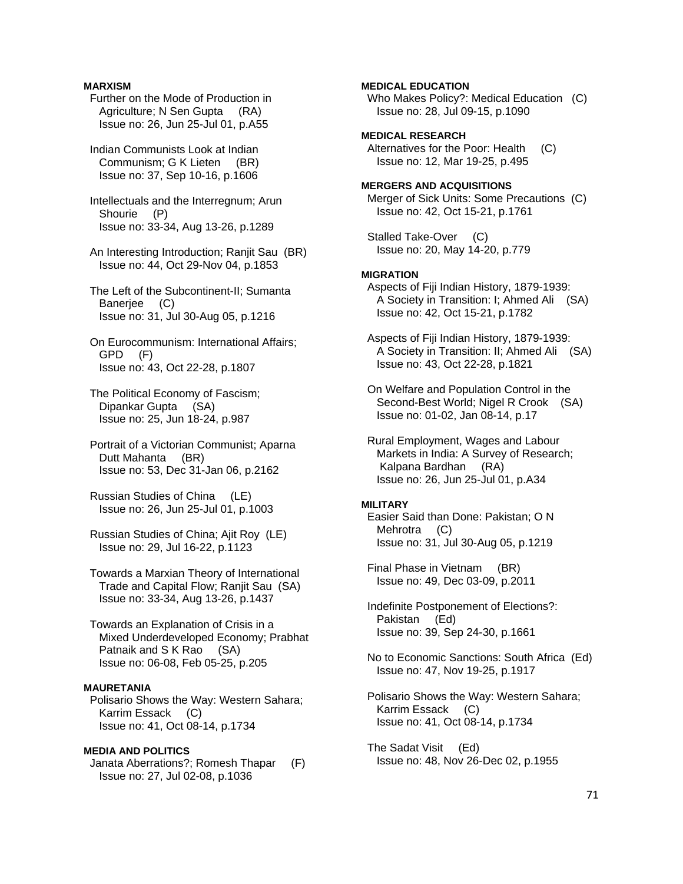**MARXISM**

Further on the Mode of Production in Agriculture; N Sen Gupta (RA)
Issue no: 26, Jun 25-Jul 01, p.A55

Indian Communists Look at Indian Communism; G K Lieten (BR)
Issue no: 37, Sep 10-16, p.1606

Intellectuals and the Interregnum; Arun Shourie (P)
Issue no: 33-34, Aug 13-26, p.1289

An Interesting Introduction; Ranjit Sau (BR)
Issue no: 44, Oct 29-Nov 04, p.1853

The Left of the Subcontinent-II; Sumanta Banerjee (C)
Issue no: 31, Jul 30-Aug 05, p.1216

On Eurocommunism: International Affairs; GPD (F)
Issue no: 43, Oct 22-28, p.1807

The Political Economy of Fascism; Dipankar Gupta (SA)
Issue no: 25, Jun 18-24, p.987

Portrait of a Victorian Communist; Aparna Dutt Mahanta (BR)
Issue no: 53, Dec 31-Jan 06, p.2162

Russian Studies of China (LE)
Issue no: 26, Jun 25-Jul 01, p.1003

Russian Studies of China; Ajit Roy (LE)
Issue no: 29, Jul 16-22, p.1123

Towards a Marxian Theory of International Trade and Capital Flow; Ranjit Sau (SA)
Issue no: 33-34, Aug 13-26, p.1437

Towards an Explanation of Crisis in a Mixed Underdeveloped Economy; Prabhat Patnaik and S K Rao (SA)
Issue no: 06-08, Feb 05-25, p.205

**MAURETANIA**

Polisario Shows the Way: Western Sahara; Karrim Essack (C)
Issue no: 41, Oct 08-14, p.1734

**MEDIA AND POLITICS**

Janata Aberrations?; Romesh Thapar (F)
Issue no: 27, Jul 02-08, p.1036

**MEDICAL EDUCATION**

Who Makes Policy?: Medical Education (C)
Issue no: 28, Jul 09-15, p.1090

**MEDICAL RESEARCH**

Alternatives for the Poor: Health (C)
Issue no: 12, Mar 19-25, p.495

**MERGERS AND ACQUISITIONS**

Merger of Sick Units: Some Precautions (C)
Issue no: 42, Oct 15-21, p.1761

Stalled Take-Over (C)
Issue no: 20, May 14-20, p.779

**MIGRATION**

Aspects of Fiji Indian History, 1879-1939: A Society in Transition: I; Ahmed Ali (SA)
Issue no: 42, Oct 15-21, p.1782

Aspects of Fiji Indian History, 1879-1939: A Society in Transition: II; Ahmed Ali (SA)
Issue no: 43, Oct 22-28, p.1821

On Welfare and Population Control in the Second-Best World; Nigel R Crook (SA)
Issue no: 01-02, Jan 08-14, p.17

Rural Employment, Wages and Labour Markets in India: A Survey of Research; Kalpana Bardhan (RA)
Issue no: 26, Jun 25-Jul 01, p.A34

**MILITARY**

Easier Said than Done: Pakistan; O N Mehrotra (C)
Issue no: 31, Jul 30-Aug 05, p.1219

Final Phase in Vietnam (BR)
Issue no: 49, Dec 03-09, p.2011

Indefinite Postponement of Elections?: Pakistan (Ed)
Issue no: 39, Sep 24-30, p.1661

No to Economic Sanctions: South Africa (Ed)
Issue no: 47, Nov 19-25, p.1917

Polisario Shows the Way: Western Sahara; Karrim Essack (C)
Issue no: 41, Oct 08-14, p.1734

The Sadat Visit (Ed)
Issue no: 48, Nov 26-Dec 02, p.1955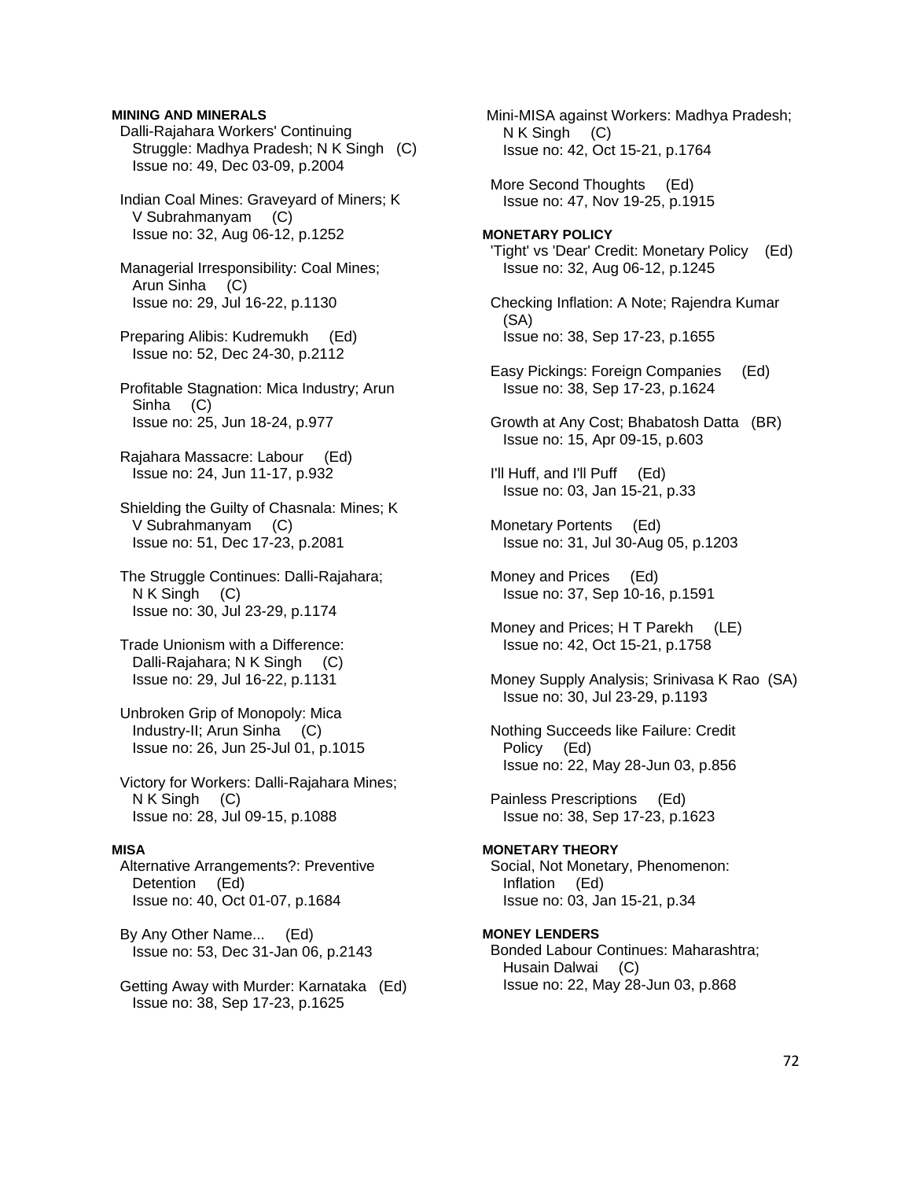**MINING AND MINERALS**

Dalli-Rajahara Workers' Continuing Struggle: Madhya Pradesh; N K Singh (C)
Issue no: 49, Dec 03-09, p.2004

Indian Coal Mines: Graveyard of Miners; K V Subrahmanyam (C)
Issue no: 32, Aug 06-12, p.1252

Managerial Irresponsibility: Coal Mines; Arun Sinha (C)
Issue no: 29, Jul 16-22, p.1130

Preparing Alibis: Kudremukh (Ed)
Issue no: 52, Dec 24-30, p.2112

Profitable Stagnation: Mica Industry; Arun Sinha (C)
Issue no: 25, Jun 18-24, p.977

Rajahara Massacre: Labour (Ed)
Issue no: 24, Jun 11-17, p.932

Shielding the Guilty of Chasnala: Mines; K V Subrahmanyam (C)
Issue no: 51, Dec 17-23, p.2081

The Struggle Continues: Dalli-Rajahara; N K Singh (C)
Issue no: 30, Jul 23-29, p.1174

Trade Unionism with a Difference: Dalli-Rajahara; N K Singh (C)
Issue no: 29, Jul 16-22, p.1131

Unbroken Grip of Monopoly: Mica Industry-II; Arun Sinha (C)
Issue no: 26, Jun 25-Jul 01, p.1015

Victory for Workers: Dalli-Rajahara Mines; N K Singh (C)
Issue no: 28, Jul 09-15, p.1088

**MISA**

Alternative Arrangements?: Preventive Detention (Ed)
Issue no: 40, Oct 01-07, p.1684

By Any Other Name... (Ed)
Issue no: 53, Dec 31-Jan 06, p.2143

Getting Away with Murder: Karnataka (Ed)
Issue no: 38, Sep 17-23, p.1625

Mini-MISA against Workers: Madhya Pradesh; N K Singh (C)
Issue no: 42, Oct 15-21, p.1764

More Second Thoughts (Ed)
Issue no: 47, Nov 19-25, p.1915

**MONETARY POLICY**

'Tight' vs 'Dear' Credit: Monetary Policy (Ed)
Issue no: 32, Aug 06-12, p.1245

Checking Inflation: A Note; Rajendra Kumar (SA)
Issue no: 38, Sep 17-23, p.1655

Easy Pickings: Foreign Companies (Ed)
Issue no: 38, Sep 17-23, p.1624

Growth at Any Cost; Bhabatosh Datta (BR)
Issue no: 15, Apr 09-15, p.603

I'll Huff, and I'll Puff (Ed)
Issue no: 03, Jan 15-21, p.33

Monetary Portents (Ed)
Issue no: 31, Jul 30-Aug 05, p.1203

Money and Prices (Ed)
Issue no: 37, Sep 10-16, p.1591

Money and Prices; H T Parekh (LE)
Issue no: 42, Oct 15-21, p.1758

Money Supply Analysis; Srinivasa K Rao (SA)
Issue no: 30, Jul 23-29, p.1193

Nothing Succeeds like Failure: Credit Policy (Ed)
Issue no: 22, May 28-Jun 03, p.856

Painless Prescriptions (Ed)
Issue no: 38, Sep 17-23, p.1623

**MONETARY THEORY**

Social, Not Monetary, Phenomenon: Inflation (Ed)
Issue no: 03, Jan 15-21, p.34

**MONEY LENDERS**

Bonded Labour Continues: Maharashtra; Husain Dalwai (C)
Issue no: 22, May 28-Jun 03, p.868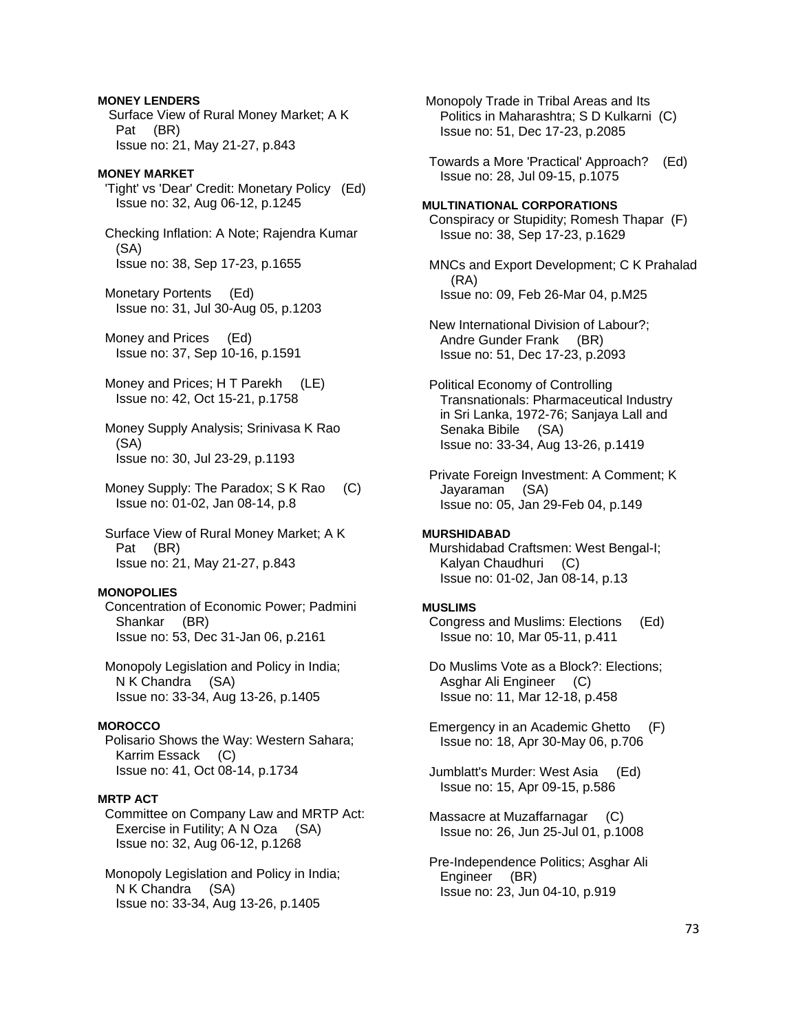**MONEY LENDERS**

Surface View of Rural Money Market; A K Pat (BR)
Issue no: 21, May 21-27, p.843

**MONEY MARKET**

'Tight' vs 'Dear' Credit: Monetary Policy (Ed)
Issue no: 32, Aug 06-12, p.1245

Checking Inflation: A Note; Rajendra Kumar (SA)
Issue no: 38, Sep 17-23, p.1655

Monetary Portents (Ed)
Issue no: 31, Jul 30-Aug 05, p.1203

Money and Prices (Ed)
Issue no: 37, Sep 10-16, p.1591

Money and Prices; H T Parekh (LE)
Issue no: 42, Oct 15-21, p.1758

Money Supply Analysis; Srinivasa K Rao (SA)
Issue no: 30, Jul 23-29, p.1193

Money Supply: The Paradox; S K Rao (C)
Issue no: 01-02, Jan 08-14, p.8

Surface View of Rural Money Market; A K Pat (BR)
Issue no: 21, May 21-27, p.843

**MONOPOLIES**

Concentration of Economic Power; Padmini Shankar (BR)
Issue no: 53, Dec 31-Jan 06, p.2161

Monopoly Legislation and Policy in India; N K Chandra (SA)
Issue no: 33-34, Aug 13-26, p.1405

**MOROCCO**

Polisario Shows the Way: Western Sahara; Karrim Essack (C)
Issue no: 41, Oct 08-14, p.1734

**MRTP ACT**

Committee on Company Law and MRTP Act: Exercise in Futility; A N Oza (SA)
Issue no: 32, Aug 06-12, p.1268

Monopoly Legislation and Policy in India; N K Chandra (SA)
Issue no: 33-34, Aug 13-26, p.1405

Monopoly Trade in Tribal Areas and Its Politics in Maharashtra; S D Kulkarni (C)
Issue no: 51, Dec 17-23, p.2085

Towards a More 'Practical' Approach? (Ed)
Issue no: 28, Jul 09-15, p.1075

**MULTINATIONAL CORPORATIONS**

Conspiracy or Stupidity; Romesh Thapar (F)
Issue no: 38, Sep 17-23, p.1629

MNCs and Export Development; C K Prahalad (RA)
Issue no: 09, Feb 26-Mar 04, p.M25

New International Division of Labour?; Andre Gunder Frank (BR)
Issue no: 51, Dec 17-23, p.2093

Political Economy of Controlling Transnationals: Pharmaceutical Industry in Sri Lanka, 1972-76; Sanjaya Lall and Senaka Bibile (SA)
Issue no: 33-34, Aug 13-26, p.1419

Private Foreign Investment: A Comment; K Jayaraman (SA)
Issue no: 05, Jan 29-Feb 04, p.149

**MURSHIDABAD**

Murshidabad Craftsmen: West Bengal-I; Kalyan Chaudhuri (C)
Issue no: 01-02, Jan 08-14, p.13

**MUSLIMS**

Congress and Muslims: Elections (Ed)
Issue no: 10, Mar 05-11, p.411

Do Muslims Vote as a Block?: Elections; Asghar Ali Engineer (C)
Issue no: 11, Mar 12-18, p.458

Emergency in an Academic Ghetto (F)
Issue no: 18, Apr 30-May 06, p.706

Jumblatt's Murder: West Asia (Ed)
Issue no: 15, Apr 09-15, p.586

Massacre at Muzaffarnagar (C)
Issue no: 26, Jun 25-Jul 01, p.1008

Pre-Independence Politics; Asghar Ali Engineer (BR)
Issue no: 23, Jun 04-10, p.919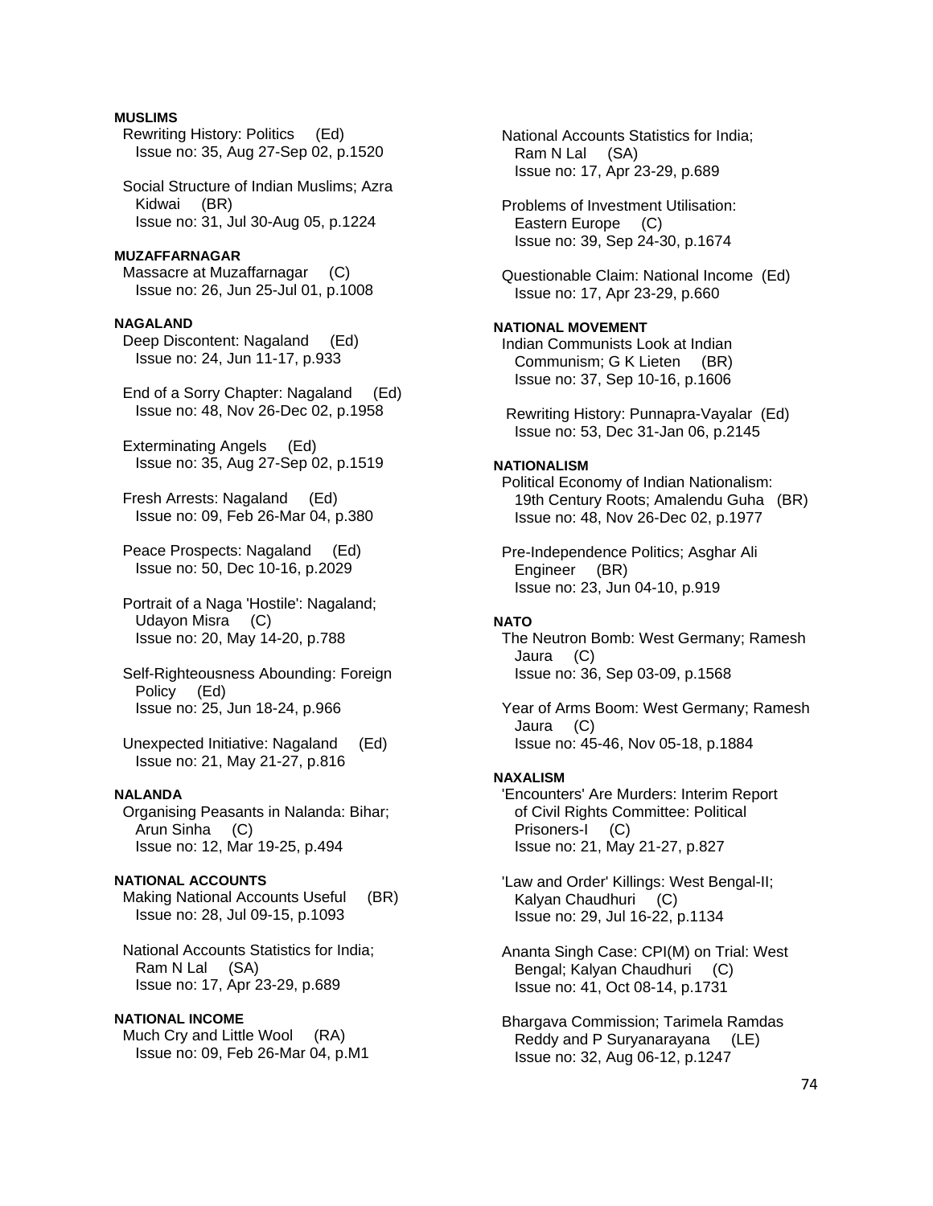**MUSLIMS**

Rewriting History: Politics (Ed)
Issue no: 35, Aug 27-Sep 02, p.1520

Social Structure of Indian Muslims; Azra Kidwai (BR)
Issue no: 31, Jul 30-Aug 05, p.1224

**MUZAFFARNAGAR**

Massacre at Muzaffarnagar (C)
Issue no: 26, Jun 25-Jul 01, p.1008

**NAGALAND**

Deep Discontent: Nagaland (Ed)
Issue no: 24, Jun 11-17, p.933

End of a Sorry Chapter: Nagaland (Ed)
Issue no: 48, Nov 26-Dec 02, p.1958

Exterminating Angels (Ed)
Issue no: 35, Aug 27-Sep 02, p.1519

Fresh Arrests: Nagaland (Ed)
Issue no: 09, Feb 26-Mar 04, p.380

Peace Prospects: Nagaland (Ed)
Issue no: 50, Dec 10-16, p.2029

Portrait of a Naga 'Hostile': Nagaland; Udayon Misra (C)
Issue no: 20, May 14-20, p.788

Self-Righteousness Abounding: Foreign Policy (Ed)
Issue no: 25, Jun 18-24, p.966

Unexpected Initiative: Nagaland (Ed)
Issue no: 21, May 21-27, p.816

**NALANDA**

Organising Peasants in Nalanda: Bihar; Arun Sinha (C)
Issue no: 12, Mar 19-25, p.494

**NATIONAL ACCOUNTS**

Making National Accounts Useful (BR)
Issue no: 28, Jul 09-15, p.1093

National Accounts Statistics for India; Ram N Lal (SA)
Issue no: 17, Apr 23-29, p.689

**NATIONAL INCOME**

Much Cry and Little Wool (RA)
Issue no: 09, Feb 26-Mar 04, p.M1

National Accounts Statistics for India; Ram N Lal (SA)
Issue no: 17, Apr 23-29, p.689

Problems of Investment Utilisation: Eastern Europe (C)
Issue no: 39, Sep 24-30, p.1674

Questionable Claim: National Income (Ed)
Issue no: 17, Apr 23-29, p.660

**NATIONAL MOVEMENT**

Indian Communists Look at Indian Communism; G K Lieten (BR)
Issue no: 37, Sep 10-16, p.1606

Rewriting History: Punnapra-Vayalar (Ed)
Issue no: 53, Dec 31-Jan 06, p.2145

**NATIONALISM**

Political Economy of Indian Nationalism: 19th Century Roots; Amalendu Guha (BR)
Issue no: 48, Nov 26-Dec 02, p.1977

Pre-Independence Politics; Asghar Ali Engineer (BR)
Issue no: 23, Jun 04-10, p.919

**NATO**

The Neutron Bomb: West Germany; Ramesh Jaura (C)
Issue no: 36, Sep 03-09, p.1568

Year of Arms Boom: West Germany; Ramesh Jaura (C)
Issue no: 45-46, Nov 05-18, p.1884

**NAXALISM**

'Encounters' Are Murders: Interim Report of Civil Rights Committee: Political Prisoners-I (C)
Issue no: 21, May 21-27, p.827

'Law and Order' Killings: West Bengal-II; Kalyan Chaudhuri (C)
Issue no: 29, Jul 16-22, p.1134

Ananta Singh Case: CPI(M) on Trial: West Bengal; Kalyan Chaudhuri (C)
Issue no: 41, Oct 08-14, p.1731

Bhargava Commission; Tarimela Ramdas Reddy and P Suryanarayana (LE)
Issue no: 32, Aug 06-12, p.1247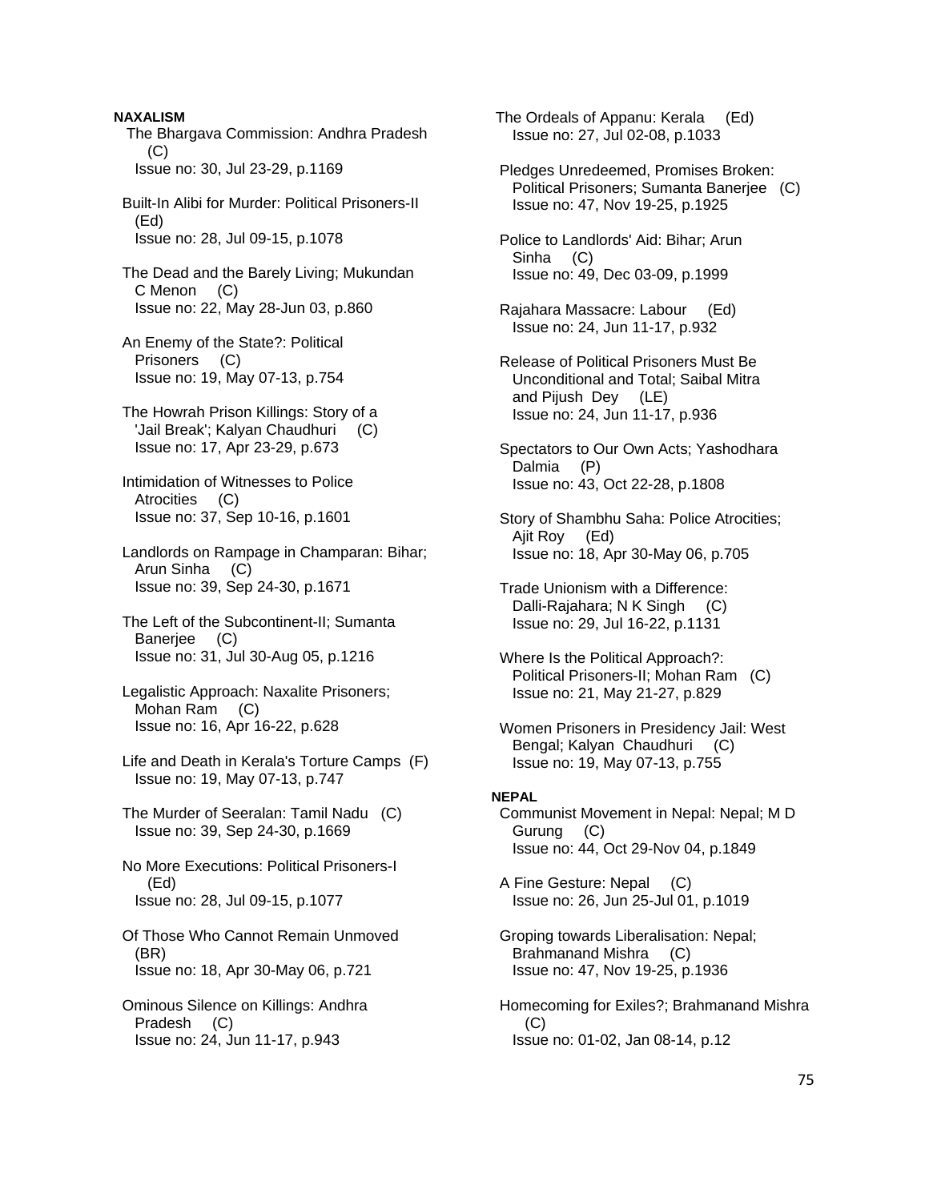**NAXALISM**

The Bhargava Commission: Andhra Pradesh (C)
Issue no: 30, Jul 23-29, p.1169

Built-In Alibi for Murder: Political Prisoners-II (Ed)
Issue no: 28, Jul 09-15, p.1078

The Dead and the Barely Living; Mukundan C Menon (C)
Issue no: 22, May 28-Jun 03, p.860

An Enemy of the State?: Political Prisoners (C)
Issue no: 19, May 07-13, p.754

The Howrah Prison Killings: Story of a 'Jail Break'; Kalyan Chaudhuri (C)
Issue no: 17, Apr 23-29, p.673

Intimidation of Witnesses to Police Atrocities (C)
Issue no: 37, Sep 10-16, p.1601

Landlords on Rampage in Champaran: Bihar; Arun Sinha (C)
Issue no: 39, Sep 24-30, p.1671

The Left of the Subcontinent-II; Sumanta Banerjee (C)
Issue no: 31, Jul 30-Aug 05, p.1216

Legalistic Approach: Naxalite Prisoners; Mohan Ram (C)
Issue no: 16, Apr 16-22, p.628

Life and Death in Kerala's Torture Camps (F)
Issue no: 19, May 07-13, p.747

The Murder of Seeralan: Tamil Nadu (C)
Issue no: 39, Sep 24-30, p.1669

No More Executions: Political Prisoners-I (Ed)
Issue no: 28, Jul 09-15, p.1077

Of Those Who Cannot Remain Unmoved (BR)
Issue no: 18, Apr 30-May 06, p.721

Ominous Silence on Killings: Andhra Pradesh (C)
Issue no: 24, Jun 11-17, p.943

The Ordeals of Appanu: Kerala (Ed)
Issue no: 27, Jul 02-08, p.1033

Pledges Unredeemed, Promises Broken: Political Prisoners; Sumanta Banerjee (C)
Issue no: 47, Nov 19-25, p.1925

Police to Landlords' Aid: Bihar; Arun Sinha (C)
Issue no: 49, Dec 03-09, p.1999

Rajahara Massacre: Labour (Ed)
Issue no: 24, Jun 11-17, p.932

Release of Political Prisoners Must Be Unconditional and Total; Saibal Mitra and Pijush Dey (LE)
Issue no: 24, Jun 11-17, p.936

Spectators to Our Own Acts; Yashodhara Dalmia (P)
Issue no: 43, Oct 22-28, p.1808

Story of Shambhu Saha: Police Atrocities; Ajit Roy (Ed)
Issue no: 18, Apr 30-May 06, p.705

Trade Unionism with a Difference: Dalli-Rajahara; N K Singh (C)
Issue no: 29, Jul 16-22, p.1131

Where Is the Political Approach?: Political Prisoners-II; Mohan Ram (C)
Issue no: 21, May 21-27, p.829

Women Prisoners in Presidency Jail: West Bengal; Kalyan Chaudhuri (C)
Issue no: 19, May 07-13, p.755

**NEPAL**

Communist Movement in Nepal: Nepal; M D Gurung (C)
Issue no: 44, Oct 29-Nov 04, p.1849

A Fine Gesture: Nepal (C)
Issue no: 26, Jun 25-Jul 01, p.1019

Groping towards Liberalisation: Nepal; Brahmanand Mishra (C)
Issue no: 47, Nov 19-25, p.1936

Homecoming for Exiles?; Brahmanand Mishra (C)
Issue no: 01-02, Jan 08-14, p.12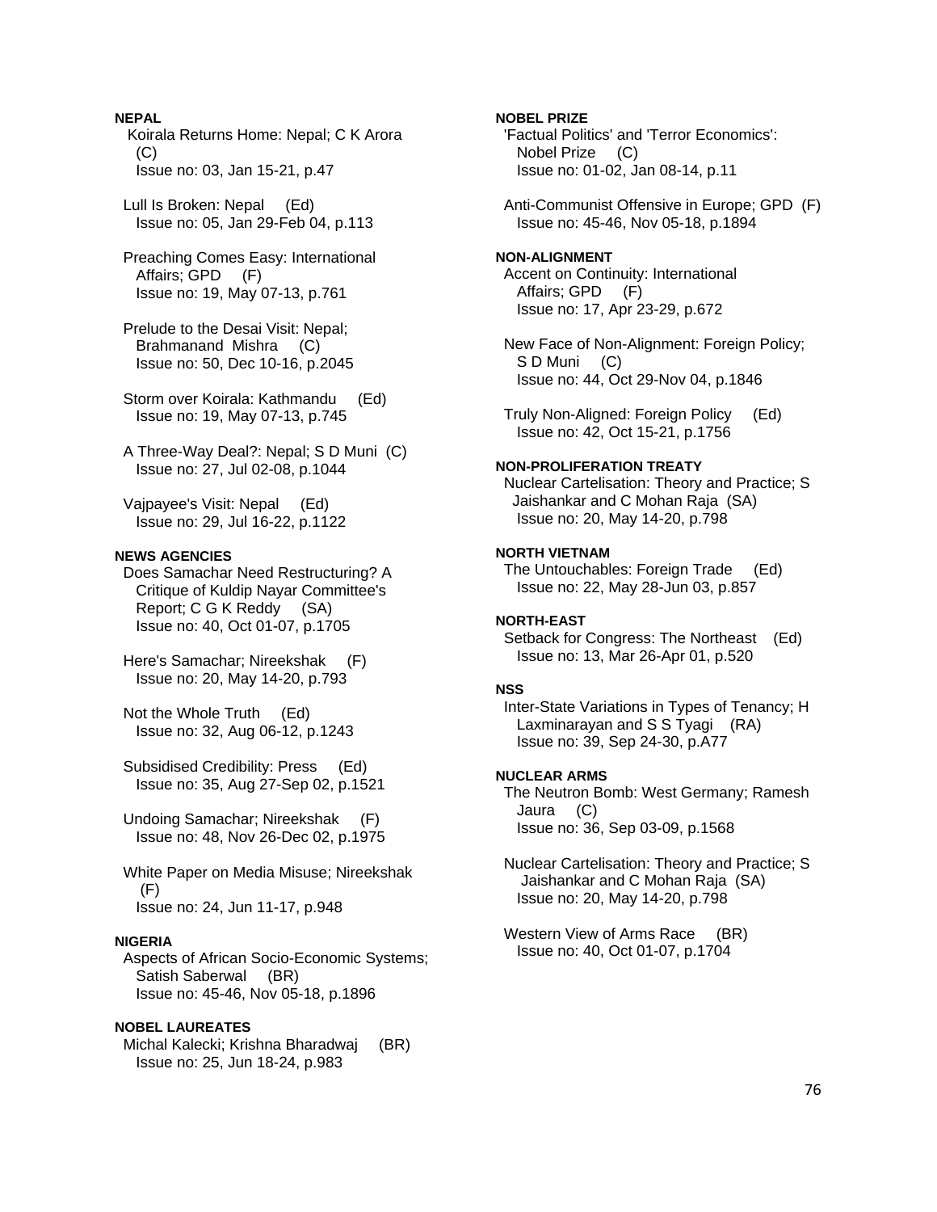**NEPAL**

Koirala Returns Home: Nepal; C K Arora (C)
Issue no: 03, Jan 15-21, p.47

Lull Is Broken: Nepal (Ed)
Issue no: 05, Jan 29-Feb 04, p.113

Preaching Comes Easy: International Affairs; GPD (F)
Issue no: 19, May 07-13, p.761

Prelude to the Desai Visit: Nepal; Brahmanand Mishra (C)
Issue no: 50, Dec 10-16, p.2045

Storm over Koirala: Kathmandu (Ed)
Issue no: 19, May 07-13, p.745

A Three-Way Deal?: Nepal; S D Muni (C)
Issue no: 27, Jul 02-08, p.1044

Vajpayee's Visit: Nepal (Ed)
Issue no: 29, Jul 16-22, p.1122

**NEWS AGENCIES**

Does Samachar Need Restructuring? A Critique of Kuldip Nayar Committee's Report; C G K Reddy (SA)
Issue no: 40, Oct 01-07, p.1705

Here's Samachar; Nireekshak (F)
Issue no: 20, May 14-20, p.793

Not the Whole Truth (Ed)
Issue no: 32, Aug 06-12, p.1243

Subsidised Credibility: Press (Ed)
Issue no: 35, Aug 27-Sep 02, p.1521

Undoing Samachar; Nireekshak (F)
Issue no: 48, Nov 26-Dec 02, p.1975

White Paper on Media Misuse; Nireekshak (F)
Issue no: 24, Jun 11-17, p.948

**NIGERIA**

Aspects of African Socio-Economic Systems; Satish Saberwal (BR)
Issue no: 45-46, Nov 05-18, p.1896

**NOBEL LAUREATES**

Michal Kalecki; Krishna Bharadwaj (BR)
Issue no: 25, Jun 18-24, p.983

**NOBEL PRIZE**

'Factual Politics' and 'Terror Economics': Nobel Prize (C)
Issue no: 01-02, Jan 08-14, p.11

Anti-Communist Offensive in Europe; GPD (F)
Issue no: 45-46, Nov 05-18, p.1894

**NON-ALIGNMENT**

Accent on Continuity: International Affairs; GPD (F)
Issue no: 17, Apr 23-29, p.672

New Face of Non-Alignment: Foreign Policy; S D Muni (C)
Issue no: 44, Oct 29-Nov 04, p.1846

Truly Non-Aligned: Foreign Policy (Ed)
Issue no: 42, Oct 15-21, p.1756

**NON-PROLIFERATION TREATY**

Nuclear Cartelisation: Theory and Practice; S Jaishankar and C Mohan Raja (SA)
Issue no: 20, May 14-20, p.798

**NORTH VIETNAM**

The Untouchables: Foreign Trade (Ed)
Issue no: 22, May 28-Jun 03, p.857

**NORTH-EAST**

Setback for Congress: The Northeast (Ed)
Issue no: 13, Mar 26-Apr 01, p.520

**NSS**

Inter-State Variations in Types of Tenancy; H Laxminarayan and S S Tyagi (RA)
Issue no: 39, Sep 24-30, p.A77

**NUCLEAR ARMS**

The Neutron Bomb: West Germany; Ramesh Jaura (C)
Issue no: 36, Sep 03-09, p.1568

Nuclear Cartelisation: Theory and Practice; S Jaishankar and C Mohan Raja (SA)
Issue no: 20, May 14-20, p.798

Western View of Arms Race (BR)
Issue no: 40, Oct 01-07, p.1704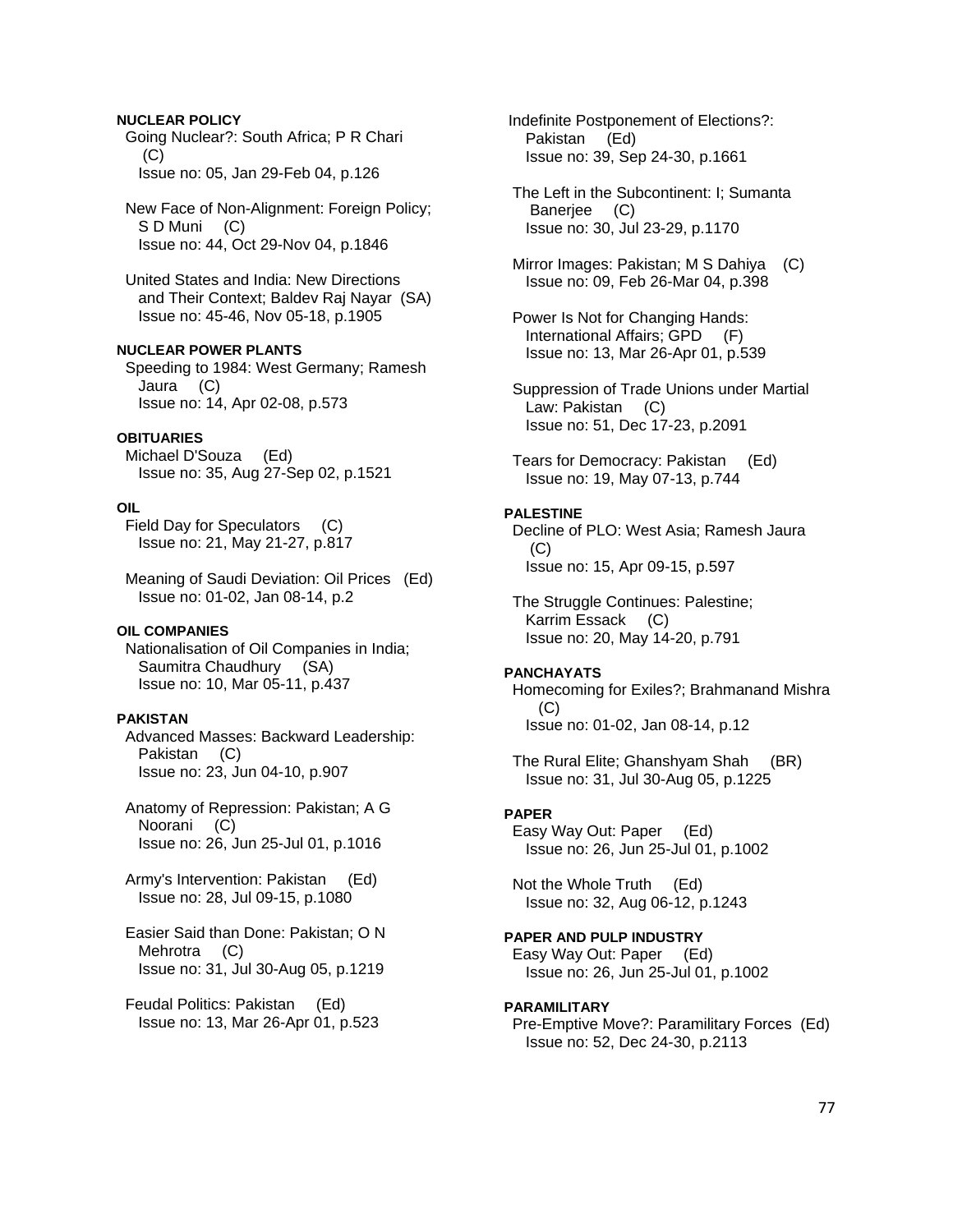**NUCLEAR POLICY**

Going Nuclear?: South Africa; P R Chari (C)
Issue no: 05, Jan 29-Feb 04, p.126

New Face of Non-Alignment: Foreign Policy; S D Muni (C)
Issue no: 44, Oct 29-Nov 04, p.1846

United States and India: New Directions and Their Context; Baldev Raj Nayar (SA)
Issue no: 45-46, Nov 05-18, p.1905

**NUCLEAR POWER PLANTS**

Speeding to 1984: West Germany; Ramesh Jaura (C)
Issue no: 14, Apr 02-08, p.573

**OBITUARIES**

Michael D'Souza (Ed)
Issue no: 35, Aug 27-Sep 02, p.1521

**OIL**

Field Day for Speculators (C)
Issue no: 21, May 21-27, p.817

Meaning of Saudi Deviation: Oil Prices (Ed)
Issue no: 01-02, Jan 08-14, p.2

**OIL COMPANIES**

Nationalisation of Oil Companies in India; Saumitra Chaudhury (SA)
Issue no: 10, Mar 05-11, p.437

**PAKISTAN**

Advanced Masses: Backward Leadership: Pakistan (C)
Issue no: 23, Jun 04-10, p.907

Anatomy of Repression: Pakistan; A G Noorani (C)
Issue no: 26, Jun 25-Jul 01, p.1016

Army's Intervention: Pakistan (Ed)
Issue no: 28, Jul 09-15, p.1080

Easier Said than Done: Pakistan; O N Mehrotra (C)
Issue no: 31, Jul 30-Aug 05, p.1219

Feudal Politics: Pakistan (Ed)
Issue no: 13, Mar 26-Apr 01, p.523

Indefinite Postponement of Elections?: Pakistan (Ed)
Issue no: 39, Sep 24-30, p.1661

The Left in the Subcontinent: I; Sumanta Banerjee (C)
Issue no: 30, Jul 23-29, p.1170

Mirror Images: Pakistan; M S Dahiya (C)
Issue no: 09, Feb 26-Mar 04, p.398

Power Is Not for Changing Hands: International Affairs; GPD (F)
Issue no: 13, Mar 26-Apr 01, p.539

Suppression of Trade Unions under Martial Law: Pakistan (C)
Issue no: 51, Dec 17-23, p.2091

Tears for Democracy: Pakistan (Ed)
Issue no: 19, May 07-13, p.744

**PALESTINE**

Decline of PLO: West Asia; Ramesh Jaura (C)
Issue no: 15, Apr 09-15, p.597

The Struggle Continues: Palestine; Karrim Essack (C)
Issue no: 20, May 14-20, p.791

**PANCHAYATS**

Homecoming for Exiles?; Brahmanand Mishra (C)
Issue no: 01-02, Jan 08-14, p.12

The Rural Elite; Ghanshyam Shah (BR)
Issue no: 31, Jul 30-Aug 05, p.1225

**PAPER**

Easy Way Out: Paper (Ed)
Issue no: 26, Jun 25-Jul 01, p.1002

Not the Whole Truth (Ed)
Issue no: 32, Aug 06-12, p.1243

**PAPER AND PULP INDUSTRY**

Easy Way Out: Paper (Ed)
Issue no: 26, Jun 25-Jul 01, p.1002

**PARAMILITARY**

Pre-Emptive Move?: Paramilitary Forces (Ed)
Issue no: 52, Dec 24-30, p.2113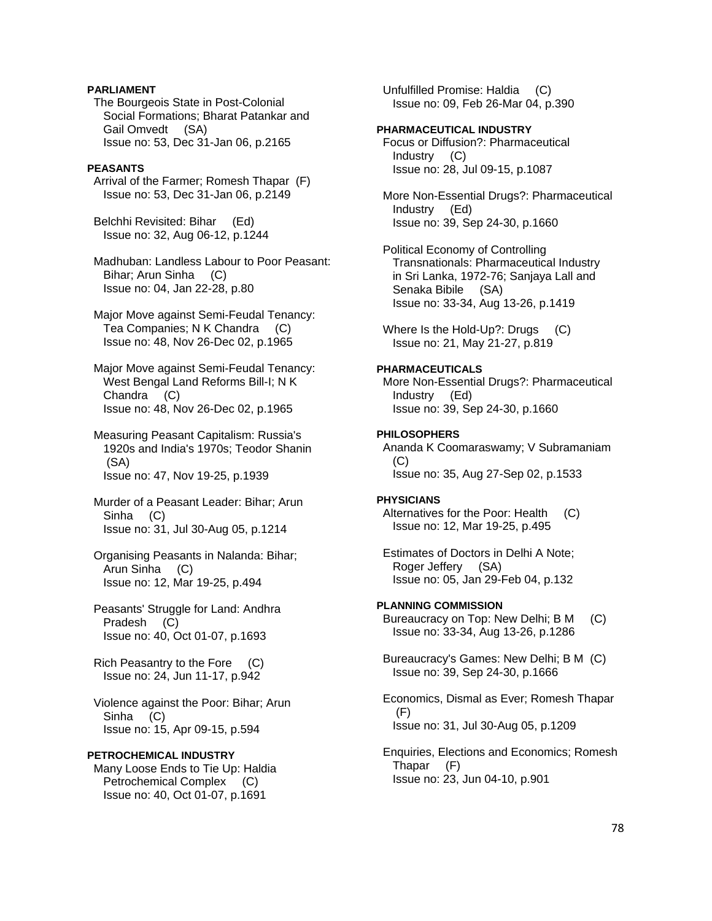**PARLIAMENT**

The Bourgeois State in Post-Colonial Social Formations; Bharat Patankar and Gail Omvedt (SA)
Issue no: 53, Dec 31-Jan 06, p.2165

**PEASANTS**

Arrival of the Farmer; Romesh Thapar (F)
Issue no: 53, Dec 31-Jan 06, p.2149

Belchhi Revisited: Bihar (Ed)
Issue no: 32, Aug 06-12, p.1244

Madhuban: Landless Labour to Poor Peasant: Bihar; Arun Sinha (C)
Issue no: 04, Jan 22-28, p.80

Major Move against Semi-Feudal Tenancy: Tea Companies; N K Chandra (C)
Issue no: 48, Nov 26-Dec 02, p.1965

Major Move against Semi-Feudal Tenancy: West Bengal Land Reforms Bill-I; N K Chandra (C)
Issue no: 48, Nov 26-Dec 02, p.1965

Measuring Peasant Capitalism: Russia's 1920s and India's 1970s; Teodor Shanin (SA)
Issue no: 47, Nov 19-25, p.1939

Murder of a Peasant Leader: Bihar; Arun Sinha (C)
Issue no: 31, Jul 30-Aug 05, p.1214

Organising Peasants in Nalanda: Bihar; Arun Sinha (C)
Issue no: 12, Mar 19-25, p.494

Peasants' Struggle for Land: Andhra Pradesh (C)
Issue no: 40, Oct 01-07, p.1693

Rich Peasantry to the Fore (C)
Issue no: 24, Jun 11-17, p.942

Violence against the Poor: Bihar; Arun Sinha (C)
Issue no: 15, Apr 09-15, p.594

**PETROCHEMICAL INDUSTRY**

Many Loose Ends to Tie Up: Haldia Petrochemical Complex (C)
Issue no: 40, Oct 01-07, p.1691

Unfulfilled Promise: Haldia (C)
Issue no: 09, Feb 26-Mar 04, p.390

**PHARMACEUTICAL INDUSTRY**

Focus or Diffusion?: Pharmaceutical Industry (C)
Issue no: 28, Jul 09-15, p.1087

More Non-Essential Drugs?: Pharmaceutical Industry (Ed)
Issue no: 39, Sep 24-30, p.1660

Political Economy of Controlling Transnationals: Pharmaceutical Industry in Sri Lanka, 1972-76; Sanjaya Lall and Senaka Bibile (SA)
Issue no: 33-34, Aug 13-26, p.1419

Where Is the Hold-Up?: Drugs (C)
Issue no: 21, May 21-27, p.819

**PHARMACEUTICALS**

More Non-Essential Drugs?: Pharmaceutical Industry (Ed)
Issue no: 39, Sep 24-30, p.1660

**PHILOSOPHERS**

Ananda K Coomaraswamy; V Subramaniam (C)
Issue no: 35, Aug 27-Sep 02, p.1533

**PHYSICIANS**

Alternatives for the Poor: Health (C)
Issue no: 12, Mar 19-25, p.495

Estimates of Doctors in Delhi A Note; Roger Jeffery (SA)
Issue no: 05, Jan 29-Feb 04, p.132

**PLANNING COMMISSION**

Bureaucracy on Top: New Delhi; B M (C)
Issue no: 33-34, Aug 13-26, p.1286

Bureaucracy's Games: New Delhi; B M (C)
Issue no: 39, Sep 24-30, p.1666

Economics, Dismal as Ever; Romesh Thapar (F)
Issue no: 31, Jul 30-Aug 05, p.1209

Enquiries, Elections and Economics; Romesh Thapar (F)
Issue no: 23, Jun 04-10, p.901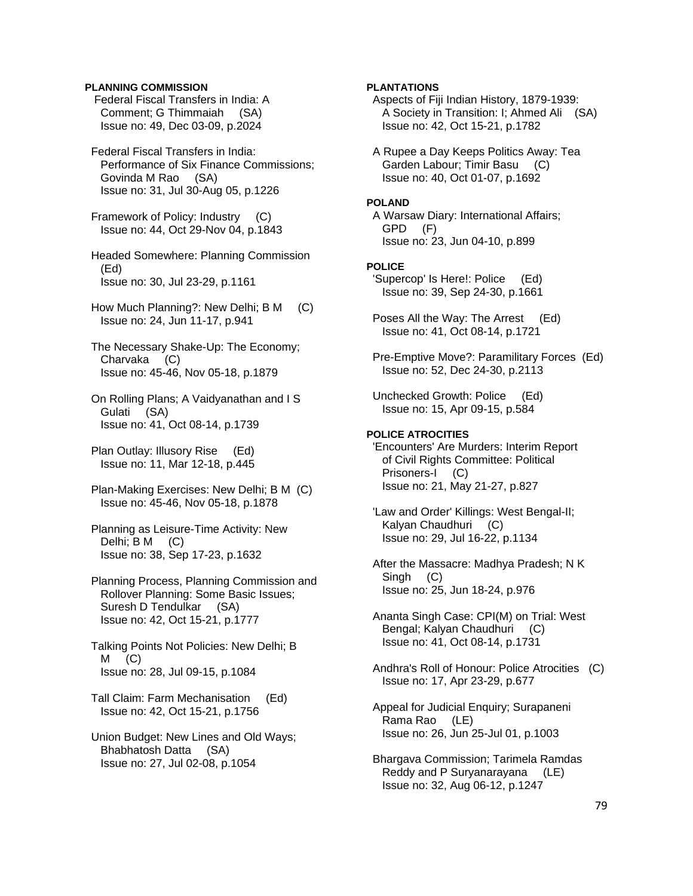**PLANNING COMMISSION**

Federal Fiscal Transfers in India: A Comment; G Thimmaiah (SA)
Issue no: 49, Dec 03-09, p.2024

Federal Fiscal Transfers in India: Performance of Six Finance Commissions; Govinda M Rao (SA)
Issue no: 31, Jul 30-Aug 05, p.1226

Framework of Policy: Industry (C)
Issue no: 44, Oct 29-Nov 04, p.1843

Headed Somewhere: Planning Commission (Ed)
Issue no: 30, Jul 23-29, p.1161

How Much Planning?: New Delhi; B M (C)
Issue no: 24, Jun 11-17, p.941

The Necessary Shake-Up: The Economy; Charvaka (C)
Issue no: 45-46, Nov 05-18, p.1879

On Rolling Plans; A Vaidyanathan and I S Gulati (SA)
Issue no: 41, Oct 08-14, p.1739

Plan Outlay: Illusory Rise (Ed)
Issue no: 11, Mar 12-18, p.445

Plan-Making Exercises: New Delhi; B M (C)
Issue no: 45-46, Nov 05-18, p.1878

Planning as Leisure-Time Activity: New Delhi; B M (C)
Issue no: 38, Sep 17-23, p.1632

Planning Process, Planning Commission and Rollover Planning: Some Basic Issues; Suresh D Tendulkar (SA)
Issue no: 42, Oct 15-21, p.1777

Talking Points Not Policies: New Delhi; B M (C)
Issue no: 28, Jul 09-15, p.1084

Tall Claim: Farm Mechanisation (Ed)
Issue no: 42, Oct 15-21, p.1756

Union Budget: New Lines and Old Ways; Bhabhatosh Datta (SA)
Issue no: 27, Jul 02-08, p.1054

**PLANTATIONS**

Aspects of Fiji Indian History, 1879-1939: A Society in Transition: I; Ahmed Ali (SA)
Issue no: 42, Oct 15-21, p.1782

A Rupee a Day Keeps Politics Away: Tea Garden Labour; Timir Basu (C)
Issue no: 40, Oct 01-07, p.1692

**POLAND**

A Warsaw Diary: International Affairs; GPD (F)
Issue no: 23, Jun 04-10, p.899

**POLICE**

'Supercop' Is Here!: Police (Ed)
Issue no: 39, Sep 24-30, p.1661

Poses All the Way: The Arrest (Ed)
Issue no: 41, Oct 08-14, p.1721

Pre-Emptive Move?: Paramilitary Forces (Ed)
Issue no: 52, Dec 24-30, p.2113

Unchecked Growth: Police (Ed)
Issue no: 15, Apr 09-15, p.584

**POLICE ATROCITIES**

'Encounters' Are Murders: Interim Report of Civil Rights Committee: Political Prisoners-I (C)
Issue no: 21, May 21-27, p.827

'Law and Order' Killings: West Bengal-II; Kalyan Chaudhuri (C)
Issue no: 29, Jul 16-22, p.1134

After the Massacre: Madhya Pradesh; N K Singh (C)
Issue no: 25, Jun 18-24, p.976

Ananta Singh Case: CPI(M) on Trial: West Bengal; Kalyan Chaudhuri (C)
Issue no: 41, Oct 08-14, p.1731

Andhra's Roll of Honour: Police Atrocities (C)
Issue no: 17, Apr 23-29, p.677

Appeal for Judicial Enquiry; Surapaneni Rama Rao (LE)
Issue no: 26, Jun 25-Jul 01, p.1003

Bhargava Commission; Tarimela Ramdas Reddy and P Suryanarayana (LE)
Issue no: 32, Aug 06-12, p.1247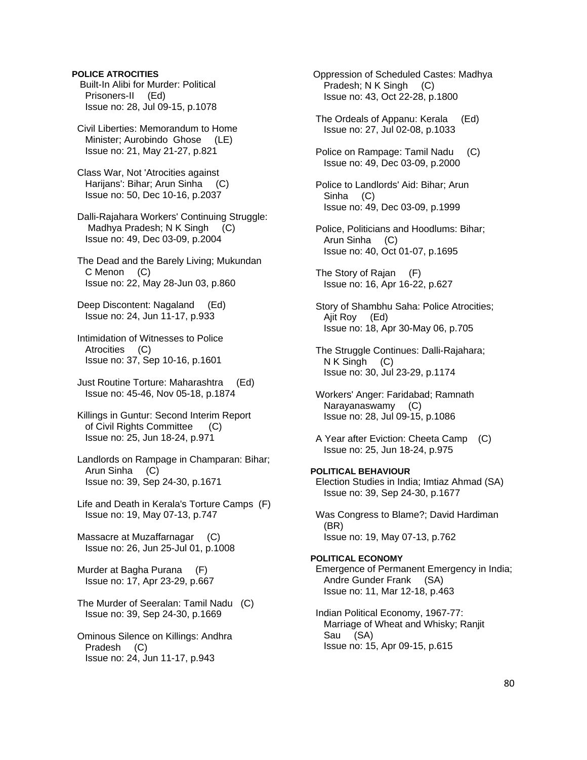**POLICE ATROCITIES**

Built-In Alibi for Murder: Political Prisoners-II (Ed)
Issue no: 28, Jul 09-15, p.1078

Civil Liberties: Memorandum to Home Minister; Aurobindo Ghose (LE)
Issue no: 21, May 21-27, p.821

Class War, Not 'Atrocities against Harijans': Bihar; Arun Sinha (C)
Issue no: 50, Dec 10-16, p.2037

Dalli-Rajahara Workers' Continuing Struggle: Madhya Pradesh; N K Singh (C)
Issue no: 49, Dec 03-09, p.2004

The Dead and the Barely Living; Mukundan C Menon (C)
Issue no: 22, May 28-Jun 03, p.860

Deep Discontent: Nagaland (Ed)
Issue no: 24, Jun 11-17, p.933

Intimidation of Witnesses to Police Atrocities (C)
Issue no: 37, Sep 10-16, p.1601

Just Routine Torture: Maharashtra (Ed)
Issue no: 45-46, Nov 05-18, p.1874

Killings in Guntur: Second Interim Report of Civil Rights Committee (C)
Issue no: 25, Jun 18-24, p.971

Landlords on Rampage in Champaran: Bihar; Arun Sinha (C)
Issue no: 39, Sep 24-30, p.1671

Life and Death in Kerala's Torture Camps (F)
Issue no: 19, May 07-13, p.747

Massacre at Muzaffarnagar (C)
Issue no: 26, Jun 25-Jul 01, p.1008

Murder at Bagha Purana (F)
Issue no: 17, Apr 23-29, p.667

The Murder of Seeralan: Tamil Nadu (C)
Issue no: 39, Sep 24-30, p.1669

Ominous Silence on Killings: Andhra Pradesh (C)
Issue no: 24, Jun 11-17, p.943

Oppression of Scheduled Castes: Madhya Pradesh; N K Singh (C)
Issue no: 43, Oct 22-28, p.1800

The Ordeals of Appanu: Kerala (Ed)
Issue no: 27, Jul 02-08, p.1033

Police on Rampage: Tamil Nadu (C)
Issue no: 49, Dec 03-09, p.2000

Police to Landlords' Aid: Bihar; Arun Sinha (C)
Issue no: 49, Dec 03-09, p.1999

Police, Politicians and Hoodlums: Bihar; Arun Sinha (C)
Issue no: 40, Oct 01-07, p.1695

The Story of Rajan (F)
Issue no: 16, Apr 16-22, p.627

Story of Shambhu Saha: Police Atrocities; Ajit Roy (Ed)
Issue no: 18, Apr 30-May 06, p.705

The Struggle Continues: Dalli-Rajahara; N K Singh (C)
Issue no: 30, Jul 23-29, p.1174

Workers' Anger: Faridabad; Ramnath Narayanaswamy (C)
Issue no: 28, Jul 09-15, p.1086

A Year after Eviction: Cheeta Camp (C)
Issue no: 25, Jun 18-24, p.975

**POLITICAL BEHAVIOUR**

Election Studies in India; Imtiaz Ahmad (SA)
Issue no: 39, Sep 24-30, p.1677

Was Congress to Blame?; David Hardiman (BR)
Issue no: 19, May 07-13, p.762

**POLITICAL ECONOMY**

Emergence of Permanent Emergency in India; Andre Gunder Frank (SA)
Issue no: 11, Mar 12-18, p.463

Indian Political Economy, 1967-77: Marriage of Wheat and Whisky; Ranjit Sau (SA)
Issue no: 15, Apr 09-15, p.615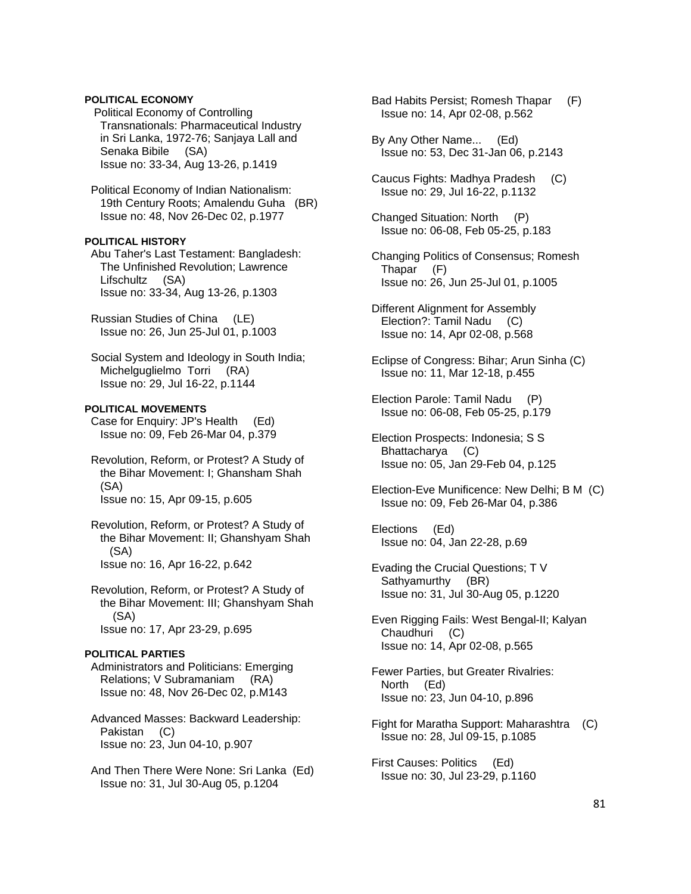**POLITICAL ECONOMY**

Political Economy of Controlling Transnationals: Pharmaceutical Industry in Sri Lanka, 1972-76; Sanjaya Lall and Senaka Bibile (SA)
Issue no: 33-34, Aug 13-26, p.1419

Political Economy of Indian Nationalism: 19th Century Roots; Amalendu Guha (BR)
Issue no: 48, Nov 26-Dec 02, p.1977

**POLITICAL HISTORY**

Abu Taher's Last Testament: Bangladesh: The Unfinished Revolution; Lawrence Lifschultz (SA)
Issue no: 33-34, Aug 13-26, p.1303

Russian Studies of China (LE)
Issue no: 26, Jun 25-Jul 01, p.1003

Social System and Ideology in South India; Michelguglielmo Torri (RA)
Issue no: 29, Jul 16-22, p.1144

**POLITICAL MOVEMENTS**

Case for Enquiry: JP's Health (Ed)
Issue no: 09, Feb 26-Mar 04, p.379

Revolution, Reform, or Protest? A Study of the Bihar Movement: I; Ghansham Shah (SA)
Issue no: 15, Apr 09-15, p.605

Revolution, Reform, or Protest? A Study of the Bihar Movement: II; Ghanshyam Shah (SA)
Issue no: 16, Apr 16-22, p.642

Revolution, Reform, or Protest? A Study of the Bihar Movement: III; Ghanshyam Shah (SA)
Issue no: 17, Apr 23-29, p.695

**POLITICAL PARTIES**

Administrators and Politicians: Emerging Relations; V Subramaniam (RA)
Issue no: 48, Nov 26-Dec 02, p.M143

Advanced Masses: Backward Leadership: Pakistan (C)
Issue no: 23, Jun 04-10, p.907

And Then There Were None: Sri Lanka (Ed)
Issue no: 31, Jul 30-Aug 05, p.1204

Bad Habits Persist; Romesh Thapar (F)
Issue no: 14, Apr 02-08, p.562

By Any Other Name... (Ed)
Issue no: 53, Dec 31-Jan 06, p.2143

Caucus Fights: Madhya Pradesh (C)
Issue no: 29, Jul 16-22, p.1132

Changed Situation: North (P)
Issue no: 06-08, Feb 05-25, p.183

Changing Politics of Consensus; Romesh Thapar (F)
Issue no: 26, Jun 25-Jul 01, p.1005

Different Alignment for Assembly Election?: Tamil Nadu (C)
Issue no: 14, Apr 02-08, p.568

Eclipse of Congress: Bihar; Arun Sinha (C)
Issue no: 11, Mar 12-18, p.455

Election Parole: Tamil Nadu (P)
Issue no: 06-08, Feb 05-25, p.179

Election Prospects: Indonesia; S S Bhattacharya (C)
Issue no: 05, Jan 29-Feb 04, p.125

Election-Eve Munificence: New Delhi; B M (C)
Issue no: 09, Feb 26-Mar 04, p.386

Elections (Ed)
Issue no: 04, Jan 22-28, p.69

Evading the Crucial Questions; T V Sathyamurthy (BR)
Issue no: 31, Jul 30-Aug 05, p.1220

Even Rigging Fails: West Bengal-II; Kalyan Chaudhuri (C)
Issue no: 14, Apr 02-08, p.565

Fewer Parties, but Greater Rivalries: North (Ed)
Issue no: 23, Jun 04-10, p.896

Fight for Maratha Support: Maharashtra (C)
Issue no: 28, Jul 09-15, p.1085

First Causes: Politics (Ed)
Issue no: 30, Jul 23-29, p.1160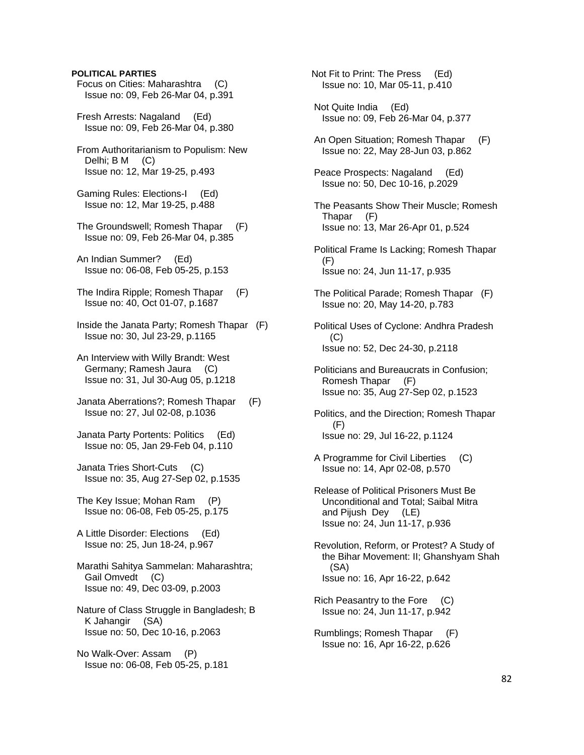**POLITICAL PARTIES**

Focus on Cities: Maharashtra (C)
Issue no: 09, Feb 26-Mar 04, p.391

Fresh Arrests: Nagaland (Ed)
Issue no: 09, Feb 26-Mar 04, p.380

From Authoritarianism to Populism: New Delhi; B M (C)
Issue no: 12, Mar 19-25, p.493

Gaming Rules: Elections-I (Ed)
Issue no: 12, Mar 19-25, p.488

The Groundswell; Romesh Thapar (F)
Issue no: 09, Feb 26-Mar 04, p.385

An Indian Summer? (Ed)
Issue no: 06-08, Feb 05-25, p.153

The Indira Ripple; Romesh Thapar (F)
Issue no: 40, Oct 01-07, p.1687

Inside the Janata Party; Romesh Thapar (F)
Issue no: 30, Jul 23-29, p.1165

An Interview with Willy Brandt: West Germany; Ramesh Jaura (C)
Issue no: 31, Jul 30-Aug 05, p.1218

Janata Aberrations?; Romesh Thapar (F)
Issue no: 27, Jul 02-08, p.1036

Janata Party Portents: Politics (Ed)
Issue no: 05, Jan 29-Feb 04, p.110

Janata Tries Short-Cuts (C)
Issue no: 35, Aug 27-Sep 02, p.1535

The Key Issue; Mohan Ram (P)
Issue no: 06-08, Feb 05-25, p.175

A Little Disorder: Elections (Ed)
Issue no: 25, Jun 18-24, p.967

Marathi Sahitya Sammelan: Maharashtra; Gail Omvedt (C)
Issue no: 49, Dec 03-09, p.2003

Nature of Class Struggle in Bangladesh; B K Jahangir (SA)
Issue no: 50, Dec 10-16, p.2063

No Walk-Over: Assam (P)
Issue no: 06-08, Feb 05-25, p.181

Not Fit to Print: The Press (Ed)
Issue no: 10, Mar 05-11, p.410

Not Quite India (Ed)
Issue no: 09, Feb 26-Mar 04, p.377

An Open Situation; Romesh Thapar (F)
Issue no: 22, May 28-Jun 03, p.862

Peace Prospects: Nagaland (Ed)
Issue no: 50, Dec 10-16, p.2029

The Peasants Show Their Muscle; Romesh Thapar (F)
Issue no: 13, Mar 26-Apr 01, p.524

Political Frame Is Lacking; Romesh Thapar (F)
Issue no: 24, Jun 11-17, p.935

The Political Parade; Romesh Thapar (F)
Issue no: 20, May 14-20, p.783

Political Uses of Cyclone: Andhra Pradesh (C)
Issue no: 52, Dec 24-30, p.2118

Politicians and Bureaucrats in Confusion; Romesh Thapar (F)
Issue no: 35, Aug 27-Sep 02, p.1523

Politics, and the Direction; Romesh Thapar (F)
Issue no: 29, Jul 16-22, p.1124

A Programme for Civil Liberties (C)
Issue no: 14, Apr 02-08, p.570

Release of Political Prisoners Must Be Unconditional and Total; Saibal Mitra and Pijush Dey (LE)
Issue no: 24, Jun 11-17, p.936

Revolution, Reform, or Protest? A Study of the Bihar Movement: II; Ghanshyam Shah (SA)
Issue no: 16, Apr 16-22, p.642

Rich Peasantry to the Fore (C)
Issue no: 24, Jun 11-17, p.942

Rumblings; Romesh Thapar (F)
Issue no: 16, Apr 16-22, p.626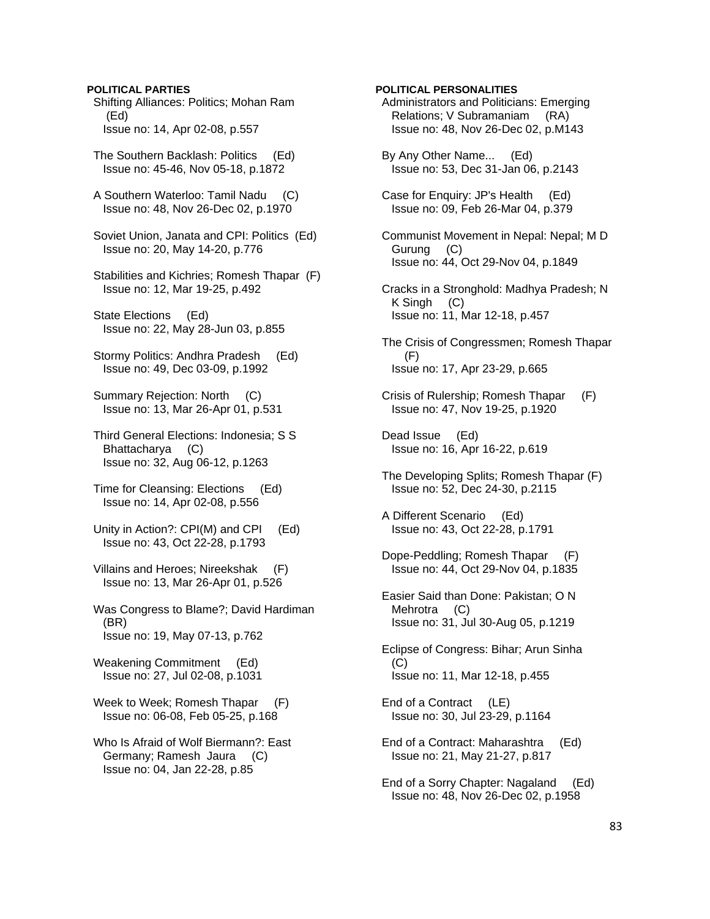**POLITICAL PARTIES**

Shifting Alliances: Politics; Mohan Ram (Ed)
Issue no: 14, Apr 02-08, p.557

The Southern Backlash: Politics (Ed)
Issue no: 45-46, Nov 05-18, p.1872

A Southern Waterloo: Tamil Nadu (C)
Issue no: 48, Nov 26-Dec 02, p.1970

Soviet Union, Janata and CPI: Politics (Ed)
Issue no: 20, May 14-20, p.776

Stabilities and Kichries; Romesh Thapar (F)
Issue no: 12, Mar 19-25, p.492

State Elections (Ed)
Issue no: 22, May 28-Jun 03, p.855

Stormy Politics: Andhra Pradesh (Ed)
Issue no: 49, Dec 03-09, p.1992

Summary Rejection: North (C)
Issue no: 13, Mar 26-Apr 01, p.531

Third General Elections: Indonesia; S S Bhattacharya (C)
Issue no: 32, Aug 06-12, p.1263

Time for Cleansing: Elections (Ed)
Issue no: 14, Apr 02-08, p.556

Unity in Action?: CPI(M) and CPI (Ed)
Issue no: 43, Oct 22-28, p.1793

Villains and Heroes; Nireekshak (F)
Issue no: 13, Mar 26-Apr 01, p.526

Was Congress to Blame?; David Hardiman (BR)
Issue no: 19, May 07-13, p.762

Weakening Commitment (Ed)
Issue no: 27, Jul 02-08, p.1031

Week to Week; Romesh Thapar (F)
Issue no: 06-08, Feb 05-25, p.168

Who Is Afraid of Wolf Biermann?: East Germany; Ramesh Jaura (C)
Issue no: 04, Jan 22-28, p.85

**POLITICAL PERSONALITIES**

Administrators and Politicians: Emerging Relations; V Subramaniam (RA)
Issue no: 48, Nov 26-Dec 02, p.M143

By Any Other Name... (Ed)
Issue no: 53, Dec 31-Jan 06, p.2143

Case for Enquiry: JP's Health (Ed)
Issue no: 09, Feb 26-Mar 04, p.379

Communist Movement in Nepal: Nepal; M D Gurung (C)
Issue no: 44, Oct 29-Nov 04, p.1849

Cracks in a Stronghold: Madhya Pradesh; N K Singh (C)
Issue no: 11, Mar 12-18, p.457

The Crisis of Congressmen; Romesh Thapar (F)
Issue no: 17, Apr 23-29, p.665

Crisis of Rulership; Romesh Thapar (F)
Issue no: 47, Nov 19-25, p.1920

Dead Issue (Ed)
Issue no: 16, Apr 16-22, p.619

The Developing Splits; Romesh Thapar (F)
Issue no: 52, Dec 24-30, p.2115

A Different Scenario (Ed)
Issue no: 43, Oct 22-28, p.1791

Dope-Peddling; Romesh Thapar (F)
Issue no: 44, Oct 29-Nov 04, p.1835

Easier Said than Done: Pakistan; O N Mehrotra (C)
Issue no: 31, Jul 30-Aug 05, p.1219

Eclipse of Congress: Bihar; Arun Sinha (C)
Issue no: 11, Mar 12-18, p.455

End of a Contract (LE)
Issue no: 30, Jul 23-29, p.1164

End of a Contract: Maharashtra (Ed)
Issue no: 21, May 21-27, p.817

End of a Sorry Chapter: Nagaland (Ed)
Issue no: 48, Nov 26-Dec 02, p.1958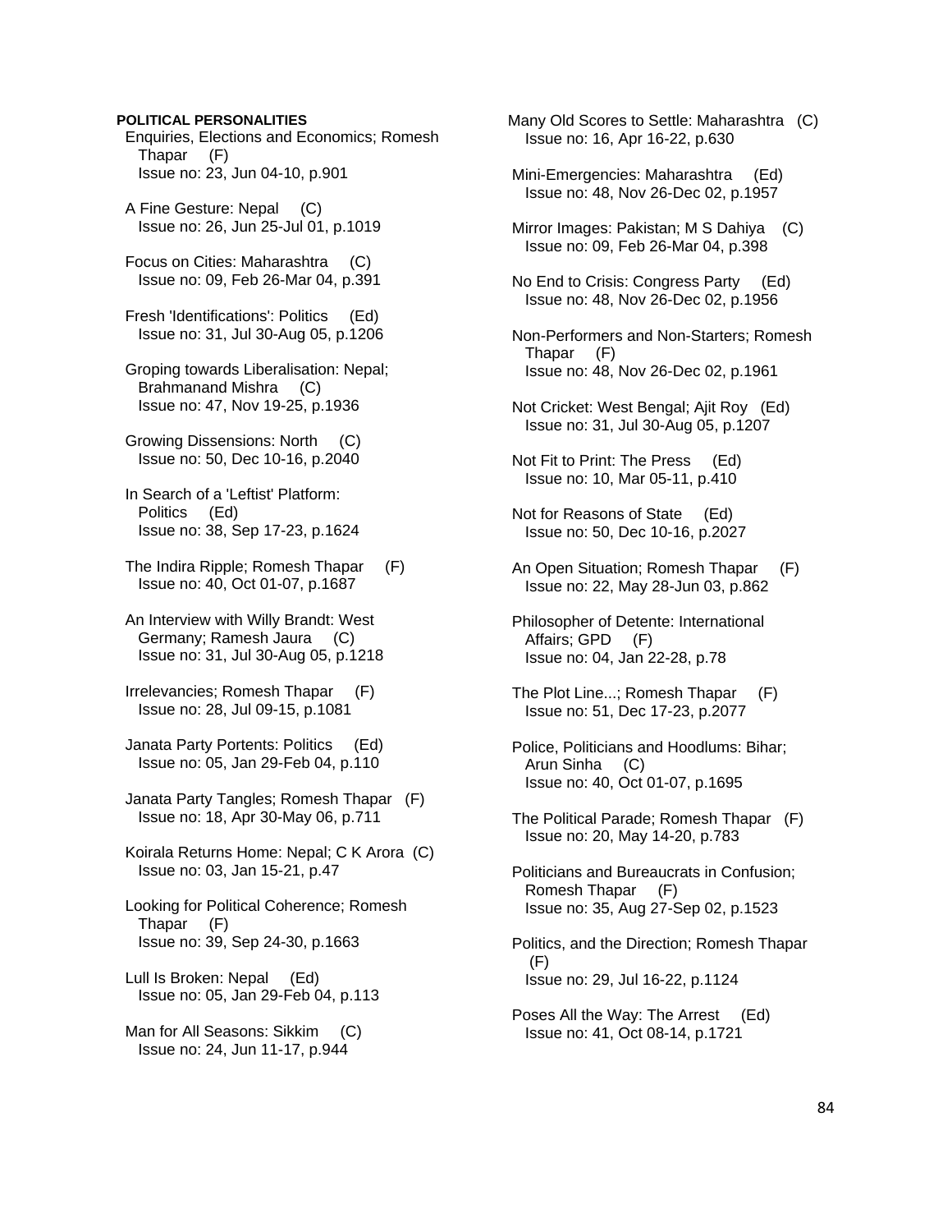**POLITICAL PERSONALITIES**

Enquiries, Elections and Economics; Romesh Thapar (F)
Issue no: 23, Jun 04-10, p.901

A Fine Gesture: Nepal (C)
Issue no: 26, Jun 25-Jul 01, p.1019

Focus on Cities: Maharashtra (C)
Issue no: 09, Feb 26-Mar 04, p.391

Fresh 'Identifications': Politics (Ed)
Issue no: 31, Jul 30-Aug 05, p.1206

Groping towards Liberalisation: Nepal; Brahmanand Mishra (C)
Issue no: 47, Nov 19-25, p.1936

Growing Dissensions: North (C)
Issue no: 50, Dec 10-16, p.2040

In Search of a 'Leftist' Platform: Politics (Ed)
Issue no: 38, Sep 17-23, p.1624

The Indira Ripple; Romesh Thapar (F)
Issue no: 40, Oct 01-07, p.1687

An Interview with Willy Brandt: West Germany; Ramesh Jaura (C)
Issue no: 31, Jul 30-Aug 05, p.1218

Irrelevancies; Romesh Thapar (F)
Issue no: 28, Jul 09-15, p.1081

Janata Party Portents: Politics (Ed)
Issue no: 05, Jan 29-Feb 04, p.110

Janata Party Tangles; Romesh Thapar (F)
Issue no: 18, Apr 30-May 06, p.711

Koirala Returns Home: Nepal; C K Arora (C)
Issue no: 03, Jan 15-21, p.47

Looking for Political Coherence; Romesh Thapar (F)
Issue no: 39, Sep 24-30, p.1663

Lull Is Broken: Nepal (Ed)
Issue no: 05, Jan 29-Feb 04, p.113

Man for All Seasons: Sikkim (C)
Issue no: 24, Jun 11-17, p.944

Many Old Scores to Settle: Maharashtra (C)
Issue no: 16, Apr 16-22, p.630

Mini-Emergencies: Maharashtra (Ed)
Issue no: 48, Nov 26-Dec 02, p.1957

Mirror Images: Pakistan; M S Dahiya (C)
Issue no: 09, Feb 26-Mar 04, p.398

No End to Crisis: Congress Party (Ed)
Issue no: 48, Nov 26-Dec 02, p.1956

Non-Performers and Non-Starters; Romesh Thapar (F)
Issue no: 48, Nov 26-Dec 02, p.1961

Not Cricket: West Bengal; Ajit Roy (Ed)
Issue no: 31, Jul 30-Aug 05, p.1207

Not Fit to Print: The Press (Ed)
Issue no: 10, Mar 05-11, p.410

Not for Reasons of State (Ed)
Issue no: 50, Dec 10-16, p.2027

An Open Situation; Romesh Thapar (F)
Issue no: 22, May 28-Jun 03, p.862

Philosopher of Detente: International Affairs; GPD (F)
Issue no: 04, Jan 22-28, p.78

The Plot Line...; Romesh Thapar (F)
Issue no: 51, Dec 17-23, p.2077

Police, Politicians and Hoodlums: Bihar; Arun Sinha (C)
Issue no: 40, Oct 01-07, p.1695

The Political Parade; Romesh Thapar (F)
Issue no: 20, May 14-20, p.783

Politicians and Bureaucrats in Confusion; Romesh Thapar (F)
Issue no: 35, Aug 27-Sep 02, p.1523

Politics, and the Direction; Romesh Thapar (F)
Issue no: 29, Jul 16-22, p.1124

Poses All the Way: The Arrest (Ed)
Issue no: 41, Oct 08-14, p.1721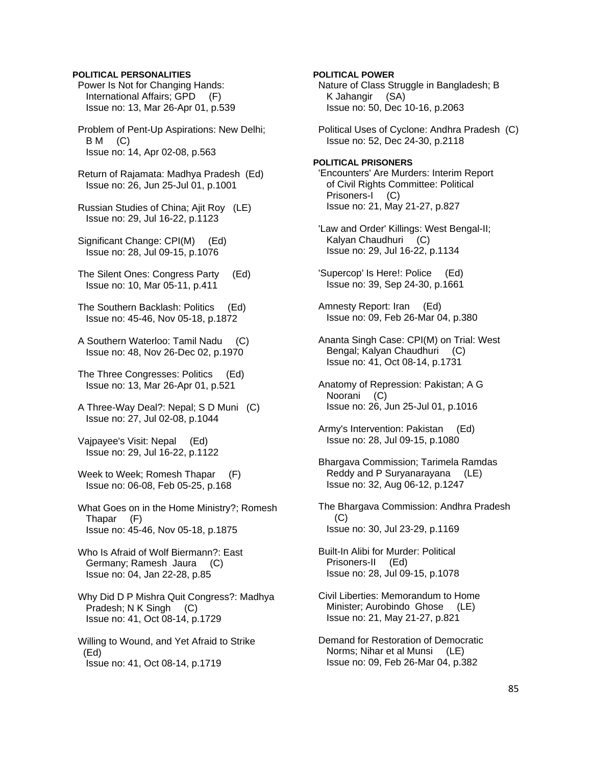**POLITICAL PERSONALITIES**

Power Is Not for Changing Hands: International Affairs; GPD (F)
Issue no: 13, Mar 26-Apr 01, p.539

Problem of Pent-Up Aspirations: New Delhi; B M (C)
Issue no: 14, Apr 02-08, p.563

Return of Rajamata: Madhya Pradesh (Ed)
Issue no: 26, Jun 25-Jul 01, p.1001

Russian Studies of China; Ajit Roy (LE)
Issue no: 29, Jul 16-22, p.1123

Significant Change: CPI(M) (Ed)
Issue no: 28, Jul 09-15, p.1076

The Silent Ones: Congress Party (Ed)
Issue no: 10, Mar 05-11, p.411

The Southern Backlash: Politics (Ed)
Issue no: 45-46, Nov 05-18, p.1872

A Southern Waterloo: Tamil Nadu (C)
Issue no: 48, Nov 26-Dec 02, p.1970

The Three Congresses: Politics (Ed)
Issue no: 13, Mar 26-Apr 01, p.521

A Three-Way Deal?: Nepal; S D Muni (C)
Issue no: 27, Jul 02-08, p.1044

Vajpayee's Visit: Nepal (Ed)
Issue no: 29, Jul 16-22, p.1122

Week to Week; Romesh Thapar (F)
Issue no: 06-08, Feb 05-25, p.168

What Goes on in the Home Ministry?; Romesh Thapar (F)
Issue no: 45-46, Nov 05-18, p.1875

Who Is Afraid of Wolf Biermann?: East Germany; Ramesh Jaura (C)
Issue no: 04, Jan 22-28, p.85

Why Did D P Mishra Quit Congress?: Madhya Pradesh; N K Singh (C)
Issue no: 41, Oct 08-14, p.1729

Willing to Wound, and Yet Afraid to Strike (Ed)
Issue no: 41, Oct 08-14, p.1719

**POLITICAL POWER**

Nature of Class Struggle in Bangladesh; B K Jahangir (SA)
Issue no: 50, Dec 10-16, p.2063

Political Uses of Cyclone: Andhra Pradesh (C)
Issue no: 52, Dec 24-30, p.2118

**POLITICAL PRISONERS**

'Encounters' Are Murders: Interim Report of Civil Rights Committee: Political Prisoners-I (C)
Issue no: 21, May 21-27, p.827

'Law and Order' Killings: West Bengal-II; Kalyan Chaudhuri (C)
Issue no: 29, Jul 16-22, p.1134

'Supercop' Is Here!: Police (Ed)
Issue no: 39, Sep 24-30, p.1661

Amnesty Report: Iran (Ed)
Issue no: 09, Feb 26-Mar 04, p.380

Ananta Singh Case: CPI(M) on Trial: West Bengal; Kalyan Chaudhuri (C)
Issue no: 41, Oct 08-14, p.1731

Anatomy of Repression: Pakistan; A G Noorani (C)
Issue no: 26, Jun 25-Jul 01, p.1016

Army's Intervention: Pakistan (Ed)
Issue no: 28, Jul 09-15, p.1080

Bhargava Commission; Tarimela Ramdas Reddy and P Suryanarayana (LE)
Issue no: 32, Aug 06-12, p.1247

The Bhargava Commission: Andhra Pradesh (C)
Issue no: 30, Jul 23-29, p.1169

Built-In Alibi for Murder: Political Prisoners-II (Ed)
Issue no: 28, Jul 09-15, p.1078

Civil Liberties: Memorandum to Home Minister; Aurobindo Ghose (LE)
Issue no: 21, May 21-27, p.821

Demand for Restoration of Democratic Norms; Nihar et al Munsi (LE)
Issue no: 09, Feb 26-Mar 04, p.382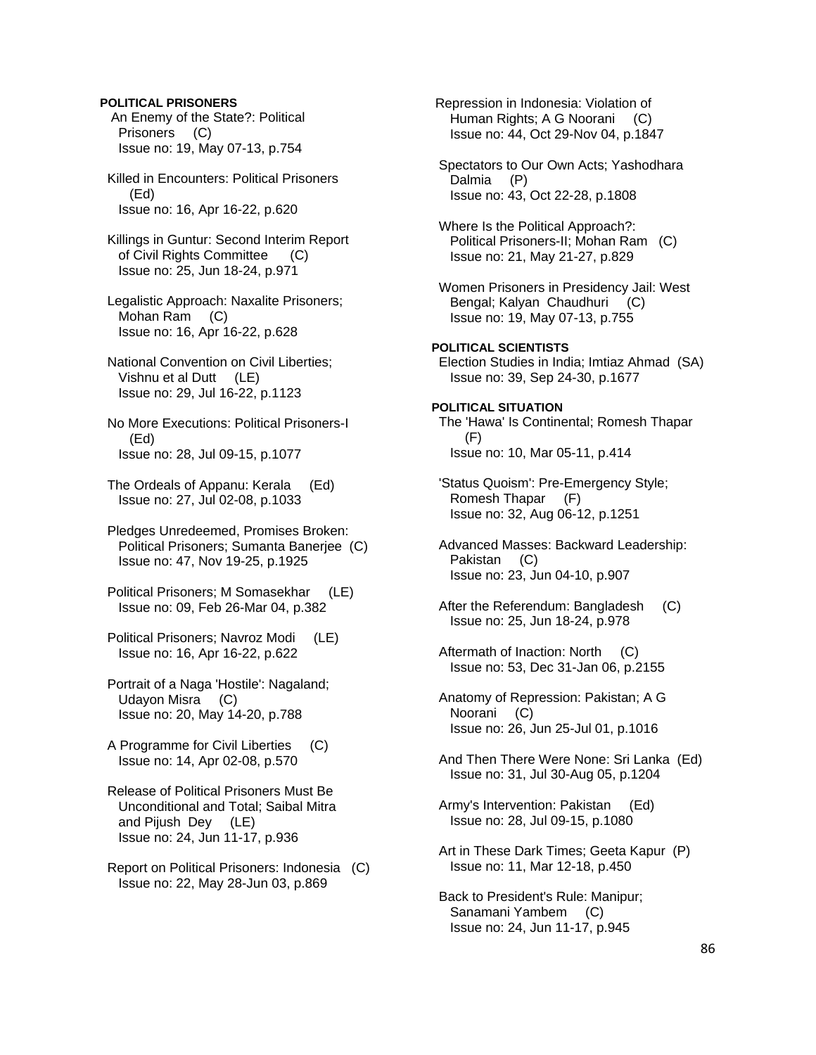**POLITICAL PRISONERS**

An Enemy of the State?: Political Prisoners (C)
Issue no: 19, May 07-13, p.754

Killed in Encounters: Political Prisoners (Ed)
Issue no: 16, Apr 16-22, p.620

Killings in Guntur: Second Interim Report of Civil Rights Committee (C)
Issue no: 25, Jun 18-24, p.971

Legalistic Approach: Naxalite Prisoners; Mohan Ram (C)
Issue no: 16, Apr 16-22, p.628

National Convention on Civil Liberties; Vishnu et al Dutt (LE)
Issue no: 29, Jul 16-22, p.1123

No More Executions: Political Prisoners-I (Ed)
Issue no: 28, Jul 09-15, p.1077

The Ordeals of Appanu: Kerala (Ed)
Issue no: 27, Jul 02-08, p.1033

Pledges Unredeemed, Promises Broken: Political Prisoners; Sumanta Banerjee (C)
Issue no: 47, Nov 19-25, p.1925

Political Prisoners; M Somasekhar (LE)
Issue no: 09, Feb 26-Mar 04, p.382

Political Prisoners; Navroz Modi (LE)
Issue no: 16, Apr 16-22, p.622

Portrait of a Naga 'Hostile': Nagaland; Udayon Misra (C)
Issue no: 20, May 14-20, p.788

A Programme for Civil Liberties (C)
Issue no: 14, Apr 02-08, p.570

Release of Political Prisoners Must Be Unconditional and Total; Saibal Mitra and Pijush Dey (LE)
Issue no: 24, Jun 11-17, p.936

Report on Political Prisoners: Indonesia (C)
Issue no: 22, May 28-Jun 03, p.869

Repression in Indonesia: Violation of Human Rights; A G Noorani (C)
Issue no: 44, Oct 29-Nov 04, p.1847

Spectators to Our Own Acts; Yashodhara Dalmia (P)
Issue no: 43, Oct 22-28, p.1808

Where Is the Political Approach?: Political Prisoners-II; Mohan Ram (C)
Issue no: 21, May 21-27, p.829

Women Prisoners in Presidency Jail: West Bengal; Kalyan Chaudhuri (C)
Issue no: 19, May 07-13, p.755

**POLITICAL SCIENTISTS**

Election Studies in India; Imtiaz Ahmad (SA)
Issue no: 39, Sep 24-30, p.1677

**POLITICAL SITUATION**

The 'Hawa' Is Continental; Romesh Thapar (F)
Issue no: 10, Mar 05-11, p.414

'Status Quoism': Pre-Emergency Style; Romesh Thapar (F)
Issue no: 32, Aug 06-12, p.1251

Advanced Masses: Backward Leadership: Pakistan (C)
Issue no: 23, Jun 04-10, p.907

After the Referendum: Bangladesh (C)
Issue no: 25, Jun 18-24, p.978

Aftermath of Inaction: North (C)
Issue no: 53, Dec 31-Jan 06, p.2155

Anatomy of Repression: Pakistan; A G Noorani (C)
Issue no: 26, Jun 25-Jul 01, p.1016

And Then There Were None: Sri Lanka (Ed)
Issue no: 31, Jul 30-Aug 05, p.1204

Army's Intervention: Pakistan (Ed)
Issue no: 28, Jul 09-15, p.1080

Art in These Dark Times; Geeta Kapur (P)
Issue no: 11, Mar 12-18, p.450

Back to President's Rule: Manipur; Sanamani Yambem (C)
Issue no: 24, Jun 11-17, p.945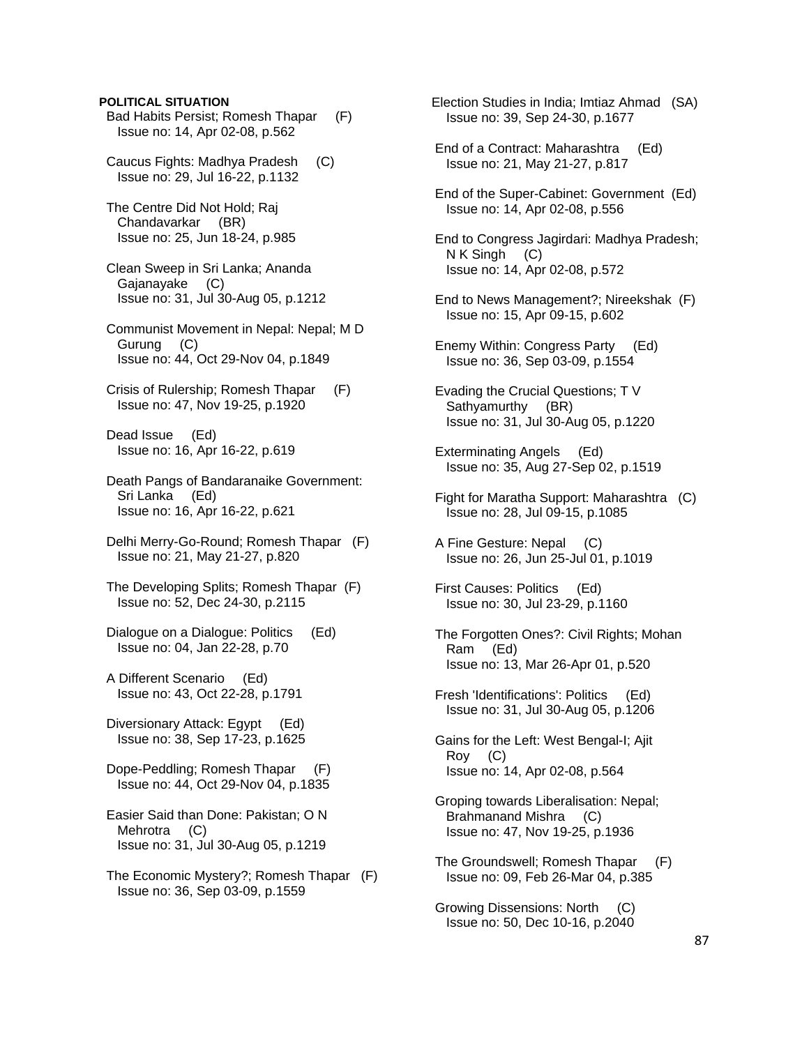**POLITICAL SITUATION**

Bad Habits Persist; Romesh Thapar (F)
Issue no: 14, Apr 02-08, p.562

Caucus Fights: Madhya Pradesh (C)
Issue no: 29, Jul 16-22, p.1132

The Centre Did Not Hold; Raj Chandavarkar (BR)
Issue no: 25, Jun 18-24, p.985

Clean Sweep in Sri Lanka; Ananda Gajanayake (C)
Issue no: 31, Jul 30-Aug 05, p.1212

Communist Movement in Nepal: Nepal; M D Gurung (C)
Issue no: 44, Oct 29-Nov 04, p.1849

Crisis of Rulership; Romesh Thapar (F)
Issue no: 47, Nov 19-25, p.1920

Dead Issue (Ed)
Issue no: 16, Apr 16-22, p.619

Death Pangs of Bandaranaike Government: Sri Lanka (Ed)
Issue no: 16, Apr 16-22, p.621

Delhi Merry-Go-Round; Romesh Thapar (F)
Issue no: 21, May 21-27, p.820

The Developing Splits; Romesh Thapar (F)
Issue no: 52, Dec 24-30, p.2115

Dialogue on a Dialogue: Politics (Ed)
Issue no: 04, Jan 22-28, p.70

A Different Scenario (Ed)
Issue no: 43, Oct 22-28, p.1791

Diversionary Attack: Egypt (Ed)
Issue no: 38, Sep 17-23, p.1625

Dope-Peddling; Romesh Thapar (F)
Issue no: 44, Oct 29-Nov 04, p.1835

Easier Said than Done: Pakistan; O N Mehrotra (C)
Issue no: 31, Jul 30-Aug 05, p.1219

The Economic Mystery?; Romesh Thapar (F)
Issue no: 36, Sep 03-09, p.1559

Election Studies in India; Imtiaz Ahmad (SA)
Issue no: 39, Sep 24-30, p.1677

End of a Contract: Maharashtra (Ed)
Issue no: 21, May 21-27, p.817

End of the Super-Cabinet: Government (Ed)
Issue no: 14, Apr 02-08, p.556

End to Congress Jagirdari: Madhya Pradesh; N K Singh (C)
Issue no: 14, Apr 02-08, p.572

End to News Management?; Nireekshak (F)
Issue no: 15, Apr 09-15, p.602

Enemy Within: Congress Party (Ed)
Issue no: 36, Sep 03-09, p.1554

Evading the Crucial Questions; T V Sathyamurthy (BR)
Issue no: 31, Jul 30-Aug 05, p.1220

Exterminating Angels (Ed)
Issue no: 35, Aug 27-Sep 02, p.1519

Fight for Maratha Support: Maharashtra (C)
Issue no: 28, Jul 09-15, p.1085

A Fine Gesture: Nepal (C)
Issue no: 26, Jun 25-Jul 01, p.1019

First Causes: Politics (Ed)
Issue no: 30, Jul 23-29, p.1160

The Forgotten Ones?: Civil Rights; Mohan Ram (Ed)
Issue no: 13, Mar 26-Apr 01, p.520

Fresh 'Identifications': Politics (Ed)
Issue no: 31, Jul 30-Aug 05, p.1206

Gains for the Left: West Bengal-I; Ajit Roy (C)
Issue no: 14, Apr 02-08, p.564

Groping towards Liberalisation: Nepal; Brahmanand Mishra (C)
Issue no: 47, Nov 19-25, p.1936

The Groundswell; Romesh Thapar (F)
Issue no: 09, Feb 26-Mar 04, p.385

Growing Dissensions: North (C)
Issue no: 50, Dec 10-16, p.2040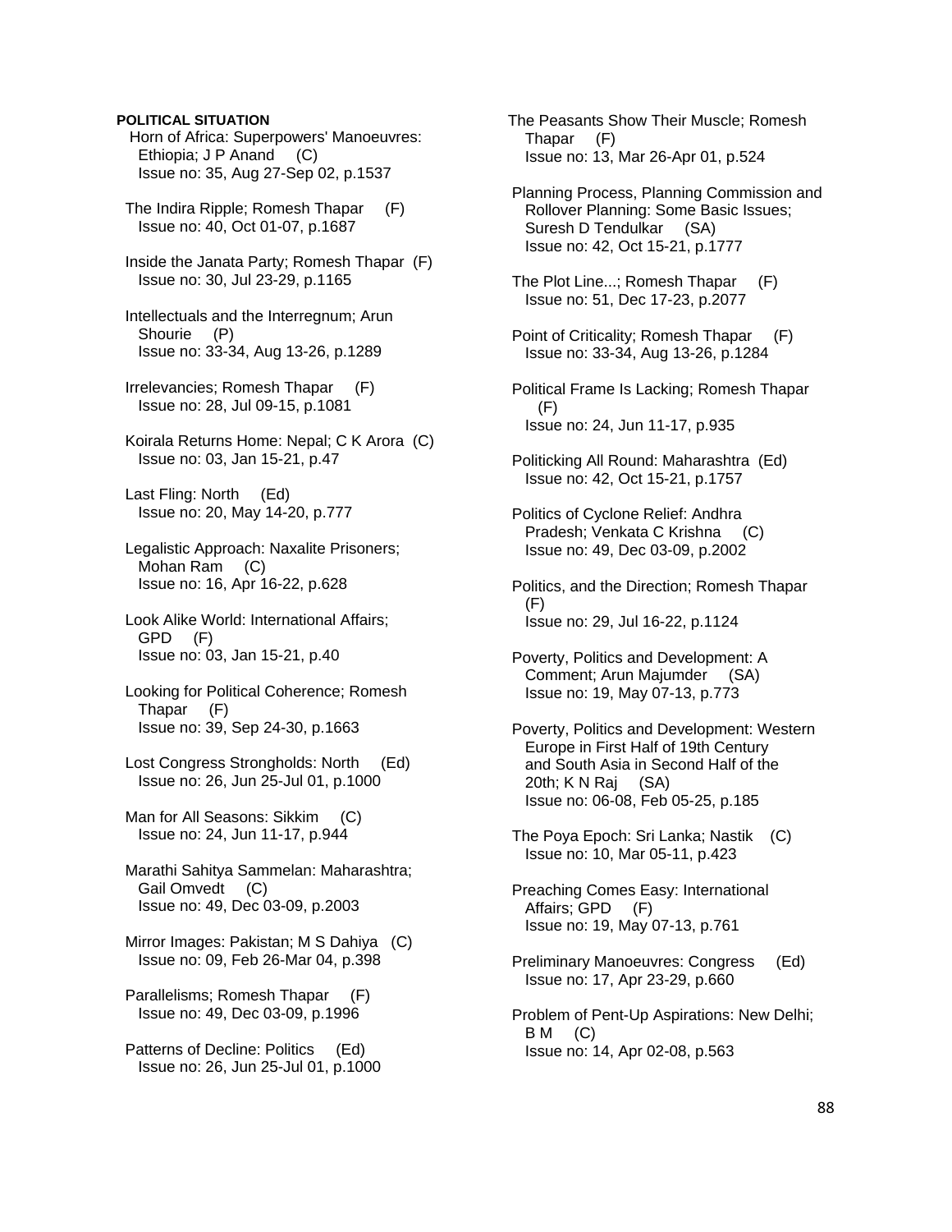**POLITICAL SITUATION**

Horn of Africa: Superpowers' Manoeuvres: Ethiopia; J P Anand (C)
Issue no: 35, Aug 27-Sep 02, p.1537

The Indira Ripple; Romesh Thapar (F)
Issue no: 40, Oct 01-07, p.1687

Inside the Janata Party; Romesh Thapar (F)
Issue no: 30, Jul 23-29, p.1165

Intellectuals and the Interregnum; Arun Shourie (P)
Issue no: 33-34, Aug 13-26, p.1289

Irrelevancies; Romesh Thapar (F)
Issue no: 28, Jul 09-15, p.1081

Koirala Returns Home: Nepal; C K Arora (C)
Issue no: 03, Jan 15-21, p.47

Last Fling: North (Ed)
Issue no: 20, May 14-20, p.777

Legalistic Approach: Naxalite Prisoners; Mohan Ram (C)
Issue no: 16, Apr 16-22, p.628

Look Alike World: International Affairs; GPD (F)
Issue no: 03, Jan 15-21, p.40

Looking for Political Coherence; Romesh Thapar (F)
Issue no: 39, Sep 24-30, p.1663

Lost Congress Strongholds: North (Ed)
Issue no: 26, Jun 25-Jul 01, p.1000

Man for All Seasons: Sikkim (C)
Issue no: 24, Jun 11-17, p.944

Marathi Sahitya Sammelan: Maharashtra; Gail Omvedt (C)
Issue no: 49, Dec 03-09, p.2003

Mirror Images: Pakistan; M S Dahiya (C)
Issue no: 09, Feb 26-Mar 04, p.398

Parallelisms; Romesh Thapar (F)
Issue no: 49, Dec 03-09, p.1996

Patterns of Decline: Politics (Ed)
Issue no: 26, Jun 25-Jul 01, p.1000

The Peasants Show Their Muscle; Romesh Thapar (F)
Issue no: 13, Mar 26-Apr 01, p.524

Planning Process, Planning Commission and Rollover Planning: Some Basic Issues; Suresh D Tendulkar (SA)
Issue no: 42, Oct 15-21, p.1777

The Plot Line...; Romesh Thapar (F)
Issue no: 51, Dec 17-23, p.2077

Point of Criticality; Romesh Thapar (F)
Issue no: 33-34, Aug 13-26, p.1284

Political Frame Is Lacking; Romesh Thapar (F)
Issue no: 24, Jun 11-17, p.935

Politicking All Round: Maharashtra (Ed)
Issue no: 42, Oct 15-21, p.1757

Politics of Cyclone Relief: Andhra Pradesh; Venkata C Krishna (C)
Issue no: 49, Dec 03-09, p.2002

Politics, and the Direction; Romesh Thapar (F)
Issue no: 29, Jul 16-22, p.1124

Poverty, Politics and Development: A Comment; Arun Majumder (SA)
Issue no: 19, May 07-13, p.773

Poverty, Politics and Development: Western Europe in First Half of 19th Century and South Asia in Second Half of the 20th; K N Raj (SA)
Issue no: 06-08, Feb 05-25, p.185

The Poya Epoch: Sri Lanka; Nastik (C)
Issue no: 10, Mar 05-11, p.423

Preaching Comes Easy: International Affairs; GPD (F)
Issue no: 19, May 07-13, p.761

Preliminary Manoeuvres: Congress (Ed)
Issue no: 17, Apr 23-29, p.660

Problem of Pent-Up Aspirations: New Delhi; B M (C)
Issue no: 14, Apr 02-08, p.563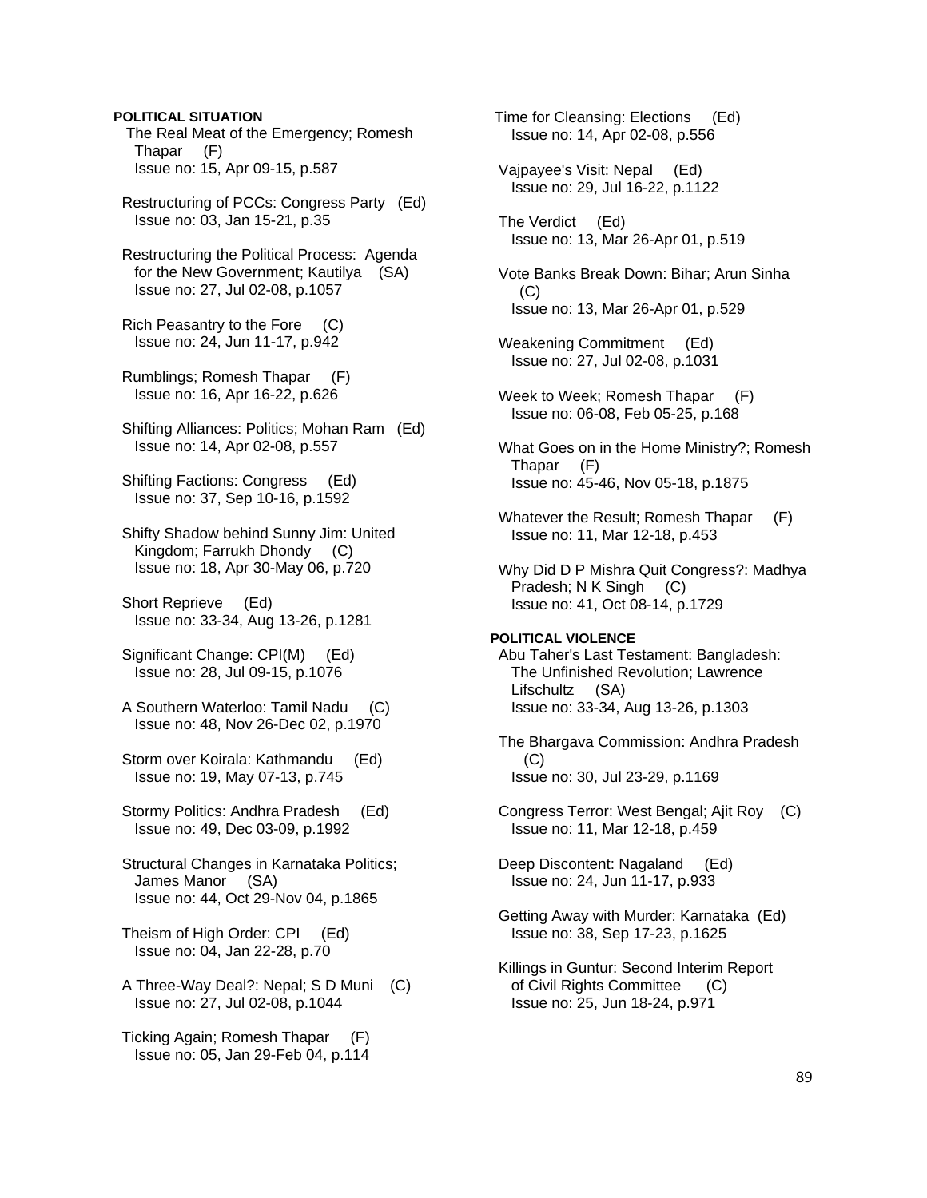**POLITICAL SITUATION**

The Real Meat of the Emergency; Romesh Thapar (F)
Issue no: 15, Apr 09-15, p.587

Restructuring of PCCs: Congress Party (Ed)
Issue no: 03, Jan 15-21, p.35

Restructuring the Political Process: Agenda for the New Government; Kautilya (SA)
Issue no: 27, Jul 02-08, p.1057

Rich Peasantry to the Fore (C)
Issue no: 24, Jun 11-17, p.942

Rumblings; Romesh Thapar (F)
Issue no: 16, Apr 16-22, p.626

Shifting Alliances: Politics; Mohan Ram (Ed)
Issue no: 14, Apr 02-08, p.557

Shifting Factions: Congress (Ed)
Issue no: 37, Sep 10-16, p.1592

Shifty Shadow behind Sunny Jim: United Kingdom; Farrukh Dhondy (C)
Issue no: 18, Apr 30-May 06, p.720

Short Reprieve (Ed)
Issue no: 33-34, Aug 13-26, p.1281

Significant Change: CPI(M) (Ed)
Issue no: 28, Jul 09-15, p.1076

A Southern Waterloo: Tamil Nadu (C)
Issue no: 48, Nov 26-Dec 02, p.1970

Storm over Koirala: Kathmandu (Ed)
Issue no: 19, May 07-13, p.745

Stormy Politics: Andhra Pradesh (Ed)
Issue no: 49, Dec 03-09, p.1992

Structural Changes in Karnataka Politics; James Manor (SA)
Issue no: 44, Oct 29-Nov 04, p.1865

Theism of High Order: CPI (Ed)
Issue no: 04, Jan 22-28, p.70

A Three-Way Deal?: Nepal; S D Muni (C)
Issue no: 27, Jul 02-08, p.1044

Ticking Again; Romesh Thapar (F)
Issue no: 05, Jan 29-Feb 04, p.114

Time for Cleansing: Elections (Ed)
Issue no: 14, Apr 02-08, p.556

Vajpayee's Visit: Nepal (Ed)
Issue no: 29, Jul 16-22, p.1122

The Verdict (Ed)
Issue no: 13, Mar 26-Apr 01, p.519

Vote Banks Break Down: Bihar; Arun Sinha (C)
Issue no: 13, Mar 26-Apr 01, p.529

Weakening Commitment (Ed)
Issue no: 27, Jul 02-08, p.1031

Week to Week; Romesh Thapar (F)
Issue no: 06-08, Feb 05-25, p.168

What Goes on in the Home Ministry?; Romesh Thapar (F)
Issue no: 45-46, Nov 05-18, p.1875

Whatever the Result; Romesh Thapar (F)
Issue no: 11, Mar 12-18, p.453

Why Did D P Mishra Quit Congress?: Madhya Pradesh; N K Singh (C)
Issue no: 41, Oct 08-14, p.1729

**POLITICAL VIOLENCE**

Abu Taher's Last Testament: Bangladesh: The Unfinished Revolution; Lawrence Lifschultz (SA)
Issue no: 33-34, Aug 13-26, p.1303

The Bhargava Commission: Andhra Pradesh (C)
Issue no: 30, Jul 23-29, p.1169

Congress Terror: West Bengal; Ajit Roy (C)
Issue no: 11, Mar 12-18, p.459

Deep Discontent: Nagaland (Ed)
Issue no: 24, Jun 11-17, p.933

Getting Away with Murder: Karnataka (Ed)
Issue no: 38, Sep 17-23, p.1625

Killings in Guntur: Second Interim Report of Civil Rights Committee (C)
Issue no: 25, Jun 18-24, p.971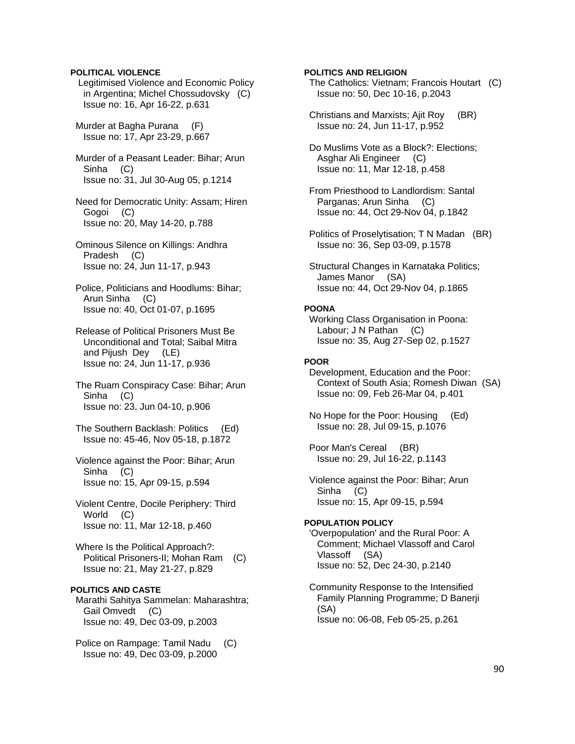**POLITICAL VIOLENCE**

Legitimised Violence and Economic Policy in Argentina; Michel Chossudovsky (C)
Issue no: 16, Apr 16-22, p.631

Murder at Bagha Purana (F)
Issue no: 17, Apr 23-29, p.667

Murder of a Peasant Leader: Bihar; Arun Sinha (C)
Issue no: 31, Jul 30-Aug 05, p.1214

Need for Democratic Unity: Assam; Hiren Gogoi (C)
Issue no: 20, May 14-20, p.788

Ominous Silence on Killings: Andhra Pradesh (C)
Issue no: 24, Jun 11-17, p.943

Police, Politicians and Hoodlums: Bihar; Arun Sinha (C)
Issue no: 40, Oct 01-07, p.1695

Release of Political Prisoners Must Be Unconditional and Total; Saibal Mitra and Pijush Dey (LE)
Issue no: 24, Jun 11-17, p.936

The Ruam Conspiracy Case: Bihar; Arun Sinha (C)
Issue no: 23, Jun 04-10, p.906

The Southern Backlash: Politics (Ed)
Issue no: 45-46, Nov 05-18, p.1872

Violence against the Poor: Bihar; Arun Sinha (C)
Issue no: 15, Apr 09-15, p.594

Violent Centre, Docile Periphery: Third World (C)
Issue no: 11, Mar 12-18, p.460

Where Is the Political Approach?: Political Prisoners-II; Mohan Ram (C)
Issue no: 21, May 21-27, p.829

**POLITICS AND CASTE**

Marathi Sahitya Sammelan: Maharashtra; Gail Omvedt (C)
Issue no: 49, Dec 03-09, p.2003

Police on Rampage: Tamil Nadu (C)
Issue no: 49, Dec 03-09, p.2000

**POLITICS AND RELIGION**

The Catholics: Vietnam; Francois Houtart (C)
Issue no: 50, Dec 10-16, p.2043

Christians and Marxists; Ajit Roy (BR)
Issue no: 24, Jun 11-17, p.952

Do Muslims Vote as a Block?: Elections; Asghar Ali Engineer (C)
Issue no: 11, Mar 12-18, p.458

From Priesthood to Landlordism: Santal Parganas; Arun Sinha (C)
Issue no: 44, Oct 29-Nov 04, p.1842

Politics of Proselytisation; T N Madan (BR)
Issue no: 36, Sep 03-09, p.1578

Structural Changes in Karnataka Politics; James Manor (SA)
Issue no: 44, Oct 29-Nov 04, p.1865

**POONA**

Working Class Organisation in Poona: Labour; J N Pathan (C)
Issue no: 35, Aug 27-Sep 02, p.1527

**POOR**

Development, Education and the Poor: Context of South Asia; Romesh Diwan (SA)
Issue no: 09, Feb 26-Mar 04, p.401

No Hope for the Poor: Housing (Ed)
Issue no: 28, Jul 09-15, p.1076

Poor Man's Cereal (BR)
Issue no: 29, Jul 16-22, p.1143

Violence against the Poor: Bihar; Arun Sinha (C)
Issue no: 15, Apr 09-15, p.594

**POPULATION POLICY**

'Overpopulation' and the Rural Poor: A Comment; Michael Vlassoff and Carol Vlassoff (SA)
Issue no: 52, Dec 24-30, p.2140

Community Response to the Intensified Family Planning Programme; D Banerji (SA)
Issue no: 06-08, Feb 05-25, p.261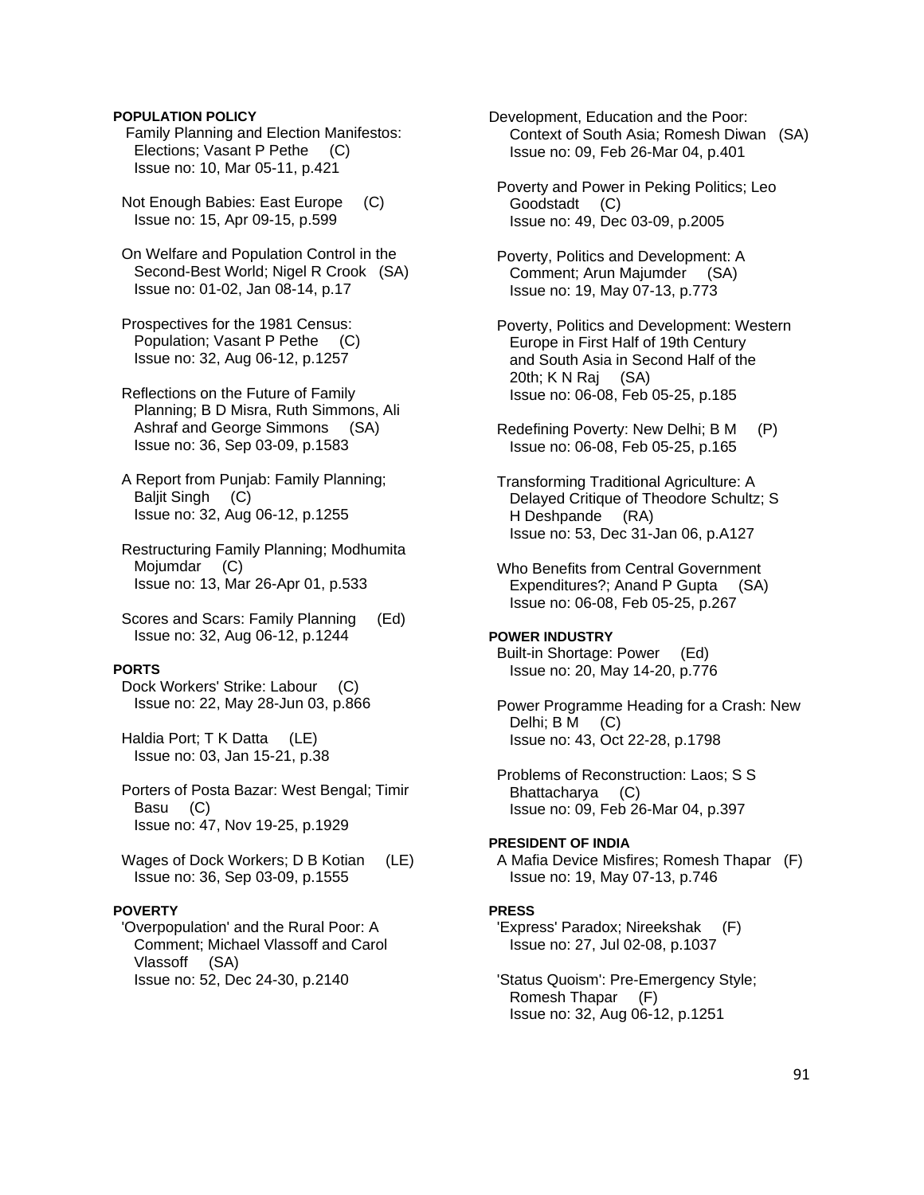**POPULATION POLICY**

Family Planning and Election Manifestos: Elections; Vasant P Pethe (C)
Issue no: 10, Mar 05-11, p.421

Not Enough Babies: East Europe (C)
Issue no: 15, Apr 09-15, p.599

On Welfare and Population Control in the Second-Best World; Nigel R Crook (SA)
Issue no: 01-02, Jan 08-14, p.17

Prospectives for the 1981 Census: Population; Vasant P Pethe (C)
Issue no: 32, Aug 06-12, p.1257

Reflections on the Future of Family Planning; B D Misra, Ruth Simmons, Ali Ashraf and George Simmons (SA)
Issue no: 36, Sep 03-09, p.1583

A Report from Punjab: Family Planning; Baljit Singh (C)
Issue no: 32, Aug 06-12, p.1255

Restructuring Family Planning; Modhumita Mojumdar (C)
Issue no: 13, Mar 26-Apr 01, p.533

Scores and Scars: Family Planning (Ed)
Issue no: 32, Aug 06-12, p.1244

**PORTS**

Dock Workers' Strike: Labour (C)
Issue no: 22, May 28-Jun 03, p.866

Haldia Port; T K Datta (LE)
Issue no: 03, Jan 15-21, p.38

Porters of Posta Bazar: West Bengal; Timir Basu (C)
Issue no: 47, Nov 19-25, p.1929

Wages of Dock Workers; D B Kotian (LE)
Issue no: 36, Sep 03-09, p.1555

**POVERTY**

'Overpopulation' and the Rural Poor: A Comment; Michael Vlassoff and Carol Vlassoff (SA)
Issue no: 52, Dec 24-30, p.2140

Development, Education and the Poor: Context of South Asia; Romesh Diwan (SA)
Issue no: 09, Feb 26-Mar 04, p.401

Poverty and Power in Peking Politics; Leo Goodstadt (C)
Issue no: 49, Dec 03-09, p.2005

Poverty, Politics and Development: A Comment; Arun Majumder (SA)
Issue no: 19, May 07-13, p.773

Poverty, Politics and Development: Western Europe in First Half of 19th Century and South Asia in Second Half of the 20th; K N Raj (SA)
Issue no: 06-08, Feb 05-25, p.185

Redefining Poverty: New Delhi; B M (P)
Issue no: 06-08, Feb 05-25, p.165

Transforming Traditional Agriculture: A Delayed Critique of Theodore Schultz; S H Deshpande (RA)
Issue no: 53, Dec 31-Jan 06, p.A127

Who Benefits from Central Government Expenditures?; Anand P Gupta (SA)
Issue no: 06-08, Feb 05-25, p.267

**POWER INDUSTRY**

Built-in Shortage: Power (Ed)
Issue no: 20, May 14-20, p.776

Power Programme Heading for a Crash: New Delhi; B M (C)
Issue no: 43, Oct 22-28, p.1798

Problems of Reconstruction: Laos; S S Bhattacharya (C)
Issue no: 09, Feb 26-Mar 04, p.397

**PRESIDENT OF INDIA**

A Mafia Device Misfires; Romesh Thapar (F)
Issue no: 19, May 07-13, p.746

**PRESS**

'Express' Paradox; Nireekshak (F)
Issue no: 27, Jul 02-08, p.1037

'Status Quoism': Pre-Emergency Style; Romesh Thapar (F)
Issue no: 32, Aug 06-12, p.1251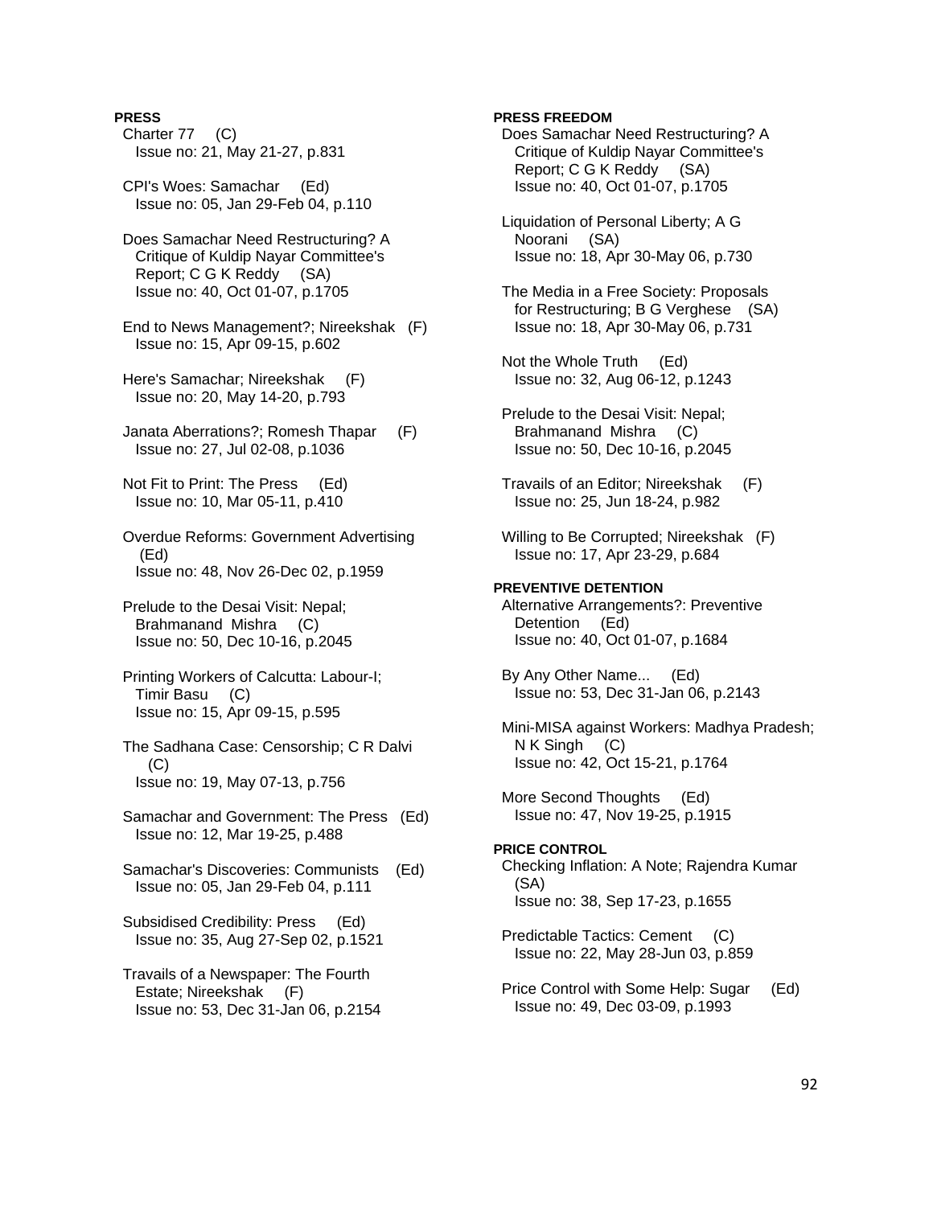**PRESS**

Charter 77 (C)
Issue no: 21, May 21-27, p.831

CPI's Woes: Samachar (Ed)
Issue no: 05, Jan 29-Feb 04, p.110

Does Samachar Need Restructuring? A Critique of Kuldip Nayar Committee's Report; C G K Reddy (SA)
Issue no: 40, Oct 01-07, p.1705

End to News Management?; Nireekshak (F)
Issue no: 15, Apr 09-15, p.602

Here's Samachar; Nireekshak (F)
Issue no: 20, May 14-20, p.793

Janata Aberrations?; Romesh Thapar (F)
Issue no: 27, Jul 02-08, p.1036

Not Fit to Print: The Press (Ed)
Issue no: 10, Mar 05-11, p.410

Overdue Reforms: Government Advertising (Ed)
Issue no: 48, Nov 26-Dec 02, p.1959

Prelude to the Desai Visit: Nepal; Brahmanand Mishra (C)
Issue no: 50, Dec 10-16, p.2045

Printing Workers of Calcutta: Labour-I; Timir Basu (C)
Issue no: 15, Apr 09-15, p.595

The Sadhana Case: Censorship; C R Dalvi (C)
Issue no: 19, May 07-13, p.756

Samachar and Government: The Press (Ed)
Issue no: 12, Mar 19-25, p.488

Samachar's Discoveries: Communists (Ed)
Issue no: 05, Jan 29-Feb 04, p.111

Subsidised Credibility: Press (Ed)
Issue no: 35, Aug 27-Sep 02, p.1521

Travails of a Newspaper: The Fourth Estate; Nireekshak (F)
Issue no: 53, Dec 31-Jan 06, p.2154

**PRESS FREEDOM**

Does Samachar Need Restructuring? A Critique of Kuldip Nayar Committee's Report; C G K Reddy (SA)
Issue no: 40, Oct 01-07, p.1705

Liquidation of Personal Liberty; A G Noorani (SA)
Issue no: 18, Apr 30-May 06, p.730

The Media in a Free Society: Proposals for Restructuring; B G Verghese (SA)
Issue no: 18, Apr 30-May 06, p.731

Not the Whole Truth (Ed)
Issue no: 32, Aug 06-12, p.1243

Prelude to the Desai Visit: Nepal; Brahmanand Mishra (C)
Issue no: 50, Dec 10-16, p.2045

Travails of an Editor; Nireekshak (F)
Issue no: 25, Jun 18-24, p.982

Willing to Be Corrupted; Nireekshak (F)
Issue no: 17, Apr 23-29, p.684

**PREVENTIVE DETENTION**

Alternative Arrangements?: Preventive Detention (Ed)
Issue no: 40, Oct 01-07, p.1684

By Any Other Name... (Ed)
Issue no: 53, Dec 31-Jan 06, p.2143

Mini-MISA against Workers: Madhya Pradesh; N K Singh (C)
Issue no: 42, Oct 15-21, p.1764

More Second Thoughts (Ed)
Issue no: 47, Nov 19-25, p.1915

**PRICE CONTROL**

Checking Inflation: A Note; Rajendra Kumar (SA)
Issue no: 38, Sep 17-23, p.1655

Predictable Tactics: Cement (C)
Issue no: 22, May 28-Jun 03, p.859

Price Control with Some Help: Sugar (Ed)
Issue no: 49, Dec 03-09, p.1993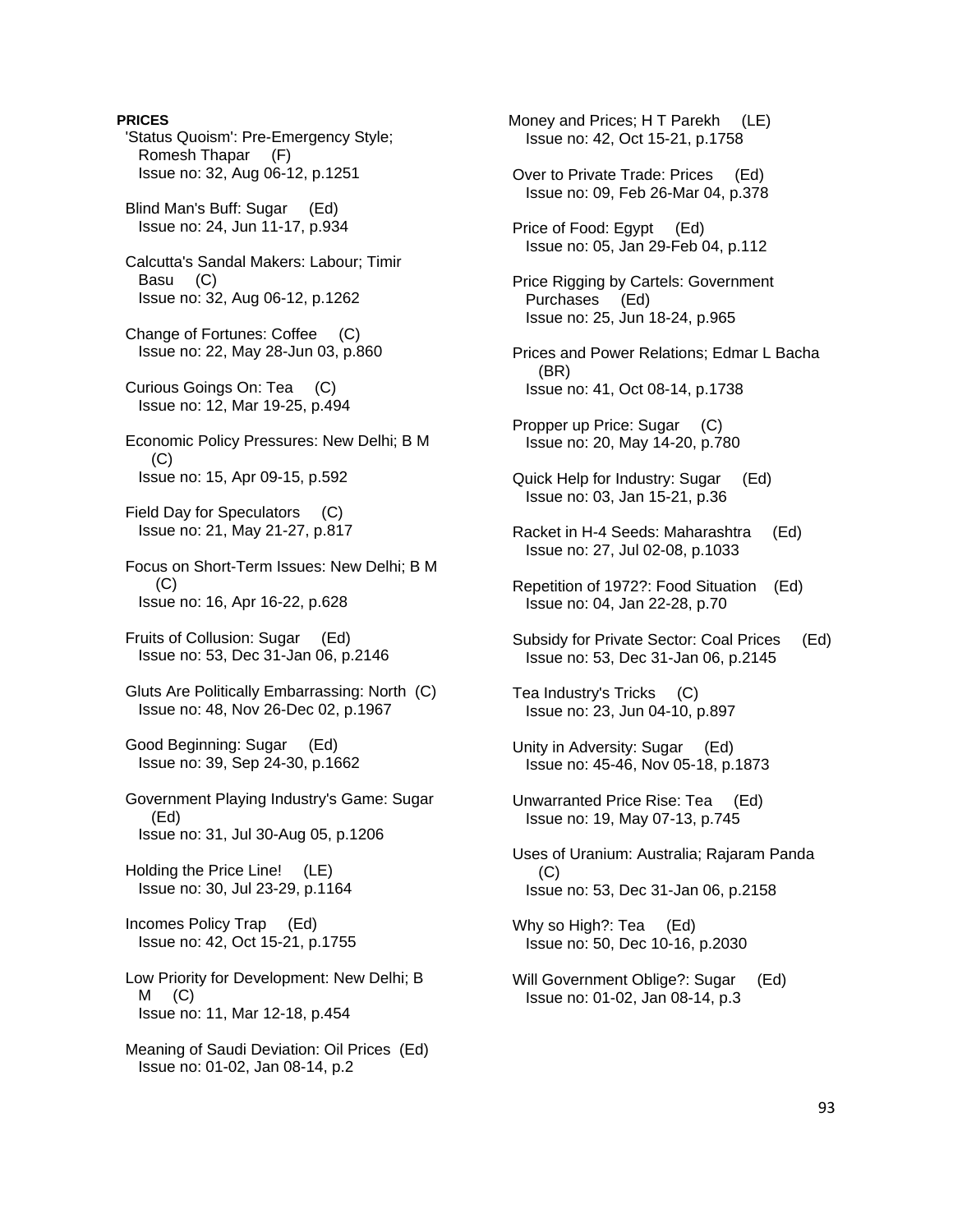**PRICES**

'Status Quoism': Pre-Emergency Style; Romesh Thapar (F)
Issue no: 32, Aug 06-12, p.1251

Blind Man's Buff: Sugar (Ed)
Issue no: 24, Jun 11-17, p.934

Calcutta's Sandal Makers: Labour; Timir Basu (C)
Issue no: 32, Aug 06-12, p.1262

Change of Fortunes: Coffee (C)
Issue no: 22, May 28-Jun 03, p.860

Curious Goings On: Tea (C)
Issue no: 12, Mar 19-25, p.494

Economic Policy Pressures: New Delhi; B M (C)
Issue no: 15, Apr 09-15, p.592

Field Day for Speculators (C)
Issue no: 21, May 21-27, p.817

Focus on Short-Term Issues: New Delhi; B M (C)
Issue no: 16, Apr 16-22, p.628

Fruits of Collusion: Sugar (Ed)
Issue no: 53, Dec 31-Jan 06, p.2146

Gluts Are Politically Embarrassing: North (C)
Issue no: 48, Nov 26-Dec 02, p.1967

Good Beginning: Sugar (Ed)
Issue no: 39, Sep 24-30, p.1662

Government Playing Industry's Game: Sugar (Ed)
Issue no: 31, Jul 30-Aug 05, p.1206

Holding the Price Line! (LE)
Issue no: 30, Jul 23-29, p.1164

Incomes Policy Trap (Ed)
Issue no: 42, Oct 15-21, p.1755

Low Priority for Development: New Delhi; B M (C)
Issue no: 11, Mar 12-18, p.454

Meaning of Saudi Deviation: Oil Prices (Ed)
Issue no: 01-02, Jan 08-14, p.2

Money and Prices; H T Parekh (LE)
Issue no: 42, Oct 15-21, p.1758

Over to Private Trade: Prices (Ed)
Issue no: 09, Feb 26-Mar 04, p.378

Price of Food: Egypt (Ed)
Issue no: 05, Jan 29-Feb 04, p.112

Price Rigging by Cartels: Government Purchases (Ed)
Issue no: 25, Jun 18-24, p.965

Prices and Power Relations; Edmar L Bacha (BR)
Issue no: 41, Oct 08-14, p.1738

Propper up Price: Sugar (C)
Issue no: 20, May 14-20, p.780

Quick Help for Industry: Sugar (Ed)
Issue no: 03, Jan 15-21, p.36

Racket in H-4 Seeds: Maharashtra (Ed)
Issue no: 27, Jul 02-08, p.1033

Repetition of 1972?: Food Situation (Ed)
Issue no: 04, Jan 22-28, p.70

Subsidy for Private Sector: Coal Prices (Ed)
Issue no: 53, Dec 31-Jan 06, p.2145

Tea Industry's Tricks (C)
Issue no: 23, Jun 04-10, p.897

Unity in Adversity: Sugar (Ed)
Issue no: 45-46, Nov 05-18, p.1873

Unwarranted Price Rise: Tea (Ed)
Issue no: 19, May 07-13, p.745

Uses of Uranium: Australia; Rajaram Panda (C)
Issue no: 53, Dec 31-Jan 06, p.2158

Why so High?: Tea (Ed)
Issue no: 50, Dec 10-16, p.2030

Will Government Oblige?: Sugar (Ed)
Issue no: 01-02, Jan 08-14, p.3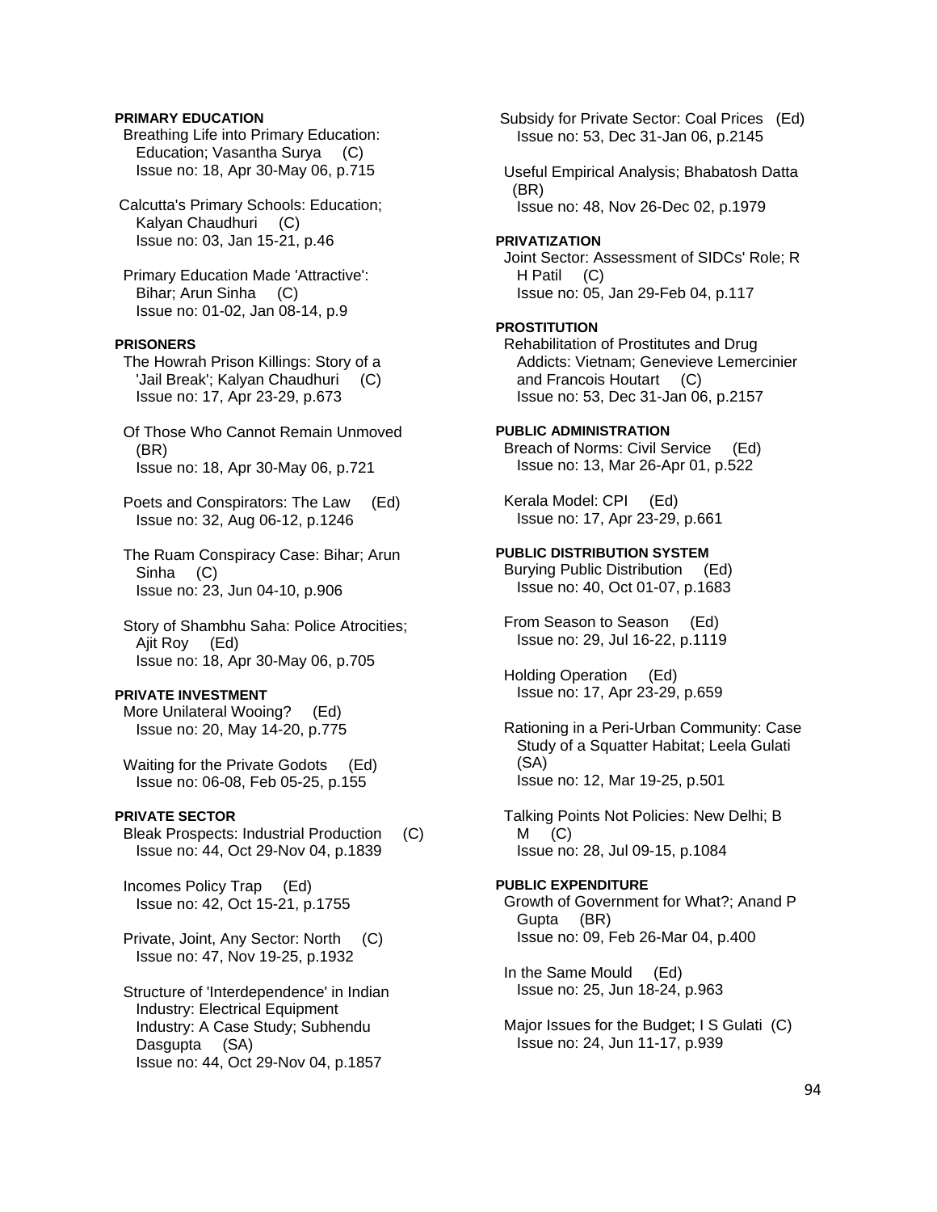**PRIMARY EDUCATION**

Breathing Life into Primary Education: Education; Vasantha Surya (C)
Issue no: 18, Apr 30-May 06, p.715

Calcutta's Primary Schools: Education; Kalyan Chaudhuri (C)
Issue no: 03, Jan 15-21, p.46

Primary Education Made 'Attractive': Bihar; Arun Sinha (C)
Issue no: 01-02, Jan 08-14, p.9

**PRISONERS**

The Howrah Prison Killings: Story of a 'Jail Break'; Kalyan Chaudhuri (C)
Issue no: 17, Apr 23-29, p.673

Of Those Who Cannot Remain Unmoved (BR)
Issue no: 18, Apr 30-May 06, p.721

Poets and Conspirators: The Law (Ed)
Issue no: 32, Aug 06-12, p.1246

The Ruam Conspiracy Case: Bihar; Arun Sinha (C)
Issue no: 23, Jun 04-10, p.906

Story of Shambhu Saha: Police Atrocities; Ajit Roy (Ed)
Issue no: 18, Apr 30-May 06, p.705

**PRIVATE INVESTMENT**

More Unilateral Wooing? (Ed)
Issue no: 20, May 14-20, p.775

Waiting for the Private Godots (Ed)
Issue no: 06-08, Feb 05-25, p.155

**PRIVATE SECTOR**

Bleak Prospects: Industrial Production (C)
Issue no: 44, Oct 29-Nov 04, p.1839

Incomes Policy Trap (Ed)
Issue no: 42, Oct 15-21, p.1755

Private, Joint, Any Sector: North (C)
Issue no: 47, Nov 19-25, p.1932

Structure of 'Interdependence' in Indian Industry: Electrical Equipment Industry: A Case Study; Subhendu Dasgupta (SA)
Issue no: 44, Oct 29-Nov 04, p.1857

Subsidy for Private Sector: Coal Prices (Ed)
Issue no: 53, Dec 31-Jan 06, p.2145

Useful Empirical Analysis; Bhabatosh Datta (BR)
Issue no: 48, Nov 26-Dec 02, p.1979

**PRIVATIZATION**

Joint Sector: Assessment of SIDCs' Role; R H Patil (C)
Issue no: 05, Jan 29-Feb 04, p.117

**PROSTITUTION**

Rehabilitation of Prostitutes and Drug Addicts: Vietnam; Genevieve Lemercinier and Francois Houtart (C)
Issue no: 53, Dec 31-Jan 06, p.2157

**PUBLIC ADMINISTRATION**

Breach of Norms: Civil Service (Ed)
Issue no: 13, Mar 26-Apr 01, p.522

Kerala Model: CPI (Ed)
Issue no: 17, Apr 23-29, p.661

**PUBLIC DISTRIBUTION SYSTEM**

Burying Public Distribution (Ed)
Issue no: 40, Oct 01-07, p.1683

From Season to Season (Ed)
Issue no: 29, Jul 16-22, p.1119

Holding Operation (Ed)
Issue no: 17, Apr 23-29, p.659

Rationing in a Peri-Urban Community: Case Study of a Squatter Habitat; Leela Gulati (SA)
Issue no: 12, Mar 19-25, p.501

Talking Points Not Policies: New Delhi; B M (C)
Issue no: 28, Jul 09-15, p.1084

**PUBLIC EXPENDITURE**

Growth of Government for What?; Anand P Gupta (BR)
Issue no: 09, Feb 26-Mar 04, p.400

In the Same Mould (Ed)
Issue no: 25, Jun 18-24, p.963

Major Issues for the Budget; I S Gulati (C)
Issue no: 24, Jun 11-17, p.939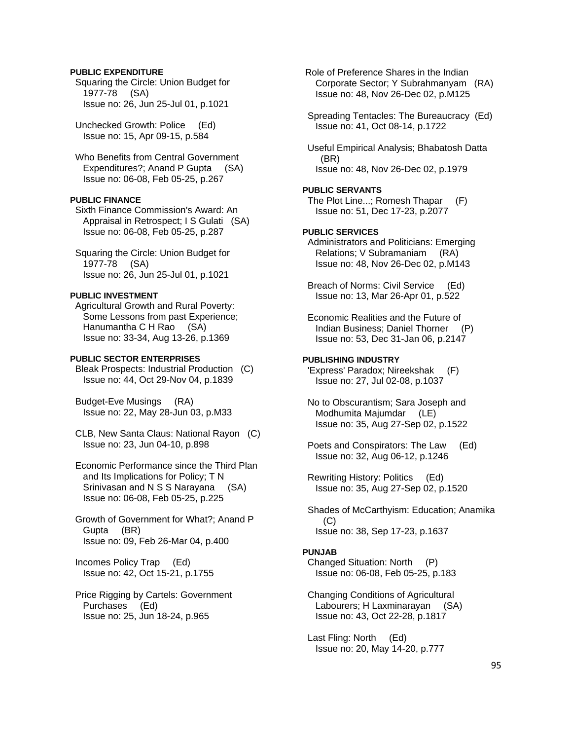**PUBLIC EXPENDITURE**

Squaring the Circle: Union Budget for 1977-78 (SA)
Issue no: 26, Jun 25-Jul 01, p.1021

Unchecked Growth: Police (Ed)
Issue no: 15, Apr 09-15, p.584

Who Benefits from Central Government Expenditures?; Anand P Gupta (SA)
Issue no: 06-08, Feb 05-25, p.267

**PUBLIC FINANCE**

Sixth Finance Commission's Award: An Appraisal in Retrospect; I S Gulati (SA)
Issue no: 06-08, Feb 05-25, p.287

Squaring the Circle: Union Budget for 1977-78 (SA)
Issue no: 26, Jun 25-Jul 01, p.1021

**PUBLIC INVESTMENT**

Agricultural Growth and Rural Poverty: Some Lessons from past Experience; Hanumantha C H Rao (SA)
Issue no: 33-34, Aug 13-26, p.1369

**PUBLIC SECTOR ENTERPRISES**

Bleak Prospects: Industrial Production (C)
Issue no: 44, Oct 29-Nov 04, p.1839

Budget-Eve Musings (RA)
Issue no: 22, May 28-Jun 03, p.M33

CLB, New Santa Claus: National Rayon (C)
Issue no: 23, Jun 04-10, p.898

Economic Performance since the Third Plan and Its Implications for Policy; T N Srinivasan and N S S Narayana (SA)
Issue no: 06-08, Feb 05-25, p.225

Growth of Government for What?; Anand P Gupta (BR)
Issue no: 09, Feb 26-Mar 04, p.400

Incomes Policy Trap (Ed)
Issue no: 42, Oct 15-21, p.1755

Price Rigging by Cartels: Government Purchases (Ed)
Issue no: 25, Jun 18-24, p.965

Role of Preference Shares in the Indian Corporate Sector; Y Subrahmanyam (RA)
Issue no: 48, Nov 26-Dec 02, p.M125

Spreading Tentacles: The Bureaucracy (Ed)
Issue no: 41, Oct 08-14, p.1722

Useful Empirical Analysis; Bhabatosh Datta (BR)
Issue no: 48, Nov 26-Dec 02, p.1979

**PUBLIC SERVANTS**

The Plot Line...; Romesh Thapar (F)
Issue no: 51, Dec 17-23, p.2077

**PUBLIC SERVICES**

Administrators and Politicians: Emerging Relations; V Subramaniam (RA)
Issue no: 48, Nov 26-Dec 02, p.M143

Breach of Norms: Civil Service (Ed)
Issue no: 13, Mar 26-Apr 01, p.522

Economic Realities and the Future of Indian Business; Daniel Thorner (P)
Issue no: 53, Dec 31-Jan 06, p.2147

**PUBLISHING INDUSTRY**

'Express' Paradox; Nireekshak (F)
Issue no: 27, Jul 02-08, p.1037

No to Obscurantism; Sara Joseph and Modhumita Majumdar (LE)
Issue no: 35, Aug 27-Sep 02, p.1522

Poets and Conspirators: The Law (Ed)
Issue no: 32, Aug 06-12, p.1246

Rewriting History: Politics (Ed)
Issue no: 35, Aug 27-Sep 02, p.1520

Shades of McCarthyism: Education; Anamika (C)
Issue no: 38, Sep 17-23, p.1637

**PUNJAB**

Changed Situation: North (P)
Issue no: 06-08, Feb 05-25, p.183

Changing Conditions of Agricultural Labourers; H Laxminarayan (SA)
Issue no: 43, Oct 22-28, p.1817

Last Fling: North (Ed)
Issue no: 20, May 14-20, p.777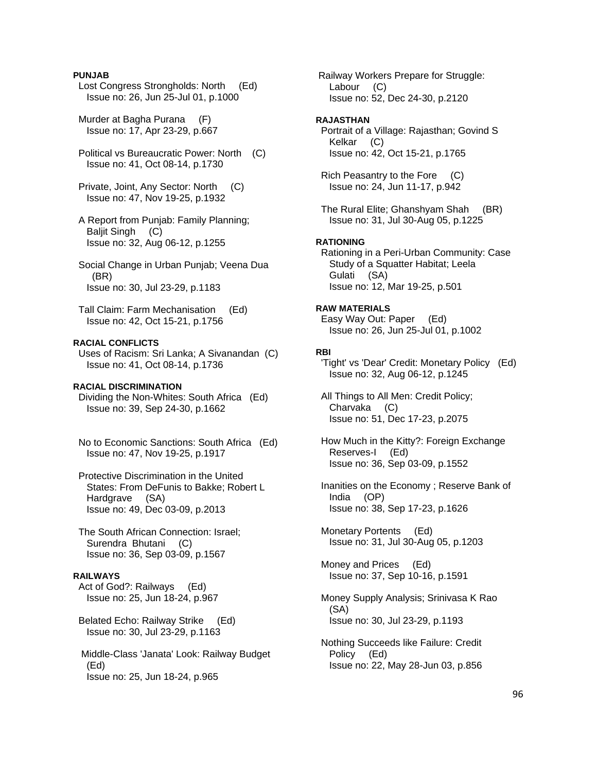**PUNJAB**

Lost Congress Strongholds: North (Ed)
Issue no: 26, Jun 25-Jul 01, p.1000

Murder at Bagha Purana (F)
Issue no: 17, Apr 23-29, p.667

Political vs Bureaucratic Power: North (C)
Issue no: 41, Oct 08-14, p.1730

Private, Joint, Any Sector: North (C)
Issue no: 47, Nov 19-25, p.1932

A Report from Punjab: Family Planning; Baljit Singh (C)
Issue no: 32, Aug 06-12, p.1255

Social Change in Urban Punjab; Veena Dua (BR)
Issue no: 30, Jul 23-29, p.1183

Tall Claim: Farm Mechanisation (Ed)
Issue no: 42, Oct 15-21, p.1756

**RACIAL CONFLICTS**

Uses of Racism: Sri Lanka; A Sivanandan (C)
Issue no: 41, Oct 08-14, p.1736

**RACIAL DISCRIMINATION**

Dividing the Non-Whites: South Africa (Ed)
Issue no: 39, Sep 24-30, p.1662

No to Economic Sanctions: South Africa (Ed)
Issue no: 47, Nov 19-25, p.1917

Protective Discrimination in the United States: From DeFunis to Bakke; Robert L Hardgrave (SA)
Issue no: 49, Dec 03-09, p.2013

The South African Connection: Israel; Surendra Bhutani (C)
Issue no: 36, Sep 03-09, p.1567

**RAILWAYS**

Act of God?: Railways (Ed)
Issue no: 25, Jun 18-24, p.967

Belated Echo: Railway Strike (Ed)
Issue no: 30, Jul 23-29, p.1163

Middle-Class 'Janata' Look: Railway Budget (Ed)
Issue no: 25, Jun 18-24, p.965

Railway Workers Prepare for Struggle: Labour (C)
Issue no: 52, Dec 24-30, p.2120

**RAJASTHAN**

Portrait of a Village: Rajasthan; Govind S Kelkar (C)
Issue no: 42, Oct 15-21, p.1765

Rich Peasantry to the Fore (C)
Issue no: 24, Jun 11-17, p.942

The Rural Elite; Ghanshyam Shah (BR)
Issue no: 31, Jul 30-Aug 05, p.1225

**RATIONING**

Rationing in a Peri-Urban Community: Case Study of a Squatter Habitat; Leela Gulati (SA)
Issue no: 12, Mar 19-25, p.501

**RAW MATERIALS**

Easy Way Out: Paper (Ed)
Issue no: 26, Jun 25-Jul 01, p.1002

**RBI**

'Tight' vs 'Dear' Credit: Monetary Policy (Ed)
Issue no: 32, Aug 06-12, p.1245

All Things to All Men: Credit Policy; Charvaka (C)
Issue no: 51, Dec 17-23, p.2075

How Much in the Kitty?: Foreign Exchange Reserves-I (Ed)
Issue no: 36, Sep 03-09, p.1552

Inanities on the Economy ; Reserve Bank of India (OP)
Issue no: 38, Sep 17-23, p.1626

Monetary Portents (Ed)
Issue no: 31, Jul 30-Aug 05, p.1203

Money and Prices (Ed)
Issue no: 37, Sep 10-16, p.1591

Money Supply Analysis; Srinivasa K Rao (SA)
Issue no: 30, Jul 23-29, p.1193

Nothing Succeeds like Failure: Credit Policy (Ed)
Issue no: 22, May 28-Jun 03, p.856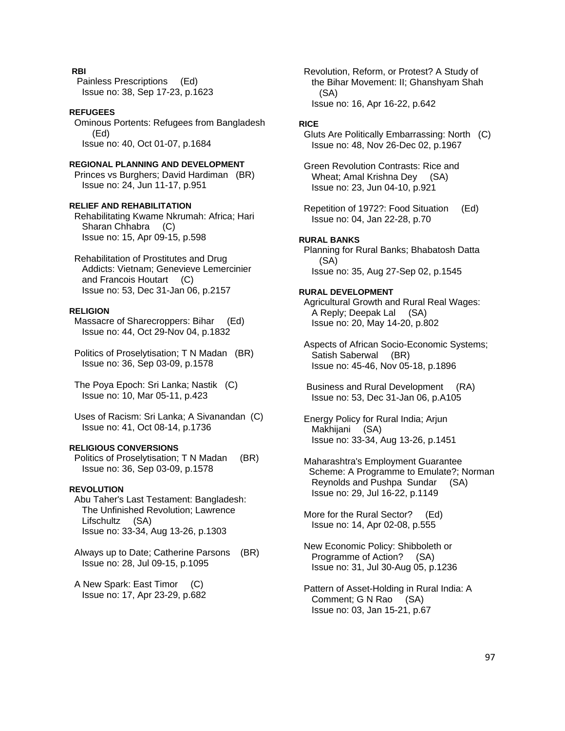**RBI**

Painless Prescriptions (Ed)
Issue no: 38, Sep 17-23, p.1623

**REFUGEES**

Ominous Portents: Refugees from Bangladesh (Ed)
Issue no: 40, Oct 01-07, p.1684

**REGIONAL PLANNING AND DEVELOPMENT**

Princes vs Burghers; David Hardiman (BR)
Issue no: 24, Jun 11-17, p.951

**RELIEF AND REHABILITATION**

Rehabilitating Kwame Nkrumah: Africa; Hari Sharan Chhabra (C)
Issue no: 15, Apr 09-15, p.598

Rehabilitation of Prostitutes and Drug Addicts: Vietnam; Genevieve Lemercinier and Francois Houtart (C)
Issue no: 53, Dec 31-Jan 06, p.2157

**RELIGION**

Massacre of Sharecroppers: Bihar (Ed)
Issue no: 44, Oct 29-Nov 04, p.1832

Politics of Proselytisation; T N Madan (BR)
Issue no: 36, Sep 03-09, p.1578

The Poya Epoch: Sri Lanka; Nastik (C)
Issue no: 10, Mar 05-11, p.423

Uses of Racism: Sri Lanka; A Sivanandan (C)
Issue no: 41, Oct 08-14, p.1736

**RELIGIOUS CONVERSIONS**

Politics of Proselytisation; T N Madan (BR)
Issue no: 36, Sep 03-09, p.1578

**REVOLUTION**

Abu Taher's Last Testament: Bangladesh: The Unfinished Revolution; Lawrence Lifschultz (SA)
Issue no: 33-34, Aug 13-26, p.1303

Always up to Date; Catherine Parsons (BR)
Issue no: 28, Jul 09-15, p.1095

A New Spark: East Timor (C)
Issue no: 17, Apr 23-29, p.682

Revolution, Reform, or Protest? A Study of the Bihar Movement: II; Ghanshyam Shah (SA)
Issue no: 16, Apr 16-22, p.642

**RICE**

Gluts Are Politically Embarrassing: North (C)
Issue no: 48, Nov 26-Dec 02, p.1967

Green Revolution Contrasts: Rice and Wheat; Amal Krishna Dey (SA)
Issue no: 23, Jun 04-10, p.921

Repetition of 1972?: Food Situation (Ed)
Issue no: 04, Jan 22-28, p.70

**RURAL BANKS**

Planning for Rural Banks; Bhabatosh Datta (SA)
Issue no: 35, Aug 27-Sep 02, p.1545

**RURAL DEVELOPMENT**

Agricultural Growth and Rural Real Wages: A Reply; Deepak Lal (SA)
Issue no: 20, May 14-20, p.802

Aspects of African Socio-Economic Systems; Satish Saberwal (BR)
Issue no: 45-46, Nov 05-18, p.1896

Business and Rural Development (RA)
Issue no: 53, Dec 31-Jan 06, p.A105

Energy Policy for Rural India; Arjun Makhijani (SA)
Issue no: 33-34, Aug 13-26, p.1451

Maharashtra's Employment Guarantee Scheme: A Programme to Emulate?; Norman Reynolds and Pushpa Sundar (SA)
Issue no: 29, Jul 16-22, p.1149

More for the Rural Sector? (Ed)
Issue no: 14, Apr 02-08, p.555

New Economic Policy: Shibboleth or Programme of Action? (SA)
Issue no: 31, Jul 30-Aug 05, p.1236

Pattern of Asset-Holding in Rural India: A Comment; G N Rao (SA)
Issue no: 03, Jan 15-21, p.67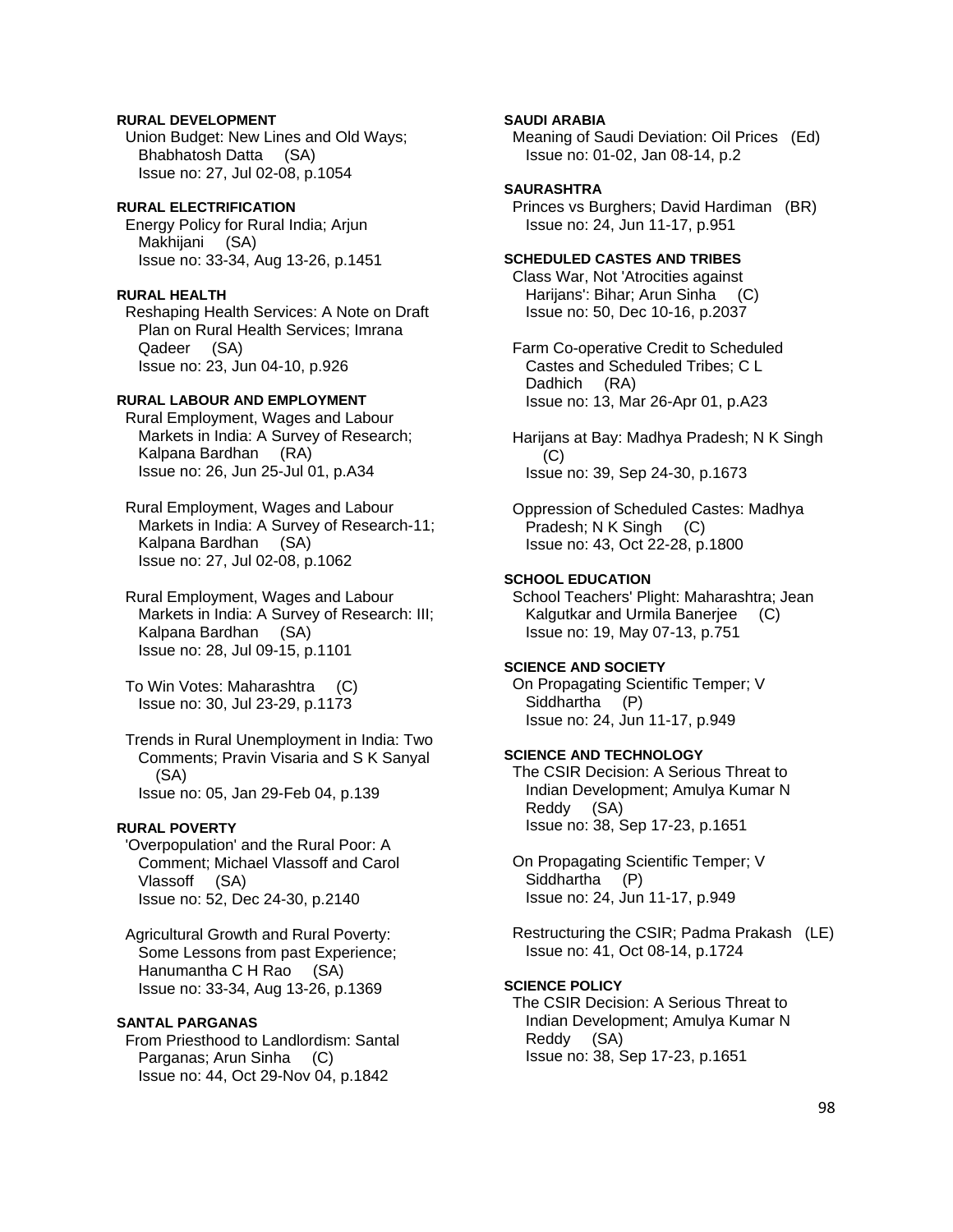**RURAL DEVELOPMENT**

Union Budget: New Lines and Old Ways; Bhabhatosh Datta (SA)
Issue no: 27, Jul 02-08, p.1054

**RURAL ELECTRIFICATION**

Energy Policy for Rural India; Arjun Makhijani (SA)
Issue no: 33-34, Aug 13-26, p.1451

**RURAL HEALTH**

Reshaping Health Services: A Note on Draft Plan on Rural Health Services; Imrana Qadeer (SA)
Issue no: 23, Jun 04-10, p.926

**RURAL LABOUR AND EMPLOYMENT**

Rural Employment, Wages and Labour Markets in India: A Survey of Research; Kalpana Bardhan (RA)
Issue no: 26, Jun 25-Jul 01, p.A34

Rural Employment, Wages and Labour Markets in India: A Survey of Research-11; Kalpana Bardhan (SA)
Issue no: 27, Jul 02-08, p.1062

Rural Employment, Wages and Labour Markets in India: A Survey of Research: III; Kalpana Bardhan (SA)
Issue no: 28, Jul 09-15, p.1101

To Win Votes: Maharashtra (C)
Issue no: 30, Jul 23-29, p.1173

Trends in Rural Unemployment in India: Two Comments; Pravin Visaria and S K Sanyal (SA)
Issue no: 05, Jan 29-Feb 04, p.139

**RURAL POVERTY**

'Overpopulation' and the Rural Poor: A Comment; Michael Vlassoff and Carol Vlassoff (SA)
Issue no: 52, Dec 24-30, p.2140

Agricultural Growth and Rural Poverty: Some Lessons from past Experience; Hanumantha C H Rao (SA)
Issue no: 33-34, Aug 13-26, p.1369

**SANTAL PARGANAS**

From Priesthood to Landlordism: Santal Parganas; Arun Sinha (C)
Issue no: 44, Oct 29-Nov 04, p.1842

**SAUDI ARABIA**

Meaning of Saudi Deviation: Oil Prices (Ed)
Issue no: 01-02, Jan 08-14, p.2

**SAURASHTRA**

Princes vs Burghers; David Hardiman (BR)
Issue no: 24, Jun 11-17, p.951

**SCHEDULED CASTES AND TRIBES**

Class War, Not 'Atrocities against Harijans': Bihar; Arun Sinha (C)
Issue no: 50, Dec 10-16, p.2037

Farm Co-operative Credit to Scheduled Castes and Scheduled Tribes; C L Dadhich (RA)
Issue no: 13, Mar 26-Apr 01, p.A23

Harijans at Bay: Madhya Pradesh; N K Singh (C)
Issue no: 39, Sep 24-30, p.1673

Oppression of Scheduled Castes: Madhya Pradesh; N K Singh (C)
Issue no: 43, Oct 22-28, p.1800

**SCHOOL EDUCATION**

School Teachers' Plight: Maharashtra; Jean Kalgutkar and Urmila Banerjee (C)
Issue no: 19, May 07-13, p.751

**SCIENCE AND SOCIETY**

On Propagating Scientific Temper; V Siddhartha (P)
Issue no: 24, Jun 11-17, p.949

**SCIENCE AND TECHNOLOGY**

The CSIR Decision: A Serious Threat to Indian Development; Amulya Kumar N Reddy (SA)
Issue no: 38, Sep 17-23, p.1651

On Propagating Scientific Temper; V Siddhartha (P)
Issue no: 24, Jun 11-17, p.949

Restructuring the CSIR; Padma Prakash (LE)
Issue no: 41, Oct 08-14, p.1724

**SCIENCE POLICY**

The CSIR Decision: A Serious Threat to Indian Development; Amulya Kumar N Reddy (SA)
Issue no: 38, Sep 17-23, p.1651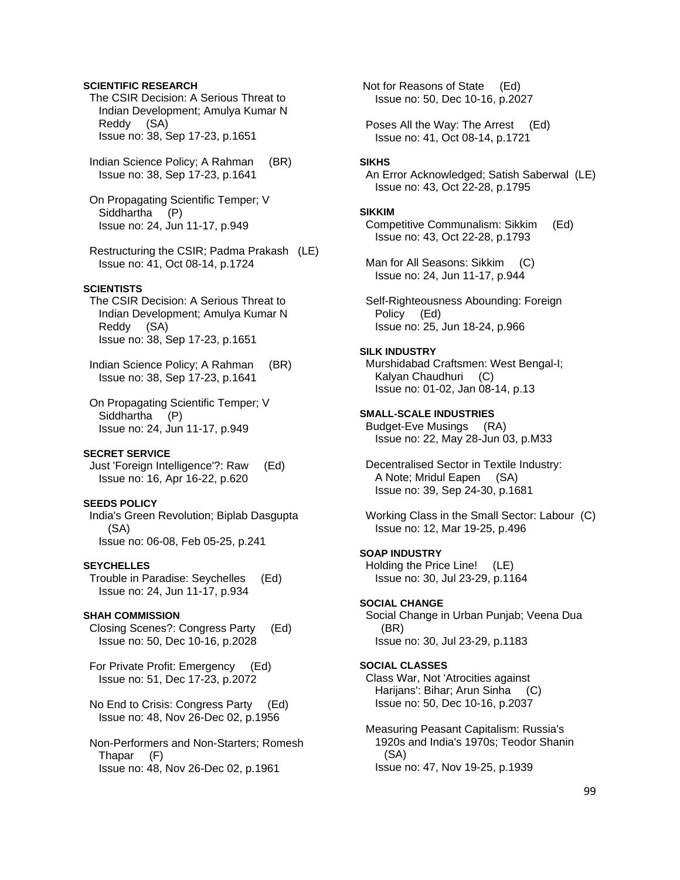**SCIENTIFIC RESEARCH**

The CSIR Decision: A Serious Threat to Indian Development; Amulya Kumar N Reddy (SA)
Issue no: 38, Sep 17-23, p.1651

Indian Science Policy; A Rahman (BR)
Issue no: 38, Sep 17-23, p.1641

On Propagating Scientific Temper; V Siddhartha (P)
Issue no: 24, Jun 11-17, p.949

Restructuring the CSIR; Padma Prakash (LE)
Issue no: 41, Oct 08-14, p.1724

**SCIENTISTS**

The CSIR Decision: A Serious Threat to Indian Development; Amulya Kumar N Reddy (SA)
Issue no: 38, Sep 17-23, p.1651

Indian Science Policy; A Rahman (BR)
Issue no: 38, Sep 17-23, p.1641

On Propagating Scientific Temper; V Siddhartha (P)
Issue no: 24, Jun 11-17, p.949

**SECRET SERVICE**

Just 'Foreign Intelligence'?: Raw (Ed)
Issue no: 16, Apr 16-22, p.620

**SEEDS POLICY**

India's Green Revolution; Biplab Dasgupta (SA)
Issue no: 06-08, Feb 05-25, p.241

**SEYCHELLES**

Trouble in Paradise: Seychelles (Ed)
Issue no: 24, Jun 11-17, p.934

**SHAH COMMISSION**

Closing Scenes?: Congress Party (Ed)
Issue no: 50, Dec 10-16, p.2028

For Private Profit: Emergency (Ed)
Issue no: 51, Dec 17-23, p.2072

No End to Crisis: Congress Party (Ed)
Issue no: 48, Nov 26-Dec 02, p.1956

Non-Performers and Non-Starters; Romesh Thapar (F)
Issue no: 48, Nov 26-Dec 02, p.1961

Not for Reasons of State (Ed)
Issue no: 50, Dec 10-16, p.2027

Poses All the Way: The Arrest (Ed)
Issue no: 41, Oct 08-14, p.1721

**SIKHS**

An Error Acknowledged; Satish Saberwal (LE)
Issue no: 43, Oct 22-28, p.1795

**SIKKIM**

Competitive Communalism: Sikkim (Ed)
Issue no: 43, Oct 22-28, p.1793

Man for All Seasons: Sikkim (C)
Issue no: 24, Jun 11-17, p.944

Self-Righteousness Abounding: Foreign Policy (Ed)
Issue no: 25, Jun 18-24, p.966

**SILK INDUSTRY**

Murshidabad Craftsmen: West Bengal-I; Kalyan Chaudhuri (C)
Issue no: 01-02, Jan 08-14, p.13

**SMALL-SCALE INDUSTRIES**

Budget-Eve Musings (RA)
Issue no: 22, May 28-Jun 03, p.M33

Decentralised Sector in Textile Industry: A Note; Mridul Eapen (SA)
Issue no: 39, Sep 24-30, p.1681

Working Class in the Small Sector: Labour (C)
Issue no: 12, Mar 19-25, p.496

**SOAP INDUSTRY**

Holding the Price Line! (LE)
Issue no: 30, Jul 23-29, p.1164

**SOCIAL CHANGE**

Social Change in Urban Punjab; Veena Dua (BR)
Issue no: 30, Jul 23-29, p.1183

**SOCIAL CLASSES**

Class War, Not 'Atrocities against Harijans': Bihar; Arun Sinha (C)
Issue no: 50, Dec 10-16, p.2037

Measuring Peasant Capitalism: Russia's 1920s and India's 1970s; Teodor Shanin (SA)
Issue no: 47, Nov 19-25, p.1939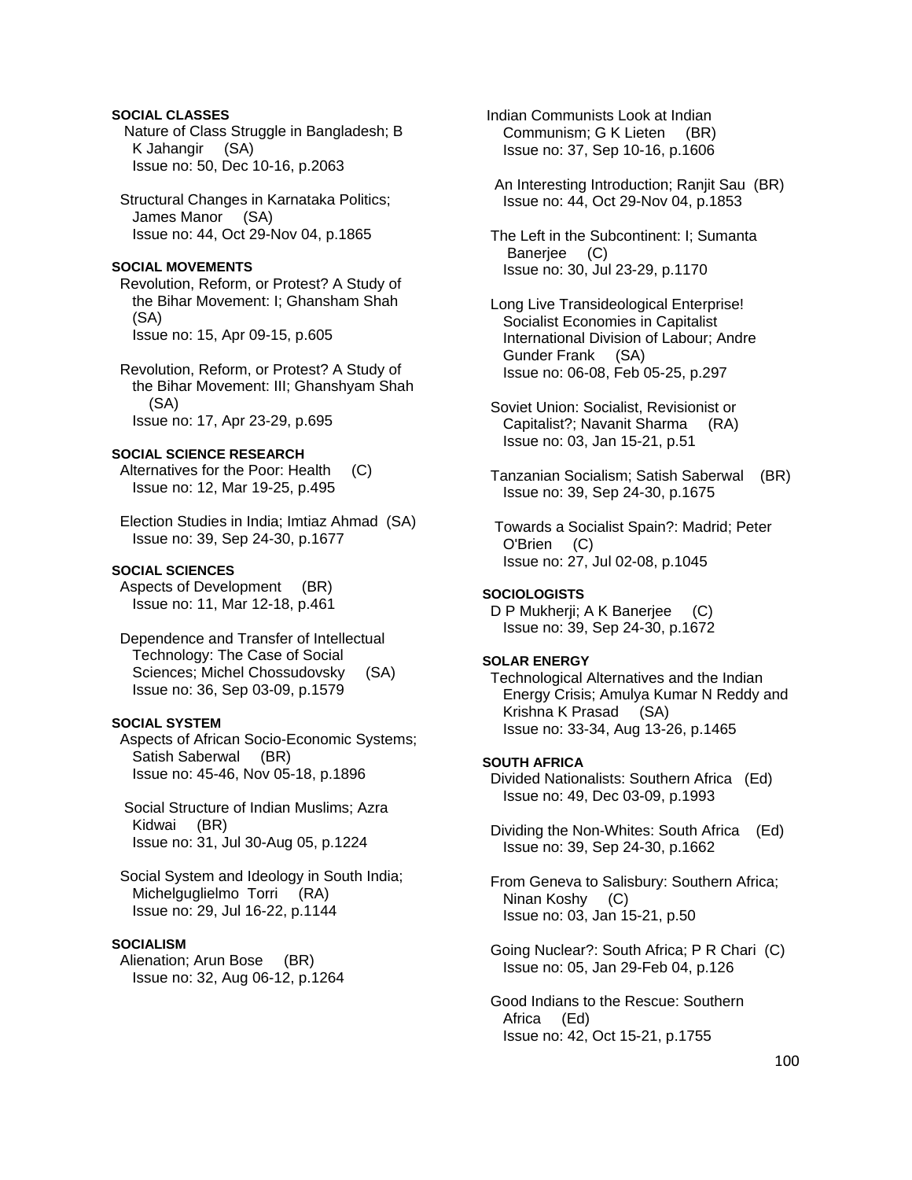**SOCIAL CLASSES**

Nature of Class Struggle in Bangladesh; B K Jahangir (SA)
Issue no: 50, Dec 10-16, p.2063

Structural Changes in Karnataka Politics; James Manor (SA)
Issue no: 44, Oct 29-Nov 04, p.1865

**SOCIAL MOVEMENTS**

Revolution, Reform, or Protest? A Study of the Bihar Movement: I; Ghansham Shah (SA)
Issue no: 15, Apr 09-15, p.605

Revolution, Reform, or Protest? A Study of the Bihar Movement: III; Ghanshyam Shah (SA)
Issue no: 17, Apr 23-29, p.695

**SOCIAL SCIENCE RESEARCH**

Alternatives for the Poor: Health (C)
Issue no: 12, Mar 19-25, p.495

Election Studies in India; Imtiaz Ahmad (SA)
Issue no: 39, Sep 24-30, p.1677

**SOCIAL SCIENCES**

Aspects of Development (BR)
Issue no: 11, Mar 12-18, p.461

Dependence and Transfer of Intellectual Technology: The Case of Social Sciences; Michel Chossudovsky (SA)
Issue no: 36, Sep 03-09, p.1579

**SOCIAL SYSTEM**

Aspects of African Socio-Economic Systems; Satish Saberwal (BR)
Issue no: 45-46, Nov 05-18, p.1896

Social Structure of Indian Muslims; Azra Kidwai (BR)
Issue no: 31, Jul 30-Aug 05, p.1224

Social System and Ideology in South India; Michelguglielmo Torri (RA)
Issue no: 29, Jul 16-22, p.1144

**SOCIALISM**

Alienation; Arun Bose (BR)
Issue no: 32, Aug 06-12, p.1264

Indian Communists Look at Indian Communism; G K Lieten (BR)
Issue no: 37, Sep 10-16, p.1606

An Interesting Introduction; Ranjit Sau (BR)
Issue no: 44, Oct 29-Nov 04, p.1853

The Left in the Subcontinent: I; Sumanta Banerjee (C)
Issue no: 30, Jul 23-29, p.1170

Long Live Transideological Enterprise! Socialist Economies in Capitalist International Division of Labour; Andre Gunder Frank (SA)
Issue no: 06-08, Feb 05-25, p.297

Soviet Union: Socialist, Revisionist or Capitalist?; Navanit Sharma (RA)
Issue no: 03, Jan 15-21, p.51

Tanzanian Socialism; Satish Saberwal (BR)
Issue no: 39, Sep 24-30, p.1675

Towards a Socialist Spain?: Madrid; Peter O'Brien (C)
Issue no: 27, Jul 02-08, p.1045

**SOCIOLOGISTS**

D P Mukherji; A K Banerjee (C)
Issue no: 39, Sep 24-30, p.1672

**SOLAR ENERGY**

Technological Alternatives and the Indian Energy Crisis; Amulya Kumar N Reddy and Krishna K Prasad (SA)
Issue no: 33-34, Aug 13-26, p.1465

**SOUTH AFRICA**

Divided Nationalists: Southern Africa (Ed)
Issue no: 49, Dec 03-09, p.1993

Dividing the Non-Whites: South Africa (Ed)
Issue no: 39, Sep 24-30, p.1662

From Geneva to Salisbury: Southern Africa; Ninan Koshy (C)
Issue no: 03, Jan 15-21, p.50

Going Nuclear?: South Africa; P R Chari (C)
Issue no: 05, Jan 29-Feb 04, p.126

Good Indians to the Rescue: Southern Africa (Ed)
Issue no: 42, Oct 15-21, p.1755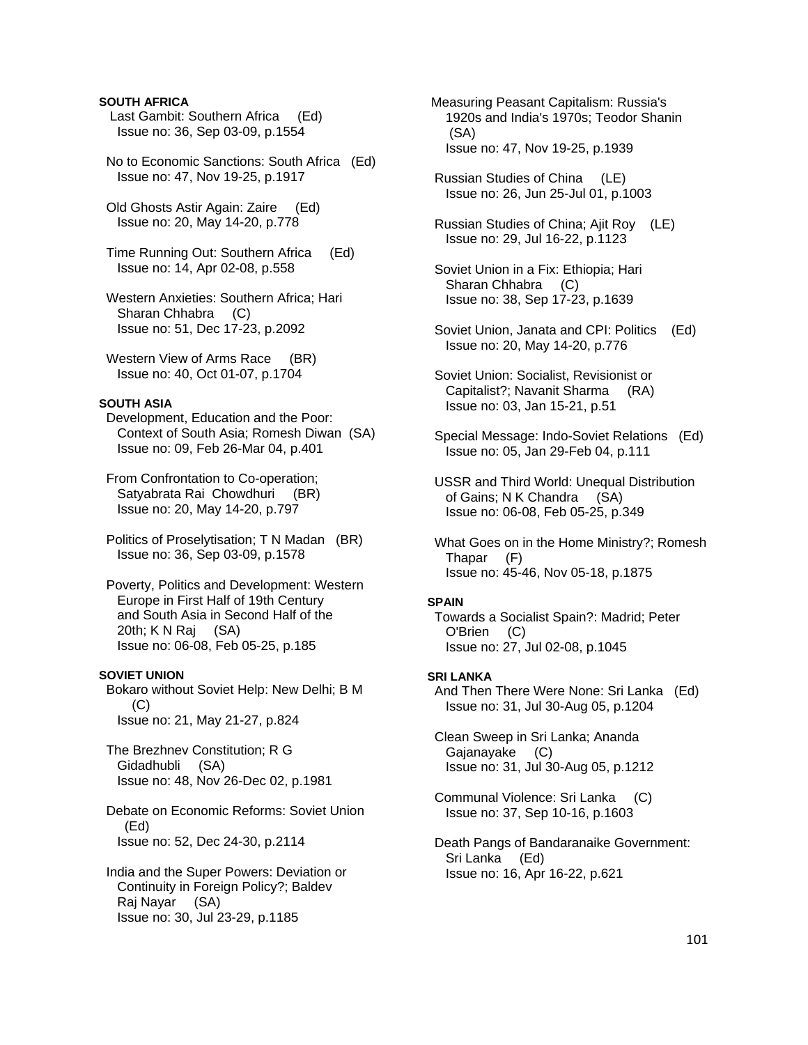**SOUTH AFRICA**

Last Gambit: Southern Africa (Ed)
Issue no: 36, Sep 03-09, p.1554

No to Economic Sanctions: South Africa (Ed)
Issue no: 47, Nov 19-25, p.1917

Old Ghosts Astir Again: Zaire (Ed)
Issue no: 20, May 14-20, p.778

Time Running Out: Southern Africa (Ed)
Issue no: 14, Apr 02-08, p.558

Western Anxieties: Southern Africa; Hari Sharan Chhabra (C)
Issue no: 51, Dec 17-23, p.2092

Western View of Arms Race (BR)
Issue no: 40, Oct 01-07, p.1704

**SOUTH ASIA**

Development, Education and the Poor: Context of South Asia; Romesh Diwan (SA)
Issue no: 09, Feb 26-Mar 04, p.401

From Confrontation to Co-operation; Satyabrata Rai Chowdhuri (BR)
Issue no: 20, May 14-20, p.797

Politics of Proselytisation; T N Madan (BR)
Issue no: 36, Sep 03-09, p.1578

Poverty, Politics and Development: Western Europe in First Half of 19th Century and South Asia in Second Half of the 20th; K N Raj (SA)
Issue no: 06-08, Feb 05-25, p.185

**SOVIET UNION**

Bokaro without Soviet Help: New Delhi; B M (C)
Issue no: 21, May 21-27, p.824

The Brezhnev Constitution; R G Gidadhubli (SA)
Issue no: 48, Nov 26-Dec 02, p.1981

Debate on Economic Reforms: Soviet Union (Ed)
Issue no: 52, Dec 24-30, p.2114

India and the Super Powers: Deviation or Continuity in Foreign Policy?; Baldev Raj Nayar (SA)
Issue no: 30, Jul 23-29, p.1185

Measuring Peasant Capitalism: Russia's 1920s and India's 1970s; Teodor Shanin (SA)
Issue no: 47, Nov 19-25, p.1939

Russian Studies of China (LE)
Issue no: 26, Jun 25-Jul 01, p.1003

Russian Studies of China; Ajit Roy (LE)
Issue no: 29, Jul 16-22, p.1123

Soviet Union in a Fix: Ethiopia; Hari Sharan Chhabra (C)
Issue no: 38, Sep 17-23, p.1639

Soviet Union, Janata and CPI: Politics (Ed)
Issue no: 20, May 14-20, p.776

Soviet Union: Socialist, Revisionist or Capitalist?; Navanit Sharma (RA)
Issue no: 03, Jan 15-21, p.51

Special Message: Indo-Soviet Relations (Ed)
Issue no: 05, Jan 29-Feb 04, p.111

USSR and Third World: Unequal Distribution of Gains; N K Chandra (SA)
Issue no: 06-08, Feb 05-25, p.349

What Goes on in the Home Ministry?; Romesh Thapar (F)
Issue no: 45-46, Nov 05-18, p.1875

**SPAIN**

Towards a Socialist Spain?: Madrid; Peter O'Brien (C)
Issue no: 27, Jul 02-08, p.1045

**SRI LANKA**

And Then There Were None: Sri Lanka (Ed)
Issue no: 31, Jul 30-Aug 05, p.1204

Clean Sweep in Sri Lanka; Ananda Gajanayake (C)
Issue no: 31, Jul 30-Aug 05, p.1212

Communal Violence: Sri Lanka (C)
Issue no: 37, Sep 10-16, p.1603

Death Pangs of Bandaranaike Government: Sri Lanka (Ed)
Issue no: 16, Apr 16-22, p.621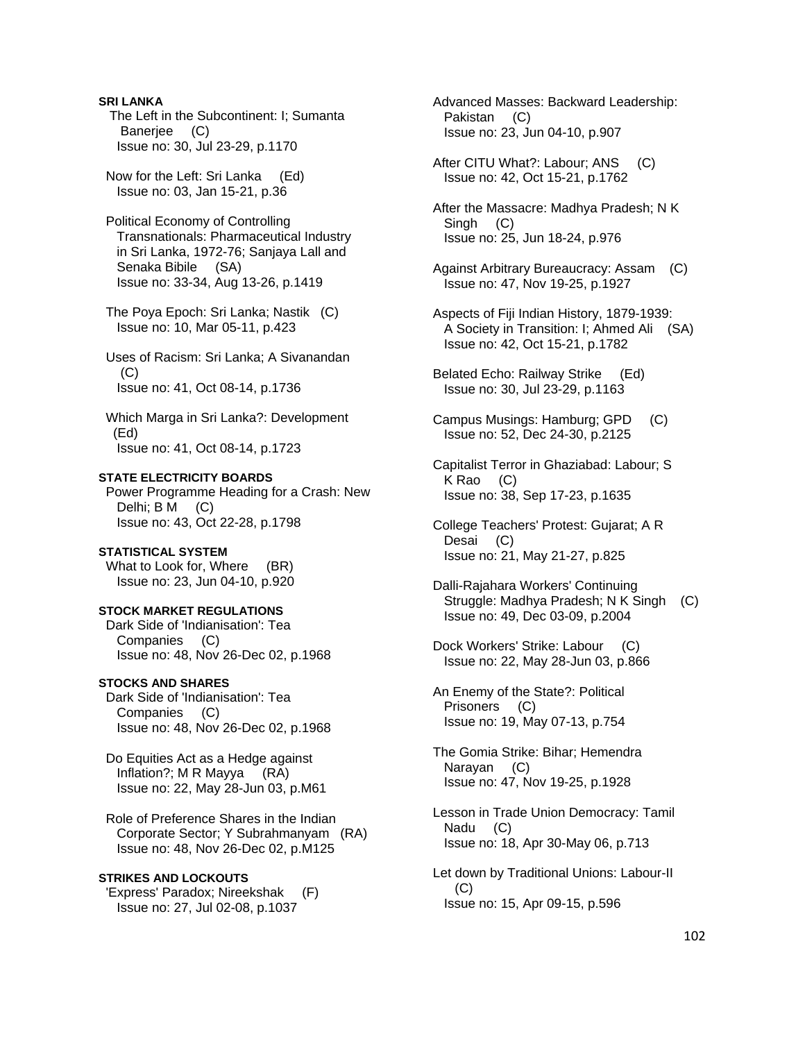**SRI LANKA**

The Left in the Subcontinent: I; Sumanta Banerjee (C)
Issue no: 30, Jul 23-29, p.1170

Now for the Left: Sri Lanka (Ed)
Issue no: 03, Jan 15-21, p.36

Political Economy of Controlling Transnationals: Pharmaceutical Industry in Sri Lanka, 1972-76; Sanjaya Lall and Senaka Bibile (SA)
Issue no: 33-34, Aug 13-26, p.1419

The Poya Epoch: Sri Lanka; Nastik (C)
Issue no: 10, Mar 05-11, p.423

Uses of Racism: Sri Lanka; A Sivanandan (C)
Issue no: 41, Oct 08-14, p.1736

Which Marga in Sri Lanka?: Development (Ed)
Issue no: 41, Oct 08-14, p.1723

**STATE ELECTRICITY BOARDS**

Power Programme Heading for a Crash: New Delhi; B M (C)
Issue no: 43, Oct 22-28, p.1798

**STATISTICAL SYSTEM**

What to Look for, Where (BR)
Issue no: 23, Jun 04-10, p.920

**STOCK MARKET REGULATIONS**

Dark Side of 'Indianisation': Tea Companies (C)
Issue no: 48, Nov 26-Dec 02, p.1968

**STOCKS AND SHARES**

Dark Side of 'Indianisation': Tea Companies (C)
Issue no: 48, Nov 26-Dec 02, p.1968

Do Equities Act as a Hedge against Inflation?; M R Mayya (RA)
Issue no: 22, May 28-Jun 03, p.M61

Role of Preference Shares in the Indian Corporate Sector; Y Subrahmanyam (RA)
Issue no: 48, Nov 26-Dec 02, p.M125

**STRIKES AND LOCKOUTS**

'Express' Paradox; Nireekshak (F)
Issue no: 27, Jul 02-08, p.1037

Advanced Masses: Backward Leadership: Pakistan (C)
Issue no: 23, Jun 04-10, p.907

After CITU What?: Labour; ANS (C)
Issue no: 42, Oct 15-21, p.1762

After the Massacre: Madhya Pradesh; N K Singh (C)
Issue no: 25, Jun 18-24, p.976

Against Arbitrary Bureaucracy: Assam (C)
Issue no: 47, Nov 19-25, p.1927

Aspects of Fiji Indian History, 1879-1939: A Society in Transition: I; Ahmed Ali (SA)
Issue no: 42, Oct 15-21, p.1782

Belated Echo: Railway Strike (Ed)
Issue no: 30, Jul 23-29, p.1163

Campus Musings: Hamburg; GPD (C)
Issue no: 52, Dec 24-30, p.2125

Capitalist Terror in Ghaziabad: Labour; S K Rao (C)
Issue no: 38, Sep 17-23, p.1635

College Teachers' Protest: Gujarat; A R Desai (C)
Issue no: 21, May 21-27, p.825

Dalli-Rajahara Workers' Continuing Struggle: Madhya Pradesh; N K Singh (C)
Issue no: 49, Dec 03-09, p.2004

Dock Workers' Strike: Labour (C)
Issue no: 22, May 28-Jun 03, p.866

An Enemy of the State?: Political Prisoners (C)
Issue no: 19, May 07-13, p.754

The Gomia Strike: Bihar; Hemendra Narayan (C)
Issue no: 47, Nov 19-25, p.1928

Lesson in Trade Union Democracy: Tamil Nadu (C)
Issue no: 18, Apr 30-May 06, p.713

Let down by Traditional Unions: Labour-II (C)
Issue no: 15, Apr 09-15, p.596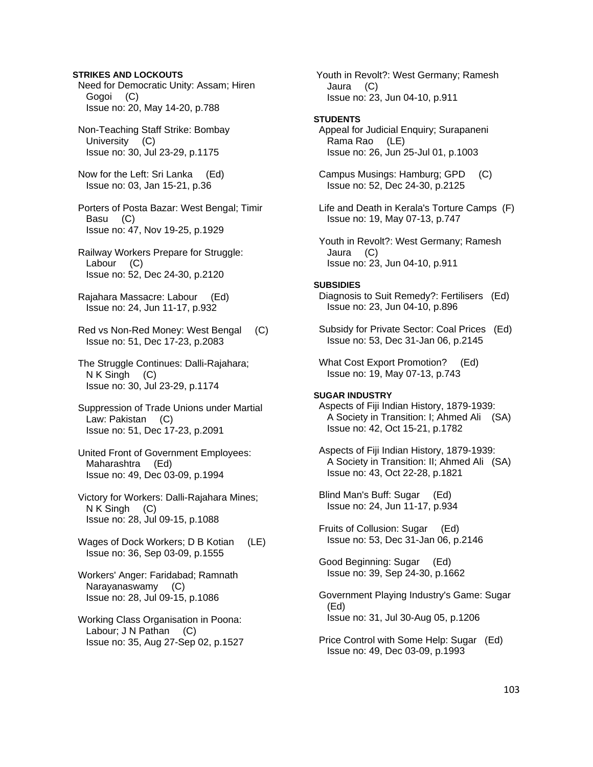**STRIKES AND LOCKOUTS**

Need for Democratic Unity: Assam; Hiren Gogoi (C)
Issue no: 20, May 14-20, p.788

Non-Teaching Staff Strike: Bombay University (C)
Issue no: 30, Jul 23-29, p.1175

Now for the Left: Sri Lanka (Ed)
Issue no: 03, Jan 15-21, p.36

Porters of Posta Bazar: West Bengal; Timir Basu (C)
Issue no: 47, Nov 19-25, p.1929

Railway Workers Prepare for Struggle: Labour (C)
Issue no: 52, Dec 24-30, p.2120

Rajahara Massacre: Labour (Ed)
Issue no: 24, Jun 11-17, p.932

Red vs Non-Red Money: West Bengal (C)
Issue no: 51, Dec 17-23, p.2083

The Struggle Continues: Dalli-Rajahara; N K Singh (C)
Issue no: 30, Jul 23-29, p.1174

Suppression of Trade Unions under Martial Law: Pakistan (C)
Issue no: 51, Dec 17-23, p.2091

United Front of Government Employees: Maharashtra (Ed)
Issue no: 49, Dec 03-09, p.1994

Victory for Workers: Dalli-Rajahara Mines; N K Singh (C)
Issue no: 28, Jul 09-15, p.1088

Wages of Dock Workers; D B Kotian (LE)
Issue no: 36, Sep 03-09, p.1555

Workers' Anger: Faridabad; Ramnath Narayanaswamy (C)
Issue no: 28, Jul 09-15, p.1086

Working Class Organisation in Poona: Labour; J N Pathan (C)
Issue no: 35, Aug 27-Sep 02, p.1527

Youth in Revolt?: West Germany; Ramesh Jaura (C)
Issue no: 23, Jun 04-10, p.911

**STUDENTS**

Appeal for Judicial Enquiry; Surapaneni Rama Rao (LE)
Issue no: 26, Jun 25-Jul 01, p.1003

Campus Musings: Hamburg; GPD (C)
Issue no: 52, Dec 24-30, p.2125

Life and Death in Kerala's Torture Camps (F)
Issue no: 19, May 07-13, p.747

Youth in Revolt?: West Germany; Ramesh Jaura (C)
Issue no: 23, Jun 04-10, p.911

**SUBSIDIES**

Diagnosis to Suit Remedy?: Fertilisers (Ed)
Issue no: 23, Jun 04-10, p.896

Subsidy for Private Sector: Coal Prices (Ed)
Issue no: 53, Dec 31-Jan 06, p.2145

What Cost Export Promotion? (Ed)
Issue no: 19, May 07-13, p.743

**SUGAR INDUSTRY**

Aspects of Fiji Indian History, 1879-1939: A Society in Transition: I; Ahmed Ali (SA)
Issue no: 42, Oct 15-21, p.1782

Aspects of Fiji Indian History, 1879-1939: A Society in Transition: II; Ahmed Ali (SA)
Issue no: 43, Oct 22-28, p.1821

Blind Man's Buff: Sugar (Ed)
Issue no: 24, Jun 11-17, p.934

Fruits of Collusion: Sugar (Ed)
Issue no: 53, Dec 31-Jan 06, p.2146

Good Beginning: Sugar (Ed)
Issue no: 39, Sep 24-30, p.1662

Government Playing Industry's Game: Sugar (Ed)
Issue no: 31, Jul 30-Aug 05, p.1206

Price Control with Some Help: Sugar (Ed)
Issue no: 49, Dec 03-09, p.1993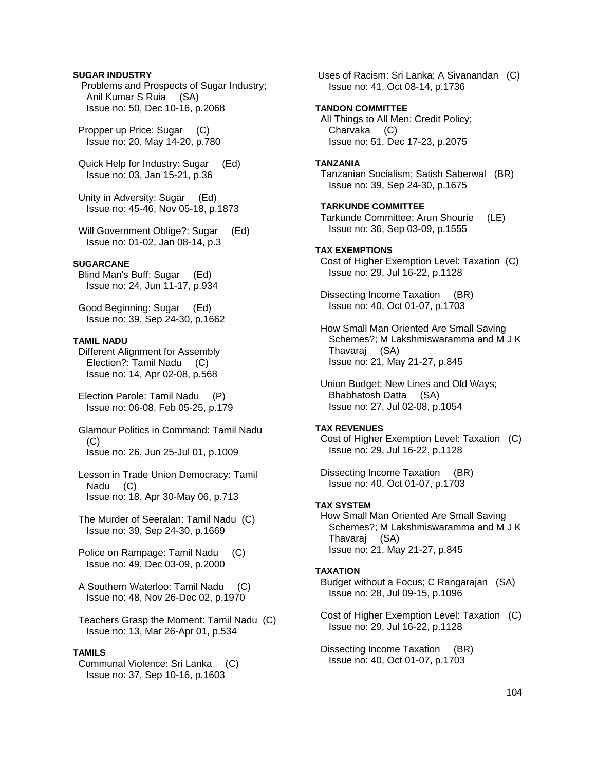**SUGAR INDUSTRY**

Problems and Prospects of Sugar Industry; Anil Kumar S Ruia (SA)
Issue no: 50, Dec 10-16, p.2068

Propper up Price: Sugar (C)
Issue no: 20, May 14-20, p.780

Quick Help for Industry: Sugar (Ed)
Issue no: 03, Jan 15-21, p.36

Unity in Adversity: Sugar (Ed)
Issue no: 45-46, Nov 05-18, p.1873

Will Government Oblige?: Sugar (Ed)
Issue no: 01-02, Jan 08-14, p.3

**SUGARCANE**

Blind Man's Buff: Sugar (Ed)
Issue no: 24, Jun 11-17, p.934

Good Beginning: Sugar (Ed)
Issue no: 39, Sep 24-30, p.1662

**TAMIL NADU**

Different Alignment for Assembly Election?: Tamil Nadu (C)
Issue no: 14, Apr 02-08, p.568

Election Parole: Tamil Nadu (P)
Issue no: 06-08, Feb 05-25, p.179

Glamour Politics in Command: Tamil Nadu (C)
Issue no: 26, Jun 25-Jul 01, p.1009

Lesson in Trade Union Democracy: Tamil Nadu (C)
Issue no: 18, Apr 30-May 06, p.713

The Murder of Seeralan: Tamil Nadu (C)
Issue no: 39, Sep 24-30, p.1669

Police on Rampage: Tamil Nadu (C)
Issue no: 49, Dec 03-09, p.2000

A Southern Waterloo: Tamil Nadu (C)
Issue no: 48, Nov 26-Dec 02, p.1970

Teachers Grasp the Moment: Tamil Nadu (C)
Issue no: 13, Mar 26-Apr 01, p.534

**TAMILS**

Communal Violence: Sri Lanka (C)
Issue no: 37, Sep 10-16, p.1603

Uses of Racism: Sri Lanka; A Sivanandan (C)
Issue no: 41, Oct 08-14, p.1736

**TANDON COMMITTEE**

All Things to All Men: Credit Policy; Charvaka (C)
Issue no: 51, Dec 17-23, p.2075

**TANZANIA**

Tanzanian Socialism; Satish Saberwal (BR)
Issue no: 39, Sep 24-30, p.1675

**TARKUNDE COMMITTEE**

Tarkunde Committee; Arun Shourie (LE)
Issue no: 36, Sep 03-09, p.1555

**TAX EXEMPTIONS**

Cost of Higher Exemption Level: Taxation (C)
Issue no: 29, Jul 16-22, p.1128

Dissecting Income Taxation (BR)
Issue no: 40, Oct 01-07, p.1703

How Small Man Oriented Are Small Saving Schemes?; M Lakshmiswaramma and M J K Thavaraj (SA)
Issue no: 21, May 21-27, p.845

Union Budget: New Lines and Old Ways; Bhabhatosh Datta (SA)
Issue no: 27, Jul 02-08, p.1054

**TAX REVENUES**

Cost of Higher Exemption Level: Taxation (C)
Issue no: 29, Jul 16-22, p.1128

Dissecting Income Taxation (BR)
Issue no: 40, Oct 01-07, p.1703

**TAX SYSTEM**

How Small Man Oriented Are Small Saving Schemes?; M Lakshmiswaramma and M J K Thavaraj (SA)
Issue no: 21, May 21-27, p.845

**TAXATION**

Budget without a Focus; C Rangarajan (SA)
Issue no: 28, Jul 09-15, p.1096

Cost of Higher Exemption Level: Taxation (C)
Issue no: 29, Jul 16-22, p.1128

Dissecting Income Taxation (BR)
Issue no: 40, Oct 01-07, p.1703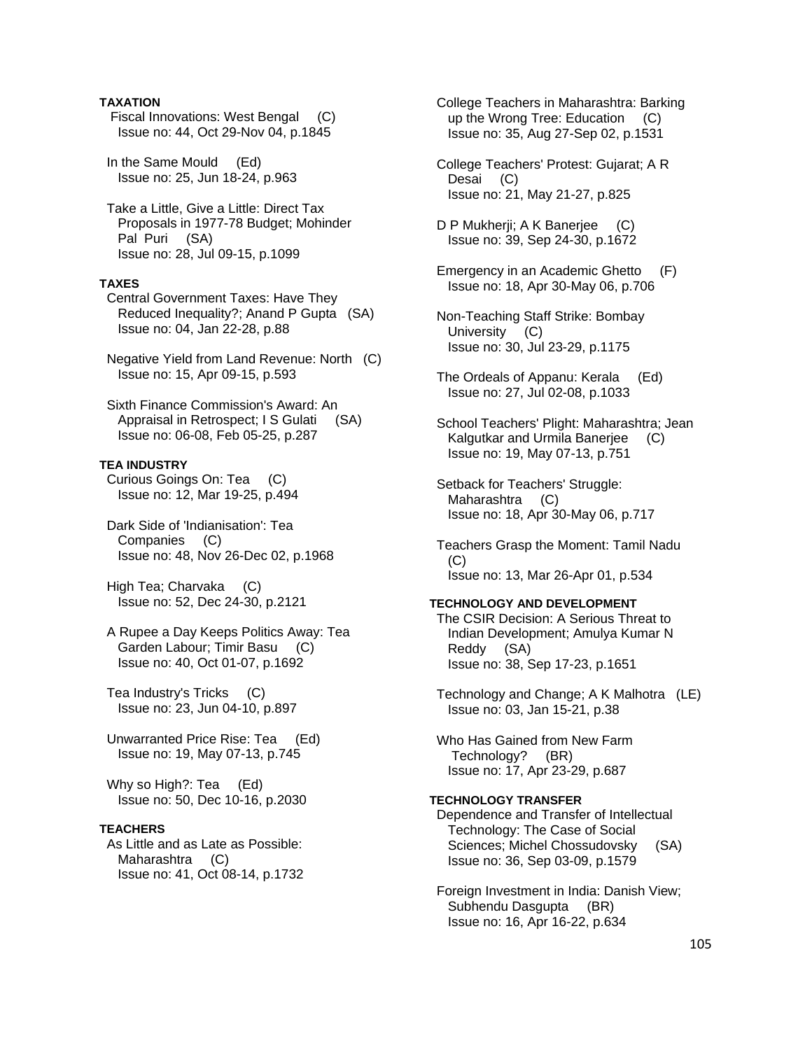**TAXATION**

Fiscal Innovations: West Bengal (C)
Issue no: 44, Oct 29-Nov 04, p.1845

In the Same Mould (Ed)
Issue no: 25, Jun 18-24, p.963

Take a Little, Give a Little: Direct Tax Proposals in 1977-78 Budget; Mohinder Pal Puri (SA)
Issue no: 28, Jul 09-15, p.1099

**TAXES**

Central Government Taxes: Have They Reduced Inequality?; Anand P Gupta (SA)
Issue no: 04, Jan 22-28, p.88

Negative Yield from Land Revenue: North (C)
Issue no: 15, Apr 09-15, p.593

Sixth Finance Commission's Award: An Appraisal in Retrospect; I S Gulati (SA)
Issue no: 06-08, Feb 05-25, p.287

**TEA INDUSTRY**

Curious Goings On: Tea (C)
Issue no: 12, Mar 19-25, p.494

Dark Side of 'Indianisation': Tea Companies (C)
Issue no: 48, Nov 26-Dec 02, p.1968

High Tea; Charvaka (C)
Issue no: 52, Dec 24-30, p.2121

A Rupee a Day Keeps Politics Away: Tea Garden Labour; Timir Basu (C)
Issue no: 40, Oct 01-07, p.1692

Tea Industry's Tricks (C)
Issue no: 23, Jun 04-10, p.897

Unwarranted Price Rise: Tea (Ed)
Issue no: 19, May 07-13, p.745

Why so High?: Tea (Ed)
Issue no: 50, Dec 10-16, p.2030

**TEACHERS**

As Little and as Late as Possible: Maharashtra (C)
Issue no: 41, Oct 08-14, p.1732

College Teachers in Maharashtra: Barking up the Wrong Tree: Education (C)
Issue no: 35, Aug 27-Sep 02, p.1531

College Teachers' Protest: Gujarat; A R Desai (C)
Issue no: 21, May 21-27, p.825

D P Mukherji; A K Banerjee (C)
Issue no: 39, Sep 24-30, p.1672

Emergency in an Academic Ghetto (F)
Issue no: 18, Apr 30-May 06, p.706

Non-Teaching Staff Strike: Bombay University (C)
Issue no: 30, Jul 23-29, p.1175

The Ordeals of Appanu: Kerala (Ed)
Issue no: 27, Jul 02-08, p.1033

School Teachers' Plight: Maharashtra; Jean Kalgutkar and Urmila Banerjee (C)
Issue no: 19, May 07-13, p.751

Setback for Teachers' Struggle: Maharashtra (C)
Issue no: 18, Apr 30-May 06, p.717

Teachers Grasp the Moment: Tamil Nadu (C)
Issue no: 13, Mar 26-Apr 01, p.534

**TECHNOLOGY AND DEVELOPMENT**

The CSIR Decision: A Serious Threat to Indian Development; Amulya Kumar N Reddy (SA)
Issue no: 38, Sep 17-23, p.1651

Technology and Change; A K Malhotra (LE)
Issue no: 03, Jan 15-21, p.38

Who Has Gained from New Farm Technology? (BR)
Issue no: 17, Apr 23-29, p.687

**TECHNOLOGY TRANSFER**

Dependence and Transfer of Intellectual Technology: The Case of Social Sciences; Michel Chossudovsky (SA)
Issue no: 36, Sep 03-09, p.1579

Foreign Investment in India: Danish View; Subhendu Dasgupta (BR)
Issue no: 16, Apr 16-22, p.634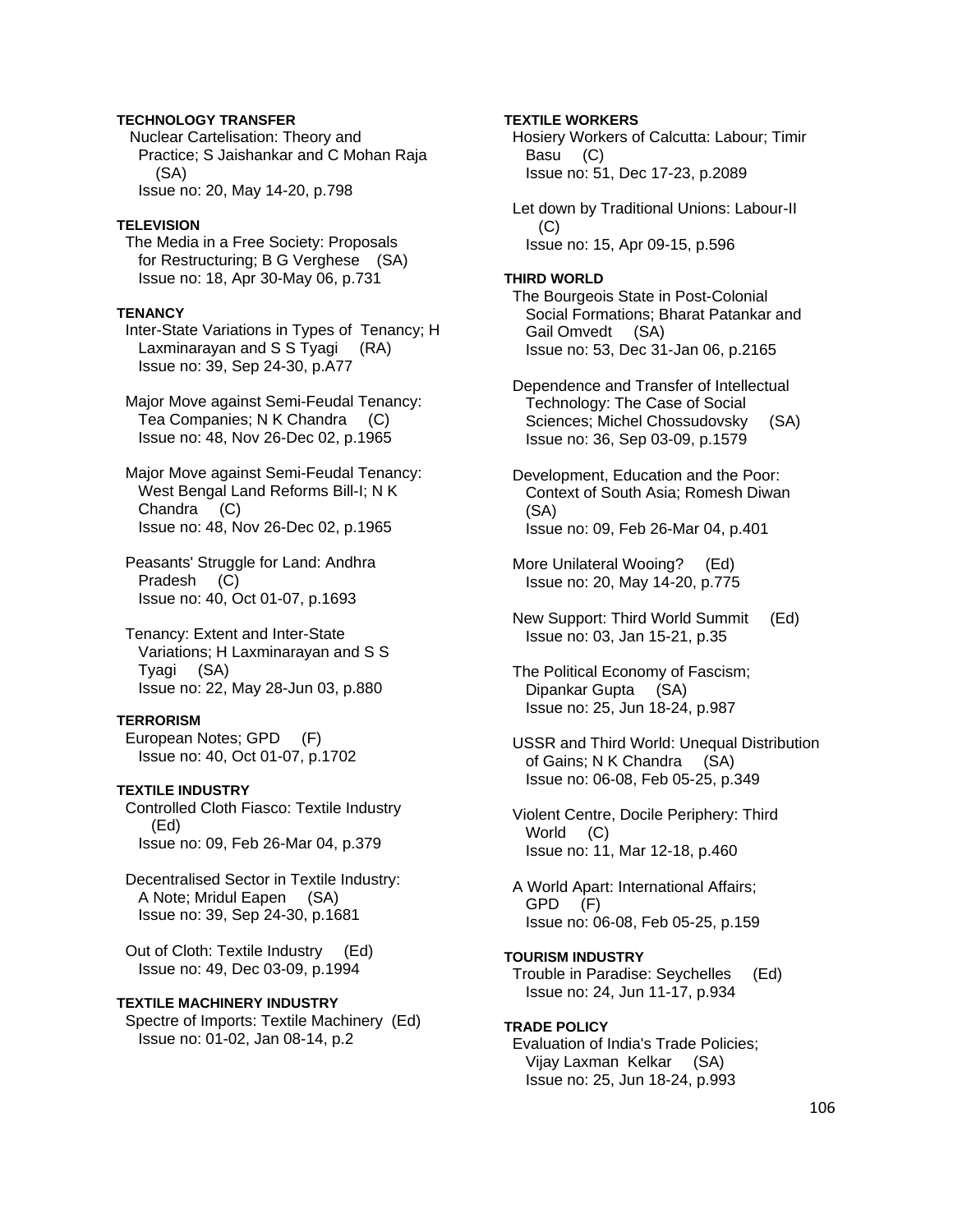**TECHNOLOGY TRANSFER**

Nuclear Cartelisation: Theory and Practice; S Jaishankar and C Mohan Raja (SA)
Issue no: 20, May 14-20, p.798

**TELEVISION**

The Media in a Free Society: Proposals for Restructuring; B G Verghese (SA)
Issue no: 18, Apr 30-May 06, p.731

**TENANCY**

Inter-State Variations in Types of Tenancy; H Laxminarayan and S S Tyagi (RA)
Issue no: 39, Sep 24-30, p.A77

Major Move against Semi-Feudal Tenancy: Tea Companies; N K Chandra (C)
Issue no: 48, Nov 26-Dec 02, p.1965

Major Move against Semi-Feudal Tenancy: West Bengal Land Reforms Bill-I; N K Chandra (C)
Issue no: 48, Nov 26-Dec 02, p.1965

Peasants' Struggle for Land: Andhra Pradesh (C)
Issue no: 40, Oct 01-07, p.1693

Tenancy: Extent and Inter-State Variations; H Laxminarayan and S S Tyagi (SA)
Issue no: 22, May 28-Jun 03, p.880

**TERRORISM**

European Notes; GPD (F)
Issue no: 40, Oct 01-07, p.1702

**TEXTILE INDUSTRY**

Controlled Cloth Fiasco: Textile Industry (Ed)
Issue no: 09, Feb 26-Mar 04, p.379

Decentralised Sector in Textile Industry: A Note; Mridul Eapen (SA)
Issue no: 39, Sep 24-30, p.1681

Out of Cloth: Textile Industry (Ed)
Issue no: 49, Dec 03-09, p.1994

**TEXTILE MACHINERY INDUSTRY**

Spectre of Imports: Textile Machinery (Ed)
Issue no: 01-02, Jan 08-14, p.2

**TEXTILE WORKERS**

Hosiery Workers of Calcutta: Labour; Timir Basu (C)
Issue no: 51, Dec 17-23, p.2089

Let down by Traditional Unions: Labour-II (C)
Issue no: 15, Apr 09-15, p.596

**THIRD WORLD**

The Bourgeois State in Post-Colonial Social Formations; Bharat Patankar and Gail Omvedt (SA)
Issue no: 53, Dec 31-Jan 06, p.2165

Dependence and Transfer of Intellectual Technology: The Case of Social Sciences; Michel Chossudovsky (SA)
Issue no: 36, Sep 03-09, p.1579

Development, Education and the Poor: Context of South Asia; Romesh Diwan (SA)
Issue no: 09, Feb 26-Mar 04, p.401

More Unilateral Wooing? (Ed)
Issue no: 20, May 14-20, p.775

New Support: Third World Summit (Ed)
Issue no: 03, Jan 15-21, p.35

The Political Economy of Fascism; Dipankar Gupta (SA)
Issue no: 25, Jun 18-24, p.987

USSR and Third World: Unequal Distribution of Gains; N K Chandra (SA)
Issue no: 06-08, Feb 05-25, p.349

Violent Centre, Docile Periphery: Third World (C)
Issue no: 11, Mar 12-18, p.460

A World Apart: International Affairs; GPD (F)
Issue no: 06-08, Feb 05-25, p.159

**TOURISM INDUSTRY**

Trouble in Paradise: Seychelles (Ed)
Issue no: 24, Jun 11-17, p.934

**TRADE POLICY**

Evaluation of India's Trade Policies; Vijay Laxman Kelkar (SA)
Issue no: 25, Jun 18-24, p.993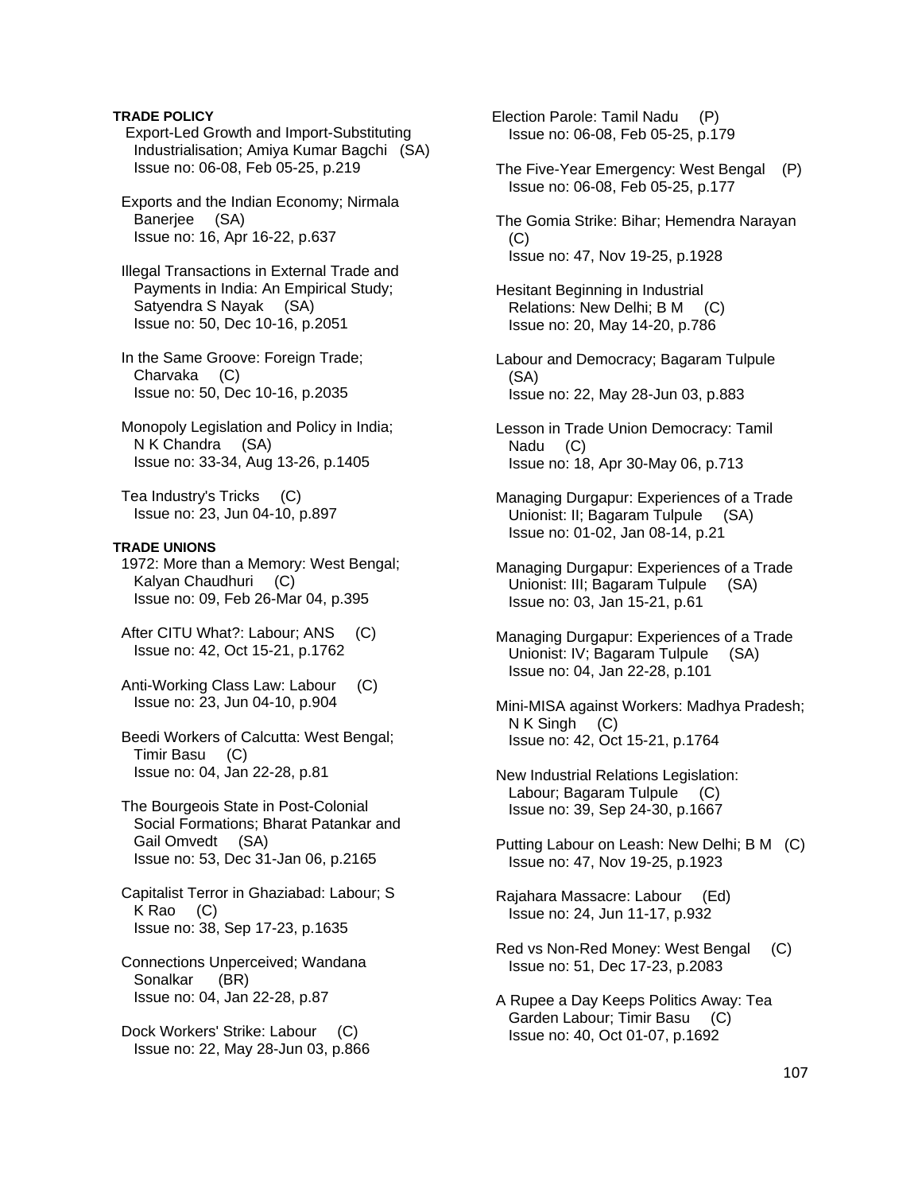**TRADE POLICY**

Export-Led Growth and Import-Substituting Industrialisation; Amiya Kumar Bagchi (SA)
Issue no: 06-08, Feb 05-25, p.219

Exports and the Indian Economy; Nirmala Banerjee (SA)
Issue no: 16, Apr 16-22, p.637

Illegal Transactions in External Trade and Payments in India: An Empirical Study; Satyendra S Nayak (SA)
Issue no: 50, Dec 10-16, p.2051

In the Same Groove: Foreign Trade; Charvaka (C)
Issue no: 50, Dec 10-16, p.2035

Monopoly Legislation and Policy in India; N K Chandra (SA)
Issue no: 33-34, Aug 13-26, p.1405

Tea Industry's Tricks (C)
Issue no: 23, Jun 04-10, p.897

**TRADE UNIONS**

1972: More than a Memory: West Bengal; Kalyan Chaudhuri (C)
Issue no: 09, Feb 26-Mar 04, p.395

After CITU What?: Labour; ANS (C)
Issue no: 42, Oct 15-21, p.1762

Anti-Working Class Law: Labour (C)
Issue no: 23, Jun 04-10, p.904

Beedi Workers of Calcutta: West Bengal; Timir Basu (C)
Issue no: 04, Jan 22-28, p.81

The Bourgeois State in Post-Colonial Social Formations; Bharat Patankar and Gail Omvedt (SA)
Issue no: 53, Dec 31-Jan 06, p.2165

Capitalist Terror in Ghaziabad: Labour; S K Rao (C)
Issue no: 38, Sep 17-23, p.1635

Connections Unperceived; Wandana Sonalkar (BR)
Issue no: 04, Jan 22-28, p.87

Dock Workers' Strike: Labour (C)
Issue no: 22, May 28-Jun 03, p.866

Election Parole: Tamil Nadu (P)
Issue no: 06-08, Feb 05-25, p.179

The Five-Year Emergency: West Bengal (P)
Issue no: 06-08, Feb 05-25, p.177

The Gomia Strike: Bihar; Hemendra Narayan (C)
Issue no: 47, Nov 19-25, p.1928

Hesitant Beginning in Industrial Relations: New Delhi; B M (C)
Issue no: 20, May 14-20, p.786

Labour and Democracy; Bagaram Tulpule (SA)
Issue no: 22, May 28-Jun 03, p.883

Lesson in Trade Union Democracy: Tamil Nadu (C)
Issue no: 18, Apr 30-May 06, p.713

Managing Durgapur: Experiences of a Trade Unionist: II; Bagaram Tulpule (SA)
Issue no: 01-02, Jan 08-14, p.21

Managing Durgapur: Experiences of a Trade Unionist: III; Bagaram Tulpule (SA)
Issue no: 03, Jan 15-21, p.61

Managing Durgapur: Experiences of a Trade Unionist: IV; Bagaram Tulpule (SA)
Issue no: 04, Jan 22-28, p.101

Mini-MISA against Workers: Madhya Pradesh; N K Singh (C)
Issue no: 42, Oct 15-21, p.1764

New Industrial Relations Legislation: Labour; Bagaram Tulpule (C)
Issue no: 39, Sep 24-30, p.1667

Putting Labour on Leash: New Delhi; B M (C)
Issue no: 47, Nov 19-25, p.1923

Rajahara Massacre: Labour (Ed)
Issue no: 24, Jun 11-17, p.932

Red vs Non-Red Money: West Bengal (C)
Issue no: 51, Dec 17-23, p.2083

A Rupee a Day Keeps Politics Away: Tea Garden Labour; Timir Basu (C)
Issue no: 40, Oct 01-07, p.1692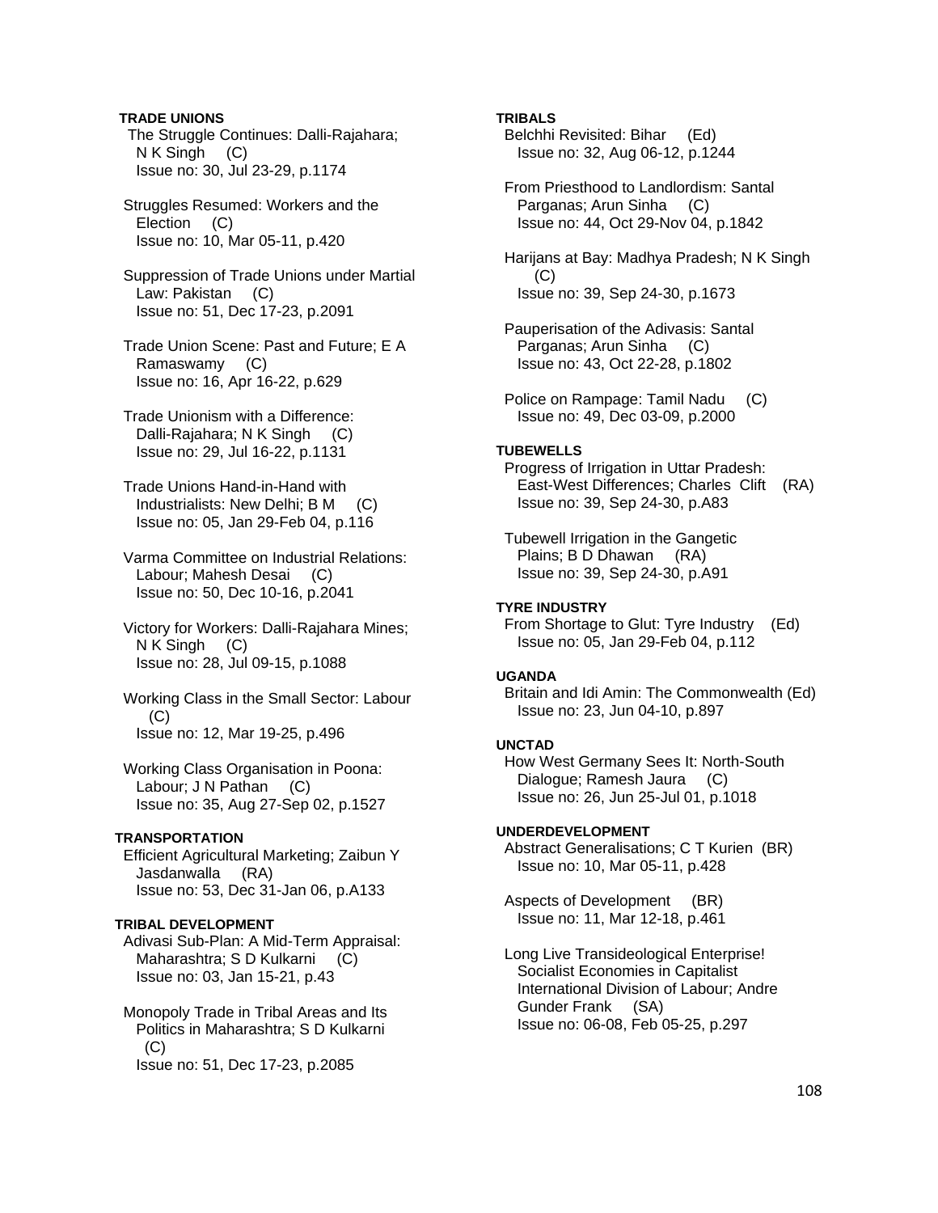**TRADE UNIONS**

The Struggle Continues: Dalli-Rajahara; N K Singh (C)
Issue no: 30, Jul 23-29, p.1174

Struggles Resumed: Workers and the Election (C)
Issue no: 10, Mar 05-11, p.420

Suppression of Trade Unions under Martial Law: Pakistan (C)
Issue no: 51, Dec 17-23, p.2091

Trade Union Scene: Past and Future; E A Ramaswamy (C)
Issue no: 16, Apr 16-22, p.629

Trade Unionism with a Difference: Dalli-Rajahara; N K Singh (C)
Issue no: 29, Jul 16-22, p.1131

Trade Unions Hand-in-Hand with Industrialists: New Delhi; B M (C)
Issue no: 05, Jan 29-Feb 04, p.116

Varma Committee on Industrial Relations: Labour; Mahesh Desai (C)
Issue no: 50, Dec 10-16, p.2041

Victory for Workers: Dalli-Rajahara Mines; N K Singh (C)
Issue no: 28, Jul 09-15, p.1088

Working Class in the Small Sector: Labour (C)
Issue no: 12, Mar 19-25, p.496

Working Class Organisation in Poona: Labour; J N Pathan (C)
Issue no: 35, Aug 27-Sep 02, p.1527

**TRANSPORTATION**

Efficient Agricultural Marketing; Zaibun Y Jasdanwalla (RA)
Issue no: 53, Dec 31-Jan 06, p.A133

**TRIBAL DEVELOPMENT**

Adivasi Sub-Plan: A Mid-Term Appraisal: Maharashtra; S D Kulkarni (C)
Issue no: 03, Jan 15-21, p.43

Monopoly Trade in Tribal Areas and Its Politics in Maharashtra; S D Kulkarni (C)
Issue no: 51, Dec 17-23, p.2085

**TRIBALS**

Belchhi Revisited: Bihar (Ed)
Issue no: 32, Aug 06-12, p.1244

From Priesthood to Landlordism: Santal Parganas; Arun Sinha (C)
Issue no: 44, Oct 29-Nov 04, p.1842

Harijans at Bay: Madhya Pradesh; N K Singh (C)
Issue no: 39, Sep 24-30, p.1673

Pauperisation of the Adivasis: Santal Parganas; Arun Sinha (C)
Issue no: 43, Oct 22-28, p.1802

Police on Rampage: Tamil Nadu (C)
Issue no: 49, Dec 03-09, p.2000

**TUBEWELLS**

Progress of Irrigation in Uttar Pradesh: East-West Differences; Charles Clift (RA)
Issue no: 39, Sep 24-30, p.A83

Tubewell Irrigation in the Gangetic Plains; B D Dhawan (RA)
Issue no: 39, Sep 24-30, p.A91

**TYRE INDUSTRY**

From Shortage to Glut: Tyre Industry (Ed)
Issue no: 05, Jan 29-Feb 04, p.112

**UGANDA**

Britain and Idi Amin: The Commonwealth (Ed)
Issue no: 23, Jun 04-10, p.897

**UNCTAD**

How West Germany Sees It: North-South Dialogue; Ramesh Jaura (C)
Issue no: 26, Jun 25-Jul 01, p.1018

**UNDERDEVELOPMENT**

Abstract Generalisations; C T Kurien (BR)
Issue no: 10, Mar 05-11, p.428

Aspects of Development (BR)
Issue no: 11, Mar 12-18, p.461

Long Live Transideological Enterprise! Socialist Economies in Capitalist International Division of Labour; Andre Gunder Frank (SA)
Issue no: 06-08, Feb 05-25, p.297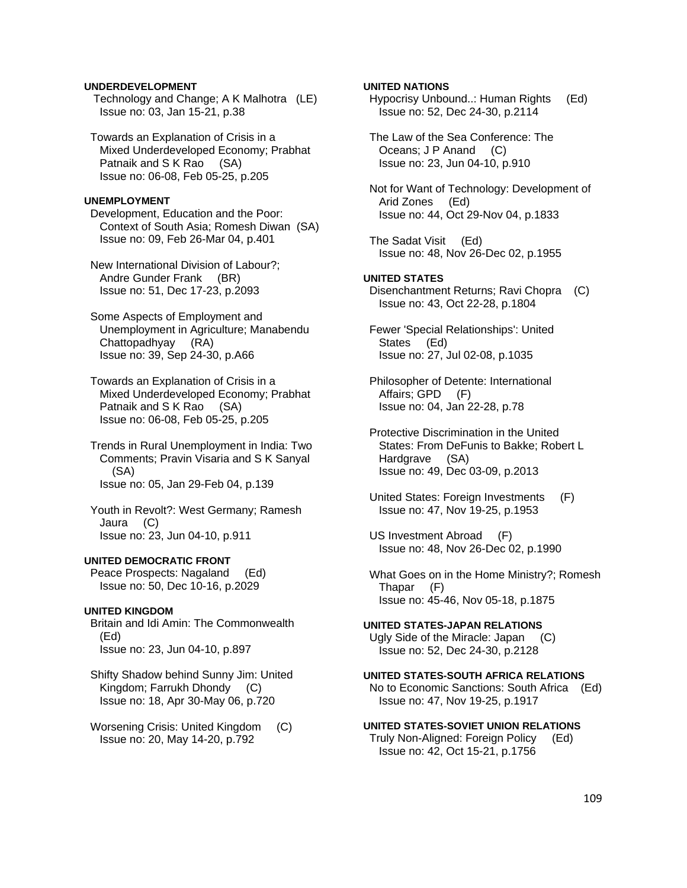**UNDERDEVELOPMENT**

Technology and Change; A K Malhotra (LE)
Issue no: 03, Jan 15-21, p.38

Towards an Explanation of Crisis in a Mixed Underdeveloped Economy; Prabhat Patnaik and S K Rao (SA)
Issue no: 06-08, Feb 05-25, p.205

**UNEMPLOYMENT**

Development, Education and the Poor: Context of South Asia; Romesh Diwan (SA)
Issue no: 09, Feb 26-Mar 04, p.401

New International Division of Labour?; Andre Gunder Frank (BR)
Issue no: 51, Dec 17-23, p.2093

Some Aspects of Employment and Unemployment in Agriculture; Manabendu Chattopadhyay (RA)
Issue no: 39, Sep 24-30, p.A66

Towards an Explanation of Crisis in a Mixed Underdeveloped Economy; Prabhat Patnaik and S K Rao (SA)
Issue no: 06-08, Feb 05-25, p.205

Trends in Rural Unemployment in India: Two Comments; Pravin Visaria and S K Sanyal (SA)
Issue no: 05, Jan 29-Feb 04, p.139

Youth in Revolt?: West Germany; Ramesh Jaura (C)
Issue no: 23, Jun 04-10, p.911

**UNITED DEMOCRATIC FRONT**

Peace Prospects: Nagaland (Ed)
Issue no: 50, Dec 10-16, p.2029

**UNITED KINGDOM**

Britain and Idi Amin: The Commonwealth (Ed)
Issue no: 23, Jun 04-10, p.897

Shifty Shadow behind Sunny Jim: United Kingdom; Farrukh Dhondy (C)
Issue no: 18, Apr 30-May 06, p.720

Worsening Crisis: United Kingdom (C)
Issue no: 20, May 14-20, p.792

**UNITED NATIONS**

Hypocrisy Unbound..: Human Rights (Ed)
Issue no: 52, Dec 24-30, p.2114

The Law of the Sea Conference: The Oceans; J P Anand (C)
Issue no: 23, Jun 04-10, p.910

Not for Want of Technology: Development of Arid Zones (Ed)
Issue no: 44, Oct 29-Nov 04, p.1833

The Sadat Visit (Ed)
Issue no: 48, Nov 26-Dec 02, p.1955

**UNITED STATES**

Disenchantment Returns; Ravi Chopra (C)
Issue no: 43, Oct 22-28, p.1804

Fewer 'Special Relationships': United States (Ed)
Issue no: 27, Jul 02-08, p.1035

Philosopher of Detente: International Affairs; GPD (F)
Issue no: 04, Jan 22-28, p.78

Protective Discrimination in the United States: From DeFunis to Bakke; Robert L Hardgrave (SA)
Issue no: 49, Dec 03-09, p.2013

United States: Foreign Investments (F)
Issue no: 47, Nov 19-25, p.1953

US Investment Abroad (F)
Issue no: 48, Nov 26-Dec 02, p.1990

What Goes on in the Home Ministry?; Romesh Thapar (F)
Issue no: 45-46, Nov 05-18, p.1875

**UNITED STATES-JAPAN RELATIONS**

Ugly Side of the Miracle: Japan (C)
Issue no: 52, Dec 24-30, p.2128

**UNITED STATES-SOUTH AFRICA RELATIONS**

No to Economic Sanctions: South Africa (Ed)
Issue no: 47, Nov 19-25, p.1917

**UNITED STATES-SOVIET UNION RELATIONS**

Truly Non-Aligned: Foreign Policy (Ed)
Issue no: 42, Oct 15-21, p.1756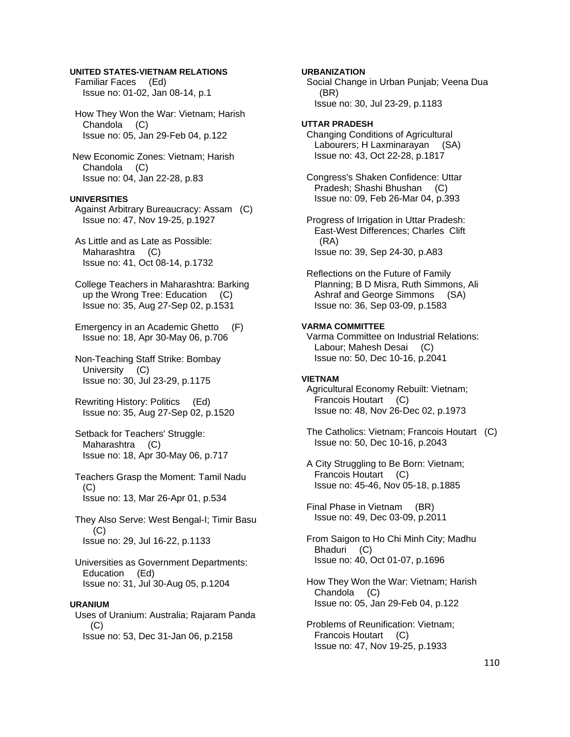**UNITED STATES-VIETNAM RELATIONS**

Familiar Faces (Ed)
Issue no: 01-02, Jan 08-14, p.1

How They Won the War: Vietnam; Harish Chandola (C)
Issue no: 05, Jan 29-Feb 04, p.122

New Economic Zones: Vietnam; Harish Chandola (C)
Issue no: 04, Jan 22-28, p.83

**UNIVERSITIES**

Against Arbitrary Bureaucracy: Assam (C)
Issue no: 47, Nov 19-25, p.1927

As Little and as Late as Possible: Maharashtra (C)
Issue no: 41, Oct 08-14, p.1732

College Teachers in Maharashtra: Barking up the Wrong Tree: Education (C)
Issue no: 35, Aug 27-Sep 02, p.1531

Emergency in an Academic Ghetto (F)
Issue no: 18, Apr 30-May 06, p.706

Non-Teaching Staff Strike: Bombay University (C)
Issue no: 30, Jul 23-29, p.1175

Rewriting History: Politics (Ed)
Issue no: 35, Aug 27-Sep 02, p.1520

Setback for Teachers' Struggle: Maharashtra (C)
Issue no: 18, Apr 30-May 06, p.717

Teachers Grasp the Moment: Tamil Nadu (C)
Issue no: 13, Mar 26-Apr 01, p.534

They Also Serve: West Bengal-I; Timir Basu (C)
Issue no: 29, Jul 16-22, p.1133

Universities as Government Departments: Education (Ed)
Issue no: 31, Jul 30-Aug 05, p.1204

**URANIUM**

Uses of Uranium: Australia; Rajaram Panda (C)
Issue no: 53, Dec 31-Jan 06, p.2158

**URBANIZATION**

Social Change in Urban Punjab; Veena Dua (BR)
Issue no: 30, Jul 23-29, p.1183

**UTTAR PRADESH**

Changing Conditions of Agricultural Labourers; H Laxminarayan (SA)
Issue no: 43, Oct 22-28, p.1817

Congress's Shaken Confidence: Uttar Pradesh; Shashi Bhushan (C)
Issue no: 09, Feb 26-Mar 04, p.393

Progress of Irrigation in Uttar Pradesh: East-West Differences; Charles Clift (RA)
Issue no: 39, Sep 24-30, p.A83

Reflections on the Future of Family Planning; B D Misra, Ruth Simmons, Ali Ashraf and George Simmons (SA)
Issue no: 36, Sep 03-09, p.1583

**VARMA COMMITTEE**

Varma Committee on Industrial Relations: Labour; Mahesh Desai (C)
Issue no: 50, Dec 10-16, p.2041

**VIETNAM**

Agricultural Economy Rebuilt: Vietnam; Francois Houtart (C)
Issue no: 48, Nov 26-Dec 02, p.1973

The Catholics: Vietnam; Francois Houtart (C)
Issue no: 50, Dec 10-16, p.2043

A City Struggling to Be Born: Vietnam; Francois Houtart (C)
Issue no: 45-46, Nov 05-18, p.1885

Final Phase in Vietnam (BR)
Issue no: 49, Dec 03-09, p.2011

From Saigon to Ho Chi Minh City; Madhu Bhaduri (C)
Issue no: 40, Oct 01-07, p.1696

How They Won the War: Vietnam; Harish Chandola (C)
Issue no: 05, Jan 29-Feb 04, p.122

Problems of Reunification: Vietnam; Francois Houtart (C)
Issue no: 47, Nov 19-25, p.1933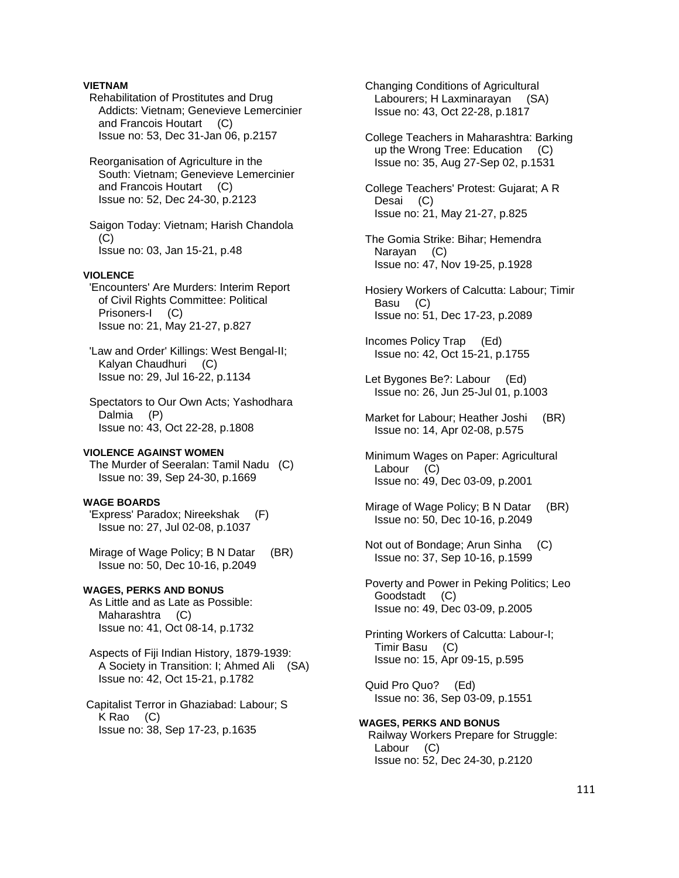**VIETNAM**

Rehabilitation of Prostitutes and Drug Addicts: Vietnam; Genevieve Lemercinier and Francois Houtart (C)
Issue no: 53, Dec 31-Jan 06, p.2157

Reorganisation of Agriculture in the South: Vietnam; Genevieve Lemercinier and Francois Houtart (C)
Issue no: 52, Dec 24-30, p.2123

Saigon Today: Vietnam; Harish Chandola (C)
Issue no: 03, Jan 15-21, p.48

**VIOLENCE**

'Encounters' Are Murders: Interim Report of Civil Rights Committee: Political Prisoners-I (C)
Issue no: 21, May 21-27, p.827

'Law and Order' Killings: West Bengal-II; Kalyan Chaudhuri (C)
Issue no: 29, Jul 16-22, p.1134

Spectators to Our Own Acts; Yashodhara Dalmia (P)
Issue no: 43, Oct 22-28, p.1808

**VIOLENCE AGAINST WOMEN**

The Murder of Seeralan: Tamil Nadu (C)
Issue no: 39, Sep 24-30, p.1669

**WAGE BOARDS**

'Express' Paradox; Nireekshak (F)
Issue no: 27, Jul 02-08, p.1037

Mirage of Wage Policy; B N Datar (BR)
Issue no: 50, Dec 10-16, p.2049

**WAGES, PERKS AND BONUS**

As Little and as Late as Possible: Maharashtra (C)
Issue no: 41, Oct 08-14, p.1732

Aspects of Fiji Indian History, 1879-1939: A Society in Transition: I; Ahmed Ali (SA)
Issue no: 42, Oct 15-21, p.1782

Capitalist Terror in Ghaziabad: Labour; S K Rao (C)
Issue no: 38, Sep 17-23, p.1635

Changing Conditions of Agricultural Labourers; H Laxminarayan (SA)
Issue no: 43, Oct 22-28, p.1817

College Teachers in Maharashtra: Barking up the Wrong Tree: Education (C)
Issue no: 35, Aug 27-Sep 02, p.1531

College Teachers' Protest: Gujarat; A R Desai (C)
Issue no: 21, May 21-27, p.825

The Gomia Strike: Bihar; Hemendra Narayan (C)
Issue no: 47, Nov 19-25, p.1928

Hosiery Workers of Calcutta: Labour; Timir Basu (C)
Issue no: 51, Dec 17-23, p.2089

Incomes Policy Trap (Ed)
Issue no: 42, Oct 15-21, p.1755

Let Bygones Be?: Labour (Ed)
Issue no: 26, Jun 25-Jul 01, p.1003

Market for Labour; Heather Joshi (BR)
Issue no: 14, Apr 02-08, p.575

Minimum Wages on Paper: Agricultural Labour (C)
Issue no: 49, Dec 03-09, p.2001

Mirage of Wage Policy; B N Datar (BR)
Issue no: 50, Dec 10-16, p.2049

Not out of Bondage; Arun Sinha (C)
Issue no: 37, Sep 10-16, p.1599

Poverty and Power in Peking Politics; Leo Goodstadt (C)
Issue no: 49, Dec 03-09, p.2005

Printing Workers of Calcutta: Labour-I; Timir Basu (C)
Issue no: 15, Apr 09-15, p.595

Quid Pro Quo? (Ed)
Issue no: 36, Sep 03-09, p.1551

**WAGES, PERKS AND BONUS**

Railway Workers Prepare for Struggle: Labour (C)
Issue no: 52, Dec 24-30, p.2120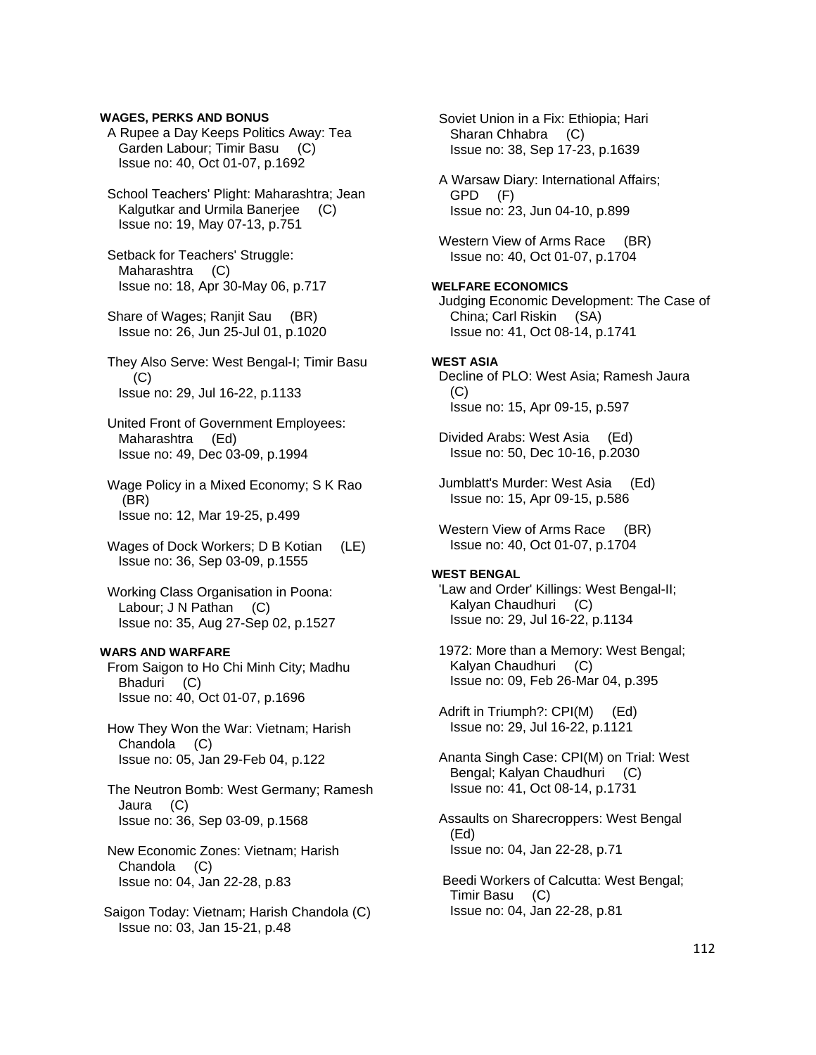**WAGES, PERKS AND BONUS**

A Rupee a Day Keeps Politics Away: Tea Garden Labour; Timir Basu (C)
Issue no: 40, Oct 01-07, p.1692

School Teachers' Plight: Maharashtra; Jean Kalgutkar and Urmila Banerjee (C)
Issue no: 19, May 07-13, p.751

Setback for Teachers' Struggle: Maharashtra (C)
Issue no: 18, Apr 30-May 06, p.717

Share of Wages; Ranjit Sau (BR)
Issue no: 26, Jun 25-Jul 01, p.1020

They Also Serve: West Bengal-I; Timir Basu (C)
Issue no: 29, Jul 16-22, p.1133

United Front of Government Employees: Maharashtra (Ed)
Issue no: 49, Dec 03-09, p.1994

Wage Policy in a Mixed Economy; S K Rao (BR)
Issue no: 12, Mar 19-25, p.499

Wages of Dock Workers; D B Kotian (LE)
Issue no: 36, Sep 03-09, p.1555

Working Class Organisation in Poona: Labour; J N Pathan (C)
Issue no: 35, Aug 27-Sep 02, p.1527

**WARS AND WARFARE**

From Saigon to Ho Chi Minh City; Madhu Bhaduri (C)
Issue no: 40, Oct 01-07, p.1696

How They Won the War: Vietnam; Harish Chandola (C)
Issue no: 05, Jan 29-Feb 04, p.122

The Neutron Bomb: West Germany; Ramesh Jaura (C)
Issue no: 36, Sep 03-09, p.1568

New Economic Zones: Vietnam; Harish Chandola (C)
Issue no: 04, Jan 22-28, p.83

Saigon Today: Vietnam; Harish Chandola (C)
Issue no: 03, Jan 15-21, p.48

Soviet Union in a Fix: Ethiopia; Hari Sharan Chhabra (C)
Issue no: 38, Sep 17-23, p.1639

A Warsaw Diary: International Affairs; GPD (F)
Issue no: 23, Jun 04-10, p.899

Western View of Arms Race (BR)
Issue no: 40, Oct 01-07, p.1704

**WELFARE ECONOMICS**

Judging Economic Development: The Case of China; Carl Riskin (SA)
Issue no: 41, Oct 08-14, p.1741

**WEST ASIA**

Decline of PLO: West Asia; Ramesh Jaura (C)
Issue no: 15, Apr 09-15, p.597

Divided Arabs: West Asia (Ed)
Issue no: 50, Dec 10-16, p.2030

Jumblatt's Murder: West Asia (Ed)
Issue no: 15, Apr 09-15, p.586

Western View of Arms Race (BR)
Issue no: 40, Oct 01-07, p.1704

**WEST BENGAL**

'Law and Order' Killings: West Bengal-II; Kalyan Chaudhuri (C)
Issue no: 29, Jul 16-22, p.1134

1972: More than a Memory: West Bengal; Kalyan Chaudhuri (C)
Issue no: 09, Feb 26-Mar 04, p.395

Adrift in Triumph?: CPI(M) (Ed)
Issue no: 29, Jul 16-22, p.1121

Ananta Singh Case: CPI(M) on Trial: West Bengal; Kalyan Chaudhuri (C)
Issue no: 41, Oct 08-14, p.1731

Assaults on Sharecroppers: West Bengal (Ed)
Issue no: 04, Jan 22-28, p.71

Beedi Workers of Calcutta: West Bengal; Timir Basu (C)
Issue no: 04, Jan 22-28, p.81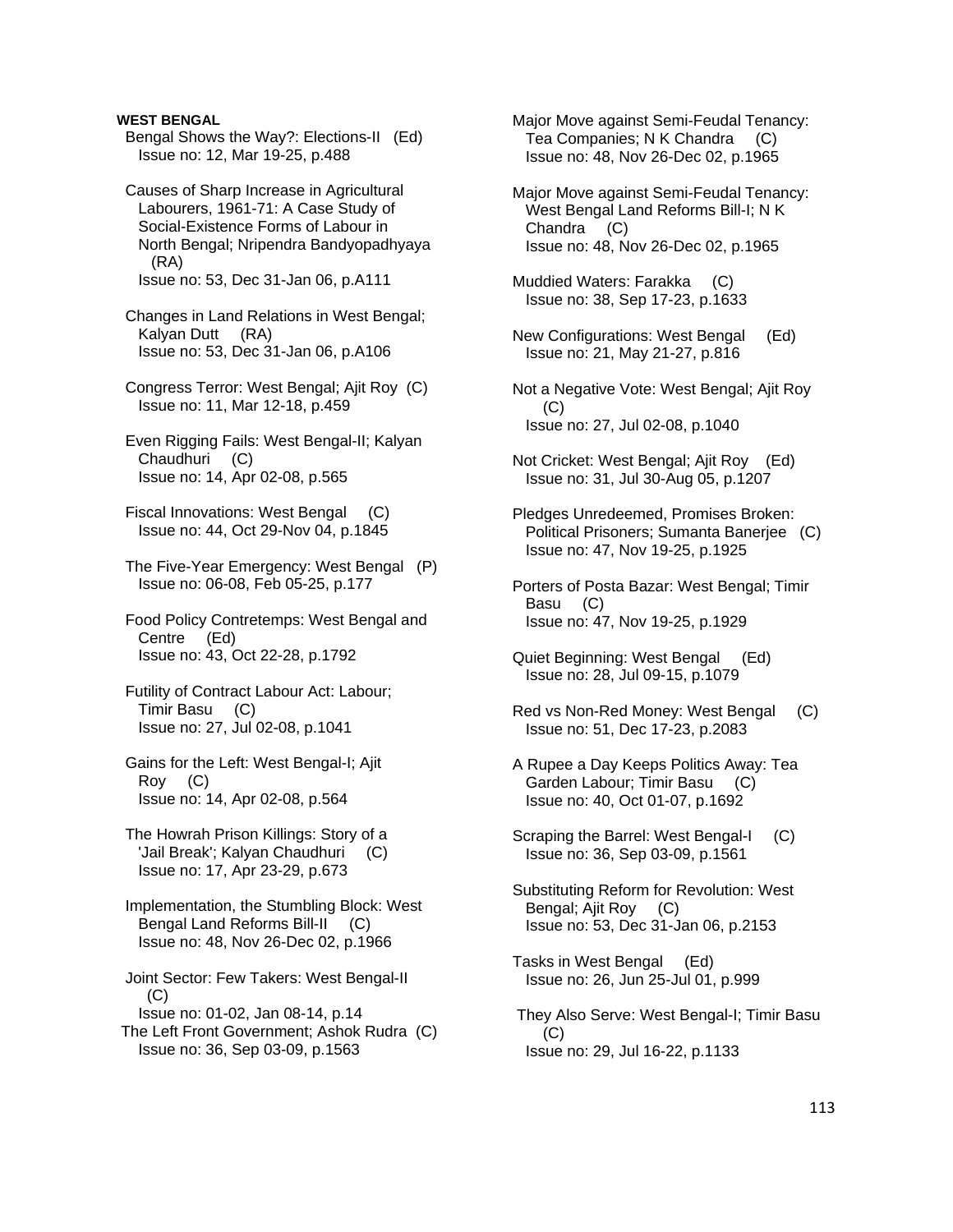**WEST BENGAL**

Bengal Shows the Way?: Elections-II (Ed)
Issue no: 12, Mar 19-25, p.488

Causes of Sharp Increase in Agricultural Labourers, 1961-71: A Case Study of Social-Existence Forms of Labour in North Bengal; Nripendra Bandyopadhyaya (RA)
Issue no: 53, Dec 31-Jan 06, p.A111

Changes in Land Relations in West Bengal; Kalyan Dutt (RA)
Issue no: 53, Dec 31-Jan 06, p.A106

Congress Terror: West Bengal; Ajit Roy (C)
Issue no: 11, Mar 12-18, p.459

Even Rigging Fails: West Bengal-II; Kalyan Chaudhuri (C)
Issue no: 14, Apr 02-08, p.565

Fiscal Innovations: West Bengal (C)
Issue no: 44, Oct 29-Nov 04, p.1845

The Five-Year Emergency: West Bengal (P)
Issue no: 06-08, Feb 05-25, p.177

Food Policy Contretemps: West Bengal and Centre (Ed)
Issue no: 43, Oct 22-28, p.1792

Futility of Contract Labour Act: Labour; Timir Basu (C)
Issue no: 27, Jul 02-08, p.1041

Gains for the Left: West Bengal-I; Ajit Roy (C)
Issue no: 14, Apr 02-08, p.564

The Howrah Prison Killings: Story of a 'Jail Break'; Kalyan Chaudhuri (C)
Issue no: 17, Apr 23-29, p.673

Implementation, the Stumbling Block: West Bengal Land Reforms Bill-II (C)
Issue no: 48, Nov 26-Dec 02, p.1966

Joint Sector: Few Takers: West Bengal-II (C)
Issue no: 01-02, Jan 08-14, p.14

The Left Front Government; Ashok Rudra (C)
Issue no: 36, Sep 03-09, p.1563

Major Move against Semi-Feudal Tenancy: Tea Companies; N K Chandra (C)
Issue no: 48, Nov 26-Dec 02, p.1965

Major Move against Semi-Feudal Tenancy: West Bengal Land Reforms Bill-I; N K Chandra (C)
Issue no: 48, Nov 26-Dec 02, p.1965

Muddied Waters: Farakka (C)
Issue no: 38, Sep 17-23, p.1633

New Configurations: West Bengal (Ed)
Issue no: 21, May 21-27, p.816

Not a Negative Vote: West Bengal; Ajit Roy (C)
Issue no: 27, Jul 02-08, p.1040

Not Cricket: West Bengal; Ajit Roy (Ed)
Issue no: 31, Jul 30-Aug 05, p.1207

Pledges Unredeemed, Promises Broken: Political Prisoners; Sumanta Banerjee (C)
Issue no: 47, Nov 19-25, p.1925

Porters of Posta Bazar: West Bengal; Timir Basu (C)
Issue no: 47, Nov 19-25, p.1929

Quiet Beginning: West Bengal (Ed)
Issue no: 28, Jul 09-15, p.1079

Red vs Non-Red Money: West Bengal (C)
Issue no: 51, Dec 17-23, p.2083

A Rupee a Day Keeps Politics Away: Tea Garden Labour; Timir Basu (C)
Issue no: 40, Oct 01-07, p.1692

Scraping the Barrel: West Bengal-I (C)
Issue no: 36, Sep 03-09, p.1561

Substituting Reform for Revolution: West Bengal; Ajit Roy (C)
Issue no: 53, Dec 31-Jan 06, p.2153

Tasks in West Bengal (Ed)
Issue no: 26, Jun 25-Jul 01, p.999

They Also Serve: West Bengal-I; Timir Basu (C)
Issue no: 29, Jul 16-22, p.1133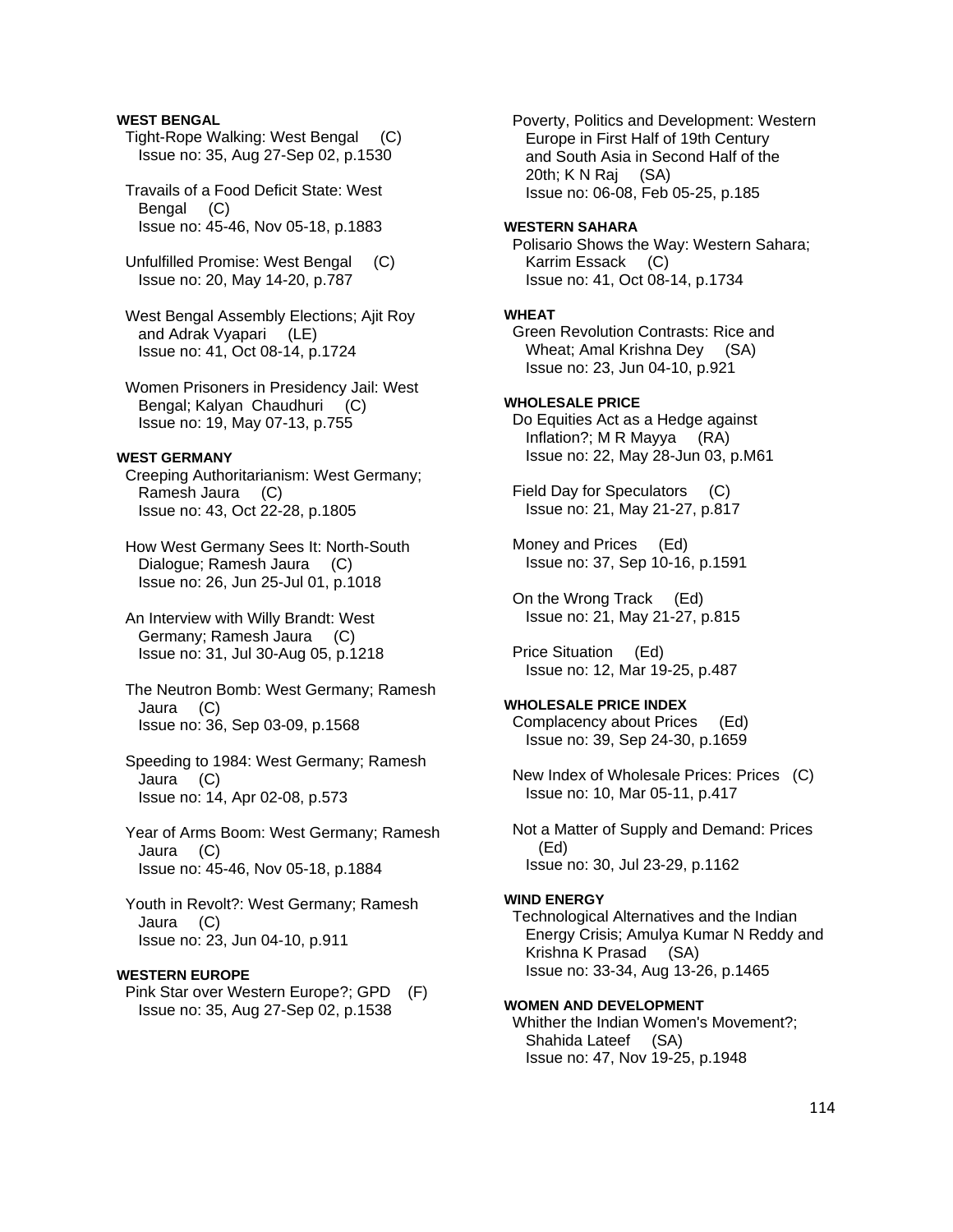**WEST BENGAL**

Tight-Rope Walking: West Bengal (C)
Issue no: 35, Aug 27-Sep 02, p.1530

Travails of a Food Deficit State: West Bengal (C)
Issue no: 45-46, Nov 05-18, p.1883

Unfulfilled Promise: West Bengal (C)
Issue no: 20, May 14-20, p.787

West Bengal Assembly Elections; Ajit Roy and Adrak Vyapari (LE)
Issue no: 41, Oct 08-14, p.1724

Women Prisoners in Presidency Jail: West Bengal; Kalyan Chaudhuri (C)
Issue no: 19, May 07-13, p.755

**WEST GERMANY**

Creeping Authoritarianism: West Germany; Ramesh Jaura (C)
Issue no: 43, Oct 22-28, p.1805

How West Germany Sees It: North-South Dialogue; Ramesh Jaura (C)
Issue no: 26, Jun 25-Jul 01, p.1018

An Interview with Willy Brandt: West Germany; Ramesh Jaura (C)
Issue no: 31, Jul 30-Aug 05, p.1218

The Neutron Bomb: West Germany; Ramesh Jaura (C)
Issue no: 36, Sep 03-09, p.1568

Speeding to 1984: West Germany; Ramesh Jaura (C)
Issue no: 14, Apr 02-08, p.573

Year of Arms Boom: West Germany; Ramesh Jaura (C)
Issue no: 45-46, Nov 05-18, p.1884

Youth in Revolt?: West Germany; Ramesh Jaura (C)
Issue no: 23, Jun 04-10, p.911

**WESTERN EUROPE**

Pink Star over Western Europe?; GPD (F)
Issue no: 35, Aug 27-Sep 02, p.1538

Poverty, Politics and Development: Western Europe in First Half of 19th Century and South Asia in Second Half of the 20th; K N Raj (SA)
Issue no: 06-08, Feb 05-25, p.185

**WESTERN SAHARA**

Polisario Shows the Way: Western Sahara; Karrim Essack (C)
Issue no: 41, Oct 08-14, p.1734

**WHEAT**

Green Revolution Contrasts: Rice and Wheat; Amal Krishna Dey (SA)
Issue no: 23, Jun 04-10, p.921

**WHOLESALE PRICE**

Do Equities Act as a Hedge against Inflation?; M R Mayya (RA)
Issue no: 22, May 28-Jun 03, p.M61

Field Day for Speculators (C)
Issue no: 21, May 21-27, p.817

Money and Prices (Ed)
Issue no: 37, Sep 10-16, p.1591

On the Wrong Track (Ed)
Issue no: 21, May 21-27, p.815

Price Situation (Ed)
Issue no: 12, Mar 19-25, p.487

**WHOLESALE PRICE INDEX**

Complacency about Prices (Ed)
Issue no: 39, Sep 24-30, p.1659

New Index of Wholesale Prices: Prices (C)
Issue no: 10, Mar 05-11, p.417

Not a Matter of Supply and Demand: Prices (Ed)
Issue no: 30, Jul 23-29, p.1162

**WIND ENERGY**

Technological Alternatives and the Indian Energy Crisis; Amulya Kumar N Reddy and Krishna K Prasad (SA)
Issue no: 33-34, Aug 13-26, p.1465

**WOMEN AND DEVELOPMENT**

Whither the Indian Women's Movement?; Shahida Lateef (SA)
Issue no: 47, Nov 19-25, p.1948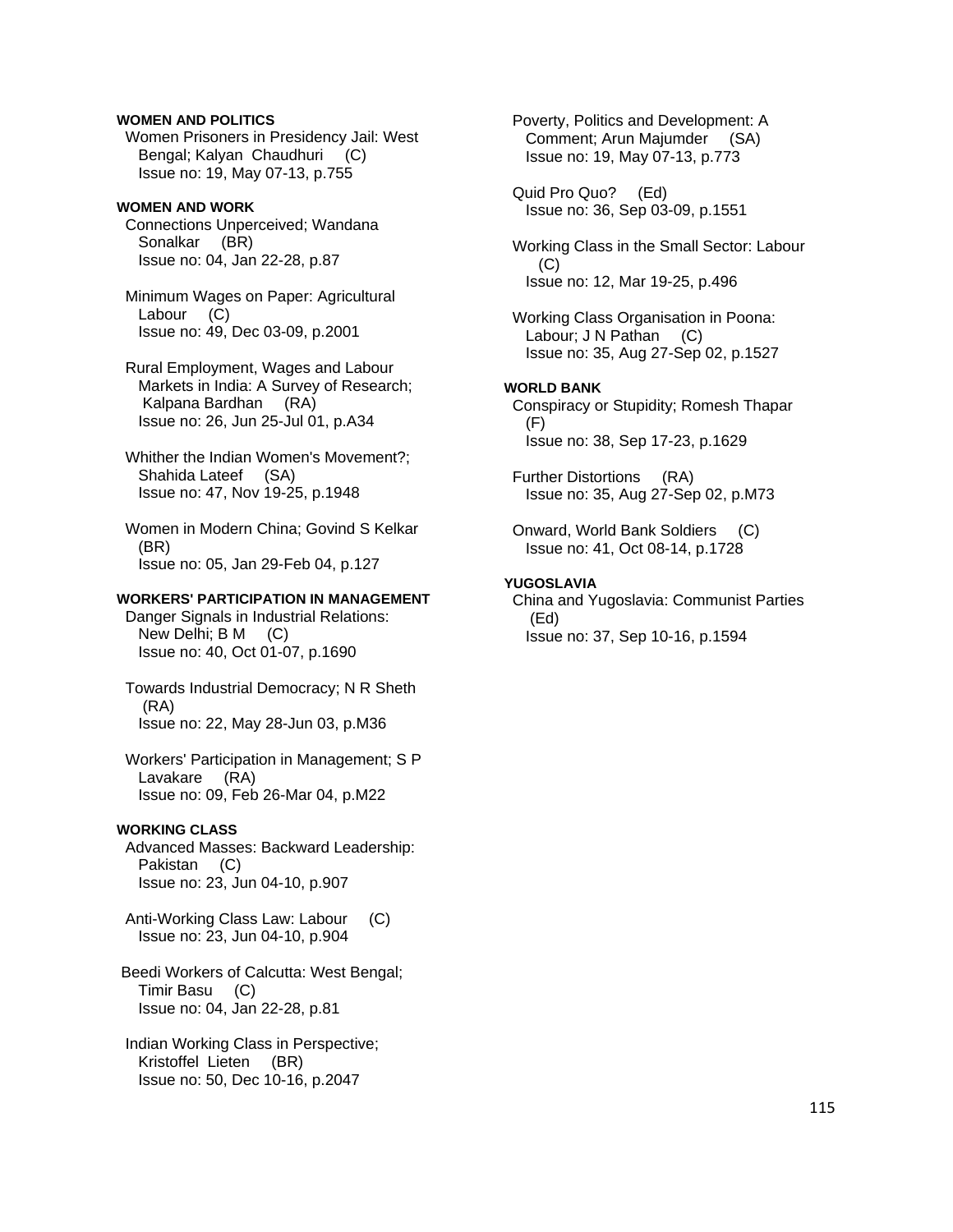**WOMEN AND POLITICS**

Women Prisoners in Presidency Jail: West Bengal; Kalyan Chaudhuri (C)
Issue no: 19, May 07-13, p.755

**WOMEN AND WORK**

Connections Unperceived; Wandana Sonalkar (BR)
Issue no: 04, Jan 22-28, p.87

Minimum Wages on Paper: Agricultural Labour (C)
Issue no: 49, Dec 03-09, p.2001

Rural Employment, Wages and Labour Markets in India: A Survey of Research; Kalpana Bardhan (RA)
Issue no: 26, Jun 25-Jul 01, p.A34

Whither the Indian Women's Movement?; Shahida Lateef (SA)
Issue no: 47, Nov 19-25, p.1948

Women in Modern China; Govind S Kelkar (BR)
Issue no: 05, Jan 29-Feb 04, p.127

**WORKERS' PARTICIPATION IN MANAGEMENT**

Danger Signals in Industrial Relations: New Delhi; B M (C)
Issue no: 40, Oct 01-07, p.1690

Towards Industrial Democracy; N R Sheth (RA)
Issue no: 22, May 28-Jun 03, p.M36

Workers' Participation in Management; S P Lavakare (RA)
Issue no: 09, Feb 26-Mar 04, p.M22

**WORKING CLASS**

Advanced Masses: Backward Leadership: Pakistan (C)
Issue no: 23, Jun 04-10, p.907

Anti-Working Class Law: Labour (C)
Issue no: 23, Jun 04-10, p.904

Beedi Workers of Calcutta: West Bengal; Timir Basu (C)
Issue no: 04, Jan 22-28, p.81

Indian Working Class in Perspective; Kristoffel Lieten (BR)
Issue no: 50, Dec 10-16, p.2047

Poverty, Politics and Development: A Comment; Arun Majumder (SA)
Issue no: 19, May 07-13, p.773

Quid Pro Quo? (Ed)
Issue no: 36, Sep 03-09, p.1551

Working Class in the Small Sector: Labour (C)
Issue no: 12, Mar 19-25, p.496

Working Class Organisation in Poona: Labour; J N Pathan (C)
Issue no: 35, Aug 27-Sep 02, p.1527

**WORLD BANK**

Conspiracy or Stupidity; Romesh Thapar (F)
Issue no: 38, Sep 17-23, p.1629

Further Distortions (RA)
Issue no: 35, Aug 27-Sep 02, p.M73

Onward, World Bank Soldiers (C)
Issue no: 41, Oct 08-14, p.1728

**YUGOSLAVIA**

China and Yugoslavia: Communist Parties (Ed)
Issue no: 37, Sep 10-16, p.1594